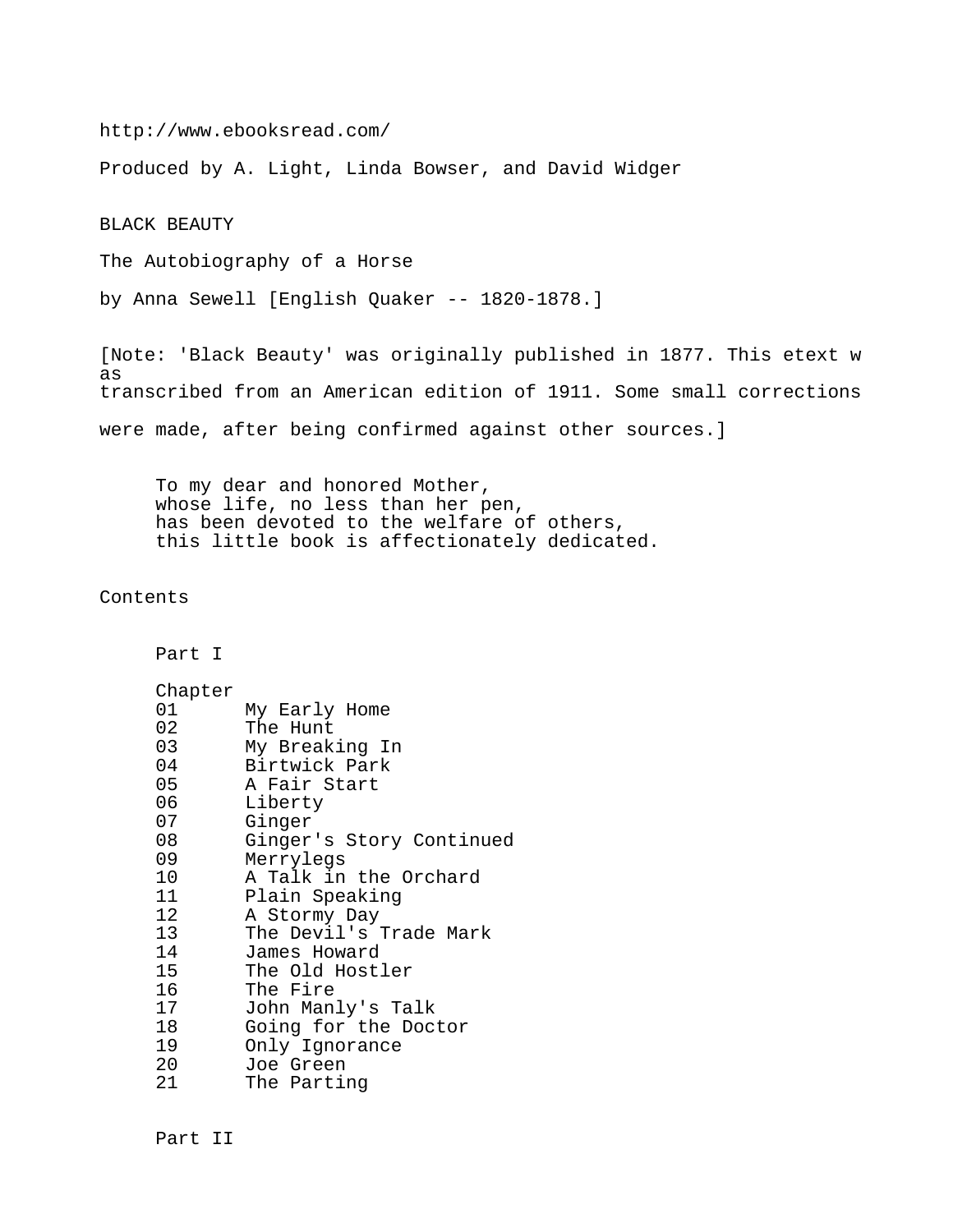http://www.ebooksread.com/

Produced by A. Light, Linda Bowser, and David Widger

# BLACK BEAUTY

## The Autobiography of a Horse

by Anna Sewell [English Quaker -- 1820-1878.]

[Note: 'Black Beauty' was originally published in 1877. This etext was transcribed from an American edition of 1911. Some small corrections were made, after being confirmed against other sources.]

> To my dear and honored Mother,
> whose life, no less than her pen,
> has been devoted to the welfare of others,
> this little book is affectionately dedicated.

## Contents

### Part I

| Chapter | |
|---|---|
| 01 | My Early Home |
| 02 | The Hunt |
| 03 | My Breaking In |
| 04 | Birtwick Park |
| 05 | A Fair Start |
| 06 | Liberty |
| 07 | Ginger |
| 08 | Ginger's Story Continued |
| 09 | Merrylegs |
| 10 | A Talk in the Orchard |
| 11 | Plain Speaking |
| 12 | A Stormy Day |
| 13 | The Devil's Trade Mark |
| 14 | James Howard |
| 15 | The Old Hostler |
| 16 | The Fire |
| 17 | John Manly's Talk |
| 18 | Going for the Doctor |
| 19 | Only Ignorance |
| 20 | Joe Green |
| 21 | The Parting |

### Part II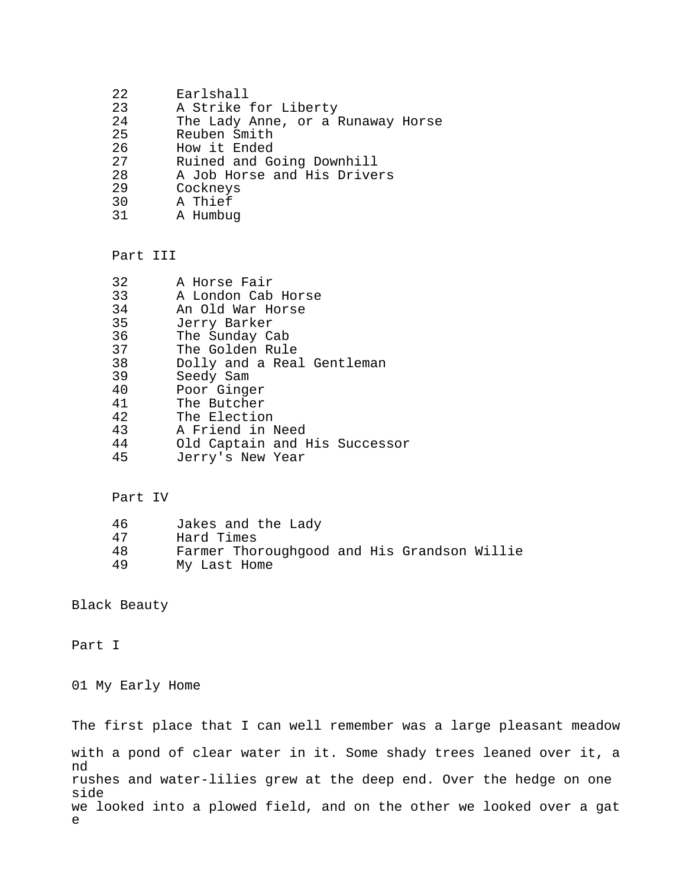22 Earlshall
23 A Strike for Liberty
24 The Lady Anne, or a Runaway Horse
25 Reuben Smith
26 How it Ended
27 Ruined and Going Downhill
28 A Job Horse and His Drivers
29 Cockneys
30 A Thief
31 A Humbug

## Part III

32 A Horse Fair
33 A London Cab Horse
34 An Old War Horse
35 Jerry Barker
36 The Sunday Cab
37 The Golden Rule
38 Dolly and a Real Gentleman
39 Seedy Sam
40 Poor Ginger
41 The Butcher
42 The Election
43 A Friend in Need
44 Old Captain and His Successor
45 Jerry's New Year

## Part IV

46 Jakes and the Lady
47 Hard Times
48 Farmer Thoroughgood and His Grandson Willie
49 My Last Home

# Black Beauty

## Part I

### 01 My Early Home

The first place that I can well remember was a large pleasant meadow with a pond of clear water in it. Some shady trees leaned over it, and rushes and water-lilies grew at the deep end. Over the hedge on one side we looked into a plowed field, and on the other we looked over a gate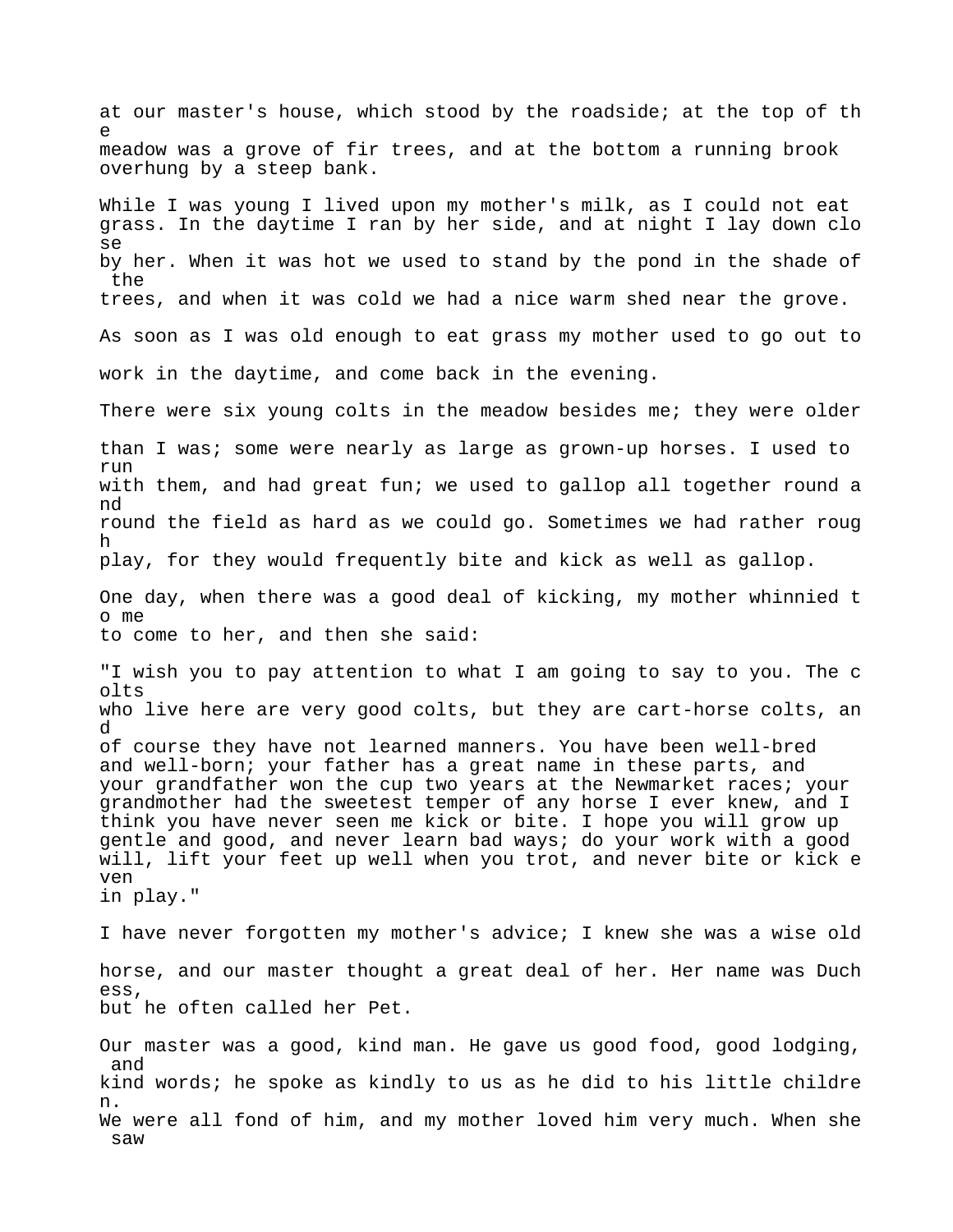at our master's house, which stood by the roadside; at the top of the meadow was a grove of fir trees, and at the bottom a running brook overhung by a steep bank.

While I was young I lived upon my mother's milk, as I could not eat grass. In the daytime I ran by her side, and at night I lay down close by her. When it was hot we used to stand by the pond in the shade of the trees, and when it was cold we had a nice warm shed near the grove.

As soon as I was old enough to eat grass my mother used to go out to work in the daytime, and come back in the evening.

There were six young colts in the meadow besides me; they were older than I was; some were nearly as large as grown-up horses. I used to run with them, and had great fun; we used to gallop all together round and round the field as hard as we could go. Sometimes we had rather rough play, for they would frequently bite and kick as well as gallop.

One day, when there was a good deal of kicking, my mother whinnied to me to come to her, and then she said:

"I wish you to pay attention to what I am going to say to you. The colts who live here are very good colts, but they are cart-horse colts, and of course they have not learned manners. You have been well-bred and well-born; your father has a great name in these parts, and your grandfather won the cup two years at the Newmarket races; your grandmother had the sweetest temper of any horse I ever knew, and I think you have never seen me kick or bite. I hope you will grow up gentle and good, and never learn bad ways; do your work with a good will, lift your feet up well when you trot, and never bite or kick even in play."

I have never forgotten my mother's advice; I knew she was a wise old horse, and our master thought a great deal of her. Her name was Duchess, but he often called her Pet.

Our master was a good, kind man. He gave us good food, good lodging, and kind words; he spoke as kindly to us as he did to his little children. We were all fond of him, and my mother loved him very much. When she saw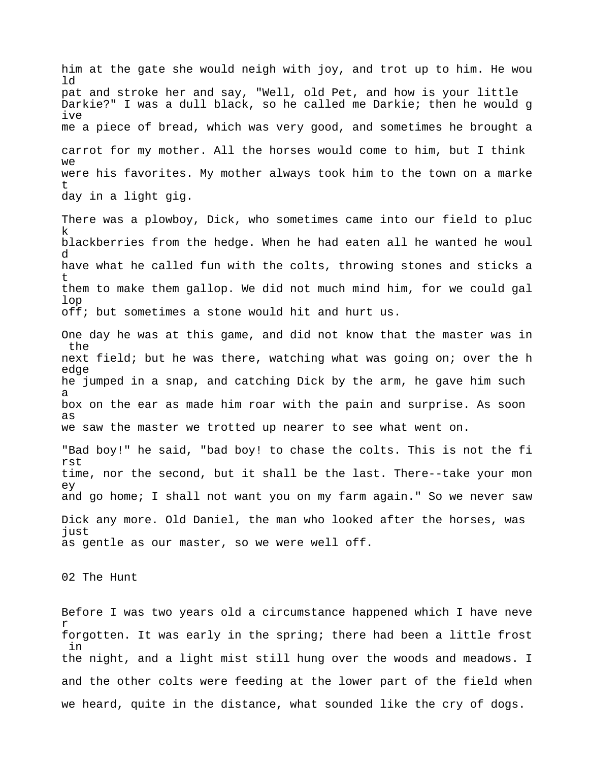him at the gate she would neigh with joy, and trot up to him. He would pat and stroke her and say, "Well, old Pet, and how is your little Darkie?" I was a dull black, so he called me Darkie; then he would give me a piece of bread, which was very good, and sometimes he brought a carrot for my mother. All the horses would come to him, but I think we were his favorites. My mother always took him to the town on a market day in a light gig.

There was a plowboy, Dick, who sometimes came into our field to pluck blackberries from the hedge. When he had eaten all he wanted he would have what he called fun with the colts, throwing stones and sticks at them to make them gallop. We did not much mind him, for we could gallop off; but sometimes a stone would hit and hurt us.

One day he was at this game, and did not know that the master was in the next field; but he was there, watching what was going on; over the hedge he jumped in a snap, and catching Dick by the arm, he gave him such a box on the ear as made him roar with the pain and surprise. As soon as we saw the master we trotted up nearer to see what went on.

"Bad boy!" he said, "bad boy! to chase the colts. This is not the first time, nor the second, but it shall be the last. There--take your money and go home; I shall not want you on my farm again." So we never saw Dick any more. Old Daniel, the man who looked after the horses, was just as gentle as our master, so we were well off.

## 02 The Hunt

Before I was two years old a circumstance happened which I have never forgotten. It was early in the spring; there had been a little frost in the night, and a light mist still hung over the woods and meadows. I and the other colts were feeding at the lower part of the field when we heard, quite in the distance, what sounded like the cry of dogs.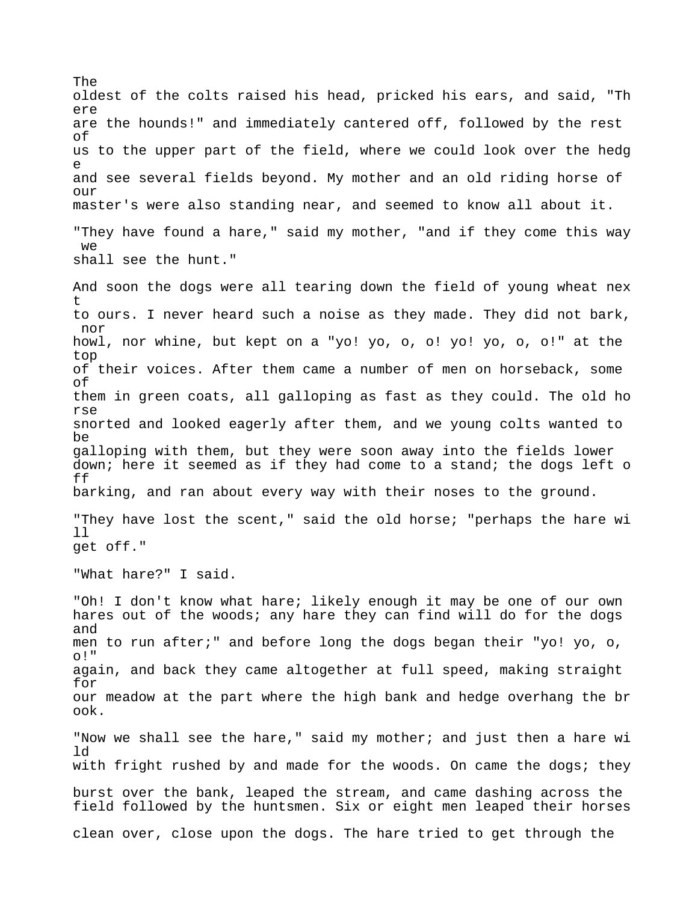The oldest of the colts raised his head, pricked his ears, and said, "There are the hounds!" and immediately cantered off, followed by the rest of us to the upper part of the field, where we could look over the hedge and see several fields beyond. My mother and an old riding horse of our master's were also standing near, and seemed to know all about it.

"They have found a hare," said my mother, "and if they come this way we shall see the hunt."

And soon the dogs were all tearing down the field of young wheat next to ours. I never heard such a noise as they made. They did not bark, nor howl, nor whine, but kept on a "yo! yo, o, o! yo! yo, o, o!" at the top of their voices. After them came a number of men on horseback, some of them in green coats, all galloping as fast as they could. The old horse snorted and looked eagerly after them, and we young colts wanted to be galloping with them, but they were soon away into the fields lower down; here it seemed as if they had come to a stand; the dogs left off barking, and ran about every way with their noses to the ground.

"They have lost the scent," said the old horse; "perhaps the hare will get off."

"What hare?" I said.

"Oh! I don't know what hare; likely enough it may be one of our own hares out of the woods; any hare they can find will do for the dogs and men to run after;" and before long the dogs began their "yo! yo, o, o!" again, and back they came altogether at full speed, making straight for our meadow at the part where the high bank and hedge overhang the brook.

"Now we shall see the hare," said my mother; and just then a hare wild with fright rushed by and made for the woods. On came the dogs; they burst over the bank, leaped the stream, and came dashing across the field followed by the huntsmen. Six or eight men leaped their horses clean over, close upon the dogs. The hare tried to get through the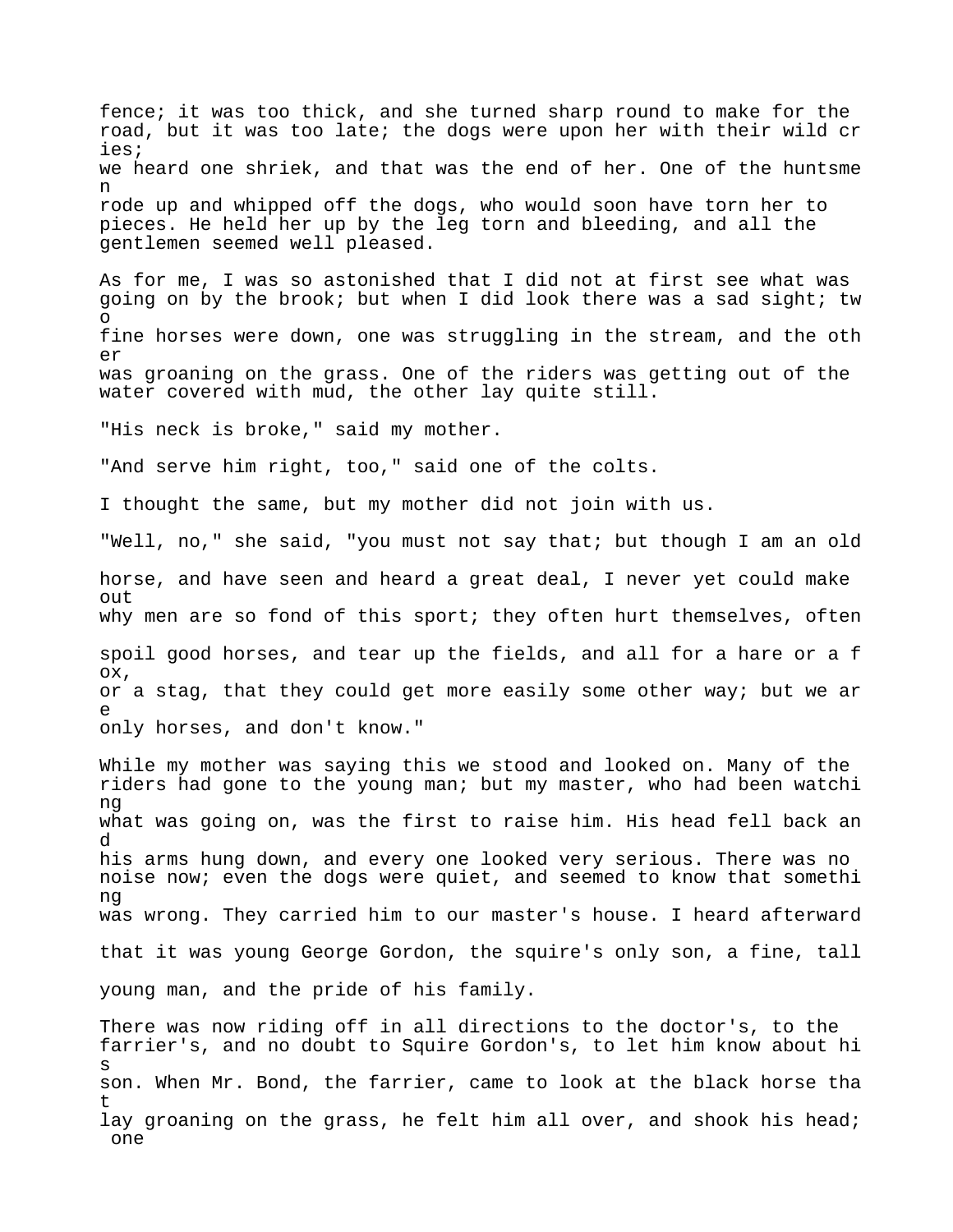fence; it was too thick, and she turned sharp round to make for the road, but it was too late; the dogs were upon her with their wild cries; we heard one shriek, and that was the end of her. One of the huntsmen rode up and whipped off the dogs, who would soon have torn her to pieces. He held her up by the leg torn and bleeding, and all the gentlemen seemed well pleased.

As for me, I was so astonished that I did not at first see what was going on by the brook; but when I did look there was a sad sight; two fine horses were down, one was struggling in the stream, and the other was groaning on the grass. One of the riders was getting out of the water covered with mud, the other lay quite still.

"His neck is broke," said my mother.

"And serve him right, too," said one of the colts.

I thought the same, but my mother did not join with us.

"Well, no," she said, "you must not say that; but though I am an old horse, and have seen and heard a great deal, I never yet could make out why men are so fond of this sport; they often hurt themselves, often spoil good horses, and tear up the fields, and all for a hare or a fox, or a stag, that they could get more easily some other way; but we are only horses, and don't know."

While my mother was saying this we stood and looked on. Many of the riders had gone to the young man; but my master, who had been watching what was going on, was the first to raise him. His head fell back and his arms hung down, and every one looked very serious. There was no noise now; even the dogs were quiet, and seemed to know that something was wrong. They carried him to our master's house. I heard afterward that it was young George Gordon, the squire's only son, a fine, tall young man, and the pride of his family.

There was now riding off in all directions to the doctor's, to the farrier's, and no doubt to Squire Gordon's, to let him know about his son. When Mr. Bond, the farrier, came to look at the black horse that lay groaning on the grass, he felt him all over, and shook his head; one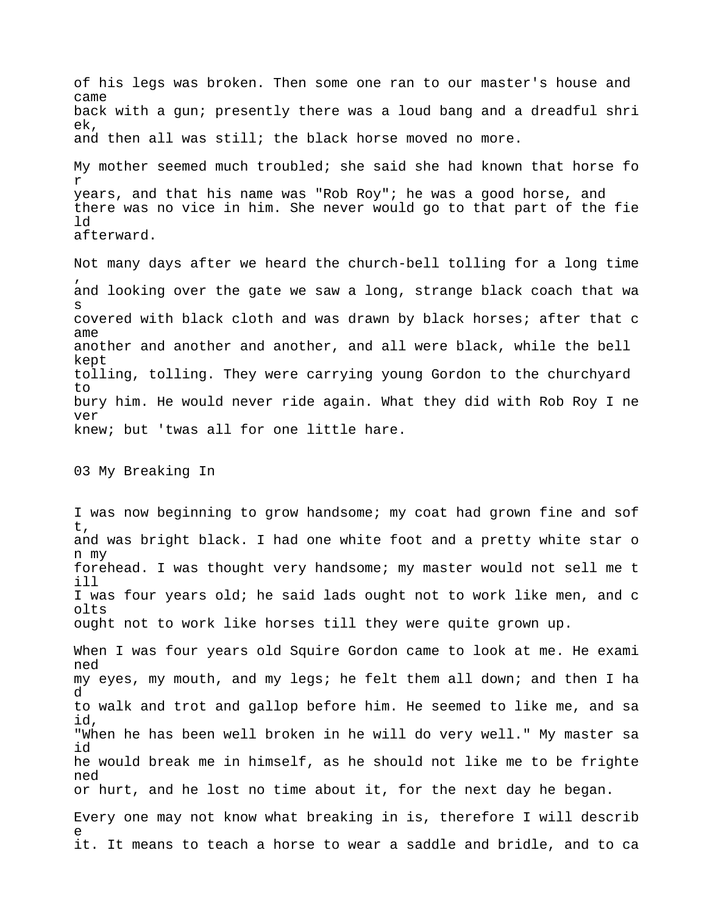of his legs was broken. Then some one ran to our master's house and came back with a gun; presently there was a loud bang and a dreadful shriek, and then all was still; the black horse moved no more.

My mother seemed much troubled; she said she had known that horse for years, and that his name was "Rob Roy"; he was a good horse, and there was no vice in him. She never would go to that part of the field afterward.

Not many days after we heard the church-bell tolling for a long time, and looking over the gate we saw a long, strange black coach that was covered with black cloth and was drawn by black horses; after that came another and another and another, and all were black, while the bell kept tolling, tolling. They were carrying young Gordon to the churchyard to bury him. He would never ride again. What they did with Rob Roy I never knew; but 'twas all for one little hare.

## 03 My Breaking In

I was now beginning to grow handsome; my coat had grown fine and soft, and was bright black. I had one white foot and a pretty white star on my forehead. I was thought very handsome; my master would not sell me till I was four years old; he said lads ought not to work like men, and colts ought not to work like horses till they were quite grown up.

When I was four years old Squire Gordon came to look at me. He examined my eyes, my mouth, and my legs; he felt them all down; and then I had to walk and trot and gallop before him. He seemed to like me, and said, "When he has been well broken in he will do very well." My master said he would break me in himself, as he should not like me to be frightened or hurt, and he lost no time about it, for the next day he began.

Every one may not know what breaking in is, therefore I will describe it. It means to teach a horse to wear a saddle and bridle, and to ca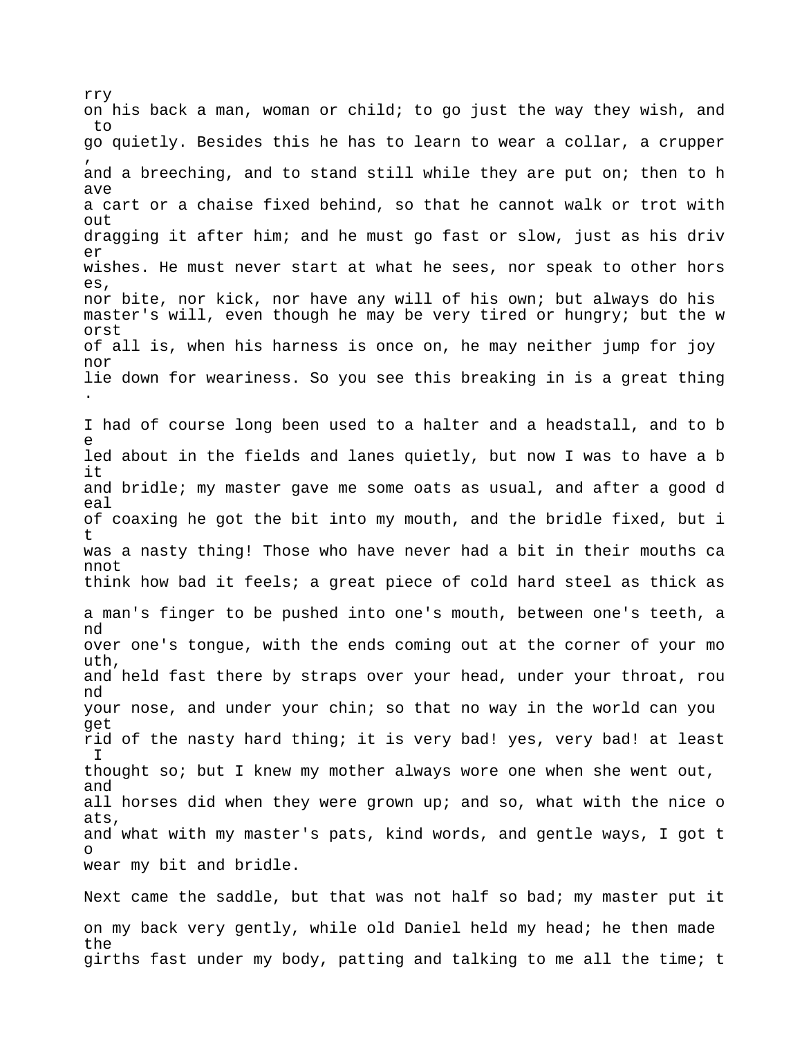rry on his back a man, woman or child; to go just the way they wish, and to go quietly. Besides this he has to learn to wear a collar, a crupper, and a breeching, and to stand still while they are put on; then to have a cart or a chaise fixed behind, so that he cannot walk or trot without dragging it after him; and he must go fast or slow, just as his driver wishes. He must never start at what he sees, nor speak to other horses, nor bite, nor kick, nor have any will of his own; but always do his master's will, even though he may be very tired or hungry; but the worst of all is, when his harness is once on, he may neither jump for joy nor lie down for weariness. So you see this breaking in is a great thing.

I had of course long been used to a halter and a headstall, and to be led about in the fields and lanes quietly, but now I was to have a bit and bridle; my master gave me some oats as usual, and after a good deal of coaxing he got the bit into my mouth, and the bridle fixed, but it was a nasty thing! Those who have never had a bit in their mouths cannot think how bad it feels; a great piece of cold hard steel as thick as a man's finger to be pushed into one's mouth, between one's teeth, and over one's tongue, with the ends coming out at the corner of your mouth, and held fast there by straps over your head, under your throat, round your nose, and under your chin; so that no way in the world can you get rid of the nasty hard thing; it is very bad! yes, very bad! at least I thought so; but I knew my mother always wore one when she went out, and all horses did when they were grown up; and so, what with the nice oats, and what with my master's pats, kind words, and gentle ways, I got to wear my bit and bridle.

Next came the saddle, but that was not half so bad; my master put it on my back very gently, while old Daniel held my head; he then made the girths fast under my body, patting and talking to me all the time; t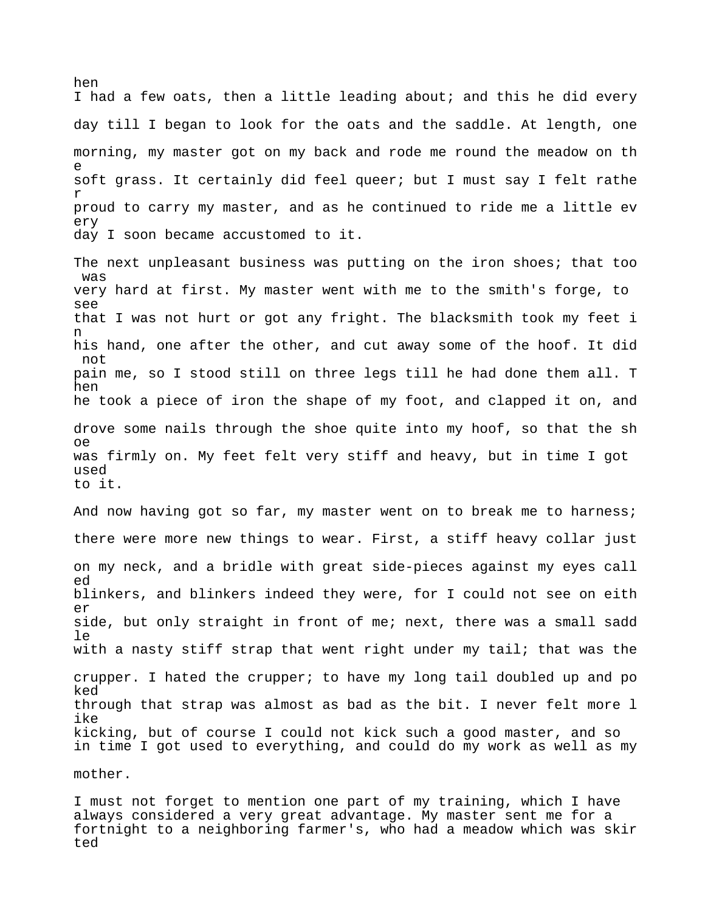hen I had a few oats, then a little leading about; and this he did every day till I began to look for the oats and the saddle. At length, one morning, my master got on my back and rode me round the meadow on the soft grass. It certainly did feel queer; but I must say I felt rather proud to carry my master, and as he continued to ride me a little every day I soon became accustomed to it.

The next unpleasant business was putting on the iron shoes; that too was very hard at first. My master went with me to the smith's forge, to see that I was not hurt or got any fright. The blacksmith took my feet in his hand, one after the other, and cut away some of the hoof. It did not pain me, so I stood still on three legs till he had done them all. Then he took a piece of iron the shape of my foot, and clapped it on, and drove some nails through the shoe quite into my hoof, so that the shoe was firmly on. My feet felt very stiff and heavy, but in time I got used to it.

And now having got so far, my master went on to break me to harness; there were more new things to wear. First, a stiff heavy collar just on my neck, and a bridle with great side-pieces against my eyes called blinkers, and blinkers indeed they were, for I could not see on either side, but only straight in front of me; next, there was a small saddle with a nasty stiff strap that went right under my tail; that was the crupper. I hated the crupper; to have my long tail doubled up and poked through that strap was almost as bad as the bit. I never felt more like kicking, but of course I could not kick such a good master, and so in time I got used to everything, and could do my work as well as my mother.

I must not forget to mention one part of my training, which I have always considered a very great advantage. My master sent me for a fortnight to a neighboring farmer's, who had a meadow which was skirted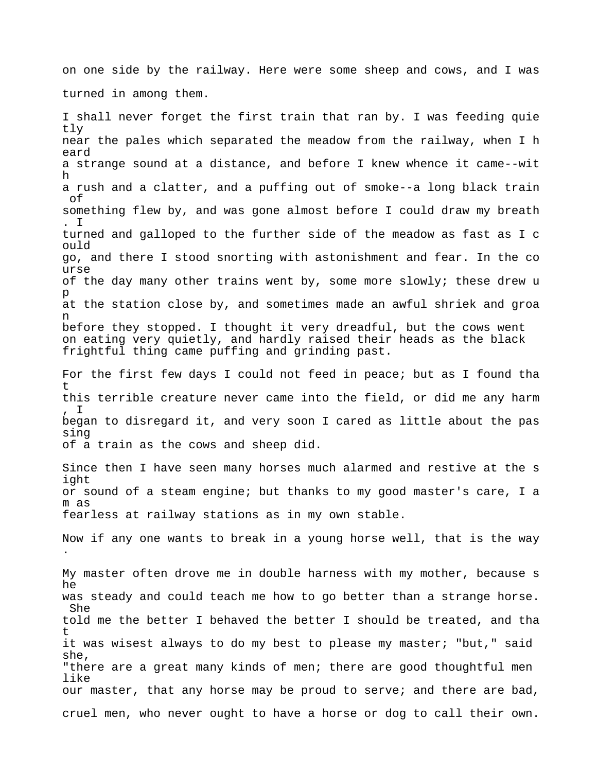on one side by the railway. Here were some sheep and cows, and I was turned in among them.

I shall never forget the first train that ran by. I was feeding quietly near the pales which separated the meadow from the railway, when I heard a strange sound at a distance, and before I knew whence it came--with a rush and a clatter, and a puffing out of smoke--a long black train of something flew by, and was gone almost before I could draw my breath. I turned and galloped to the further side of the meadow as fast as I could go, and there I stood snorting with astonishment and fear. In the course of the day many other trains went by, some more slowly; these drew up at the station close by, and sometimes made an awful shriek and groan before they stopped. I thought it very dreadful, but the cows went on eating very quietly, and hardly raised their heads as the black frightful thing came puffing and grinding past.

For the first few days I could not feed in peace; but as I found that this terrible creature never came into the field, or did me any harm, I began to disregard it, and very soon I cared as little about the passing of a train as the cows and sheep did.

Since then I have seen many horses much alarmed and restive at the sight or sound of a steam engine; but thanks to my good master's care, I am as fearless at railway stations as in my own stable.

Now if any one wants to break in a young horse well, that is the way.

My master often drove me in double harness with my mother, because she was steady and could teach me how to go better than a strange horse. She told me the better I behaved the better I should be treated, and that it was wisest always to do my best to please my master; "but," said she, "there are a great many kinds of men; there are good thoughtful men like our master, that any horse may be proud to serve; and there are bad, cruel men, who never ought to have a horse or dog to call their own.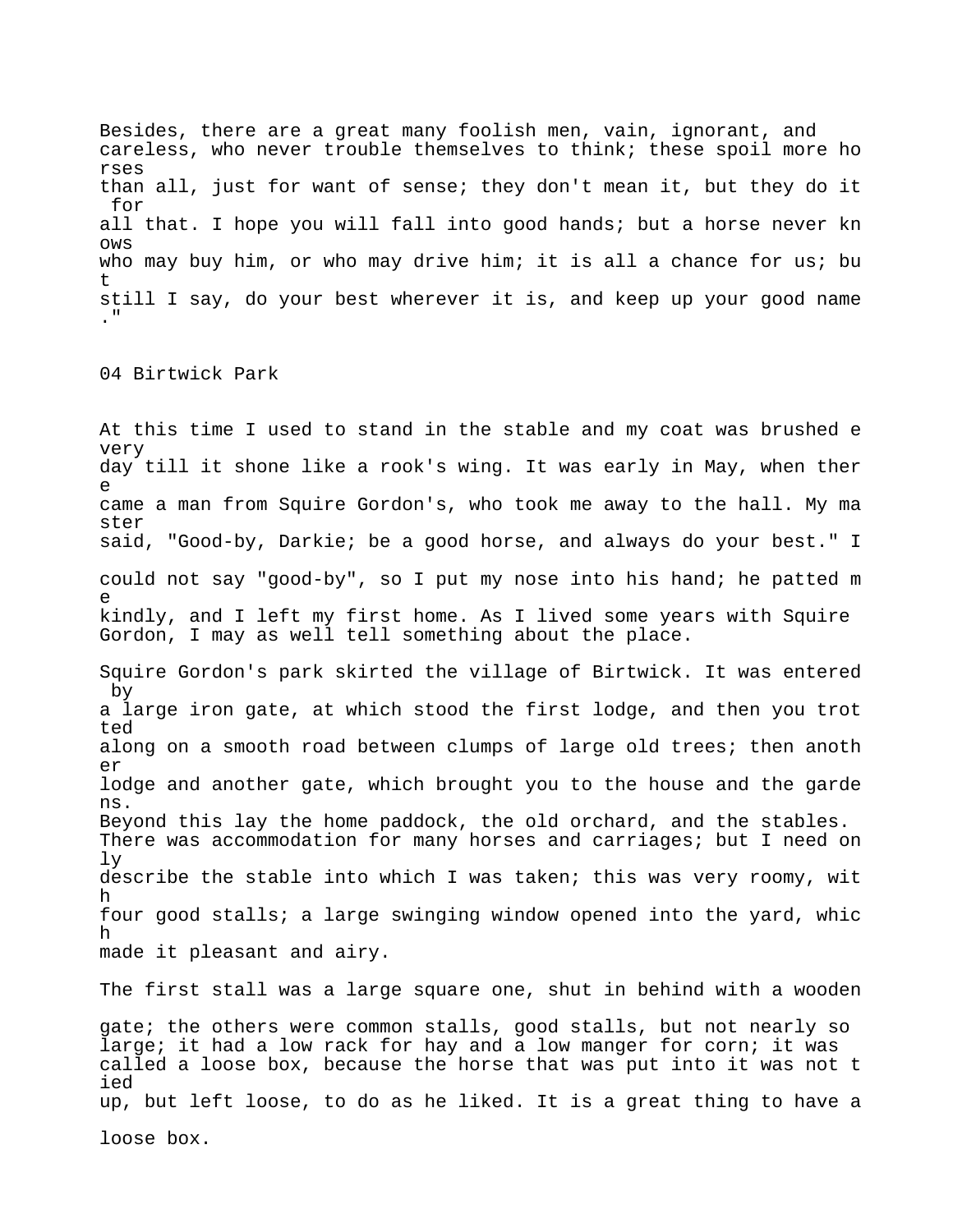Besides, there are a great many foolish men, vain, ignorant, and careless, who never trouble themselves to think; these spoil more horses than all, just for want of sense; they don't mean it, but they do it for all that. I hope you will fall into good hands; but a horse never knows who may buy him, or who may drive him; it is all a chance for us; but still I say, do your best wherever it is, and keep up your good name."

## 04 Birtwick Park

At this time I used to stand in the stable and my coat was brushed every day till it shone like a rook's wing. It was early in May, when there came a man from Squire Gordon's, who took me away to the hall. My master said, "Good-by, Darkie; be a good horse, and always do your best." I could not say "good-by", so I put my nose into his hand; he patted me kindly, and I left my first home. As I lived some years with Squire Gordon, I may as well tell something about the place.

Squire Gordon's park skirted the village of Birtwick. It was entered by a large iron gate, at which stood the first lodge, and then you trotted along on a smooth road between clumps of large old trees; then another lodge and another gate, which brought you to the house and the gardens. Beyond this lay the home paddock, the old orchard, and the stables. There was accommodation for many horses and carriages; but I need only describe the stable into which I was taken; this was very roomy, with four good stalls; a large swinging window opened into the yard, which made it pleasant and airy.

The first stall was a large square one, shut in behind with a wooden gate; the others were common stalls, good stalls, but not nearly so large; it had a low rack for hay and a low manger for corn; it was called a loose box, because the horse that was put into it was not tied up, but left loose, to do as he liked. It is a great thing to have a loose box.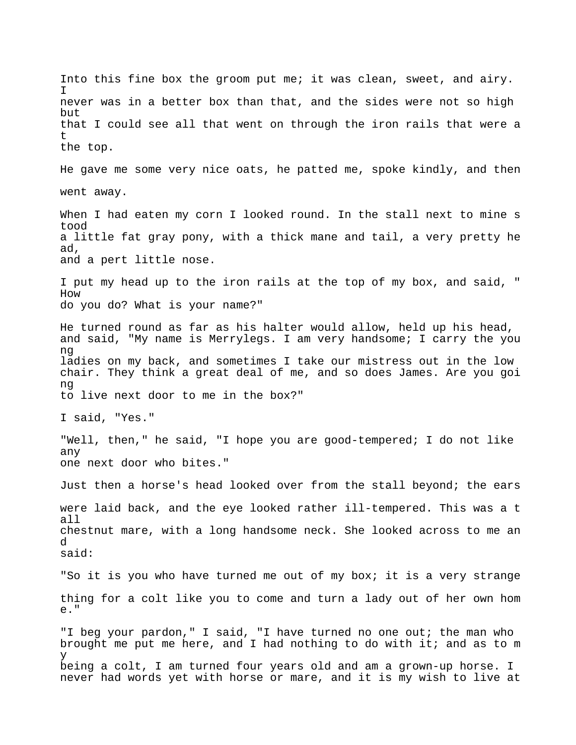Into this fine box the groom put me; it was clean, sweet, and airy. I never was in a better box than that, and the sides were not so high but that I could see all that went on through the iron rails that were at the top.

He gave me some very nice oats, he patted me, spoke kindly, and then went away.

When I had eaten my corn I looked round. In the stall next to mine stood a little fat gray pony, with a thick mane and tail, a very pretty head, and a pert little nose.

I put my head up to the iron rails at the top of my box, and said, "How do you do? What is your name?"

He turned round as far as his halter would allow, held up his head, and said, "My name is Merrylegs. I am very handsome; I carry the young ladies on my back, and sometimes I take our mistress out in the low chair. They think a great deal of me, and so does James. Are you going to live next door to me in the box?"

I said, "Yes."

"Well, then," he said, "I hope you are good-tempered; I do not like any one next door who bites."

Just then a horse's head looked over from the stall beyond; the ears were laid back, and the eye looked rather ill-tempered. This was a tall chestnut mare, with a long handsome neck. She looked across to me and said:

"So it is you who have turned me out of my box; it is a very strange thing for a colt like you to come and turn a lady out of her own home."

"I beg your pardon," I said, "I have turned no one out; the man who brought me put me here, and I had nothing to do with it; and as to my being a colt, I am turned four years old and am a grown-up horse. I never had words yet with horse or mare, and it is my wish to live at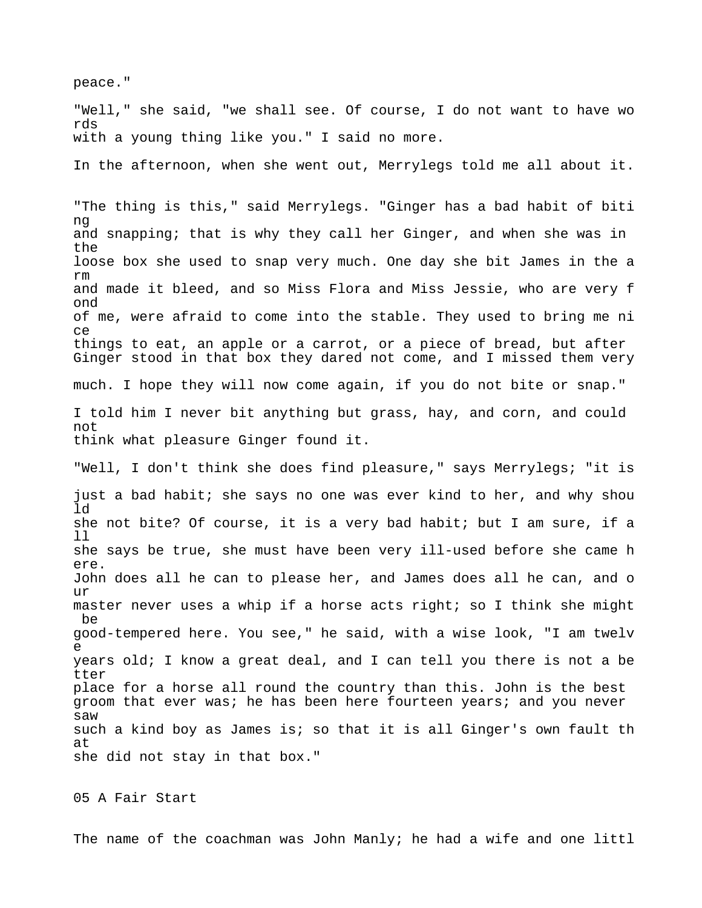peace."

"Well," she said, "we shall see. Of course, I do not want to have words with a young thing like you." I said no more.

In the afternoon, when she went out, Merrylegs told me all about it.

"The thing is this," said Merrylegs. "Ginger has a bad habit of biting and snapping; that is why they call her Ginger, and when she was in the loose box she used to snap very much. One day she bit James in the arm and made it bleed, and so Miss Flora and Miss Jessie, who are very fond of me, were afraid to come into the stable. They used to bring me nice things to eat, an apple or a carrot, or a piece of bread, but after Ginger stood in that box they dared not come, and I missed them very much. I hope they will now come again, if you do not bite or snap."

I told him I never bit anything but grass, hay, and corn, and could not think what pleasure Ginger found it.

"Well, I don't think she does find pleasure," says Merrylegs; "it is just a bad habit; she says no one was ever kind to her, and why should she not bite? Of course, it is a very bad habit; but I am sure, if all she says be true, she must have been very ill-used before she came here. John does all he can to please her, and James does all he can, and our master never uses a whip if a horse acts right; so I think she might be good-tempered here. You see," he said, with a wise look, "I am twelve years old; I know a great deal, and I can tell you there is not a better place for a horse all round the country than this. John is the best groom that ever was; he has been here fourteen years; and you never saw such a kind boy as James is; so that it is all Ginger's own fault that she did not stay in that box."

## 05 A Fair Start

The name of the coachman was John Manly; he had a wife and one littl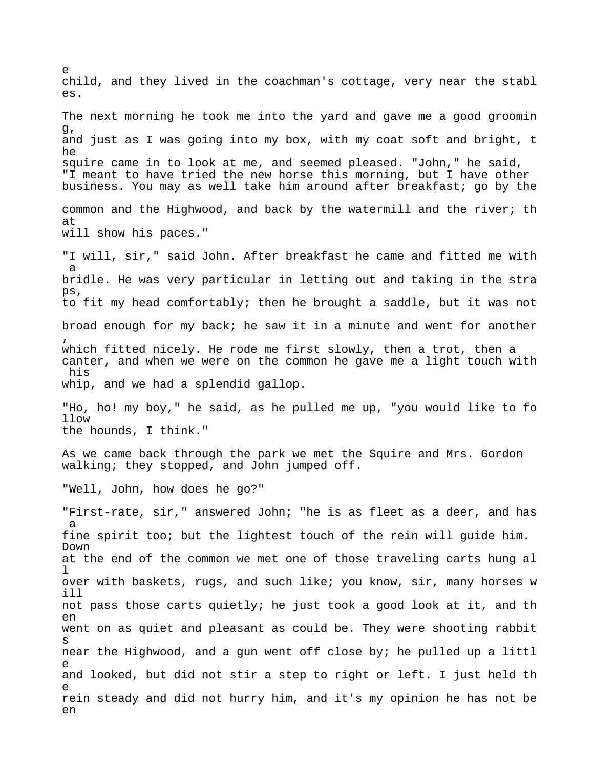child, and they lived in the coachman's cottage, very near the stables.

The next morning he took me into the yard and gave me a good grooming, and just as I was going into my box, with my coat soft and bright, the squire came in to look at me, and seemed pleased. "John," he said, "I meant to have tried the new horse this morning, but I have other business. You may as well take him around after breakfast; go by the common and the Highwood, and back by the watermill and the river; that will show his paces."

"I will, sir," said John. After breakfast he came and fitted me with a bridle. He was very particular in letting out and taking in the straps, to fit my head comfortably; then he brought a saddle, but it was not broad enough for my back; he saw it in a minute and went for another, which fitted nicely. He rode me first slowly, then a trot, then a canter, and when we were on the common he gave me a light touch with his whip, and we had a splendid gallop.

"Ho, ho! my boy," he said, as he pulled me up, "you would like to follow the hounds, I think."

As we came back through the park we met the Squire and Mrs. Gordon walking; they stopped, and John jumped off.

"Well, John, how does he go?"

"First-rate, sir," answered John; "he is as fleet as a deer, and has a fine spirit too; but the lightest touch of the rein will guide him. Down at the end of the common we met one of those traveling carts hung all over with baskets, rugs, and such like; you know, sir, many horses will not pass those carts quietly; he just took a good look at it, and then went on as quiet and pleasant as could be. They were shooting rabbits near the Highwood, and a gun went off close by; he pulled up a little and looked, but did not stir a step to right or left. I just held the rein steady and did not hurry him, and it's my opinion he has not been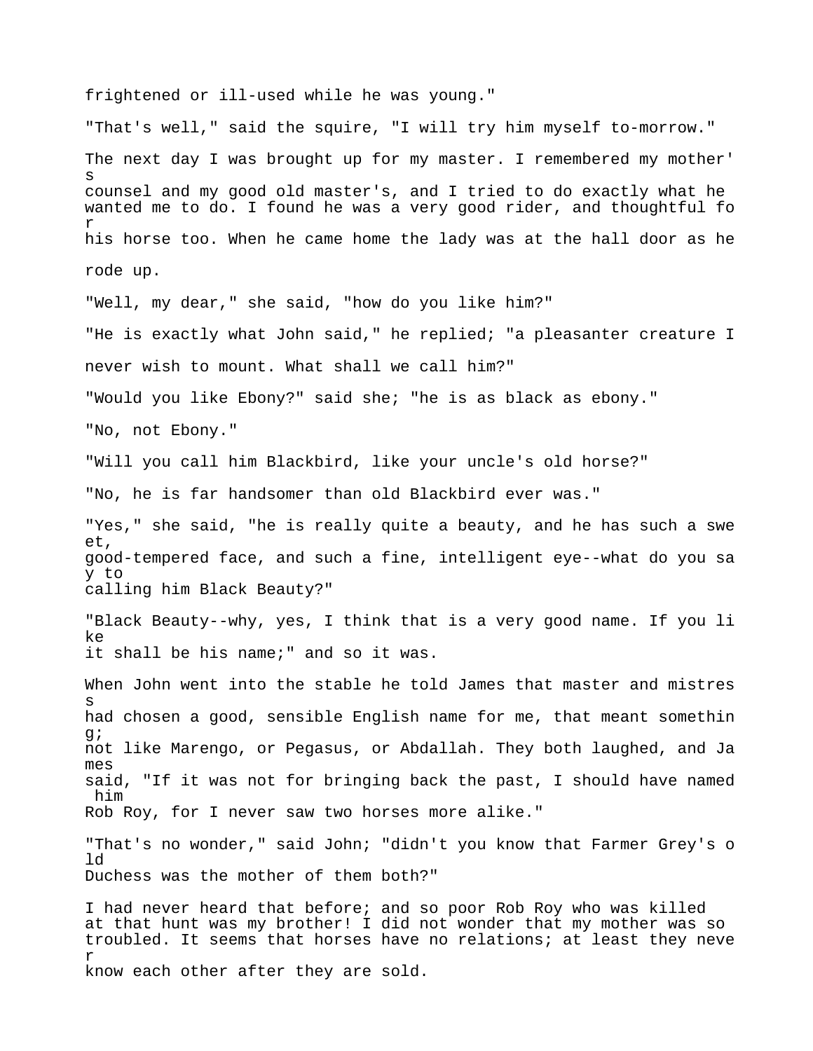frightened or ill-used while he was young."

"That's well," said the squire, "I will try him myself to-morrow."

The next day I was brought up for my master. I remembered my mother's counsel and my good old master's, and I tried to do exactly what he wanted me to do. I found he was a very good rider, and thoughtful for his horse too. When he came home the lady was at the hall door as he rode up.

"Well, my dear," she said, "how do you like him?"

"He is exactly what John said," he replied; "a pleasanter creature I never wish to mount. What shall we call him?"

"Would you like Ebony?" said she; "he is as black as ebony."

"No, not Ebony."

"Will you call him Blackbird, like your uncle's old horse?"

"No, he is far handsomer than old Blackbird ever was."

"Yes," she said, "he is really quite a beauty, and he has such a sweet, good-tempered face, and such a fine, intelligent eye--what do you say to calling him Black Beauty?"

"Black Beauty--why, yes, I think that is a very good name. If you like it shall be his name;" and so it was.

When John went into the stable he told James that master and mistress had chosen a good, sensible English name for me, that meant something; not like Marengo, or Pegasus, or Abdallah. They both laughed, and James said, "If it was not for bringing back the past, I should have named him Rob Roy, for I never saw two horses more alike."

"That's no wonder," said John; "didn't you know that Farmer Grey's old Duchess was the mother of them both?"

I had never heard that before; and so poor Rob Roy who was killed at that hunt was my brother! I did not wonder that my mother was so troubled. It seems that horses have no relations; at least they never know each other after they are sold.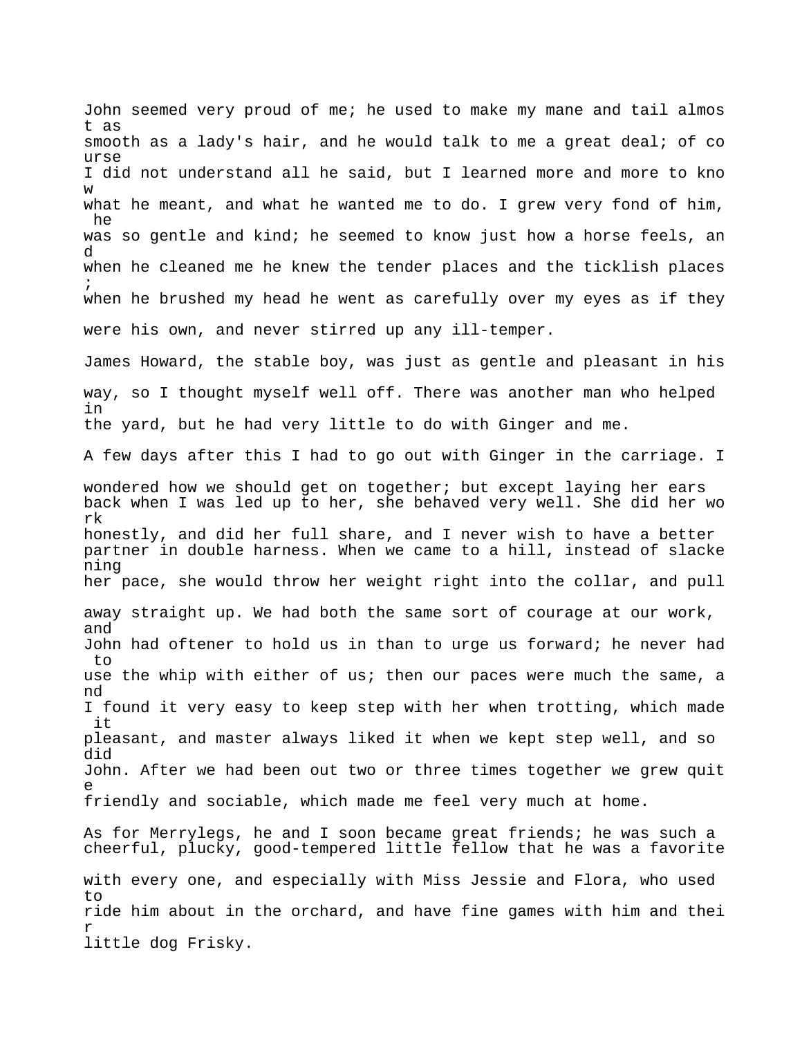John seemed very proud of me; he used to make my mane and tail almost as smooth as a lady's hair, and he would talk to me a great deal; of course I did not understand all he said, but I learned more and more to know what he meant, and what he wanted me to do. I grew very fond of him, he was so gentle and kind; he seemed to know just how a horse feels, and when he cleaned me he knew the tender places and the ticklish places; when he brushed my head he went as carefully over my eyes as if they were his own, and never stirred up any ill-temper.

James Howard, the stable boy, was just as gentle and pleasant in his way, so I thought myself well off. There was another man who helped in the yard, but he had very little to do with Ginger and me.

A few days after this I had to go out with Ginger in the carriage. I wondered how we should get on together; but except laying her ears back when I was led up to her, she behaved very well. She did her work honestly, and did her full share, and I never wish to have a better partner in double harness. When we came to a hill, instead of slackening her pace, she would throw her weight right into the collar, and pull away straight up. We had both the same sort of courage at our work, and John had oftener to hold us in than to urge us forward; he never had to use the whip with either of us; then our paces were much the same, and I found it very easy to keep step with her when trotting, which made it pleasant, and master always liked it when we kept step well, and so did John. After we had been out two or three times together we grew quite friendly and sociable, which made me feel very much at home.

As for Merrylegs, he and I soon became great friends; he was such a cheerful, plucky, good-tempered little fellow that he was a favorite with every one, and especially with Miss Jessie and Flora, who used to ride him about in the orchard, and have fine games with him and their little dog Frisky.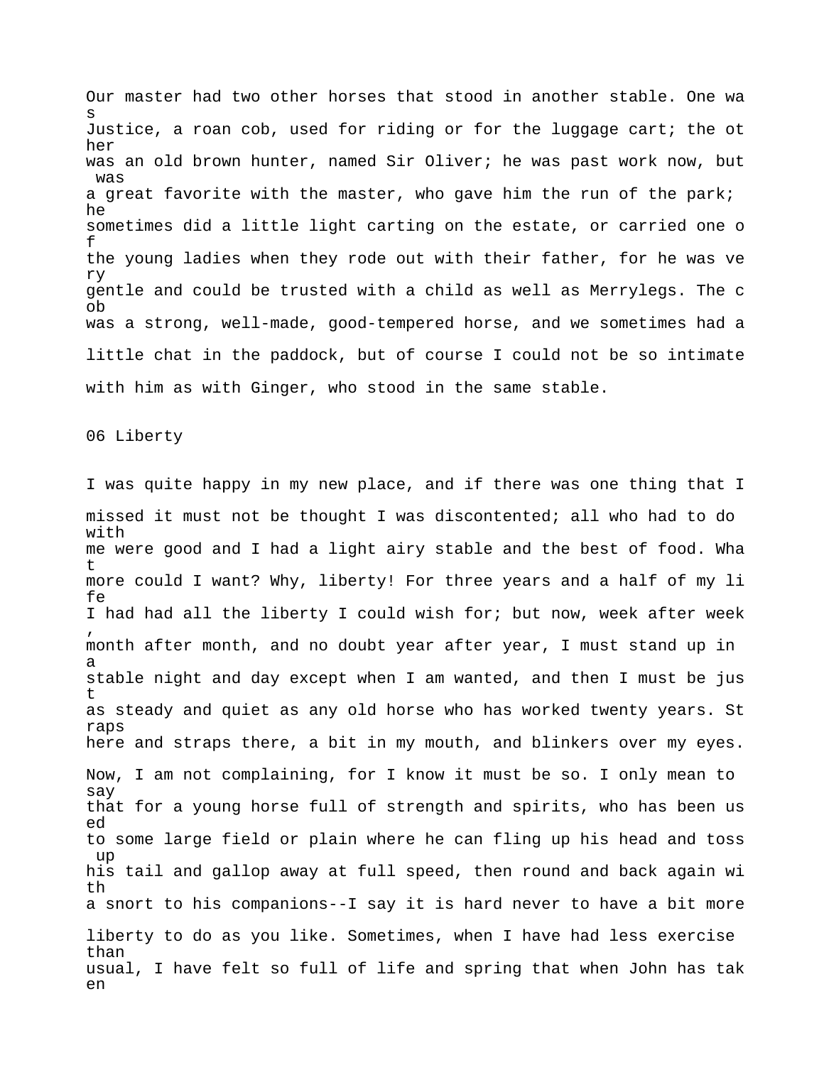Our master had two other horses that stood in another stable. One was Justice, a roan cob, used for riding or for the luggage cart; the other was an old brown hunter, named Sir Oliver; he was past work now, but was a great favorite with the master, who gave him the run of the park; he sometimes did a little light carting on the estate, or carried one of the young ladies when they rode out with their father, for he was very gentle and could be trusted with a child as well as Merrylegs. The cob was a strong, well-made, good-tempered horse, and we sometimes had a little chat in the paddock, but of course I could not be so intimate with him as with Ginger, who stood in the same stable.

## 06 Liberty

I was quite happy in my new place, and if there was one thing that I missed it must not be thought I was discontented; all who had to do with me were good and I had a light airy stable and the best of food. What more could I want? Why, liberty! For three years and a half of my life I had had all the liberty I could wish for; but now, week after week, month after month, and no doubt year after year, I must stand up in a stable night and day except when I am wanted, and then I must be just as steady and quiet as any old horse who has worked twenty years. Straps here and straps there, a bit in my mouth, and blinkers over my eyes. Now, I am not complaining, for I know it must be so. I only mean to say that for a young horse full of strength and spirits, who has been used to some large field or plain where he can fling up his head and toss up his tail and gallop away at full speed, then round and back again with a snort to his companions--I say it is hard never to have a bit more liberty to do as you like. Sometimes, when I have had less exercise than usual, I have felt so full of life and spring that when John has taken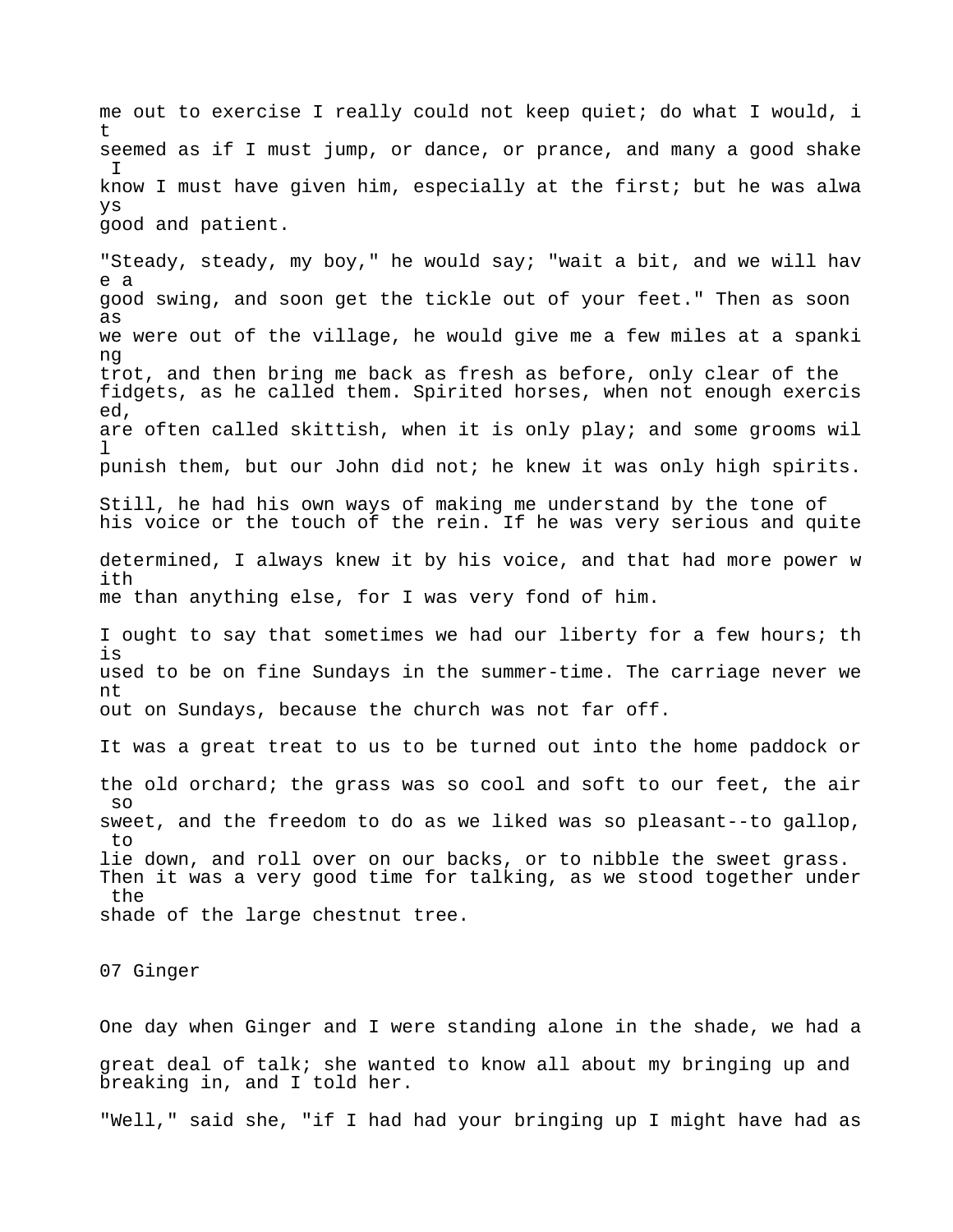me out to exercise I really could not keep quiet; do what I would, it seemed as if I must jump, or dance, or prance, and many a good shake I know I must have given him, especially at the first; but he was always good and patient.

"Steady, steady, my boy," he would say; "wait a bit, and we will have a good swing, and soon get the tickle out of your feet." Then as soon as we were out of the village, he would give me a few miles at a spanking trot, and then bring me back as fresh as before, only clear of the fidgets, as he called them. Spirited horses, when not enough exercised, are often called skittish, when it is only play; and some grooms will punish them, but our John did not; he knew it was only high spirits. Still, he had his own ways of making me understand by the tone of his voice or the touch of the rein. If he was very serious and quite determined, I always knew it by his voice, and that had more power with me than anything else, for I was very fond of him.

I ought to say that sometimes we had our liberty for a few hours; this used to be on fine Sundays in the summer-time. The carriage never went out on Sundays, because the church was not far off.

It was a great treat to us to be turned out into the home paddock or the old orchard; the grass was so cool and soft to our feet, the air so sweet, and the freedom to do as we liked was so pleasant--to gallop, to lie down, and roll over on our backs, or to nibble the sweet grass. Then it was a very good time for talking, as we stood together under the shade of the large chestnut tree.

## 07 Ginger

One day when Ginger and I were standing alone in the shade, we had a great deal of talk; she wanted to know all about my bringing up and breaking in, and I told her.

"Well," said she, "if I had had your bringing up I might have had as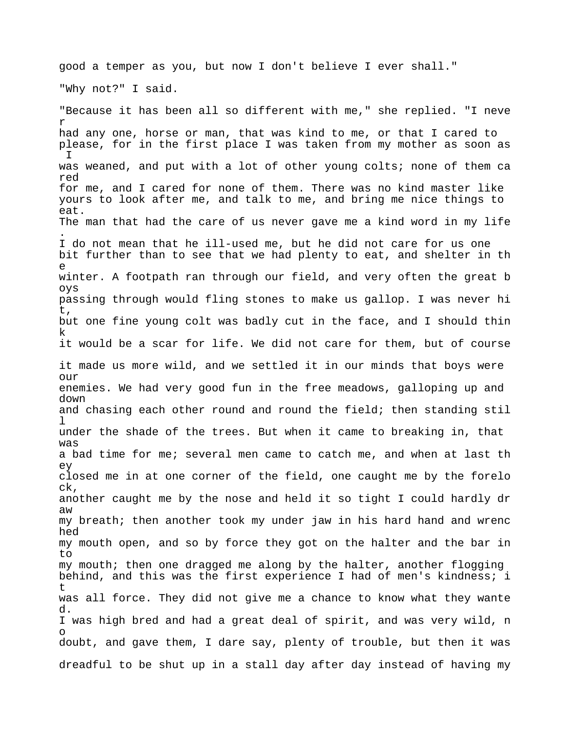good a temper as you, but now I don't believe I ever shall."

"Why not?" I said.

"Because it has been all so different with me," she replied. "I never had any one, horse or man, that was kind to me, or that I cared to please, for in the first place I was taken from my mother as soon as I was weaned, and put with a lot of other young colts; none of them cared for me, and I cared for none of them. There was no kind master like yours to look after me, and talk to me, and bring me nice things to eat. The man that had the care of us never gave me a kind word in my life. I do not mean that he ill-used me, but he did not care for us one bit further than to see that we had plenty to eat, and shelter in the winter. A footpath ran through our field, and very often the great boys passing through would fling stones to make us gallop. I was never hit, but one fine young colt was badly cut in the face, and I should think it would be a scar for life. We did not care for them, but of course it made us more wild, and we settled it in our minds that boys were our enemies. We had very good fun in the free meadows, galloping up and down and chasing each other round and round the field; then standing still under the shade of the trees. But when it came to breaking in, that was a bad time for me; several men came to catch me, and when at last they closed me in at one corner of the field, one caught me by the forelock, another caught me by the nose and held it so tight I could hardly draw my breath; then another took my under jaw in his hard hand and wrenched my mouth open, and so by force they got on the halter and the bar into my mouth; then one dragged me along by the halter, another flogging behind, and this was the first experience I had of men's kindness; it was all force. They did not give me a chance to know what they wanted. I was high bred and had a great deal of spirit, and was very wild, no doubt, and gave them, I dare say, plenty of trouble, but then it was dreadful to be shut up in a stall day after day instead of having my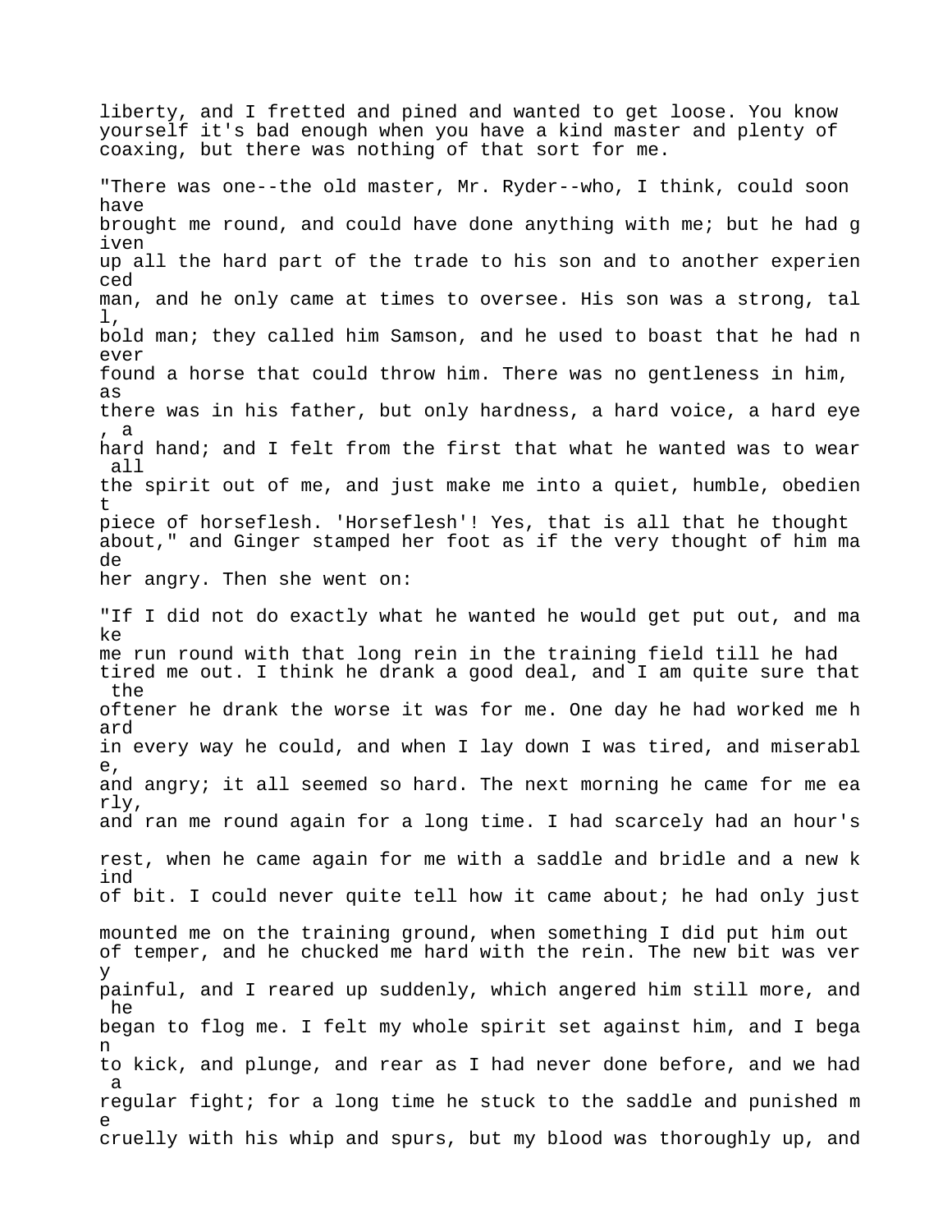liberty, and I fretted and pined and wanted to get loose. You know yourself it's bad enough when you have a kind master and plenty of coaxing, but there was nothing of that sort for me.

"There was one--the old master, Mr. Ryder--who, I think, could soon have brought me round, and could have done anything with me; but he had given up all the hard part of the trade to his son and to another experienced man, and he only came at times to oversee. His son was a strong, tall, bold man; they called him Samson, and he used to boast that he had never found a horse that could throw him. There was no gentleness in him, as there was in his father, but only hardness, a hard voice, a hard eye, a hard hand; and I felt from the first that what he wanted was to wear all the spirit out of me, and just make me into a quiet, humble, obedient piece of horseflesh. 'Horseflesh'! Yes, that is all that he thought about," and Ginger stamped her foot as if the very thought of him made her angry. Then she went on:

"If I did not do exactly what he wanted he would get put out, and make me run round with that long rein in the training field till he had tired me out. I think he drank a good deal, and I am quite sure that the oftener he drank the worse it was for me. One day he had worked me hard in every way he could, and when I lay down I was tired, and miserable, and angry; it all seemed so hard. The next morning he came for me early, and ran me round again for a long time. I had scarcely had an hour's rest, when he came again for me with a saddle and bridle and a new kind of bit. I could never quite tell how it came about; he had only just mounted me on the training ground, when something I did put him out of temper, and he chucked me hard with the rein. The new bit was very painful, and I reared up suddenly, which angered him still more, and he began to flog me. I felt my whole spirit set against him, and I began to kick, and plunge, and rear as I had never done before, and we had a regular fight; for a long time he stuck to the saddle and punished me cruelly with his whip and spurs, but my blood was thoroughly up, and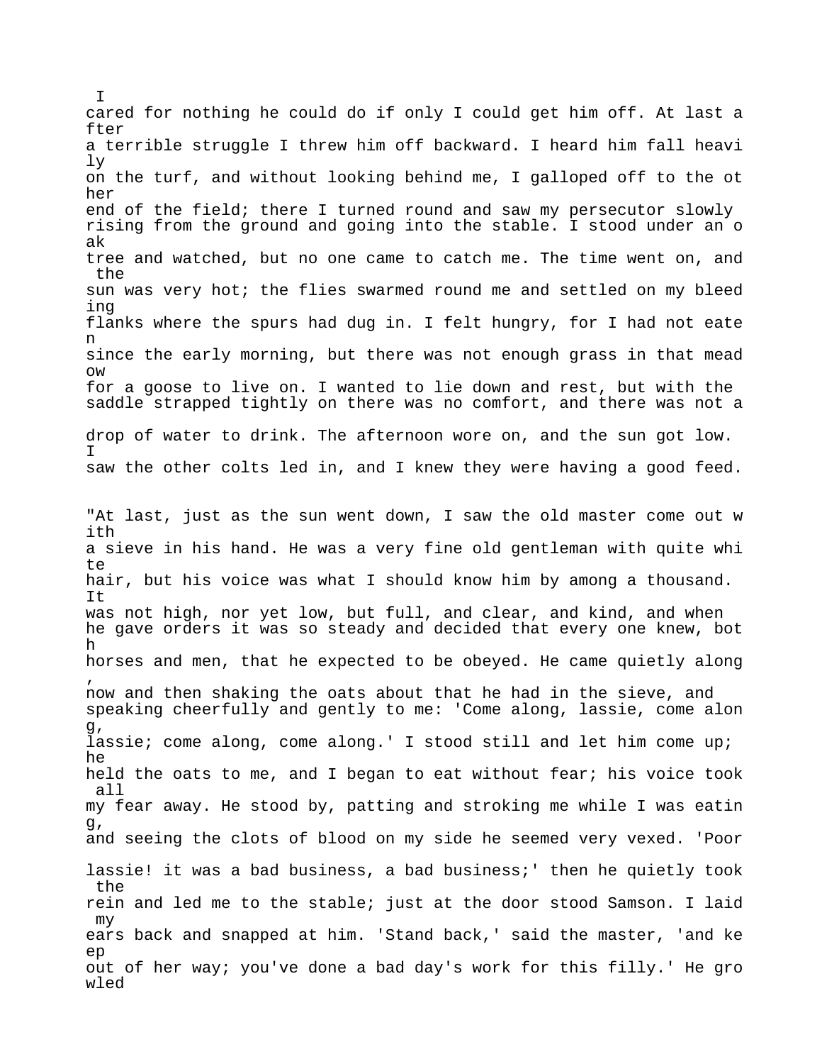I cared for nothing he could do if only I could get him off. At last after a terrible struggle I threw him off backward. I heard him fall heavily on the turf, and without looking behind me, I galloped off to the other end of the field; there I turned round and saw my persecutor slowly rising from the ground and going into the stable. I stood under an oak tree and watched, but no one came to catch me. The time went on, and the sun was very hot; the flies swarmed round me and settled on my bleeding flanks where the spurs had dug in. I felt hungry, for I had not eaten since the early morning, but there was not enough grass in that meadow for a goose to live on. I wanted to lie down and rest, but with the saddle strapped tightly on there was no comfort, and there was not a drop of water to drink. The afternoon wore on, and the sun got low. I saw the other colts led in, and I knew they were having a good feed.

"At last, just as the sun went down, I saw the old master come out with a sieve in his hand. He was a very fine old gentleman with quite white hair, but his voice was what I should know him by among a thousand. It was not high, nor yet low, but full, and clear, and kind, and when he gave orders it was so steady and decided that every one knew, both horses and men, that he expected to be obeyed. He came quietly along, now and then shaking the oats about that he had in the sieve, and speaking cheerfully and gently to me: 'Come along, lassie, come along, lassie; come along, come along.' I stood still and let him come up; he held the oats to me, and I began to eat without fear; his voice took all my fear away. He stood by, patting and stroking me while I was eating, and seeing the clots of blood on my side he seemed very vexed. 'Poor lassie! it was a bad business, a bad business;' then he quietly took the rein and led me to the stable; just at the door stood Samson. I laid my ears back and snapped at him. 'Stand back,' said the master, 'and keep out of her way; you've done a bad day's work for this filly.' He growled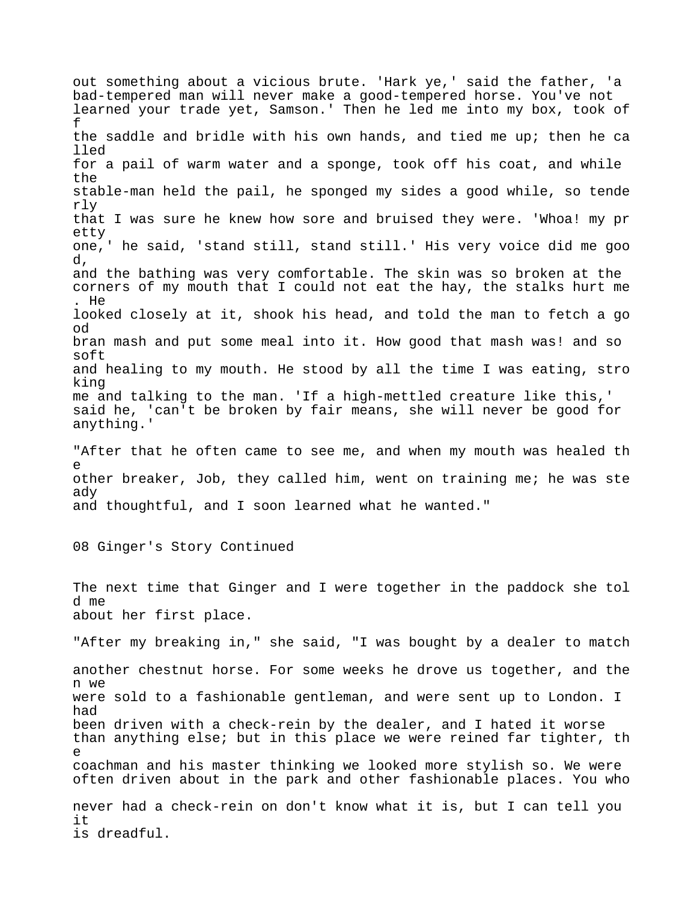out something about a vicious brute. 'Hark ye,' said the father, 'a bad-tempered man will never make a good-tempered horse. You've not learned your trade yet, Samson.' Then he led me into my box, took off the saddle and bridle with his own hands, and tied me up; then he called for a pail of warm water and a sponge, took off his coat, and while the stable-man held the pail, he sponged my sides a good while, so tenderly that I was sure he knew how sore and bruised they were. 'Whoa! my pretty one,' he said, 'stand still, stand still.' His very voice did me good, and the bathing was very comfortable. The skin was so broken at the corners of my mouth that I could not eat the hay, the stalks hurt me. He looked closely at it, shook his head, and told the man to fetch a good bran mash and put some meal into it. How good that mash was! and so soft and healing to my mouth. He stood by all the time I was eating, stroking me and talking to the man. 'If a high-mettled creature like this,' said he, 'can't be broken by fair means, she will never be good for anything.'

"After that he often came to see me, and when my mouth was healed the other breaker, Job, they called him, went on training me; he was steady and thoughtful, and I soon learned what he wanted."

## 08 Ginger's Story Continued

The next time that Ginger and I were together in the paddock she told me about her first place.

"After my breaking in," she said, "I was bought by a dealer to match another chestnut horse. For some weeks he drove us together, and then we were sold to a fashionable gentleman, and were sent up to London. I had been driven with a check-rein by the dealer, and I hated it worse than anything else; but in this place we were reined far tighter, the coachman and his master thinking we looked more stylish so. We were often driven about in the park and other fashionable places. You who never had a check-rein on don't know what it is, but I can tell you it is dreadful.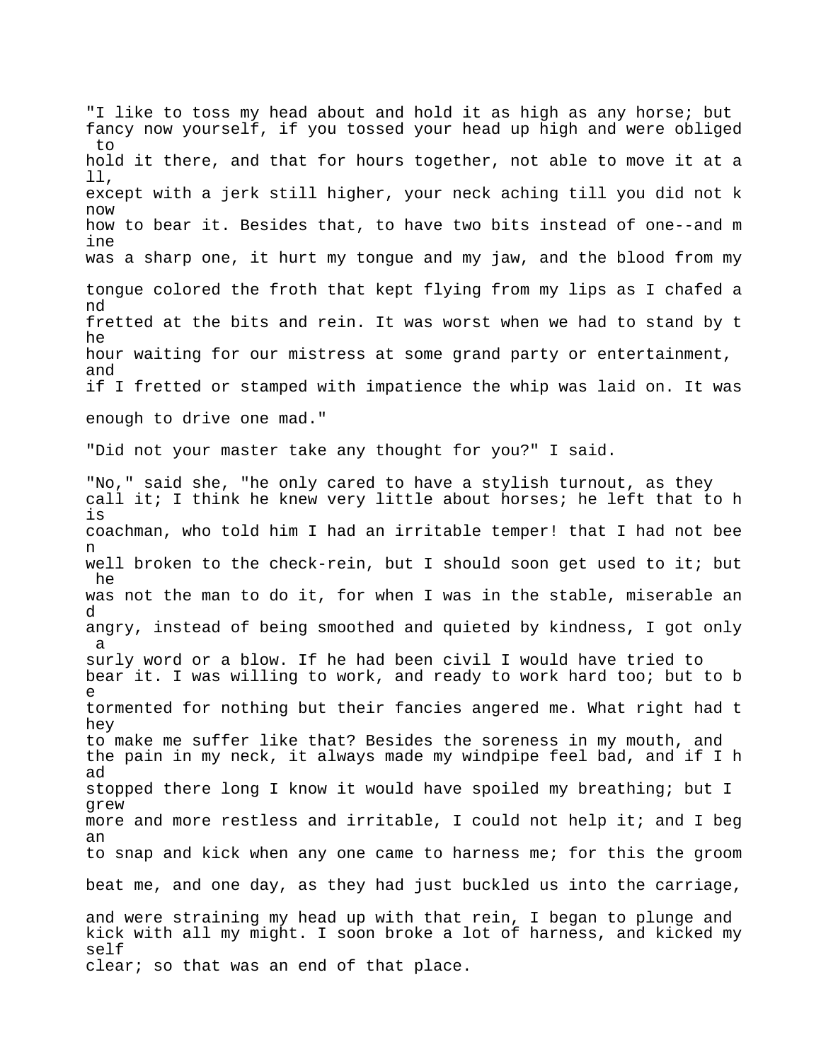"I like to toss my head about and hold it as high as any horse; but fancy now yourself, if you tossed your head up high and were obliged to hold it there, and that for hours together, not able to move it at all, except with a jerk still higher, your neck aching till you did not know how to bear it. Besides that, to have two bits instead of one--and mine was a sharp one, it hurt my tongue and my jaw, and the blood from my tongue colored the froth that kept flying from my lips as I chafed and fretted at the bits and rein. It was worst when we had to stand by the hour waiting for our mistress at some grand party or entertainment, and if I fretted or stamped with impatience the whip was laid on. It was enough to drive one mad."

"Did not your master take any thought for you?" I said.

"No," said she, "he only cared to have a stylish turnout, as they call it; I think he knew very little about horses; he left that to his coachman, who told him I had an irritable temper! that I had not been well broken to the check-rein, but I should soon get used to it; but he was not the man to do it, for when I was in the stable, miserable and angry, instead of being smoothed and quieted by kindness, I got only a surly word or a blow. If he had been civil I would have tried to bear it. I was willing to work, and ready to work hard too; but to be tormented for nothing but their fancies angered me. What right had they to make me suffer like that? Besides the soreness in my mouth, and the pain in my neck, it always made my windpipe feel bad, and if I had stopped there long I know it would have spoiled my breathing; but I grew more and more restless and irritable, I could not help it; and I began to snap and kick when any one came to harness me; for this the groom beat me, and one day, as they had just buckled us into the carriage, and were straining my head up with that rein, I began to plunge and kick with all my might. I soon broke a lot of harness, and kicked myself clear; so that was an end of that place.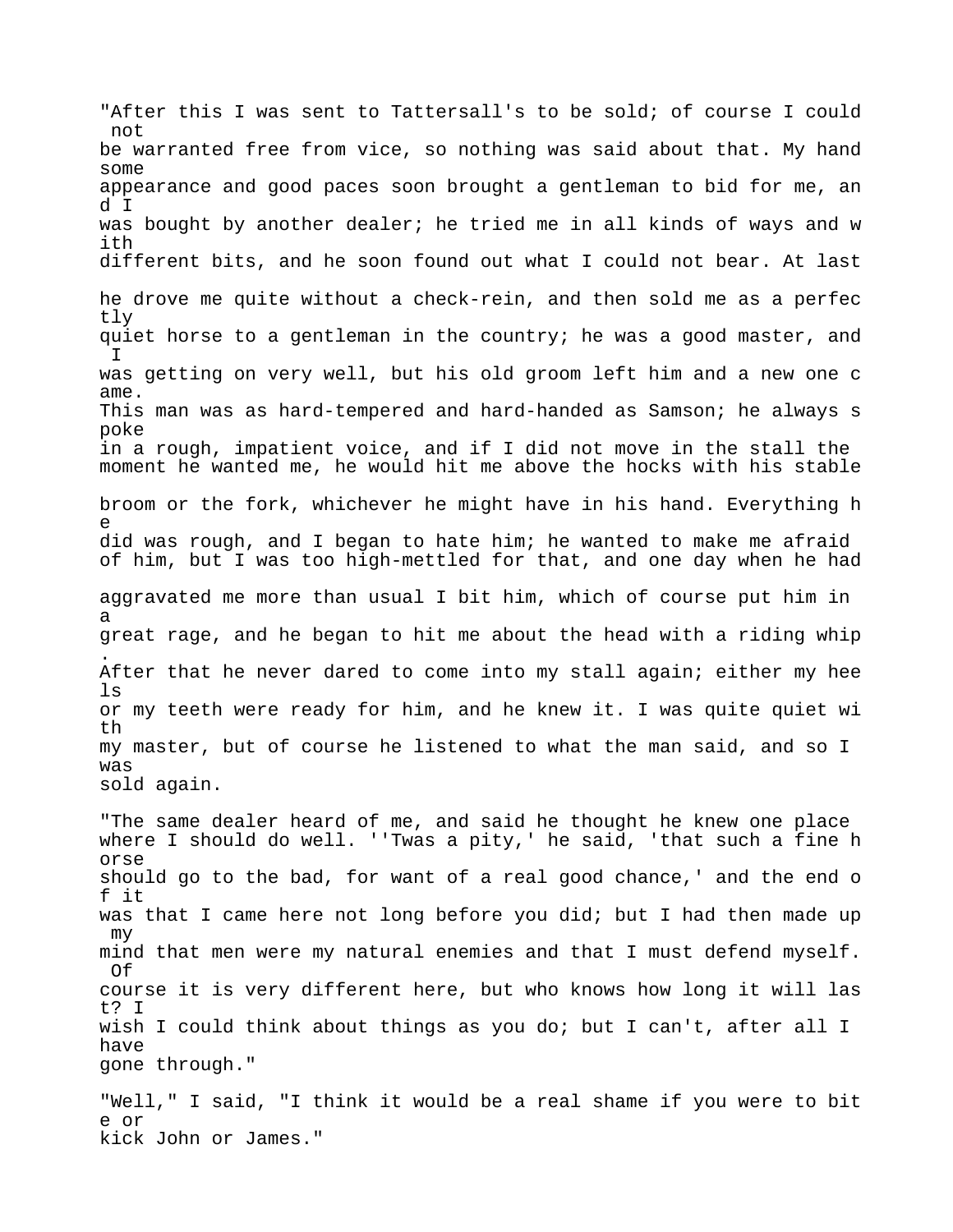"After this I was sent to Tattersall's to be sold; of course I could not be warranted free from vice, so nothing was said about that. My handsome appearance and good paces soon brought a gentleman to bid for me, and I was bought by another dealer; he tried me in all kinds of ways and with different bits, and he soon found out what I could not bear. At last he drove me quite without a check-rein, and then sold me as a perfectly quiet horse to a gentleman in the country; he was a good master, and I was getting on very well, but his old groom left him and a new one came. This man was as hard-tempered and hard-handed as Samson; he always spoke in a rough, impatient voice, and if I did not move in the stall the moment he wanted me, he would hit me above the hocks with his stable broom or the fork, whichever he might have in his hand. Everything he did was rough, and I began to hate him; he wanted to make me afraid of him, but I was too high-mettled for that, and one day when he had aggravated me more than usual I bit him, which of course put him in a great rage, and he began to hit me about the head with a riding whip. After that he never dared to come into my stall again; either my heels or my teeth were ready for him, and he knew it. I was quite quiet with my master, but of course he listened to what the man said, and so I was sold again.

"The same dealer heard of me, and said he thought he knew one place where I should do well. ''Twas a pity,' he said, 'that such a fine horse should go to the bad, for want of a real good chance,' and the end of it was that I came here not long before you did; but I had then made up my mind that men were my natural enemies and that I must defend myself. Of course it is very different here, but who knows how long it will last? I wish I could think about things as you do; but I can't, after all I have gone through."

"Well," I said, "I think it would be a real shame if you were to bite or kick John or James."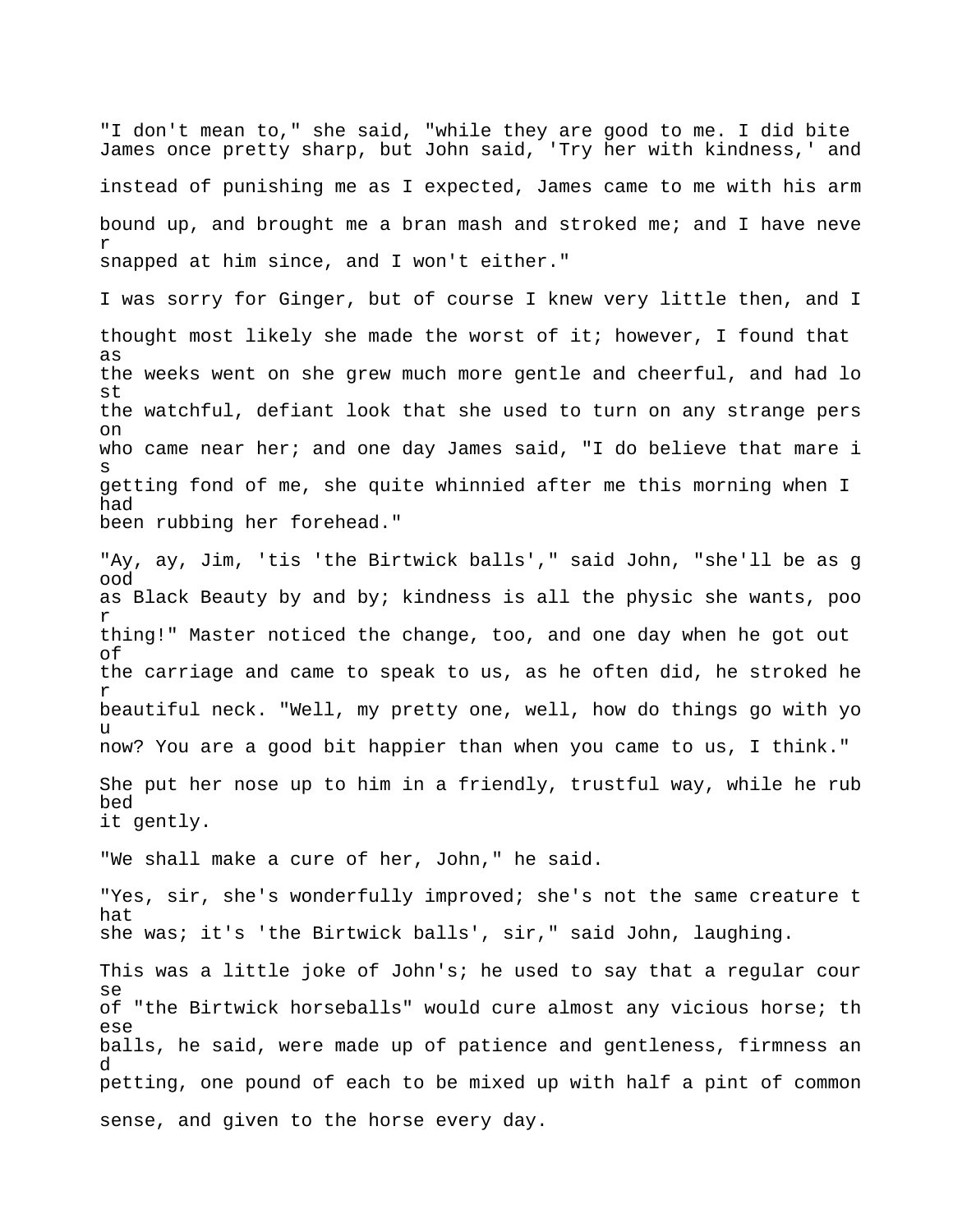"I don't mean to," she said, "while they are good to me. I did bite James once pretty sharp, but John said, 'Try her with kindness,' and instead of punishing me as I expected, James came to me with his arm bound up, and brought me a bran mash and stroked me; and I have never snapped at him since, and I won't either."

I was sorry for Ginger, but of course I knew very little then, and I thought most likely she made the worst of it; however, I found that as the weeks went on she grew much more gentle and cheerful, and had lost the watchful, defiant look that she used to turn on any strange person who came near her; and one day James said, "I do believe that mare is getting fond of me, she quite whinnied after me this morning when I had been rubbing her forehead."

"Ay, ay, Jim, 'tis 'the Birtwick balls'," said John, "she'll be as good as Black Beauty by and by; kindness is all the physic she wants, poor thing!" Master noticed the change, too, and one day when he got out of the carriage and came to speak to us, as he often did, he stroked her beautiful neck. "Well, my pretty one, well, how do things go with you now? You are a good bit happier than when you came to us, I think."

She put her nose up to him in a friendly, trustful way, while he rubbed it gently.

"We shall make a cure of her, John," he said.

"Yes, sir, she's wonderfully improved; she's not the same creature that she was; it's 'the Birtwick balls', sir," said John, laughing.

This was a little joke of John's; he used to say that a regular course of "the Birtwick horseballs" would cure almost any vicious horse; these balls, he said, were made up of patience and gentleness, firmness and petting, one pound of each to be mixed up with half a pint of common sense, and given to the horse every day.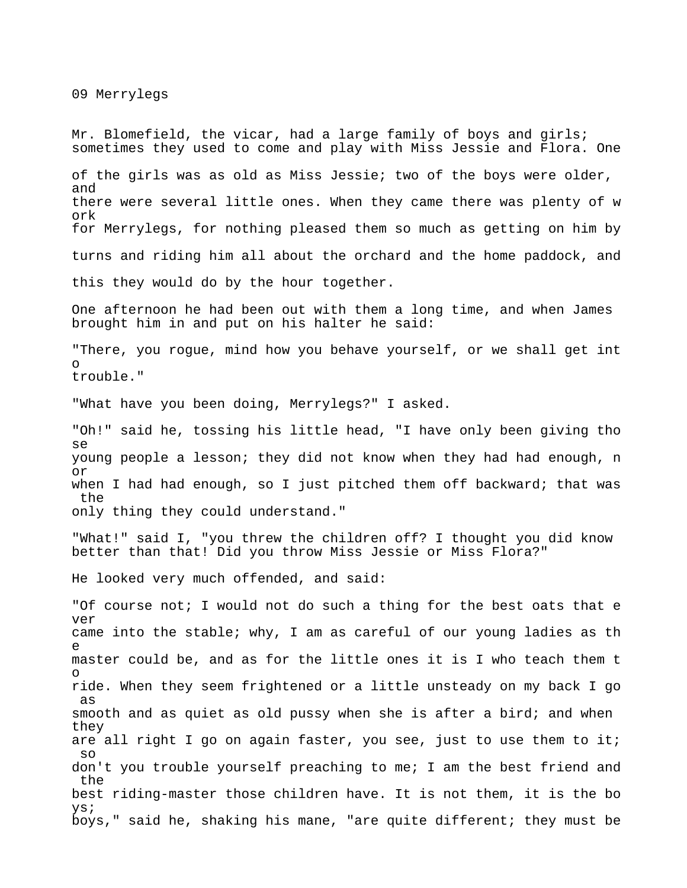# 09 Merrylegs

Mr. Blomefield, the vicar, had a large family of boys and girls; sometimes they used to come and play with Miss Jessie and Flora. One of the girls was as old as Miss Jessie; two of the boys were older, and there were several little ones. When they came there was plenty of work for Merrylegs, for nothing pleased them so much as getting on him by turns and riding him all about the orchard and the home paddock, and this they would do by the hour together.

One afternoon he had been out with them a long time, and when James brought him in and put on his halter he said:

"There, you rogue, mind how you behave yourself, or we shall get into trouble."

"What have you been doing, Merrylegs?" I asked.

"Oh!" said he, tossing his little head, "I have only been giving those young people a lesson; they did not know when they had had enough, nor when I had had enough, so I just pitched them off backward; that was the only thing they could understand."

"What!" said I, "you threw the children off? I thought you did know better than that! Did you throw Miss Jessie or Miss Flora?"

He looked very much offended, and said:

"Of course not; I would not do such a thing for the best oats that ever came into the stable; why, I am as careful of our young ladies as the master could be, and as for the little ones it is I who teach them to ride. When they seem frightened or a little unsteady on my back I go as smooth and as quiet as old pussy when she is after a bird; and when they are all right I go on again faster, you see, just to use them to it; so don't you trouble yourself preaching to me; I am the best friend and the best riding-master those children have. It is not them, it is the boys; boys," said he, shaking his mane, "are quite different; they must be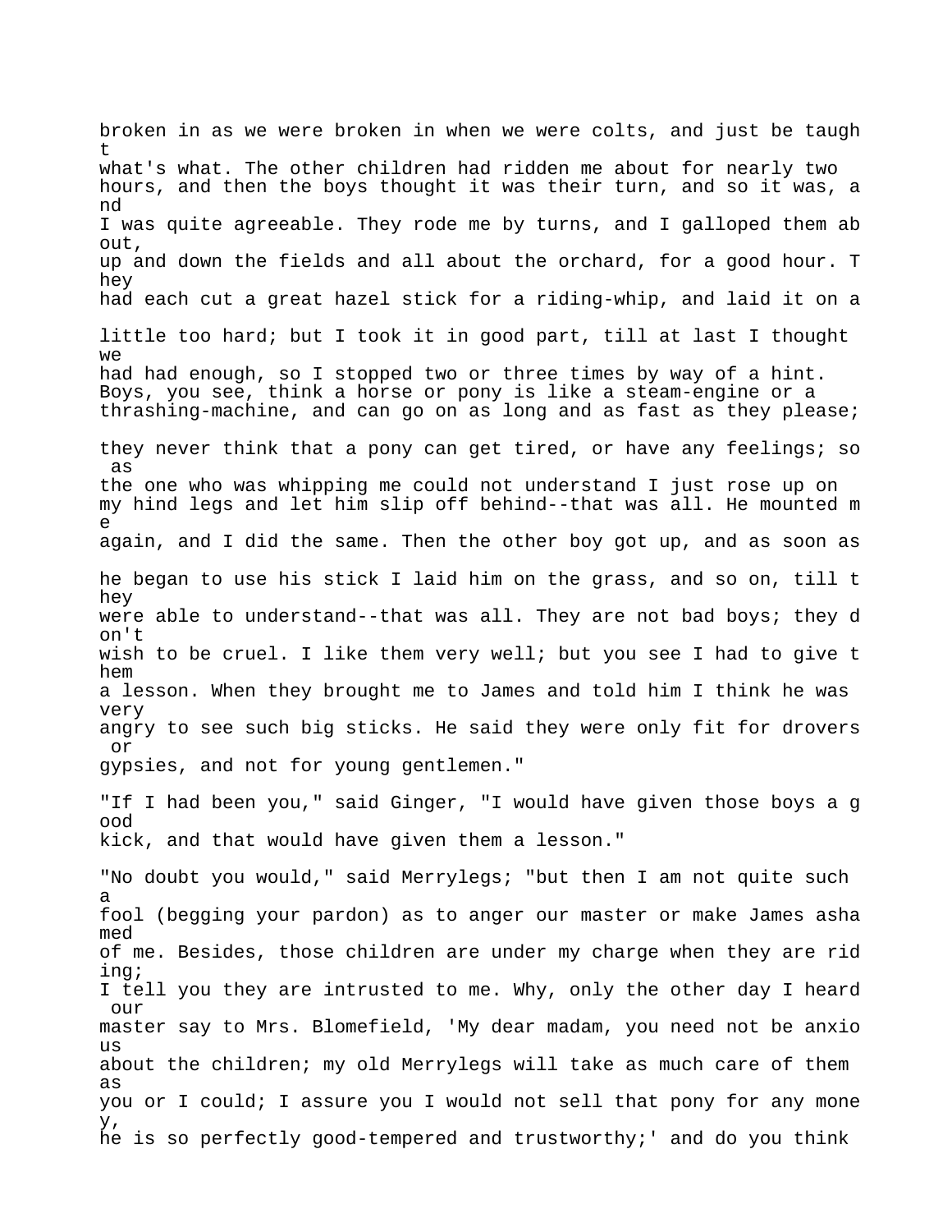broken in as we were broken in when we were colts, and just be taught what's what. The other children had ridden me about for nearly two hours, and then the boys thought it was their turn, and so it was, and I was quite agreeable. They rode me by turns, and I galloped them about, up and down the fields and all about the orchard, for a good hour. They had each cut a great hazel stick for a riding-whip, and laid it on a little too hard; but I took it in good part, till at last I thought we had had enough, so I stopped two or three times by way of a hint. Boys, you see, think a horse or pony is like a steam-engine or a thrashing-machine, and can go on as long and as fast as they please; they never think that a pony can get tired, or have any feelings; so as the one who was whipping me could not understand I just rose up on my hind legs and let him slip off behind--that was all. He mounted me again, and I did the same. Then the other boy got up, and as soon as he began to use his stick I laid him on the grass, and so on, till they were able to understand--that was all. They are not bad boys; they don't wish to be cruel. I like them very well; but you see I had to give them a lesson. When they brought me to James and told him I think he was very angry to see such big sticks. He said they were only fit for drovers or gypsies, and not for young gentlemen."

"If I had been you," said Ginger, "I would have given those boys a good kick, and that would have given them a lesson."

"No doubt you would," said Merrylegs; "but then I am not quite such a fool (begging your pardon) as to anger our master or make James ashamed of me. Besides, those children are under my charge when they are riding; I tell you they are intrusted to me. Why, only the other day I heard our master say to Mrs. Blomefield, 'My dear madam, you need not be anxious about the children; my old Merrylegs will take as much care of them as you or I could; I assure you I would not sell that pony for any money, he is so perfectly good-tempered and trustworthy;' and do you think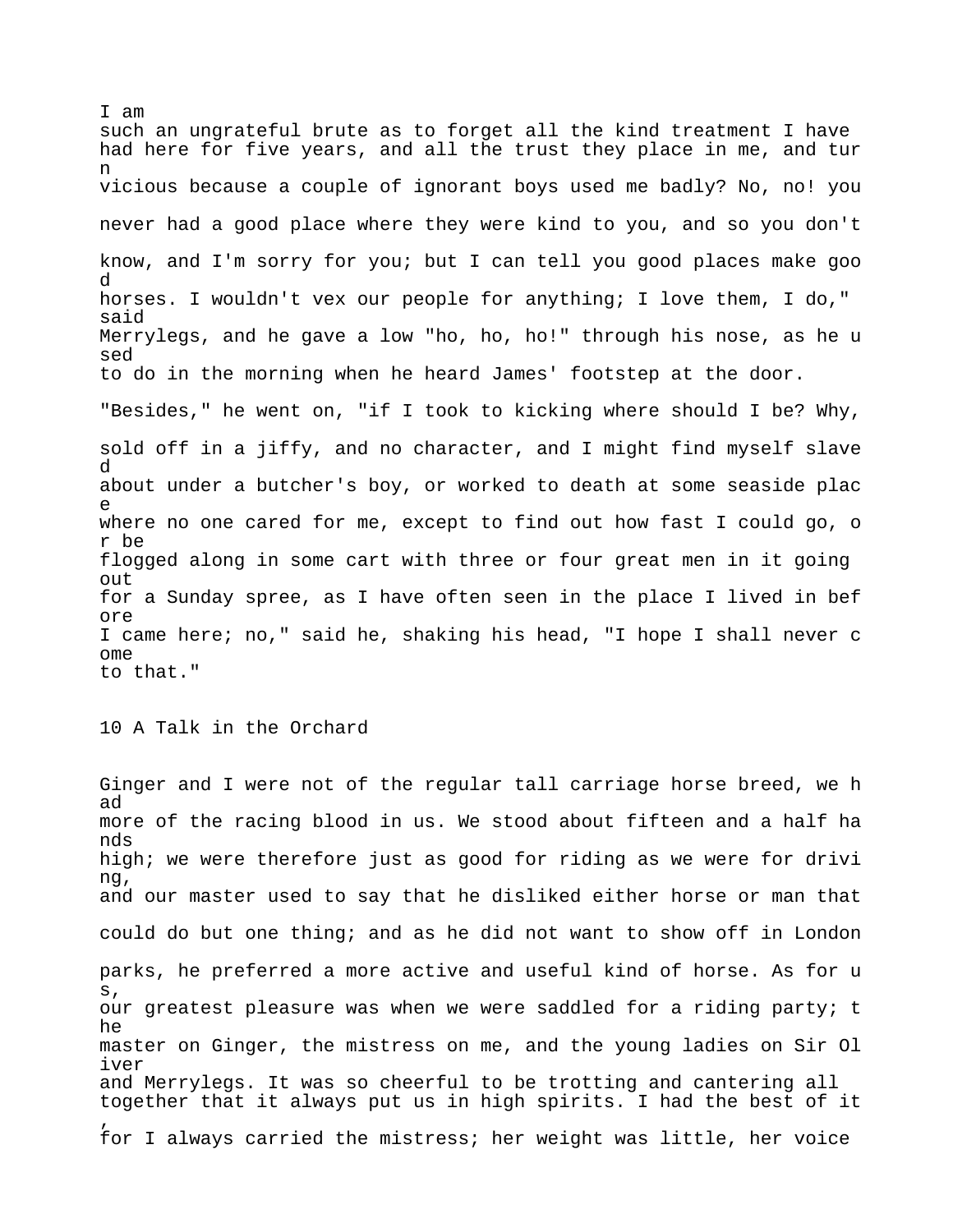I am such an ungrateful brute as to forget all the kind treatment I have had here for five years, and all the trust they place in me, and turn vicious because a couple of ignorant boys used me badly? No, no! you never had a good place where they were kind to you, and so you don't know, and I'm sorry for you; but I can tell you good places make good horses. I wouldn't vex our people for anything; I love them, I do," said Merrylegs, and he gave a low "ho, ho, ho!" through his nose, as he used to do in the morning when he heard James' footstep at the door.

"Besides," he went on, "if I took to kicking where should I be? Why, sold off in a jiffy, and no character, and I might find myself slaved about under a butcher's boy, or worked to death at some seaside place where no one cared for me, except to find out how fast I could go, or be flogged along in some cart with three or four great men in it going out for a Sunday spree, as I have often seen in the place I lived in before I came here; no," said he, shaking his head, "I hope I shall never come to that."

## 10 A Talk in the Orchard

Ginger and I were not of the regular tall carriage horse breed, we had more of the racing blood in us. We stood about fifteen and a half hands high; we were therefore just as good for riding as we were for driving, and our master used to say that he disliked either horse or man that could do but one thing; and as he did not want to show off in London parks, he preferred a more active and useful kind of horse. As for us, our greatest pleasure was when we were saddled for a riding party; the master on Ginger, the mistress on me, and the young ladies on Sir Oliver and Merrylegs. It was so cheerful to be trotting and cantering all together that it always put us in high spirits. I had the best of it, for I always carried the mistress; her weight was little, her voice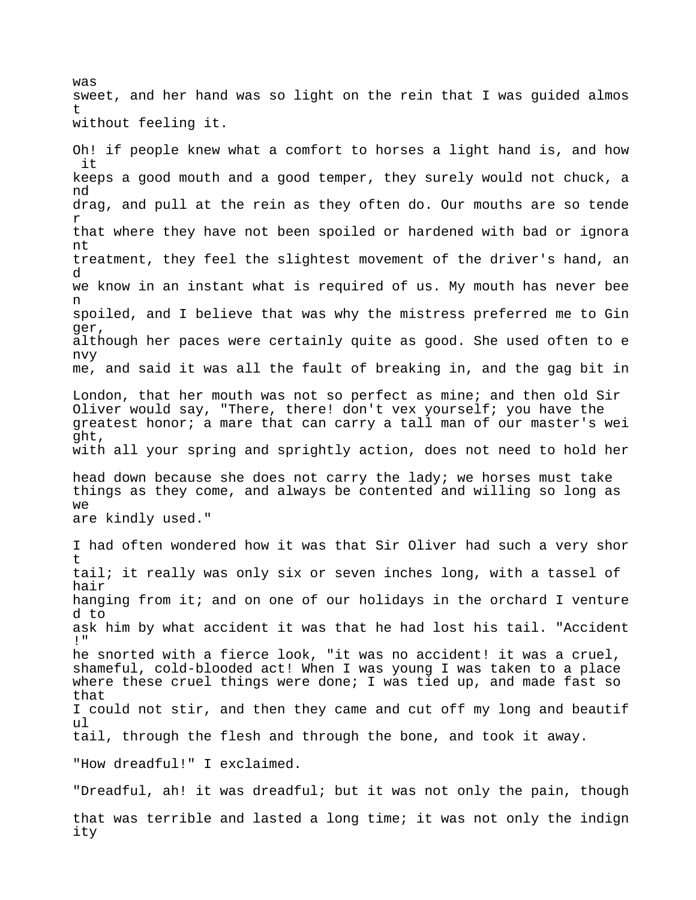was sweet, and her hand was so light on the rein that I was guided almost without feeling it.

Oh! if people knew what a comfort to horses a light hand is, and how it keeps a good mouth and a good temper, they surely would not chuck, and drag, and pull at the rein as they often do. Our mouths are so tender that where they have not been spoiled or hardened with bad or ignorant treatment, they feel the slightest movement of the driver's hand, and we know in an instant what is required of us. My mouth has never been spoiled, and I believe that was why the mistress preferred me to Ginger, although her paces were certainly quite as good. She used often to envy me, and said it was all the fault of breaking in, and the gag bit in London, that her mouth was not so perfect as mine; and then old Sir Oliver would say, "There, there! don't vex yourself; you have the greatest honor; a mare that can carry a tall man of our master's weight, with all your spring and sprightly action, does not need to hold her head down because she does not carry the lady; we horses must take things as they come, and always be contented and willing so long as we are kindly used."

I had often wondered how it was that Sir Oliver had such a very short tail; it really was only six or seven inches long, with a tassel of hair hanging from it; and on one of our holidays in the orchard I ventured to ask him by what accident it was that he had lost his tail. "Accident!" he snorted with a fierce look, "it was no accident! it was a cruel, shameful, cold-blooded act! When I was young I was taken to a place where these cruel things were done; I was tied up, and made fast so that I could not stir, and then they came and cut off my long and beautiful tail, through the flesh and through the bone, and took it away.

"How dreadful!" I exclaimed.

"Dreadful, ah! it was dreadful; but it was not only the pain, though that was terrible and lasted a long time; it was not only the indignity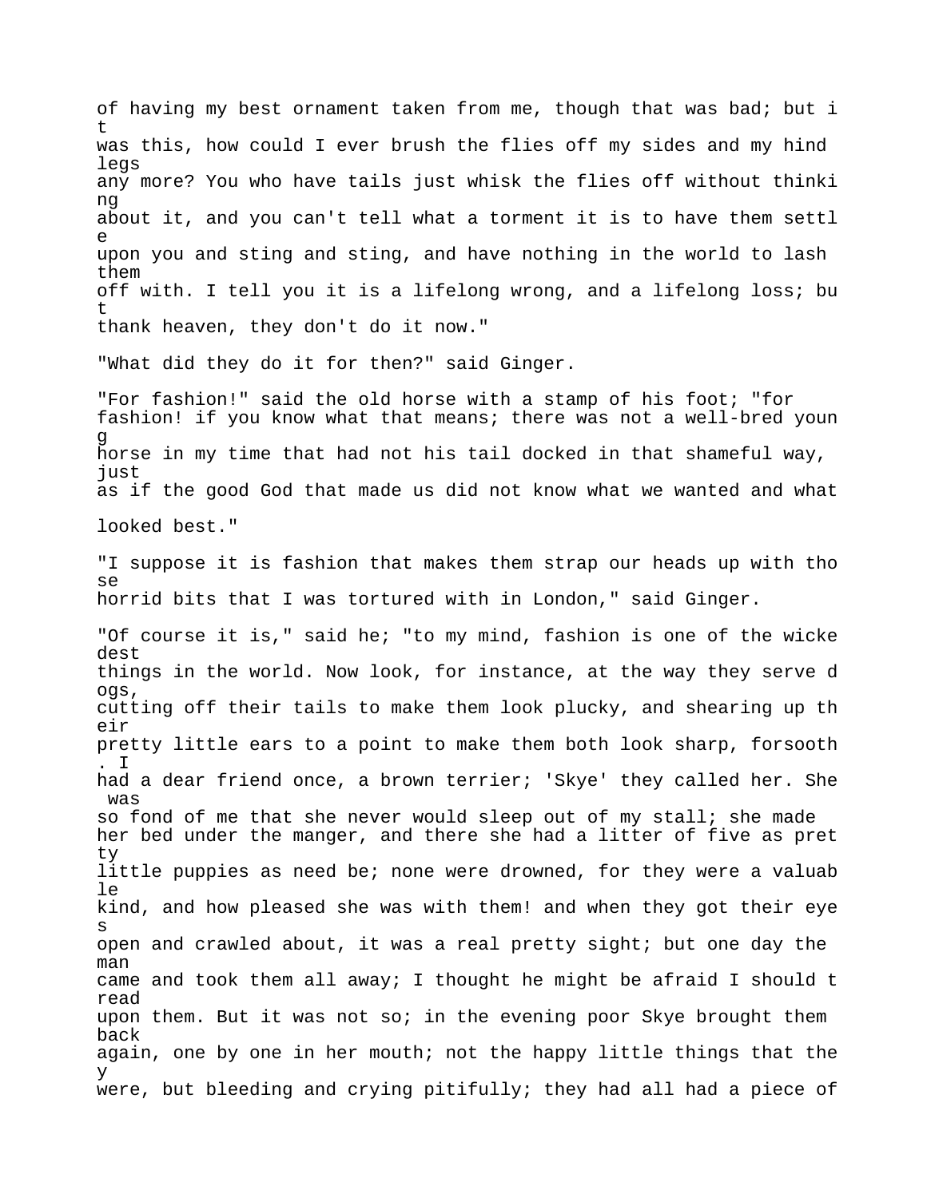of having my best ornament taken from me, though that was bad; but it was this, how could I ever brush the flies off my sides and my hind legs any more? You who have tails just whisk the flies off without thinking about it, and you can't tell what a torment it is to have them settle upon you and sting and sting, and have nothing in the world to lash them off with. I tell you it is a lifelong wrong, and a lifelong loss; but thank heaven, they don't do it now."

"What did they do it for then?" said Ginger.

"For fashion!" said the old horse with a stamp of his foot; "for fashion! if you know what that means; there was not a well-bred young horse in my time that had not his tail docked in that shameful way, just as if the good God that made us did not know what we wanted and what looked best."

"I suppose it is fashion that makes them strap our heads up with those horrid bits that I was tortured with in London," said Ginger.

"Of course it is," said he; "to my mind, fashion is one of the wickedest things in the world. Now look, for instance, at the way they serve dogs, cutting off their tails to make them look plucky, and shearing up their pretty little ears to a point to make them both look sharp, forsooth. I had a dear friend once, a brown terrier; 'Skye' they called her. She was so fond of me that she never would sleep out of my stall; she made her bed under the manger, and there she had a litter of five as pretty little puppies as need be; none were drowned, for they were a valuable kind, and how pleased she was with them! and when they got their eyes open and crawled about, it was a real pretty sight; but one day the man came and took them all away; I thought he might be afraid I should tread upon them. But it was not so; in the evening poor Skye brought them back again, one by one in her mouth; not the happy little things that they were, but bleeding and crying pitifully; they had all had a piece of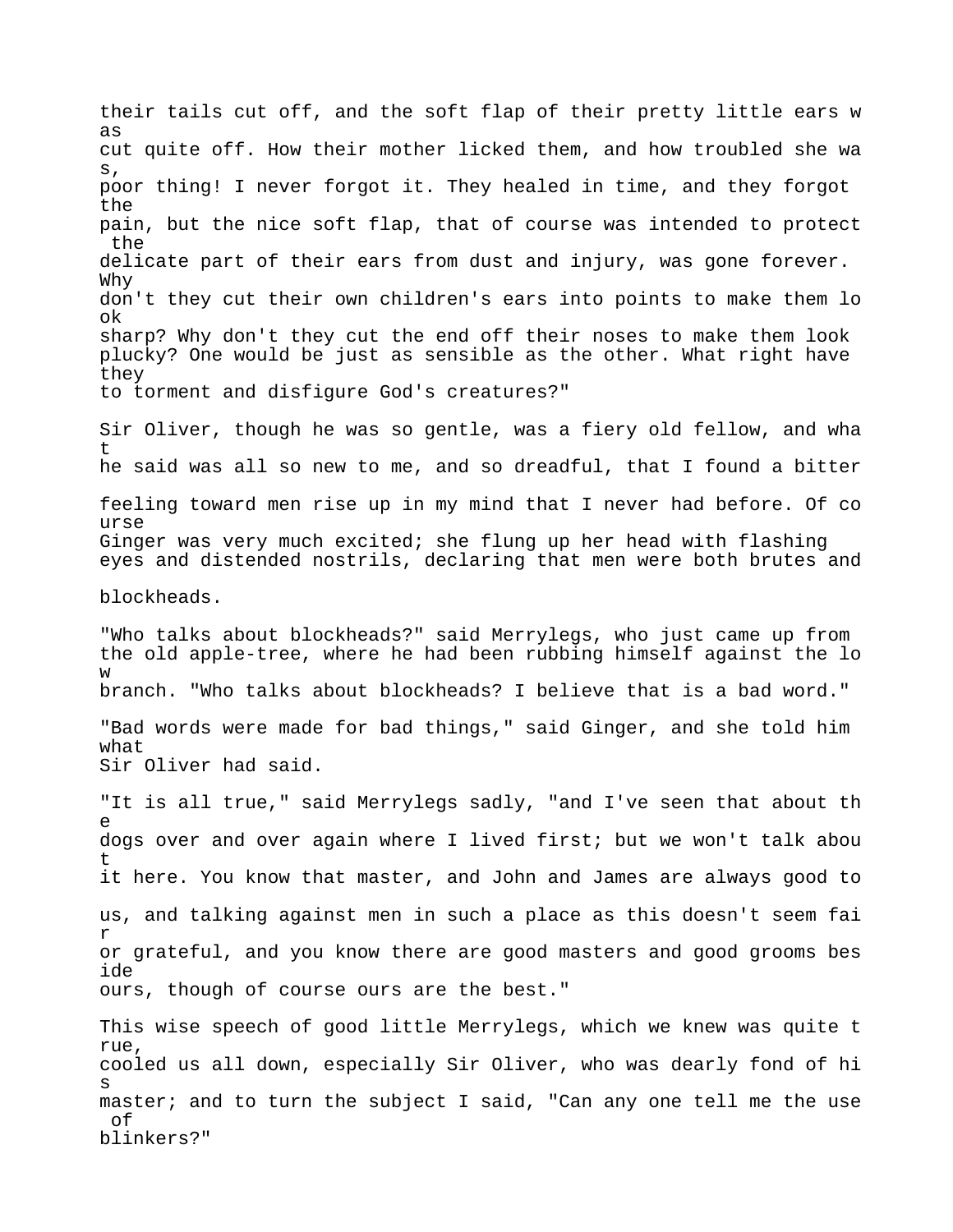their tails cut off, and the soft flap of their pretty little ears was cut quite off. How their mother licked them, and how troubled she was, poor thing! I never forgot it. They healed in time, and they forgot the pain, but the nice soft flap, that of course was intended to protect the delicate part of their ears from dust and injury, was gone forever. Why don't they cut their own children's ears into points to make them look sharp? Why don't they cut the end off their noses to make them look plucky? One would be just as sensible as the other. What right have they to torment and disfigure God's creatures?"

Sir Oliver, though he was so gentle, was a fiery old fellow, and what he said was all so new to me, and so dreadful, that I found a bitter feeling toward men rise up in my mind that I never had before. Of course Ginger was very much excited; she flung up her head with flashing eyes and distended nostrils, declaring that men were both brutes and blockheads.

"Who talks about blockheads?" said Merrylegs, who just came up from the old apple-tree, where he had been rubbing himself against the low branch. "Who talks about blockheads? I believe that is a bad word."

"Bad words were made for bad things," said Ginger, and she told him what Sir Oliver had said.

"It is all true," said Merrylegs sadly, "and I've seen that about the dogs over and over again where I lived first; but we won't talk about it here. You know that master, and John and James are always good to us, and talking against men in such a place as this doesn't seem fair or grateful, and you know there are good masters and good grooms beside ours, though of course ours are the best."

This wise speech of good little Merrylegs, which we knew was quite true, cooled us all down, especially Sir Oliver, who was dearly fond of his master; and to turn the subject I said, "Can any one tell me the use of blinkers?"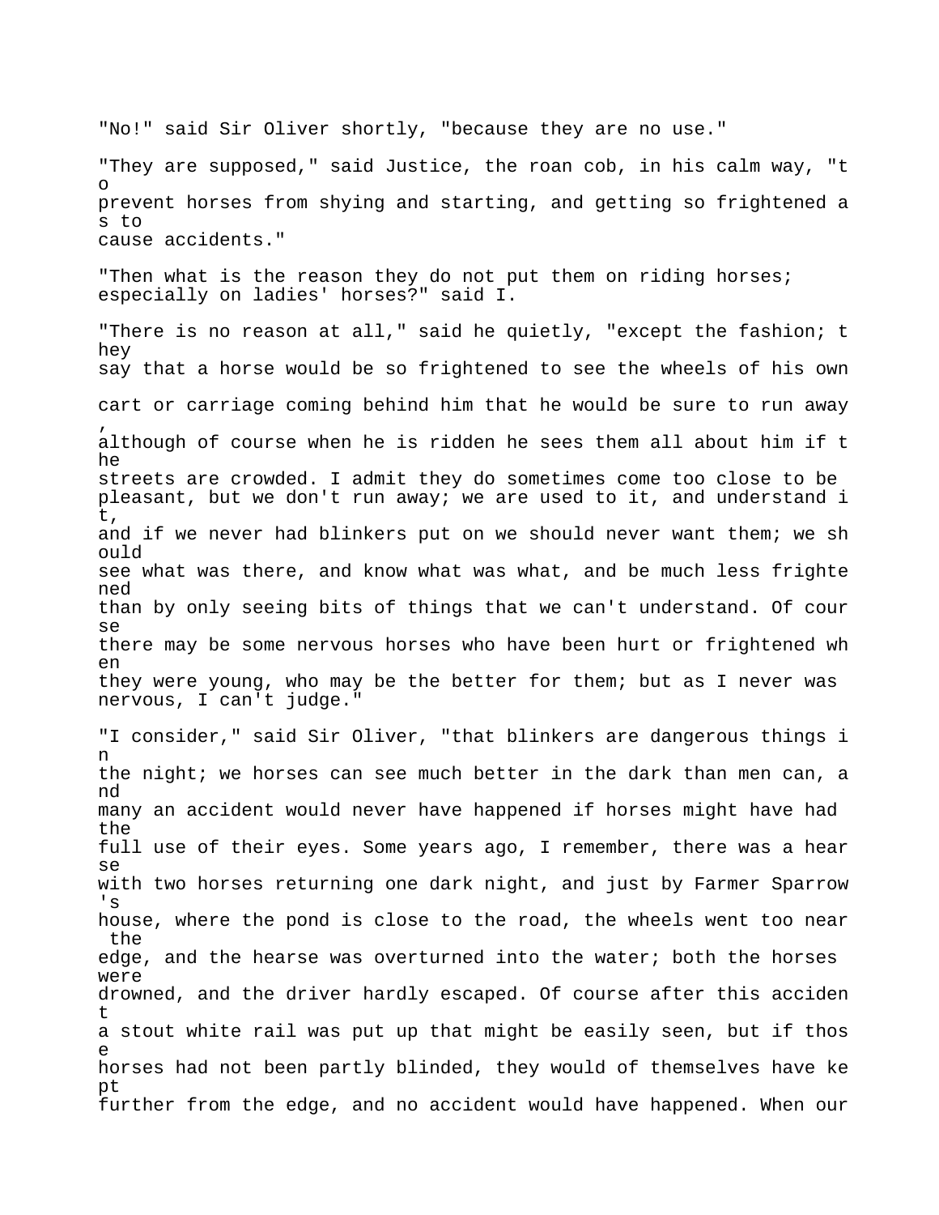"No!" said Sir Oliver shortly, "because they are no use."

"They are supposed," said Justice, the roan cob, in his calm way, "to prevent horses from shying and starting, and getting so frightened as to cause accidents."

"Then what is the reason they do not put them on riding horses; especially on ladies' horses?" said I.

"There is no reason at all," said he quietly, "except the fashion; they say that a horse would be so frightened to see the wheels of his own cart or carriage coming behind him that he would be sure to run away, although of course when he is ridden he sees them all about him if the streets are crowded. I admit they do sometimes come too close to be pleasant, but we don't run away; we are used to it, and understand it, and if we never had blinkers put on we should never want them; we should see what was there, and know what was what, and be much less frightened than by only seeing bits of things that we can't understand. Of course there may be some nervous horses who have been hurt or frightened when they were young, who may be the better for them; but as I never was nervous, I can't judge."

"I consider," said Sir Oliver, "that blinkers are dangerous things in the night; we horses can see much better in the dark than men can, and many an accident would never have happened if horses might have had the full use of their eyes. Some years ago, I remember, there was a hearse with two horses returning one dark night, and just by Farmer Sparrow's house, where the pond is close to the road, the wheels went too near the edge, and the hearse was overturned into the water; both the horses were drowned, and the driver hardly escaped. Of course after this accident a stout white rail was put up that might be easily seen, but if those horses had not been partly blinded, they would of themselves have kept further from the edge, and no accident would have happened. When our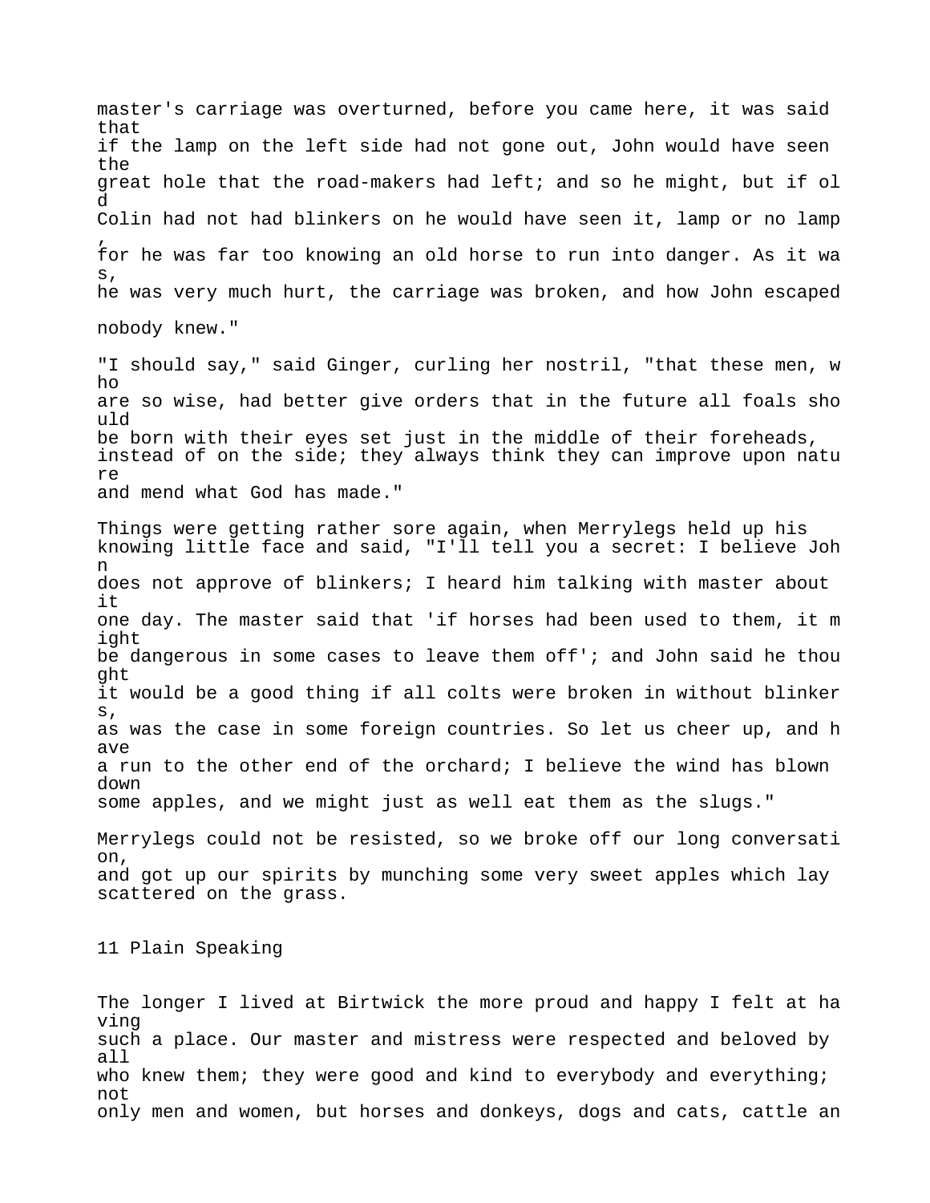master's carriage was overturned, before you came here, it was said that if the lamp on the left side had not gone out, John would have seen the great hole that the road-makers had left; and so he might, but if old Colin had not had blinkers on he would have seen it, lamp or no lamp, for he was far too knowing an old horse to run into danger. As it was, he was very much hurt, the carriage was broken, and how John escaped nobody knew."

"I should say," said Ginger, curling her nostril, "that these men, who are so wise, had better give orders that in the future all foals should be born with their eyes set just in the middle of their foreheads, instead of on the side; they always think they can improve upon nature and mend what God has made."

Things were getting rather sore again, when Merrylegs held up his knowing little face and said, "I'll tell you a secret: I believe John does not approve of blinkers; I heard him talking with master about it one day. The master said that 'if horses had been used to them, it might be dangerous in some cases to leave them off'; and John said he thought it would be a good thing if all colts were broken in without blinkers, as was the case in some foreign countries. So let us cheer up, and have a run to the other end of the orchard; I believe the wind has blown down some apples, and we might just as well eat them as the slugs."

Merrylegs could not be resisted, so we broke off our long conversation, and got up our spirits by munching some very sweet apples which lay scattered on the grass.

## 11 Plain Speaking

The longer I lived at Birtwick the more proud and happy I felt at having such a place. Our master and mistress were respected and beloved by all who knew them; they were good and kind to everybody and everything; not only men and women, but horses and donkeys, dogs and cats, cattle an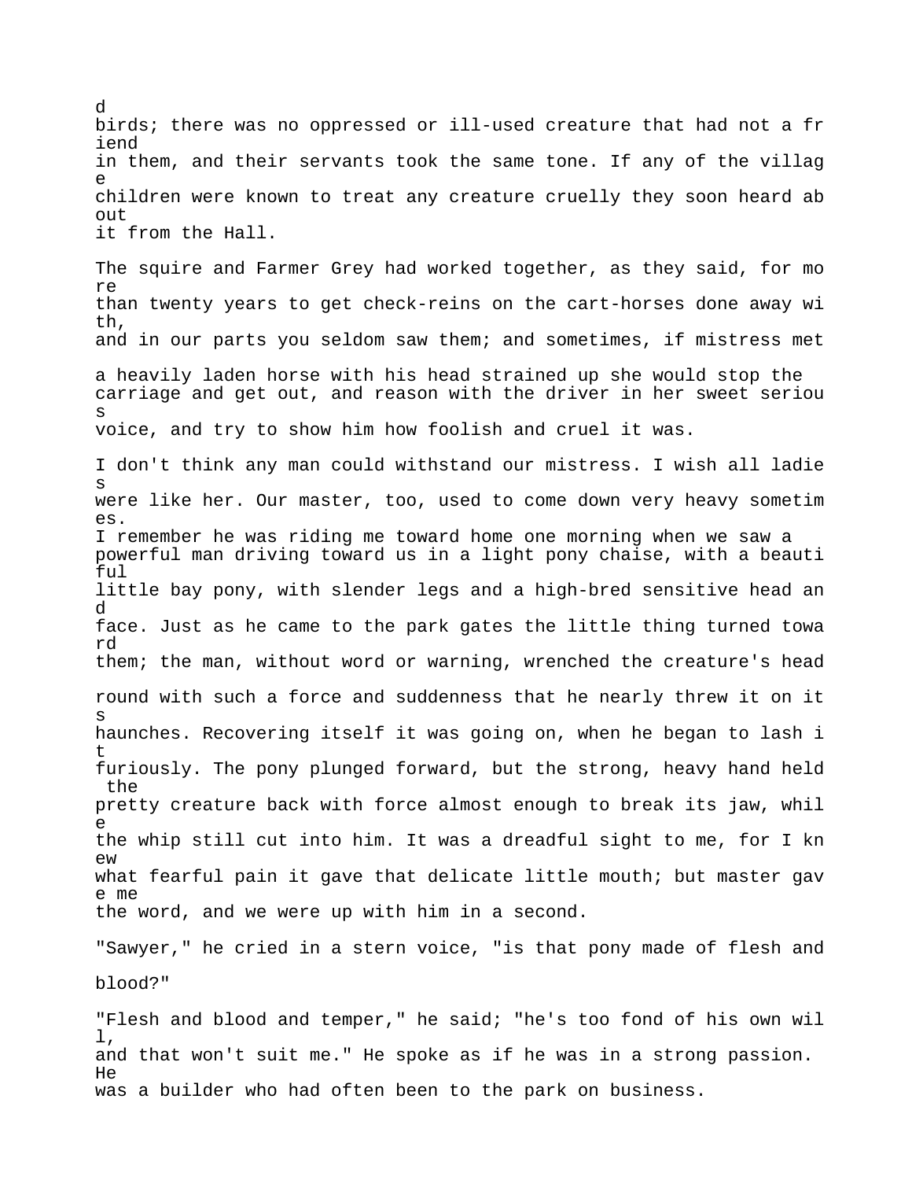birds; there was no oppressed or ill-used creature that had not a friend in them, and their servants took the same tone. If any of the village children were known to treat any creature cruelly they soon heard about it from the Hall.

The squire and Farmer Grey had worked together, as they said, for more than twenty years to get check-reins on the cart-horses done away with, and in our parts you seldom saw them; and sometimes, if mistress met a heavily laden horse with his head strained up she would stop the carriage and get out, and reason with the driver in her sweet serious voice, and try to show him how foolish and cruel it was.

I don't think any man could withstand our mistress. I wish all ladies were like her. Our master, too, used to come down very heavy sometimes. I remember he was riding me toward home one morning when we saw a powerful man driving toward us in a light pony chaise, with a beautiful little bay pony, with slender legs and a high-bred sensitive head and face. Just as he came to the park gates the little thing turned toward them; the man, without word or warning, wrenched the creature's head round with such a force and suddenness that he nearly threw it on its haunches. Recovering itself it was going on, when he began to lash it furiously. The pony plunged forward, but the strong, heavy hand held the pretty creature back with force almost enough to break its jaw, while the whip still cut into him. It was a dreadful sight to me, for I knew what fearful pain it gave that delicate little mouth; but master gave me the word, and we were up with him in a second.

"Sawyer," he cried in a stern voice, "is that pony made of flesh and blood?"

"Flesh and blood and temper," he said; "he's too fond of his own will, and that won't suit me." He spoke as if he was in a strong passion. He was a builder who had often been to the park on business.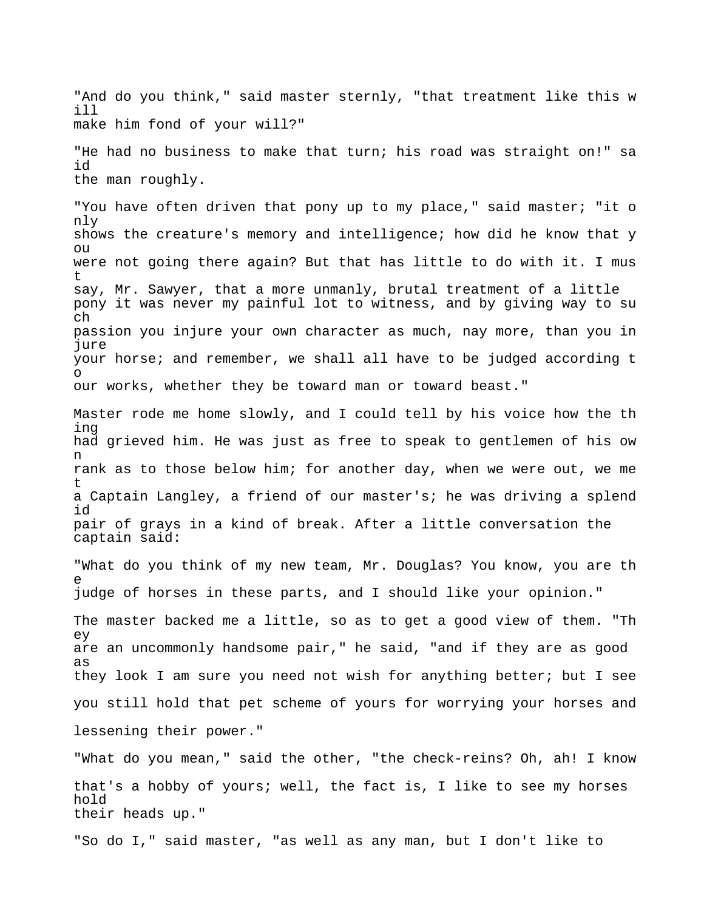"And do you think," said master sternly, "that treatment like this will make him fond of your will?"

"He had no business to make that turn; his road was straight on!" said the man roughly.

"You have often driven that pony up to my place," said master; "it only shows the creature's memory and intelligence; how did he know that you were not going there again? But that has little to do with it. I must say, Mr. Sawyer, that a more unmanly, brutal treatment of a little pony it was never my painful lot to witness, and by giving way to such passion you injure your own character as much, nay more, than you injure your horse; and remember, we shall all have to be judged according to our works, whether they be toward man or toward beast."

Master rode me home slowly, and I could tell by his voice how the thing had grieved him. He was just as free to speak to gentlemen of his own rank as to those below him; for another day, when we were out, we met a Captain Langley, a friend of our master's; he was driving a splendid pair of grays in a kind of break. After a little conversation the captain said:

"What do you think of my new team, Mr. Douglas? You know, you are the judge of horses in these parts, and I should like your opinion."

The master backed me a little, so as to get a good view of them. "They are an uncommonly handsome pair," he said, "and if they are as good as they look I am sure you need not wish for anything better; but I see you still hold that pet scheme of yours for worrying your horses and lessening their power."

"What do you mean," said the other, "the check-reins? Oh, ah! I know that's a hobby of yours; well, the fact is, I like to see my horses hold their heads up."

"So do I," said master, "as well as any man, but I don't like to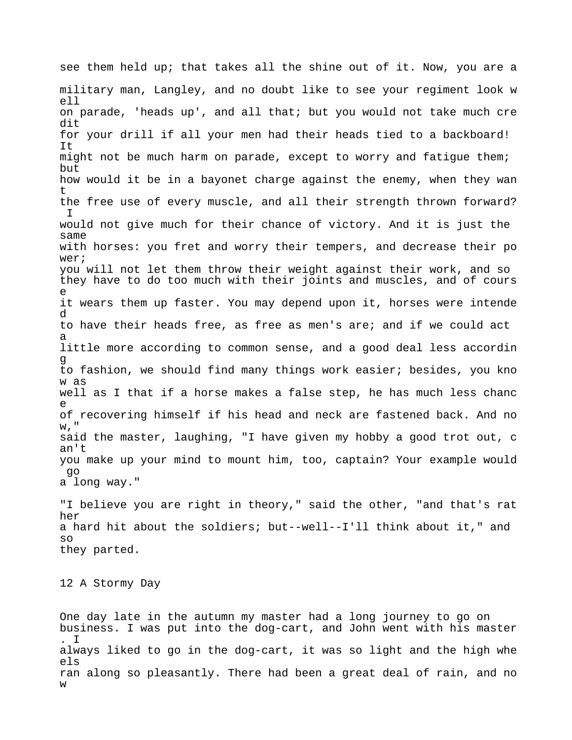see them held up; that takes all the shine out of it. Now, you are a military man, Langley, and no doubt like to see your regiment look well on parade, 'heads up', and all that; but you would not take much credit for your drill if all your men had their heads tied to a backboard! It might not be much harm on parade, except to worry and fatigue them; but how would it be in a bayonet charge against the enemy, when they want the free use of every muscle, and all their strength thrown forward? I would not give much for their chance of victory. And it is just the same with horses: you fret and worry their tempers, and decrease their power; you will not let them throw their weight against their work, and so they have to do too much with their joints and muscles, and of course it wears them up faster. You may depend upon it, horses were intended to have their heads free, as free as men's are; and if we could act a little more according to common sense, and a good deal less according to fashion, we should find many things work easier; besides, you know as well as I that if a horse makes a false step, he has much less chance of recovering himself if his head and neck are fastened back. And now," said the master, laughing, "I have given my hobby a good trot out, can't you make up your mind to mount him, too, captain? Your example would go a long way."

"I believe you are right in theory," said the other, "and that's rather a hard hit about the soldiers; but--well--I'll think about it," and so they parted.

## 12 A Stormy Day

One day late in the autumn my master had a long journey to go on business. I was put into the dog-cart, and John went with his master. I always liked to go in the dog-cart, it was so light and the high wheels ran along so pleasantly. There had been a great deal of rain, and now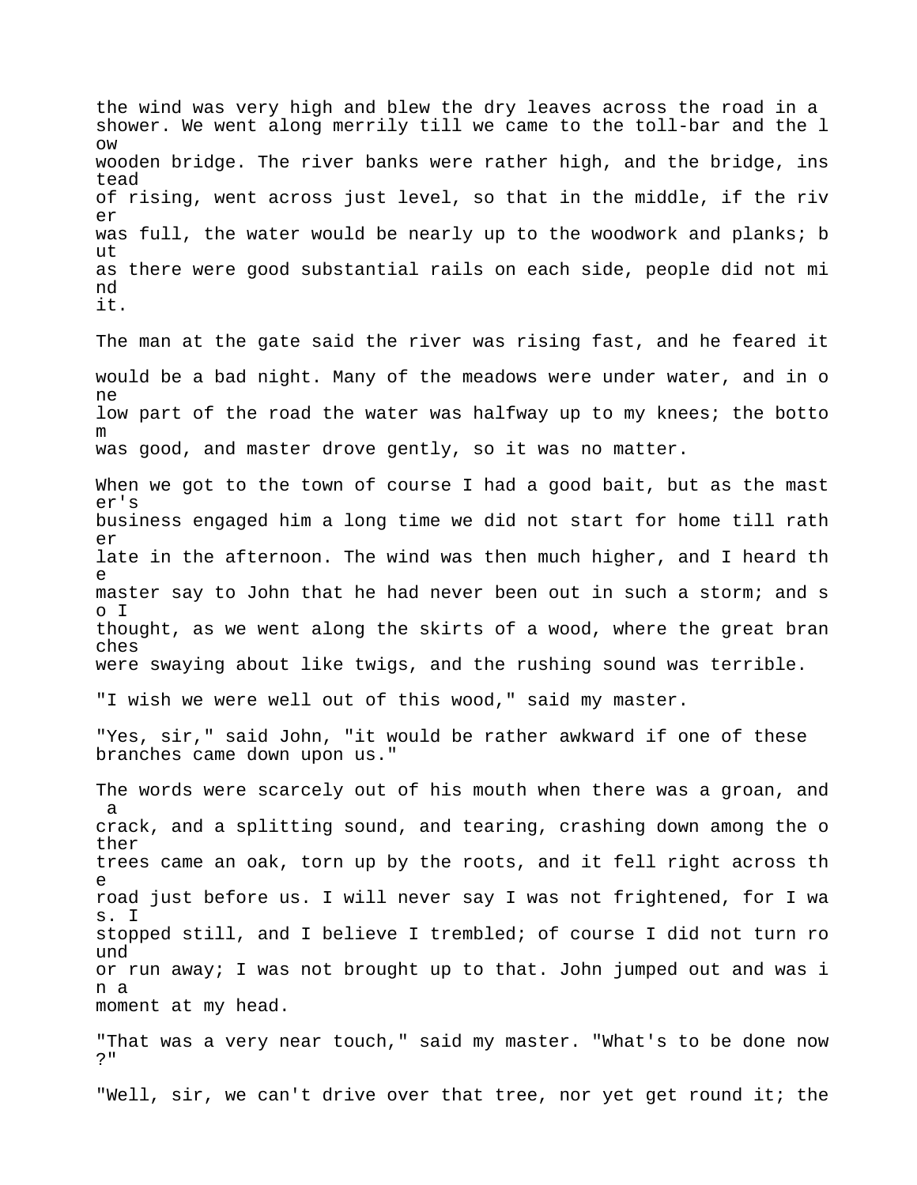the wind was very high and blew the dry leaves across the road in a shower. We went along merrily till we came to the toll-bar and the low wooden bridge. The river banks were rather high, and the bridge, instead of rising, went across just level, so that in the middle, if the river was full, the water would be nearly up to the woodwork and planks; but as there were good substantial rails on each side, people did not mind it.

The man at the gate said the river was rising fast, and he feared it would be a bad night. Many of the meadows were under water, and in one low part of the road the water was halfway up to my knees; the bottom was good, and master drove gently, so it was no matter.

When we got to the town of course I had a good bait, but as the master's business engaged him a long time we did not start for home till rather late in the afternoon. The wind was then much higher, and I heard the master say to John that he had never been out in such a storm; and so I thought, as we went along the skirts of a wood, where the great branches were swaying about like twigs, and the rushing sound was terrible.

"I wish we were well out of this wood," said my master.

"Yes, sir," said John, "it would be rather awkward if one of these branches came down upon us."

The words were scarcely out of his mouth when there was a groan, and a crack, and a splitting sound, and tearing, crashing down among the other trees came an oak, torn up by the roots, and it fell right across the road just before us. I will never say I was not frightened, for I was. I stopped still, and I believe I trembled; of course I did not turn round or run away; I was not brought up to that. John jumped out and was in a moment at my head.

"That was a very near touch," said my master. "What's to be done now?"

"Well, sir, we can't drive over that tree, nor yet get round it; the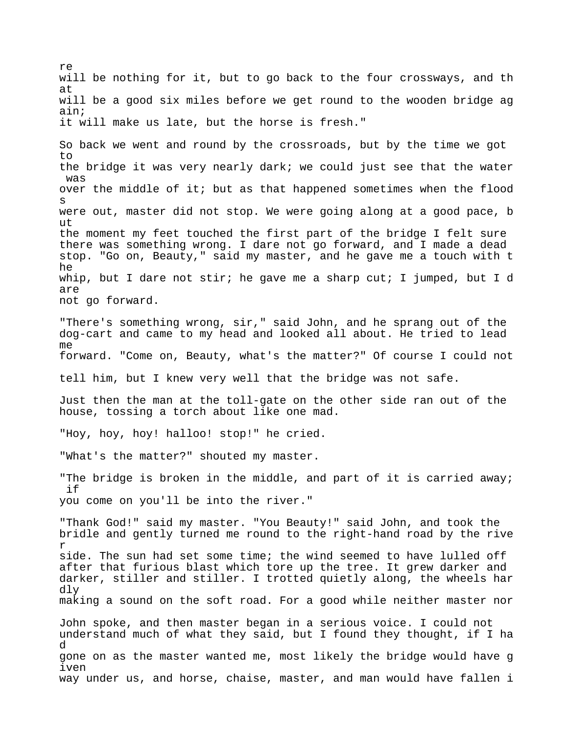re will be nothing for it, but to go back to the four crossways, and that will be a good six miles before we get round to the wooden bridge again; it will make us late, but the horse is fresh."

So back we went and round by the crossroads, but by the time we got to the bridge it was very nearly dark; we could just see that the water was over the middle of it; but as that happened sometimes when the floods were out, master did not stop. We were going along at a good pace, but the moment my feet touched the first part of the bridge I felt sure there was something wrong. I dare not go forward, and I made a dead stop. "Go on, Beauty," said my master, and he gave me a touch with the whip, but I dare not stir; he gave me a sharp cut; I jumped, but I dare not go forward.

"There's something wrong, sir," said John, and he sprang out of the dog-cart and came to my head and looked all about. He tried to lead me forward. "Come on, Beauty, what's the matter?" Of course I could not tell him, but I knew very well that the bridge was not safe.

Just then the man at the toll-gate on the other side ran out of the house, tossing a torch about like one mad.

"Hoy, hoy, hoy! halloo! stop!" he cried.

"What's the matter?" shouted my master.

"The bridge is broken in the middle, and part of it is carried away; if you come on you'll be into the river."

"Thank God!" said my master. "You Beauty!" said John, and took the bridle and gently turned me round to the right-hand road by the river side. The sun had set some time; the wind seemed to have lulled off after that furious blast which tore up the tree. It grew darker and darker, stiller and stiller. I trotted quietly along, the wheels hardly making a sound on the soft road. For a good while neither master nor John spoke, and then master began in a serious voice. I could not understand much of what they said, but I found they thought, if I had gone on as the master wanted me, most likely the bridge would have given way under us, and horse, chaise, master, and man would have fallen i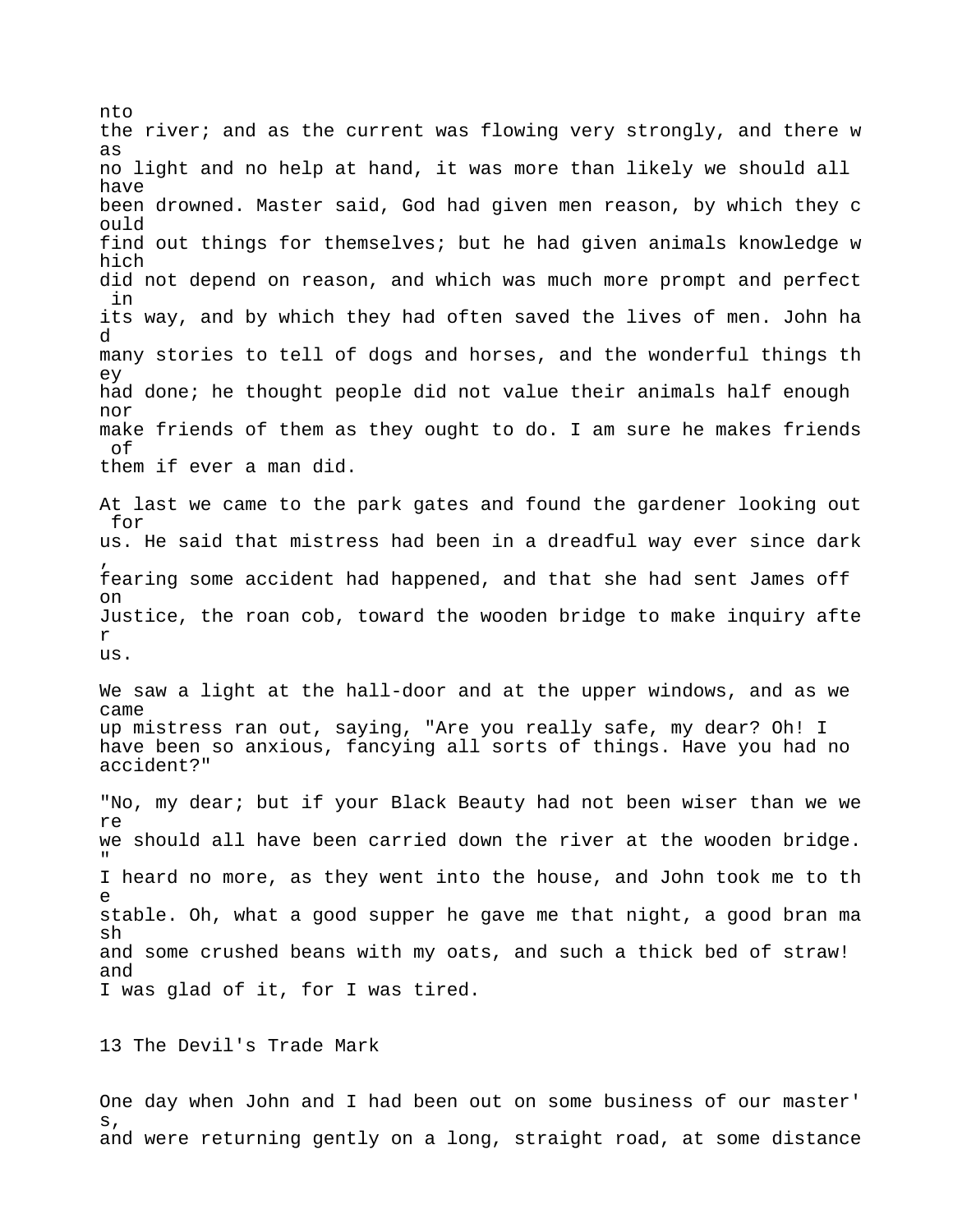nto the river; and as the current was flowing very strongly, and there was no light and no help at hand, it was more than likely we should all have been drowned. Master said, God had given men reason, by which they could find out things for themselves; but he had given animals knowledge which did not depend on reason, and which was much more prompt and perfect in its way, and by which they had often saved the lives of men. John had many stories to tell of dogs and horses, and the wonderful things they had done; he thought people did not value their animals half enough nor make friends of them as they ought to do. I am sure he makes friends of them if ever a man did.

At last we came to the park gates and found the gardener looking out for us. He said that mistress had been in a dreadful way ever since dark, fearing some accident had happened, and that she had sent James off on Justice, the roan cob, toward the wooden bridge to make inquiry after us.

We saw a light at the hall-door and at the upper windows, and as we came up mistress ran out, saying, "Are you really safe, my dear? Oh! I have been so anxious, fancying all sorts of things. Have you had no accident?"

"No, my dear; but if your Black Beauty had not been wiser than we were we should all have been carried down the river at the wooden bridge." I heard no more, as they went into the house, and John took me to the stable. Oh, what a good supper he gave me that night, a good bran mash and some crushed beans with my oats, and such a thick bed of straw! and I was glad of it, for I was tired.

## 13 The Devil's Trade Mark

One day when John and I had been out on some business of our master's, and were returning gently on a long, straight road, at some distance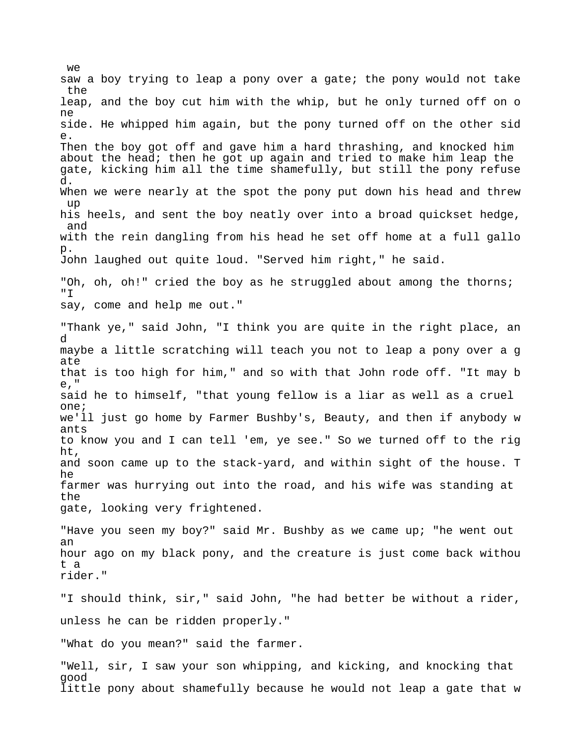we saw a boy trying to leap a pony over a gate; the pony would not take the leap, and the boy cut him with the whip, but he only turned off on one side. He whipped him again, but the pony turned off on the other side. Then the boy got off and gave him a hard thrashing, and knocked him about the head; then he got up again and tried to make him leap the gate, kicking him all the time shamefully, but still the pony refused. When we were nearly at the spot the pony put down his head and threw up his heels, and sent the boy neatly over into a broad quickset hedge, and with the rein dangling from his head he set off home at a full gallop. John laughed out quite loud. "Served him right," he said.

"Oh, oh, oh!" cried the boy as he struggled about among the thorns; "I say, come and help me out."

"Thank ye," said John, "I think you are quite in the right place, and maybe a little scratching will teach you not to leap a pony over a gate that is too high for him," and so with that John rode off. "It may be," said he to himself, "that young fellow is a liar as well as a cruel one; we'll just go home by Farmer Bushby's, Beauty, and then if anybody wants to know you and I can tell 'em, ye see." So we turned off to the right, and soon came up to the stack-yard, and within sight of the house. The farmer was hurrying out into the road, and his wife was standing at the gate, looking very frightened.

"Have you seen my boy?" said Mr. Bushby as we came up; "he went out an hour ago on my black pony, and the creature is just come back without a rider."

"I should think, sir," said John, "he had better be without a rider, unless he can be ridden properly."

"What do you mean?" said the farmer.

"Well, sir, I saw your son whipping, and kicking, and knocking that good little pony about shamefully because he would not leap a gate that w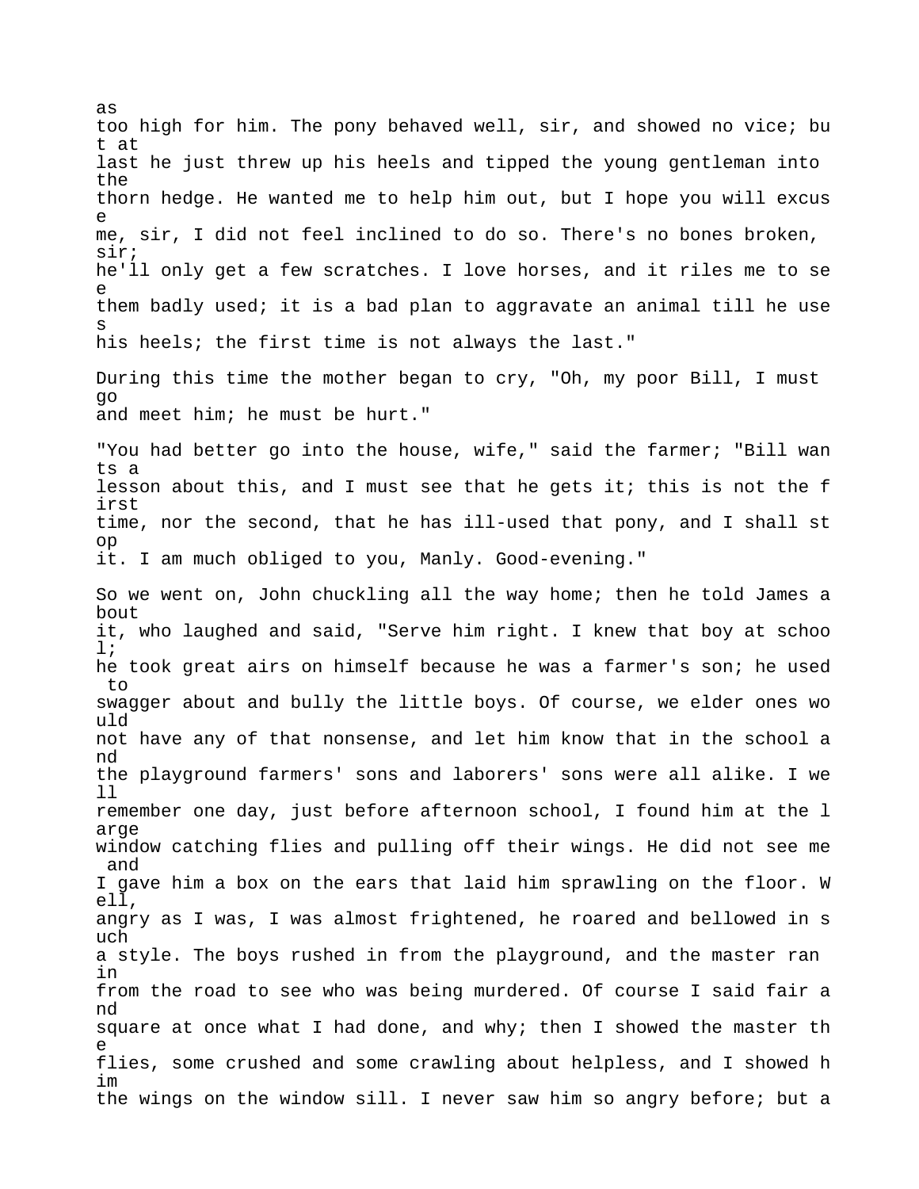as too high for him. The pony behaved well, sir, and showed no vice; but at last he just threw up his heels and tipped the young gentleman into the thorn hedge. He wanted me to help him out, but I hope you will excuse me, sir, I did not feel inclined to do so. There's no bones broken, sir; he'll only get a few scratches. I love horses, and it riles me to see them badly used; it is a bad plan to aggravate an animal till he uses his heels; the first time is not always the last."

During this time the mother began to cry, "Oh, my poor Bill, I must go and meet him; he must be hurt."

"You had better go into the house, wife," said the farmer; "Bill wants a lesson about this, and I must see that he gets it; this is not the first time, nor the second, that he has ill-used that pony, and I shall stop it. I am much obliged to you, Manly. Good-evening."

So we went on, John chuckling all the way home; then he told James about it, who laughed and said, "Serve him right. I knew that boy at school; he took great airs on himself because he was a farmer's son; he used to swagger about and bully the little boys. Of course, we elder ones would not have any of that nonsense, and let him know that in the school and the playground farmers' sons and laborers' sons were all alike. I well remember one day, just before afternoon school, I found him at the large window catching flies and pulling off their wings. He did not see me and I gave him a box on the ears that laid him sprawling on the floor. Well, angry as I was, I was almost frightened, he roared and bellowed in such a style. The boys rushed in from the playground, and the master ran in from the road to see who was being murdered. Of course I said fair and square at once what I had done, and why; then I showed the master the flies, some crushed and some crawling about helpless, and I showed him the wings on the window sill. I never saw him so angry before; but a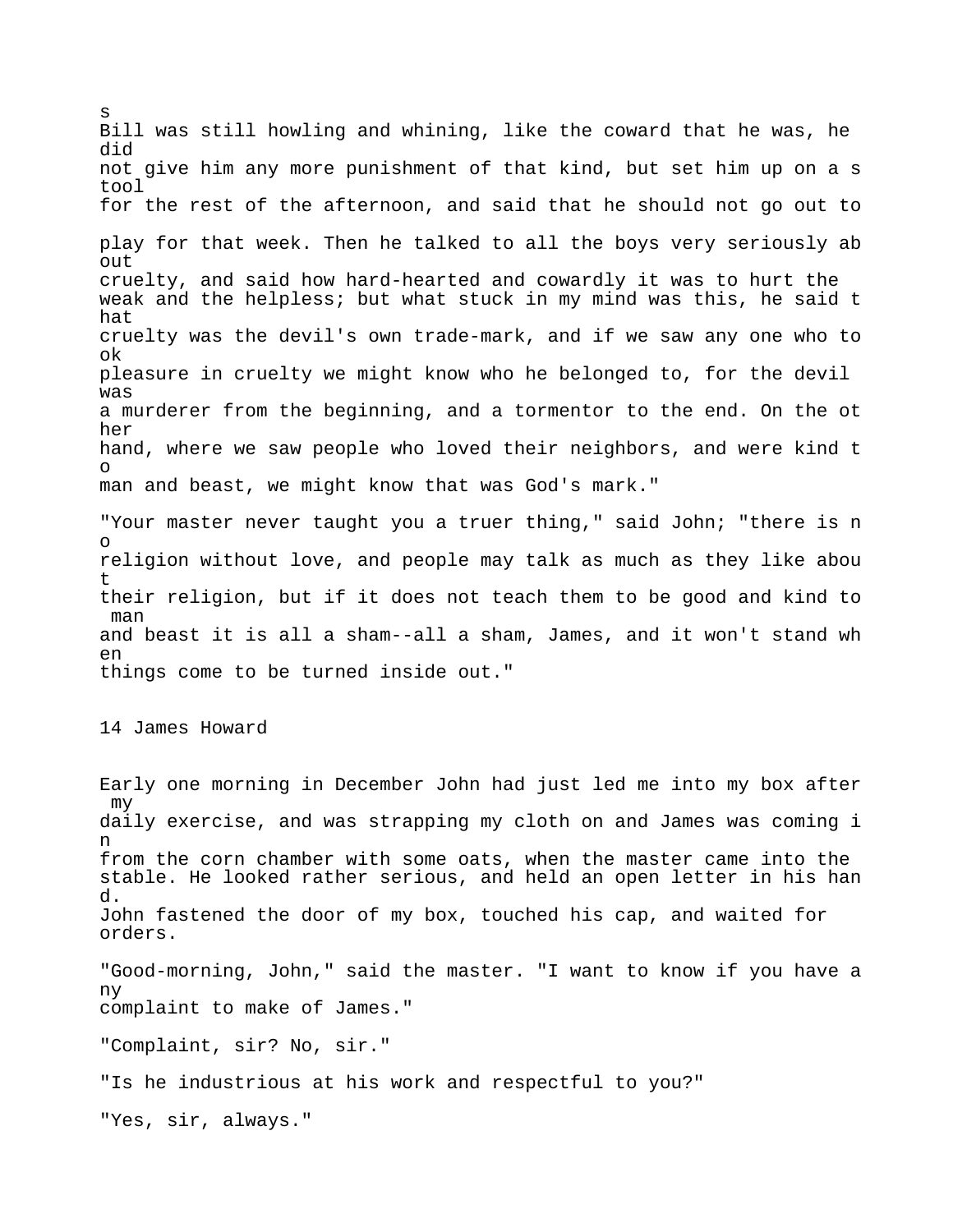s
Bill was still howling and whining, like the coward that he was, he did not give him any more punishment of that kind, but set him up on a stool for the rest of the afternoon, and said that he should not go out to play for that week. Then he talked to all the boys very seriously about cruelty, and said how hard-hearted and cowardly it was to hurt the weak and the helpless; but what stuck in my mind was this, he said that cruelty was the devil's own trade-mark, and if we saw any one who took pleasure in cruelty we might know who he belonged to, for the devil was a murderer from the beginning, and a tormentor to the end. On the other hand, where we saw people who loved their neighbors, and were kind to man and beast, we might know that was God's mark."

"Your master never taught you a truer thing," said John; "there is no religion without love, and people may talk as much as they like about their religion, but if it does not teach them to be good and kind to man and beast it is all a sham--all a sham, James, and it won't stand when things come to be turned inside out."

## 14 James Howard

Early one morning in December John had just led me into my box after my daily exercise, and was strapping my cloth on and James was coming in from the corn chamber with some oats, when the master came into the stable. He looked rather serious, and held an open letter in his hand. John fastened the door of my box, touched his cap, and waited for orders.

"Good-morning, John," said the master. "I want to know if you have any complaint to make of James."

"Complaint, sir? No, sir."

"Is he industrious at his work and respectful to you?"

"Yes, sir, always."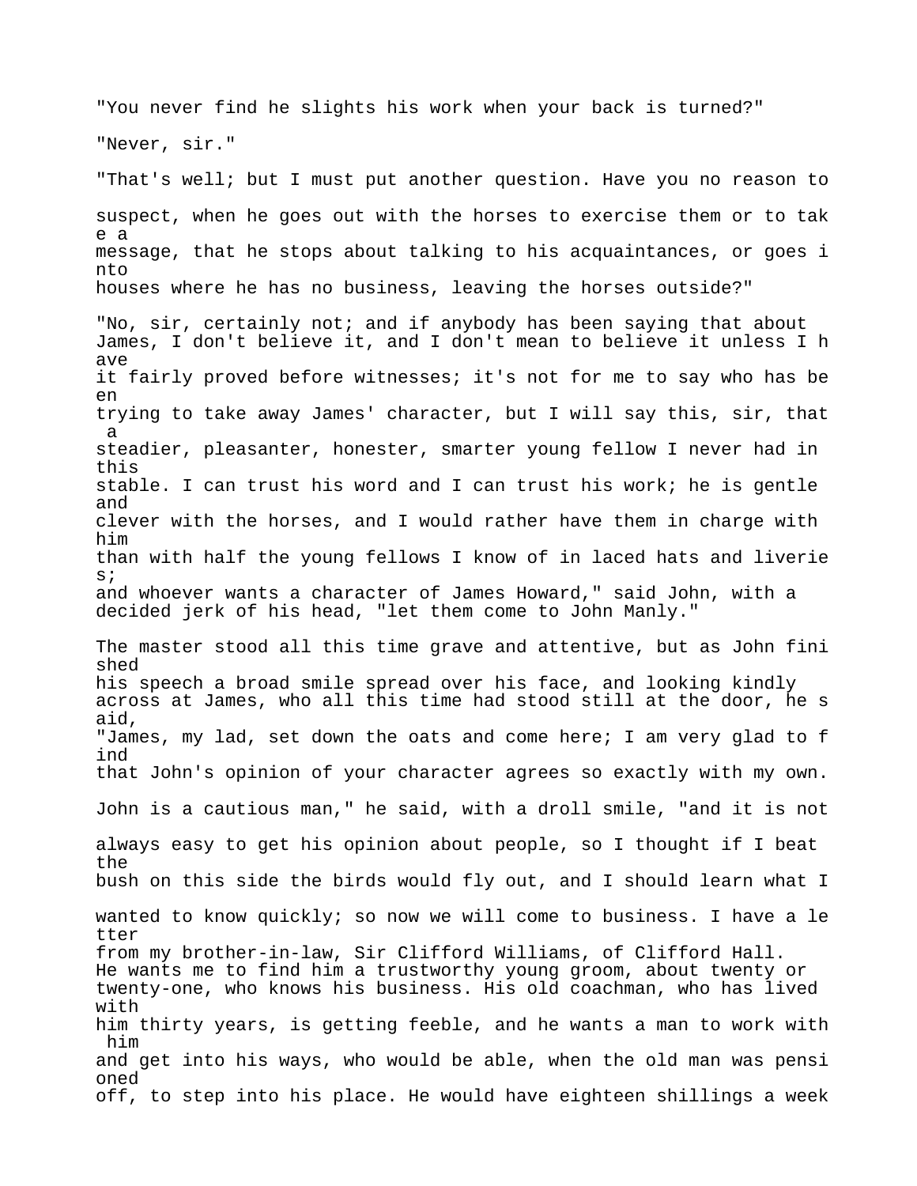"You never find he slights his work when your back is turned?"

"Never, sir."

"That's well; but I must put another question. Have you no reason to suspect, when he goes out with the horses to exercise them or to take a message, that he stops about talking to his acquaintances, or goes into houses where he has no business, leaving the horses outside?"

"No, sir, certainly not; and if anybody has been saying that about James, I don't believe it, and I don't mean to believe it unless I have it fairly proved before witnesses; it's not for me to say who has been trying to take away James' character, but I will say this, sir, that a steadier, pleasanter, honester, smarter young fellow I never had in this stable. I can trust his word and I can trust his work; he is gentle and clever with the horses, and I would rather have them in charge with him than with half the young fellows I know of in laced hats and liveries; and whoever wants a character of James Howard," said John, with a decided jerk of his head, "let them come to John Manly."

The master stood all this time grave and attentive, but as John finished his speech a broad smile spread over his face, and looking kindly across at James, who all this time had stood still at the door, he said, "James, my lad, set down the oats and come here; I am very glad to find that John's opinion of your character agrees so exactly with my own. John is a cautious man," he said, with a droll smile, "and it is not always easy to get his opinion about people, so I thought if I beat the bush on this side the birds would fly out, and I should learn what I wanted to know quickly; so now we will come to business. I have a letter from my brother-in-law, Sir Clifford Williams, of Clifford Hall. He wants me to find him a trustworthy young groom, about twenty or twenty-one, who knows his business. His old coachman, who has lived with him thirty years, is getting feeble, and he wants a man to work with him and get into his ways, who would be able, when the old man was pensioned off, to step into his place. He would have eighteen shillings a week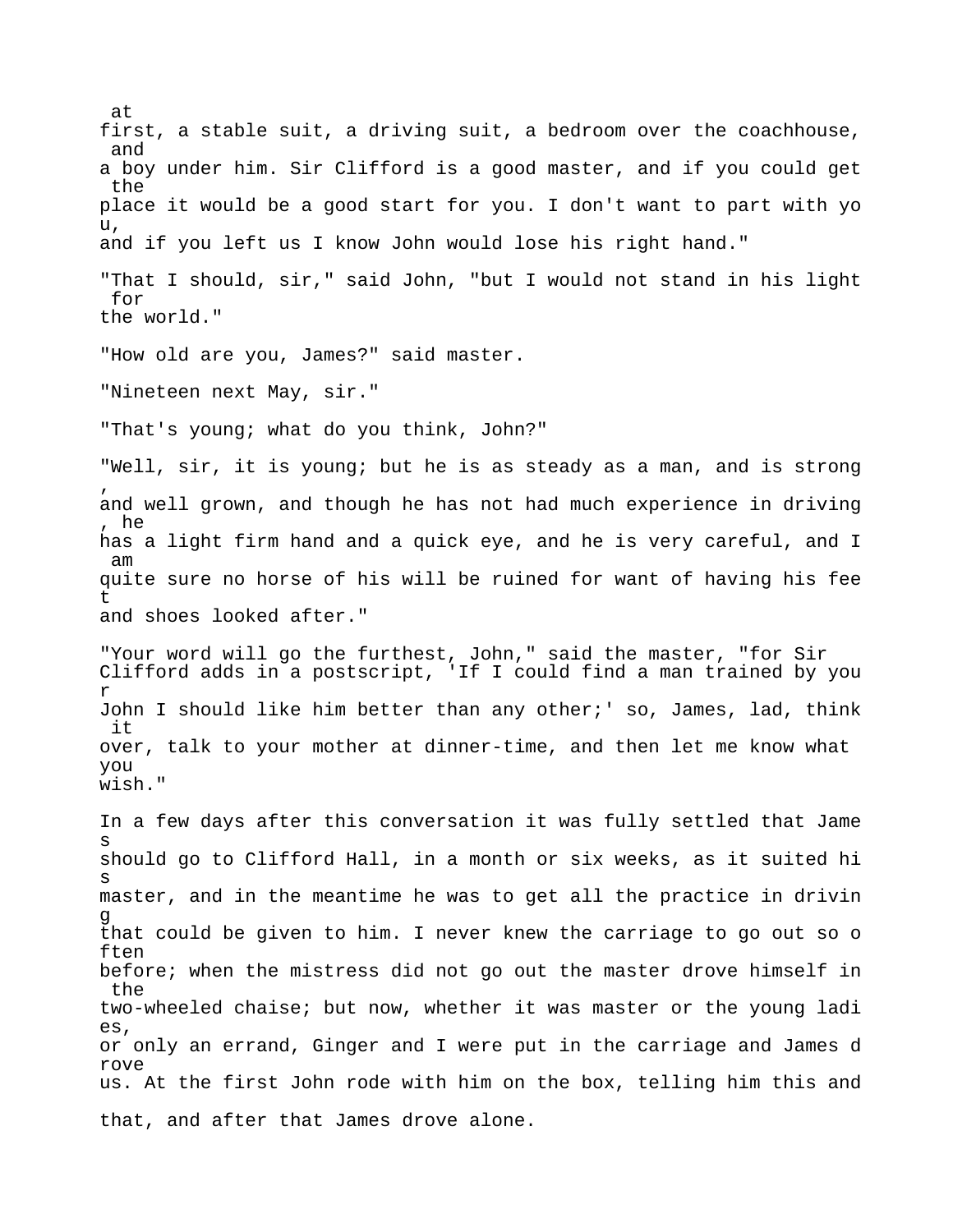at first, a stable suit, a driving suit, a bedroom over the coachhouse, and a boy under him. Sir Clifford is a good master, and if you could get the place it would be a good start for you. I don't want to part with you, and if you left us I know John would lose his right hand."

"That I should, sir," said John, "but I would not stand in his light for the world."

"How old are you, James?" said master.

"Nineteen next May, sir."

"That's young; what do you think, John?"

"Well, sir, it is young; but he is as steady as a man, and is strong, and well grown, and though he has not had much experience in driving, he has a light firm hand and a quick eye, and he is very careful, and I am quite sure no horse of his will be ruined for want of having his feet and shoes looked after."

"Your word will go the furthest, John," said the master, "for Sir Clifford adds in a postscript, 'If I could find a man trained by your John I should like him better than any other;' so, James, lad, think it over, talk to your mother at dinner-time, and then let me know what you wish."

In a few days after this conversation it was fully settled that James should go to Clifford Hall, in a month or six weeks, as it suited his master, and in the meantime he was to get all the practice in driving that could be given to him. I never knew the carriage to go out so often before; when the mistress did not go out the master drove himself in the two-wheeled chaise; but now, whether it was master or the young ladies, or only an errand, Ginger and I were put in the carriage and James drove us. At the first John rode with him on the box, telling him this and that, and after that James drove alone.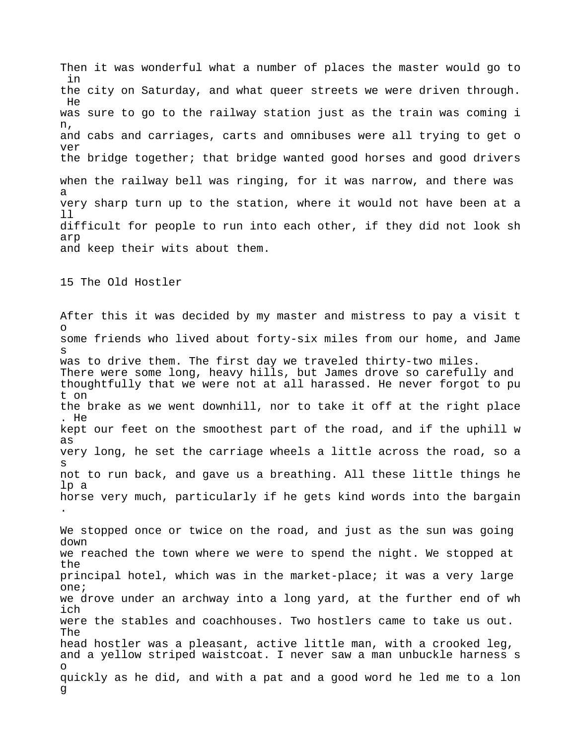Then it was wonderful what a number of places the master would go to in the city on Saturday, and what queer streets we were driven through. He was sure to go to the railway station just as the train was coming in, and cabs and carriages, carts and omnibuses were all trying to get over the bridge together; that bridge wanted good horses and good drivers when the railway bell was ringing, for it was narrow, and there was a very sharp turn up to the station, where it would not have been at all difficult for people to run into each other, if they did not look sharp and keep their wits about them.

## 15 The Old Hostler

After this it was decided by my master and mistress to pay a visit to some friends who lived about forty-six miles from our home, and James was to drive them. The first day we traveled thirty-two miles. There were some long, heavy hills, but James drove so carefully and thoughtfully that we were not at all harassed. He never forgot to put on the brake as we went downhill, nor to take it off at the right place. He kept our feet on the smoothest part of the road, and if the uphill was very long, he set the carriage wheels a little across the road, so as not to run back, and gave us a breathing. All these little things help a horse very much, particularly if he gets kind words into the bargain.

We stopped once or twice on the road, and just as the sun was going down we reached the town where we were to spend the night. We stopped at the principal hotel, which was in the market-place; it was a very large one; we drove under an archway into a long yard, at the further end of which were the stables and coachhouses. Two hostlers came to take us out. The head hostler was a pleasant, active little man, with a crooked leg, and a yellow striped waistcoat. I never saw a man unbuckle harness so quickly as he did, and with a pat and a good word he led me to a long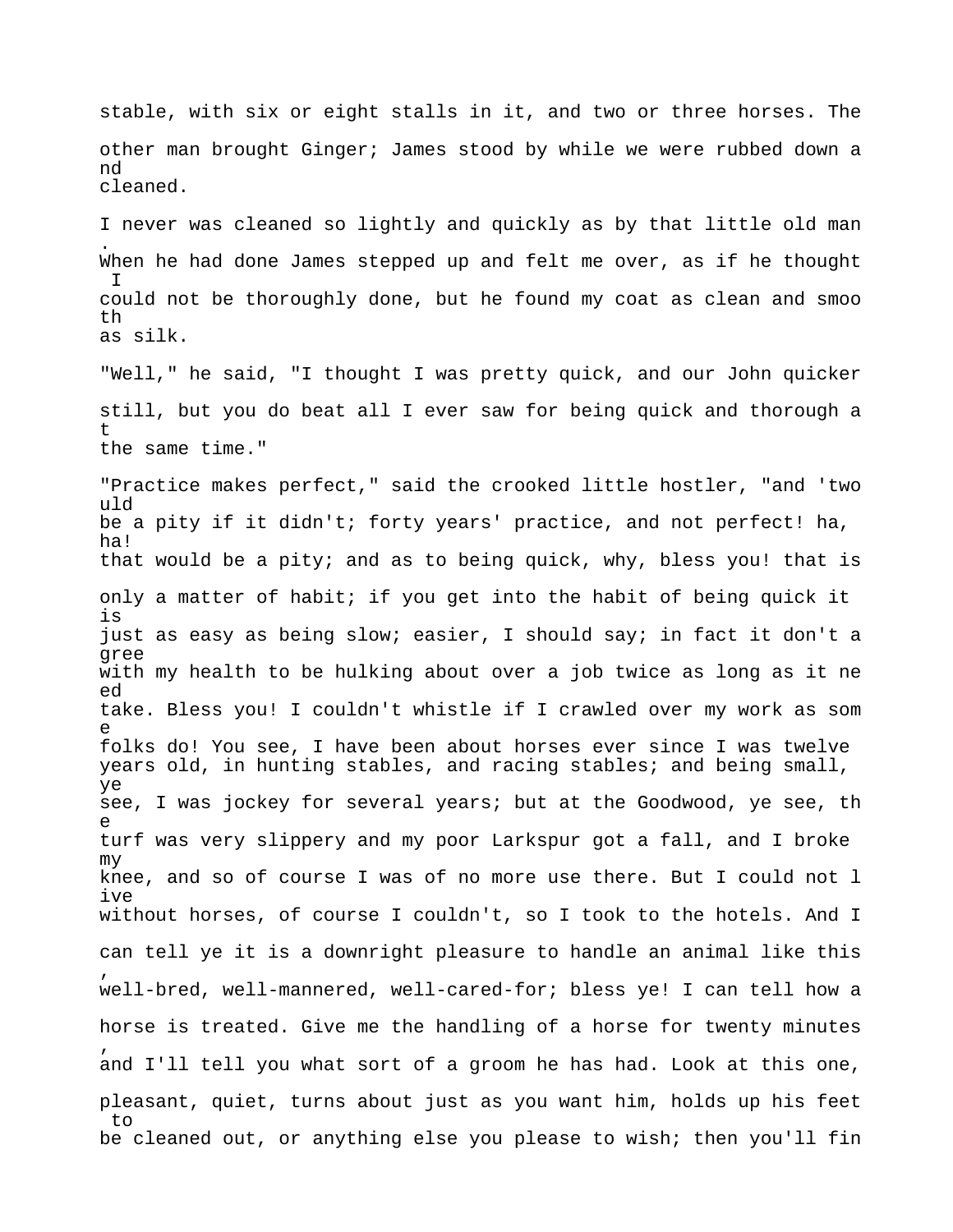stable, with six or eight stalls in it, and two or three horses. The other man brought Ginger; James stood by while we were rubbed down and cleaned.

I never was cleaned so lightly and quickly as by that little old man. When he had done James stepped up and felt me over, as if he thought I could not be thoroughly done, but he found my coat as clean and smooth as silk.

"Well," he said, "I thought I was pretty quick, and our John quicker still, but you do beat all I ever saw for being quick and thorough at the same time."

"Practice makes perfect," said the crooked little hostler, "and 'twould be a pity if it didn't; forty years' practice, and not perfect! ha, ha! that would be a pity; and as to being quick, why, bless you! that is only a matter of habit; if you get into the habit of being quick it is just as easy as being slow; easier, I should say; in fact it don't agree with my health to be hulking about over a job twice as long as it need take. Bless you! I couldn't whistle if I crawled over my work as some folks do! You see, I have been about horses ever since I was twelve years old, in hunting stables, and racing stables; and being small, ye see, I was jockey for several years; but at the Goodwood, ye see, the turf was very slippery and my poor Larkspur got a fall, and I broke my knee, and so of course I was of no more use there. But I could not live without horses, of course I couldn't, so I took to the hotels. And I can tell ye it is a downright pleasure to handle an animal like this, well-bred, well-mannered, well-cared-for; bless ye! I can tell how a horse is treated. Give me the handling of a horse for twenty minutes, and I'll tell you what sort of a groom he has had. Look at this one, pleasant, quiet, turns about just as you want him, holds up his feet to be cleaned out, or anything else you please to wish; then you'll fin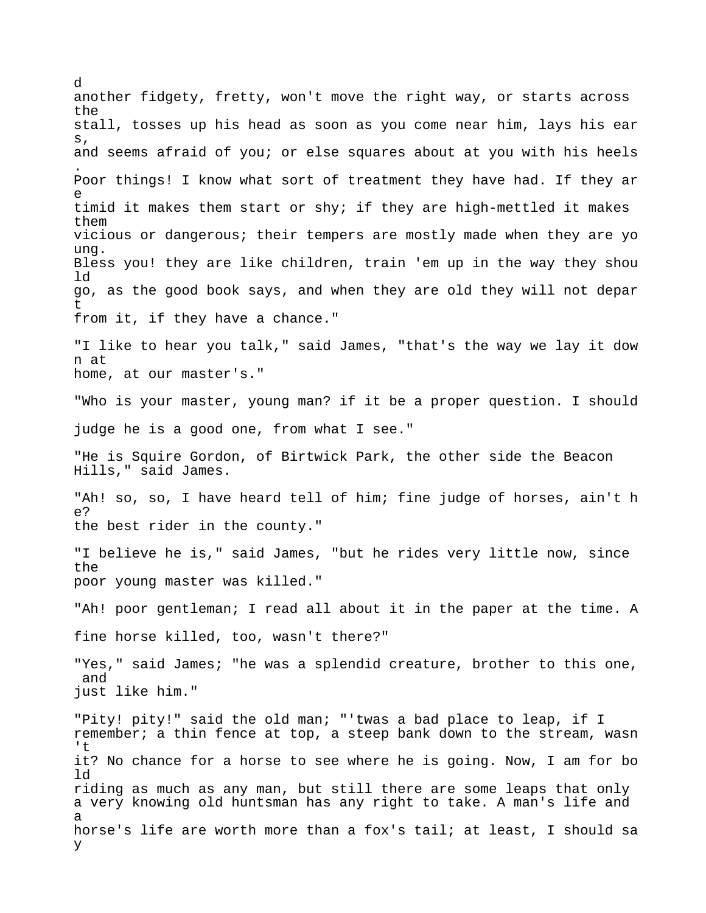d
another fidgety, fretty, won't move the right way, or starts across the stall, tosses up his head as soon as you come near him, lays his ears, and seems afraid of you; or else squares about at you with his heels. Poor things! I know what sort of treatment they have had. If they are timid it makes them start or shy; if they are high-mettled it makes them vicious or dangerous; their tempers are mostly made when they are young. Bless you! they are like children, train 'em up in the way they should go, as the good book says, and when they are old they will not depart from it, if they have a chance."

"I like to hear you talk," said James, "that's the way we lay it down at home, at our master's."

"Who is your master, young man? if it be a proper question. I should judge he is a good one, from what I see."

"He is Squire Gordon, of Birtwick Park, the other side the Beacon Hills," said James.

"Ah! so, so, I have heard tell of him; fine judge of horses, ain't he? the best rider in the county."

"I believe he is," said James, "but he rides very little now, since the poor young master was killed."

"Ah! poor gentleman; I read all about it in the paper at the time. A fine horse killed, too, wasn't there?"

"Yes," said James; "he was a splendid creature, brother to this one, and just like him."

"Pity! pity!" said the old man; "'twas a bad place to leap, if I remember; a thin fence at top, a steep bank down to the stream, wasn't it? No chance for a horse to see where he is going. Now, I am for bold riding as much as any man, but still there are some leaps that only a very knowing old huntsman has any right to take. A man's life and a horse's life are worth more than a fox's tail; at least, I should say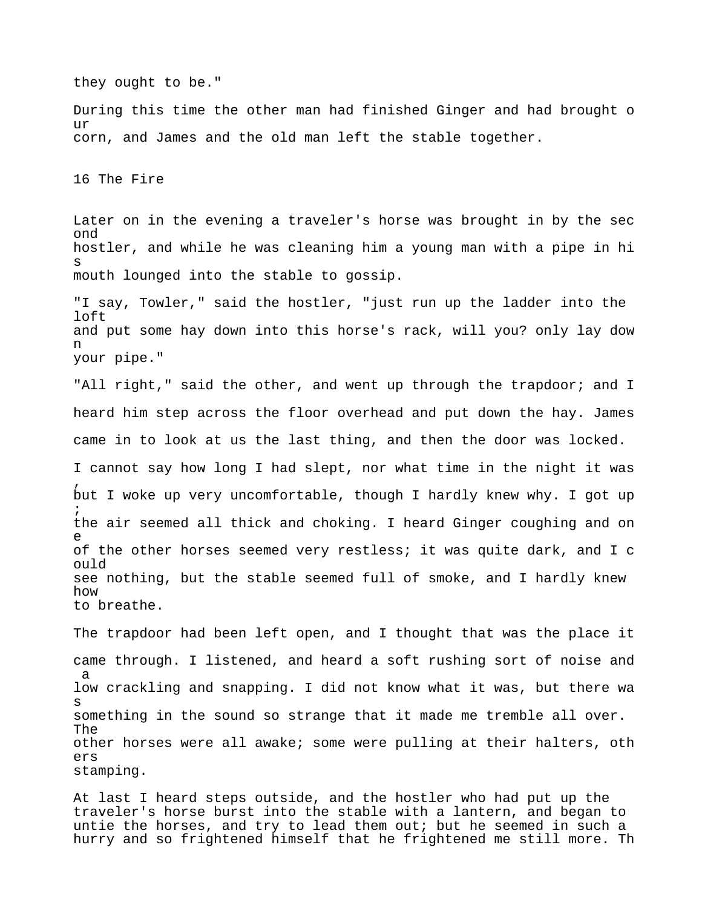they ought to be."

During this time the other man had finished Ginger and had brought our corn, and James and the old man left the stable together.

## 16 The Fire

Later on in the evening a traveler's horse was brought in by the second hostler, and while he was cleaning him a young man with a pipe in his mouth lounged into the stable to gossip.

"I say, Towler," said the hostler, "just run up the ladder into the loft and put some hay down into this horse's rack, will you? only lay down your pipe."

"All right," said the other, and went up through the trapdoor; and I heard him step across the floor overhead and put down the hay. James came in to look at us the last thing, and then the door was locked.

I cannot say how long I had slept, nor what time in the night it was, but I woke up very uncomfortable, though I hardly knew why. I got up; the air seemed all thick and choking. I heard Ginger coughing and one of the other horses seemed very restless; it was quite dark, and I could see nothing, but the stable seemed full of smoke, and I hardly knew how to breathe.

The trapdoor had been left open, and I thought that was the place it came through. I listened, and heard a soft rushing sort of noise and a low crackling and snapping. I did not know what it was, but there was something in the sound so strange that it made me tremble all over. The other horses were all awake; some were pulling at their halters, others stamping.

At last I heard steps outside, and the hostler who had put up the traveler's horse burst into the stable with a lantern, and began to untie the horses, and try to lead them out; but he seemed in such a hurry and so frightened himself that he frightened me still more. Th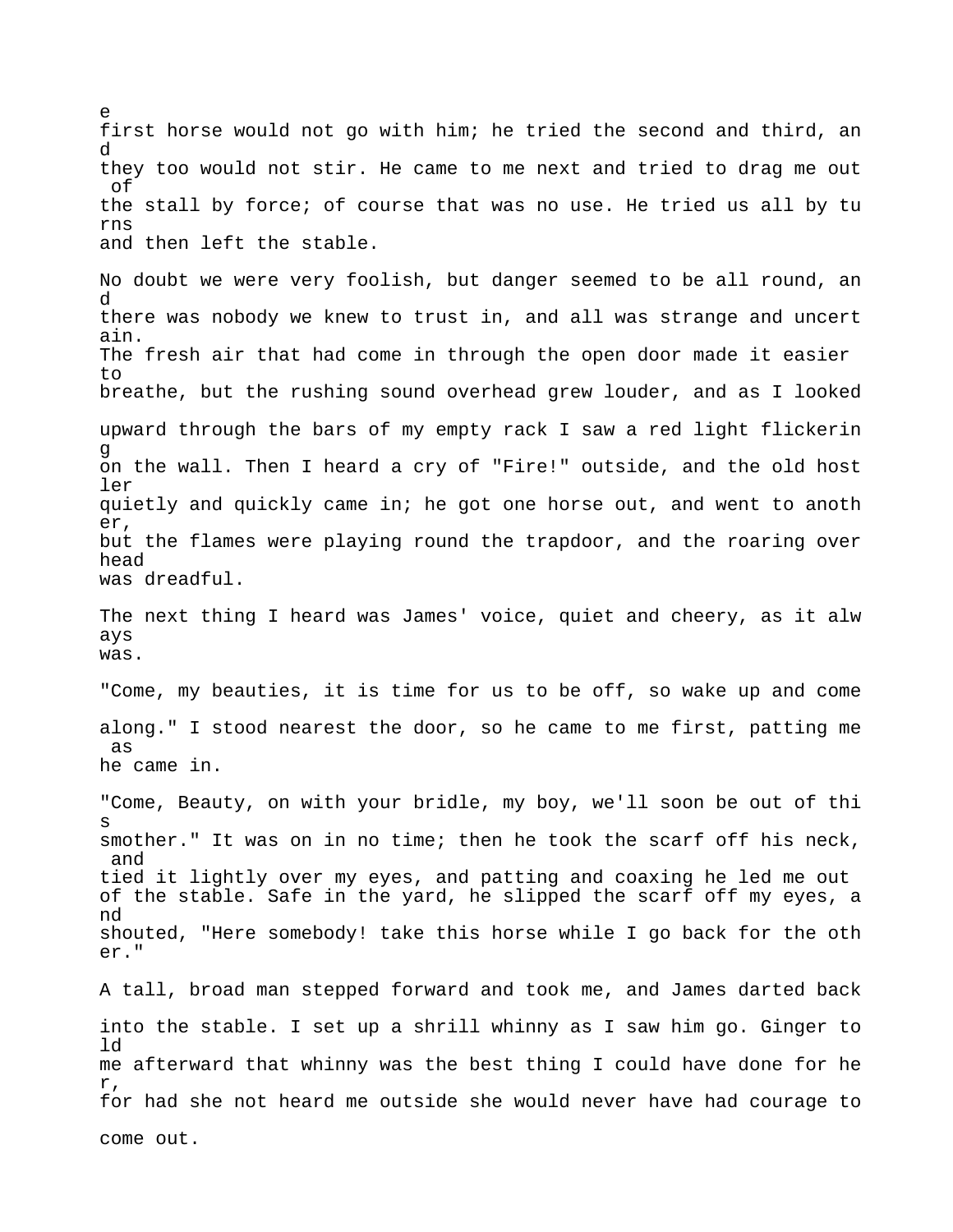e
first horse would not go with him; he tried the second and third, and they too would not stir. He came to me next and tried to drag me out of the stall by force; of course that was no use. He tried us all by turns and then left the stable.

No doubt we were very foolish, but danger seemed to be all round, and there was nobody we knew to trust in, and all was strange and uncertain. The fresh air that had come in through the open door made it easier to breathe, but the rushing sound overhead grew louder, and as I looked upward through the bars of my empty rack I saw a red light flickering on the wall. Then I heard a cry of "Fire!" outside, and the old hostler quietly and quickly came in; he got one horse out, and went to another, but the flames were playing round the trapdoor, and the roaring overhead was dreadful.

The next thing I heard was James' voice, quiet and cheery, as it always was.

"Come, my beauties, it is time for us to be off, so wake up and come along." I stood nearest the door, so he came to me first, patting me as he came in.

"Come, Beauty, on with your bridle, my boy, we'll soon be out of this smother." It was on in no time; then he took the scarf off his neck, and tied it lightly over my eyes, and patting and coaxing he led me out of the stable. Safe in the yard, he slipped the scarf off my eyes, and shouted, "Here somebody! take this horse while I go back for the other."

A tall, broad man stepped forward and took me, and James darted back into the stable. I set up a shrill whinny as I saw him go. Ginger told me afterward that whinny was the best thing I could have done for her, for had she not heard me outside she would never have had courage to come out.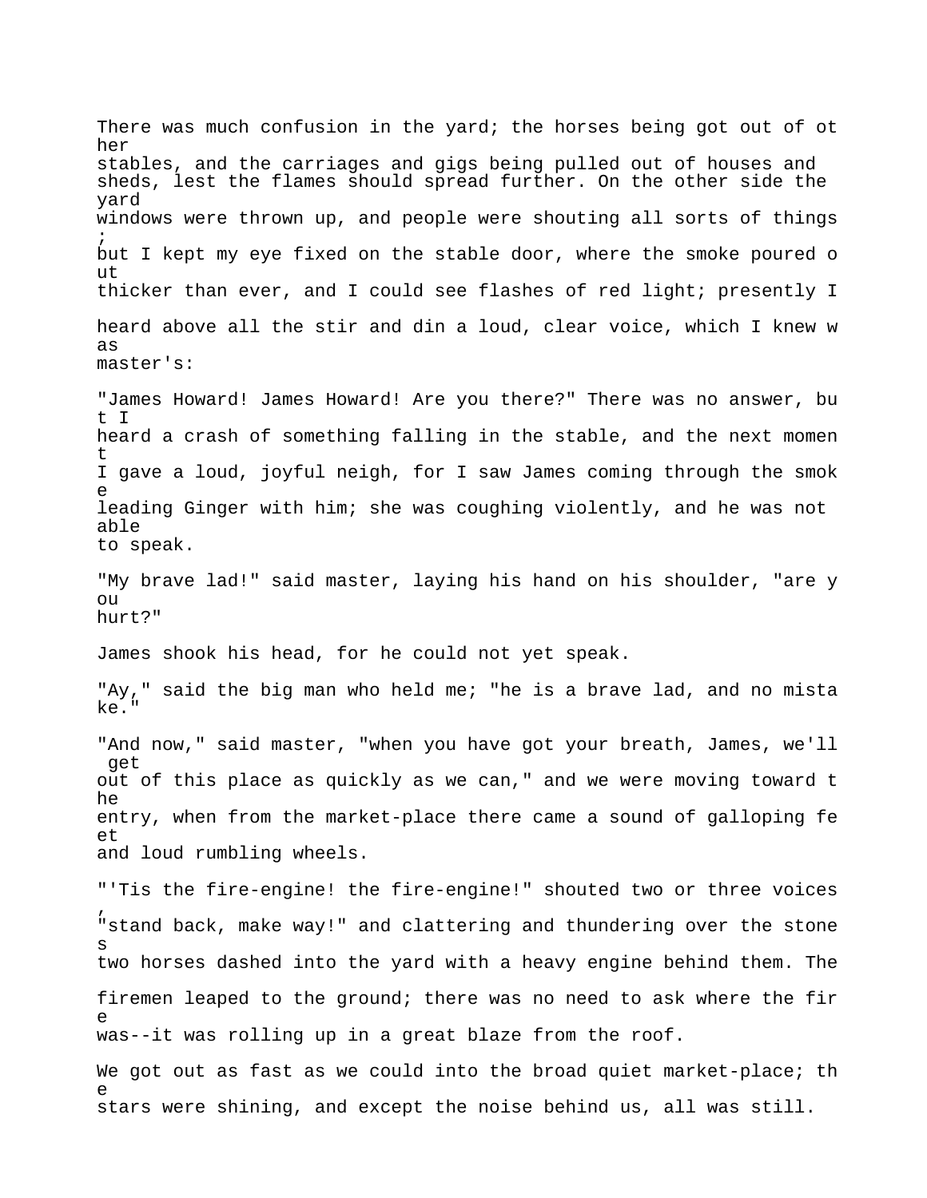There was much confusion in the yard; the horses being got out of other stables, and the carriages and gigs being pulled out of houses and sheds, lest the flames should spread further. On the other side the yard windows were thrown up, and people were shouting all sorts of things; but I kept my eye fixed on the stable door, where the smoke poured out thicker than ever, and I could see flashes of red light; presently I heard above all the stir and din a loud, clear voice, which I knew was master's:

"James Howard! James Howard! Are you there?" There was no answer, but I heard a crash of something falling in the stable, and the next moment I gave a loud, joyful neigh, for I saw James coming through the smoke leading Ginger with him; she was coughing violently, and he was not able to speak.

"My brave lad!" said master, laying his hand on his shoulder, "are you hurt?"

James shook his head, for he could not yet speak.

"Ay," said the big man who held me; "he is a brave lad, and no mistake."

"And now," said master, "when you have got your breath, James, we'll get out of this place as quickly as we can," and we were moving toward the entry, when from the market-place there came a sound of galloping feet and loud rumbling wheels.

"'Tis the fire-engine! the fire-engine!" shouted two or three voices, "stand back, make way!" and clattering and thundering over the stones two horses dashed into the yard with a heavy engine behind them. The firemen leaped to the ground; there was no need to ask where the fire was--it was rolling up in a great blaze from the roof.

We got out as fast as we could into the broad quiet market-place; the stars were shining, and except the noise behind us, all was still.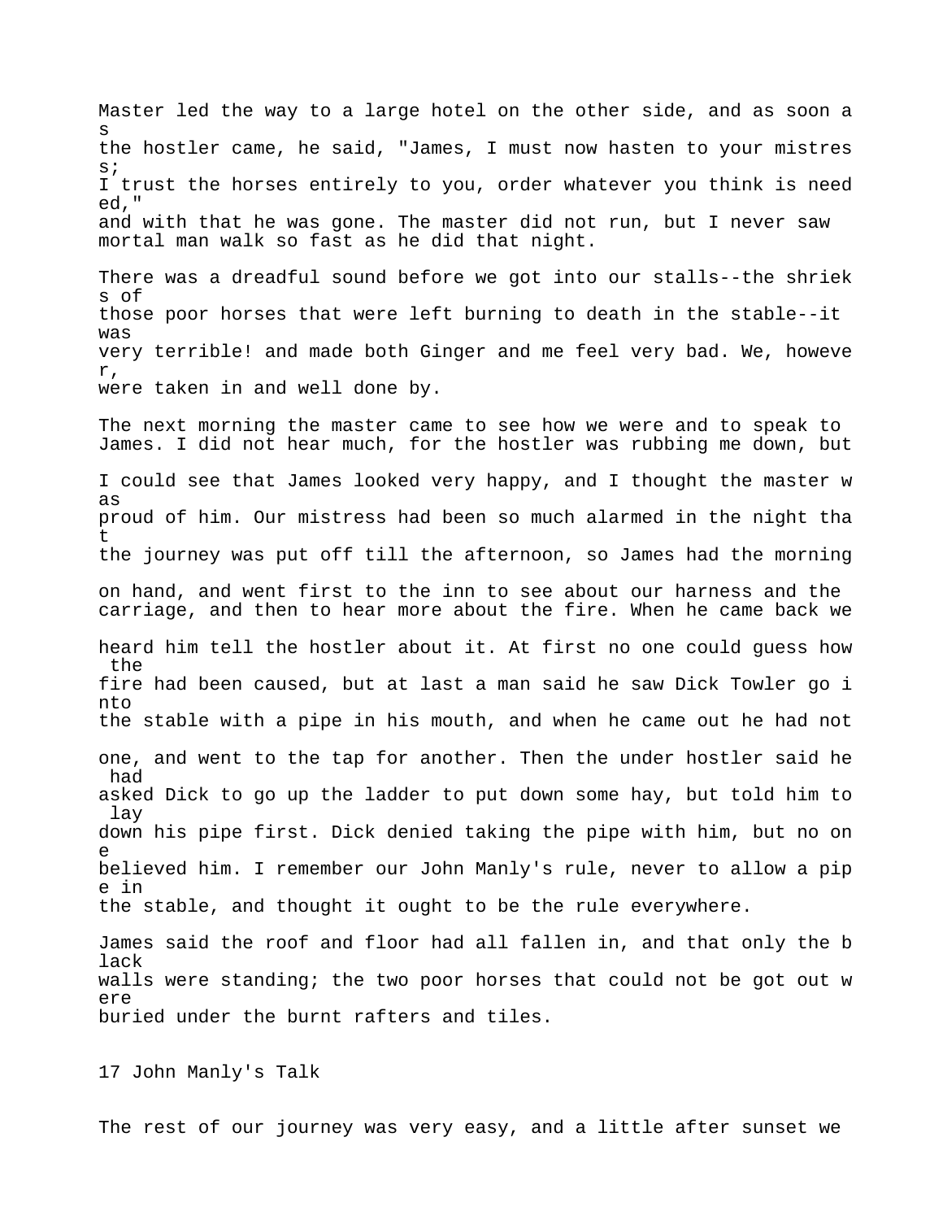Master led the way to a large hotel on the other side, and as soon as the hostler came, he said, "James, I must now hasten to your mistress; I trust the horses entirely to you, order whatever you think is needed," and with that he was gone. The master did not run, but I never saw mortal man walk so fast as he did that night.

There was a dreadful sound before we got into our stalls--the shrieks of those poor horses that were left burning to death in the stable--it was very terrible! and made both Ginger and me feel very bad. We, however, were taken in and well done by.

The next morning the master came to see how we were and to speak to James. I did not hear much, for the hostler was rubbing me down, but I could see that James looked very happy, and I thought the master was proud of him. Our mistress had been so much alarmed in the night that the journey was put off till the afternoon, so James had the morning on hand, and went first to the inn to see about our harness and the carriage, and then to hear more about the fire. When he came back we heard him tell the hostler about it. At first no one could guess how the fire had been caused, but at last a man said he saw Dick Towler go into the stable with a pipe in his mouth, and when he came out he had not one, and went to the tap for another. Then the under hostler said he had asked Dick to go up the ladder to put down some hay, but told him to lay down his pipe first. Dick denied taking the pipe with him, but no one believed him. I remember our John Manly's rule, never to allow a pipe in the stable, and thought it ought to be the rule everywhere.

James said the roof and floor had all fallen in, and that only the black walls were standing; the two poor horses that could not be got out were buried under the burnt rafters and tiles.

## 17 John Manly's Talk

The rest of our journey was very easy, and a little after sunset we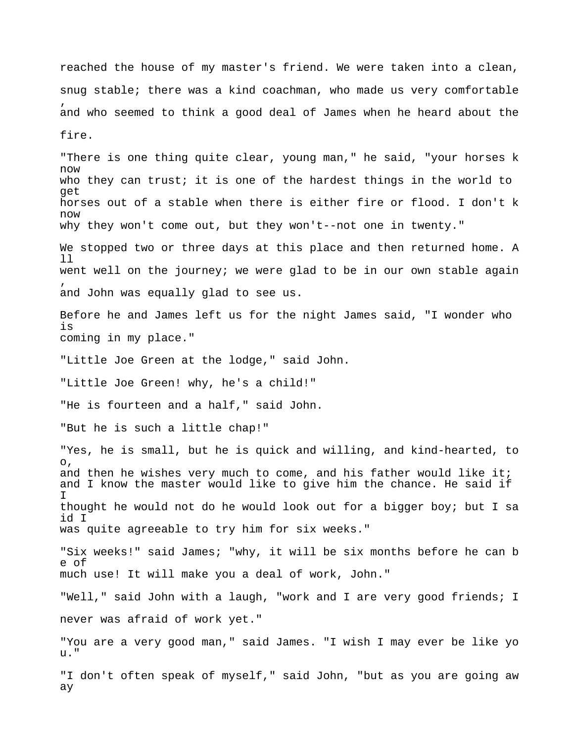reached the house of my master's friend. We were taken into a clean, snug stable; there was a kind coachman, who made us very comfortable, and who seemed to think a good deal of James when he heard about the fire.

"There is one thing quite clear, young man," he said, "your horses know who they can trust; it is one of the hardest things in the world to get horses out of a stable when there is either fire or flood. I don't know why they won't come out, but they won't--not one in twenty."

We stopped two or three days at this place and then returned home. All went well on the journey; we were glad to be in our own stable again, and John was equally glad to see us.

Before he and James left us for the night James said, "I wonder who is coming in my place."

"Little Joe Green at the lodge," said John.

"Little Joe Green! why, he's a child!"

"He is fourteen and a half," said John.

"But he is such a little chap!"

"Yes, he is small, but he is quick and willing, and kind-hearted, too, and then he wishes very much to come, and his father would like it; and I know the master would like to give him the chance. He said if I thought he would not do he would look out for a bigger boy; but I said I was quite agreeable to try him for six weeks."

"Six weeks!" said James; "why, it will be six months before he can be of much use! It will make you a deal of work, John."

"Well," said John with a laugh, "work and I are very good friends; I never was afraid of work yet."

"You are a very good man," said James. "I wish I may ever be like you."

"I don't often speak of myself," said John, "but as you are going away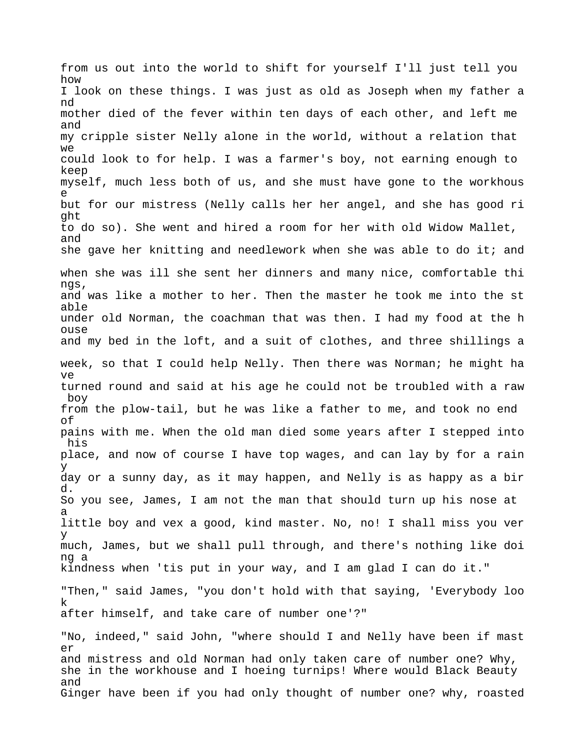from us out into the world to shift for yourself I'll just tell you how I look on these things. I was just as old as Joseph when my father and mother died of the fever within ten days of each other, and left me and my cripple sister Nelly alone in the world, without a relation that we could look to for help. I was a farmer's boy, not earning enough to keep myself, much less both of us, and she must have gone to the workhouse but for our mistress (Nelly calls her her angel, and she has good right to do so). She went and hired a room for her with old Widow Mallet, and she gave her knitting and needlework when she was able to do it; and when she was ill she sent her dinners and many nice, comfortable things, and was like a mother to her. Then the master he took me into the stable under old Norman, the coachman that was then. I had my food at the house and my bed in the loft, and a suit of clothes, and three shillings a week, so that I could help Nelly. Then there was Norman; he might have turned round and said at his age he could not be troubled with a raw boy from the plow-tail, but he was like a father to me, and took no end of pains with me. When the old man died some years after I stepped into his place, and now of course I have top wages, and can lay by for a rainy day or a sunny day, as it may happen, and Nelly is as happy as a bird. So you see, James, I am not the man that should turn up his nose at a little boy and vex a good, kind master. No, no! I shall miss you very much, James, but we shall pull through, and there's nothing like doing a kindness when 'tis put in your way, and I am glad I can do it."

"Then," said James, "you don't hold with that saying, 'Everybody look after himself, and take care of number one'?"

"No, indeed," said John, "where should I and Nelly have been if master and mistress and old Norman had only taken care of number one? Why, she in the workhouse and I hoeing turnips! Where would Black Beauty and Ginger have been if you had only thought of number one? why, roasted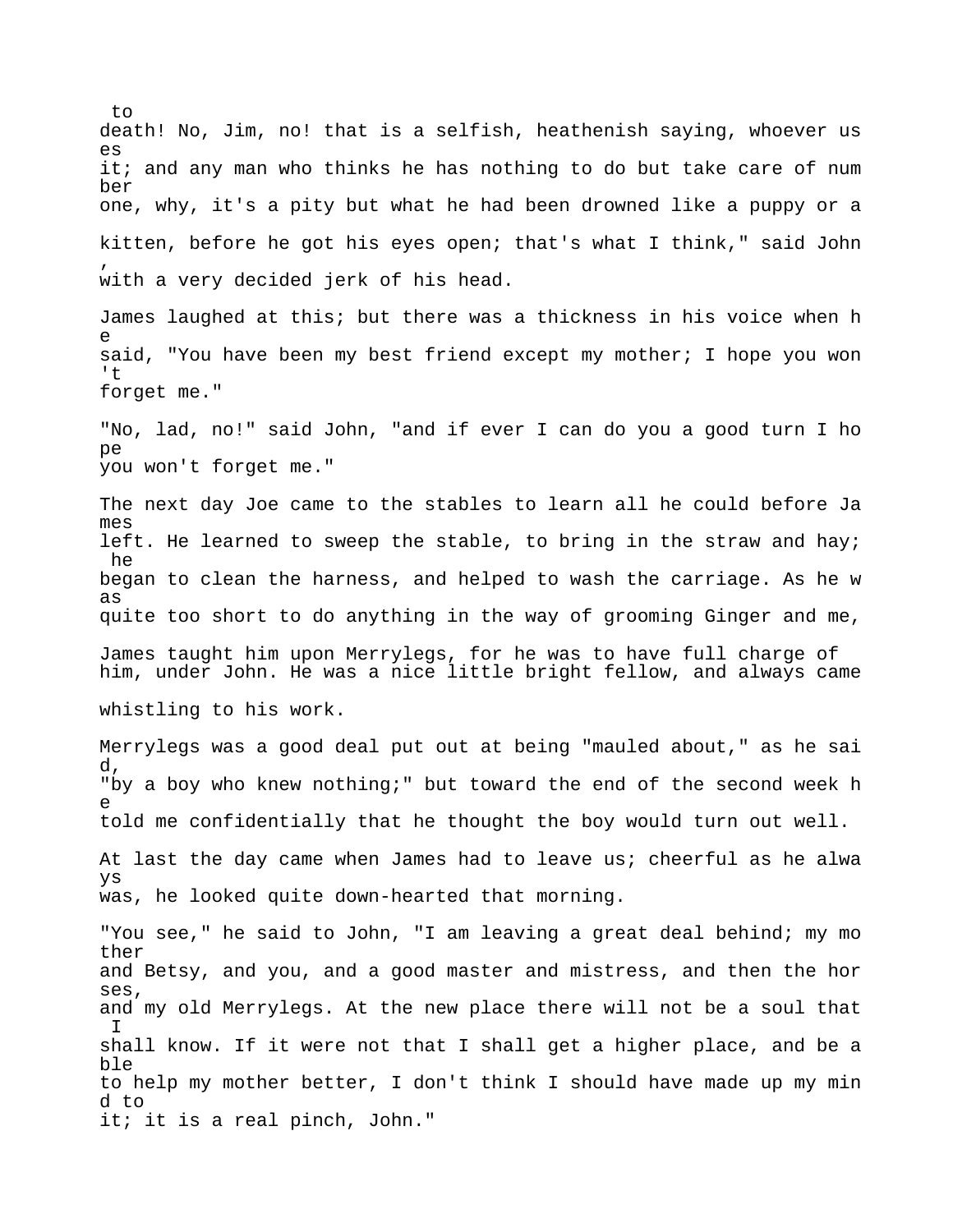to death! No, Jim, no! that is a selfish, heathenish saying, whoever uses it; and any man who thinks he has nothing to do but take care of number one, why, it's a pity but what he had been drowned like a puppy or a kitten, before he got his eyes open; that's what I think," said John, with a very decided jerk of his head.

James laughed at this; but there was a thickness in his voice when he said, "You have been my best friend except my mother; I hope you won't forget me."

"No, lad, no!" said John, "and if ever I can do you a good turn I hope you won't forget me."

The next day Joe came to the stables to learn all he could before James left. He learned to sweep the stable, to bring in the straw and hay; he began to clean the harness, and helped to wash the carriage. As he was quite too short to do anything in the way of grooming Ginger and me, James taught him upon Merrylegs, for he was to have full charge of him, under John. He was a nice little bright fellow, and always came whistling to his work.

Merrylegs was a good deal put out at being "mauled about," as he said, "by a boy who knew nothing;" but toward the end of the second week he told me confidentially that he thought the boy would turn out well.

At last the day came when James had to leave us; cheerful as he always was, he looked quite down-hearted that morning.

"You see," he said to John, "I am leaving a great deal behind; my mother and Betsy, and you, and a good master and mistress, and then the horses, and my old Merrylegs. At the new place there will not be a soul that I shall know. If it were not that I shall get a higher place, and be able to help my mother better, I don't think I should have made up my mind to it; it is a real pinch, John."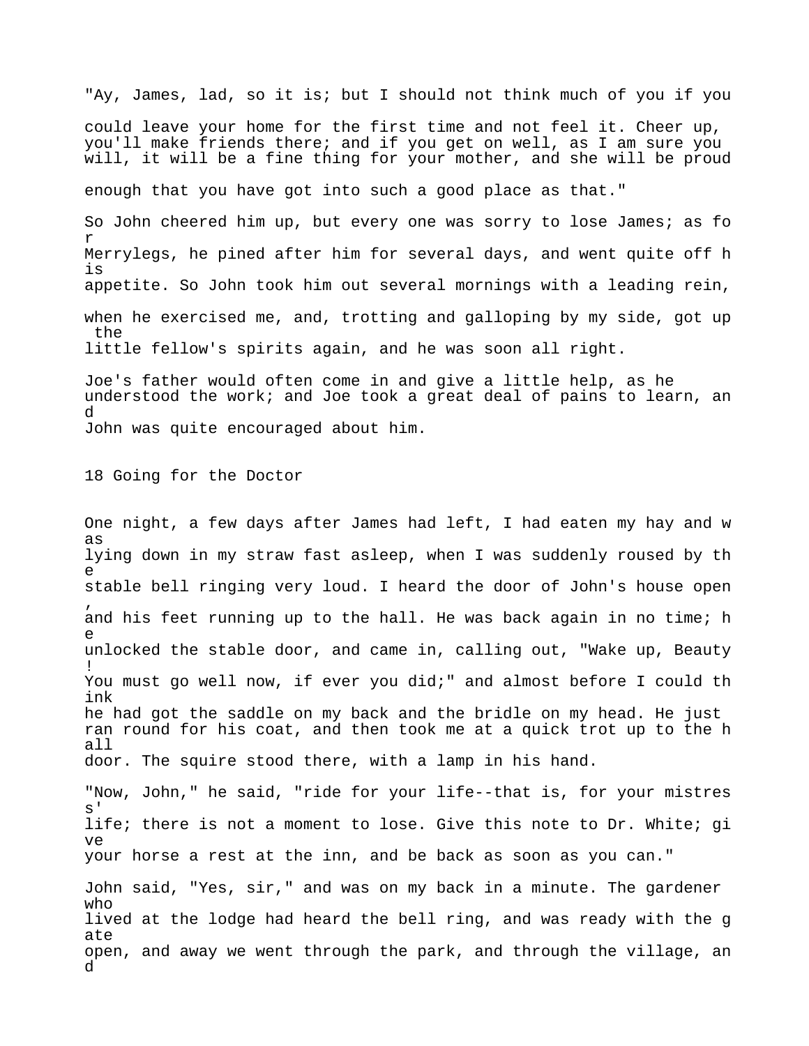"Ay, James, lad, so it is; but I should not think much of you if you could leave your home for the first time and not feel it. Cheer up, you'll make friends there; and if you get on well, as I am sure you will, it will be a fine thing for your mother, and she will be proud enough that you have got into such a good place as that."

So John cheered him up, but every one was sorry to lose James; as for Merrylegs, he pined after him for several days, and went quite off his appetite. So John took him out several mornings with a leading rein, when he exercised me, and, trotting and galloping by my side, got up the little fellow's spirits again, and he was soon all right.

Joe's father would often come in and give a little help, as he understood the work; and Joe took a great deal of pains to learn, and John was quite encouraged about him.

## 18 Going for the Doctor

One night, a few days after James had left, I had eaten my hay and was lying down in my straw fast asleep, when I was suddenly roused by the stable bell ringing very loud. I heard the door of John's house open, and his feet running up to the hall. He was back again in no time; he unlocked the stable door, and came in, calling out, "Wake up, Beauty! You must go well now, if ever you did;" and almost before I could think he had got the saddle on my back and the bridle on my head. He just ran round for his coat, and then took me at a quick trot up to the hall door. The squire stood there, with a lamp in his hand.

"Now, John," he said, "ride for your life--that is, for your mistress' life; there is not a moment to lose. Give this note to Dr. White; give your horse a rest at the inn, and be back as soon as you can."

John said, "Yes, sir," and was on my back in a minute. The gardener who lived at the lodge had heard the bell ring, and was ready with the gate open, and away we went through the park, and through the village, and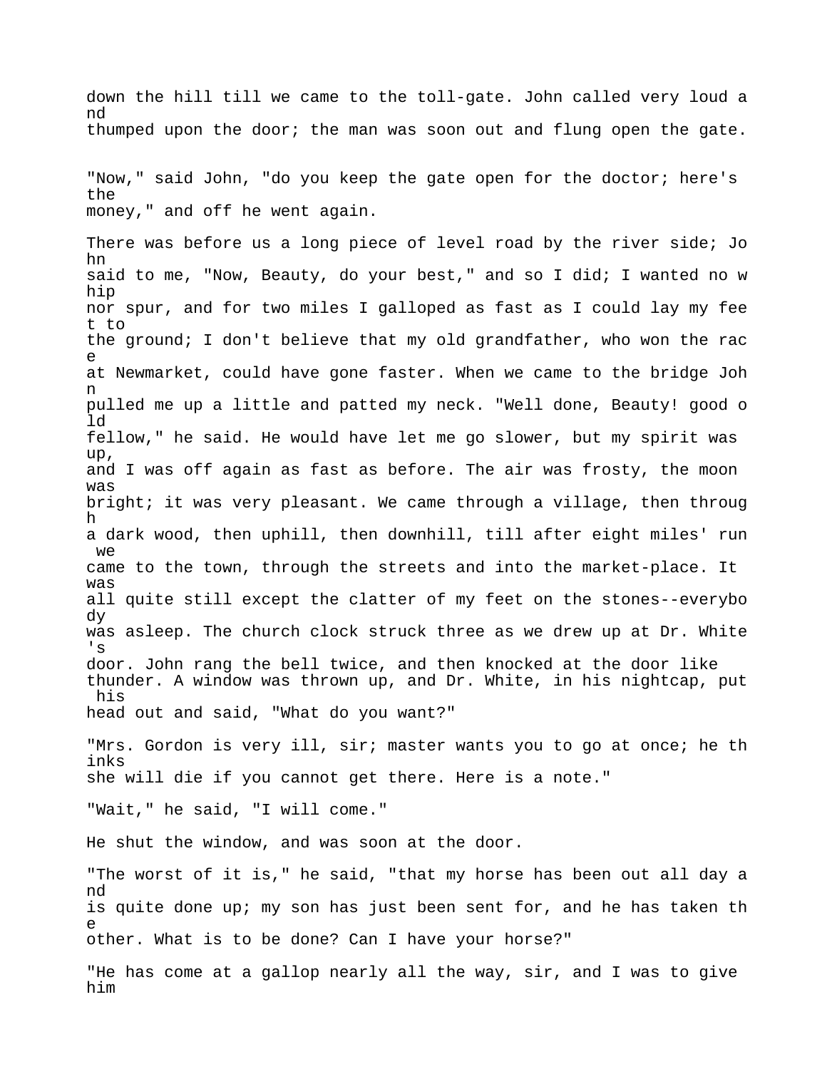down the hill till we came to the toll-gate. John called very loud and thumped upon the door; the man was soon out and flung open the gate.

"Now," said John, "do you keep the gate open for the doctor; here's the money," and off he went again.

There was before us a long piece of level road by the river side; John said to me, "Now, Beauty, do your best," and so I did; I wanted no whip nor spur, and for two miles I galloped as fast as I could lay my feet to the ground; I don't believe that my old grandfather, who won the race at Newmarket, could have gone faster. When we came to the bridge John pulled me up a little and patted my neck. "Well done, Beauty! good old fellow," he said. He would have let me go slower, but my spirit was up, and I was off again as fast as before. The air was frosty, the moon was bright; it was very pleasant. We came through a village, then through a dark wood, then uphill, then downhill, till after eight miles' run we came to the town, through the streets and into the market-place. It was all quite still except the clatter of my feet on the stones--everybody was asleep. The church clock struck three as we drew up at Dr. White's door. John rang the bell twice, and then knocked at the door like thunder. A window was thrown up, and Dr. White, in his nightcap, put his head out and said, "What do you want?"

"Mrs. Gordon is very ill, sir; master wants you to go at once; he thinks she will die if you cannot get there. Here is a note."

"Wait," he said, "I will come."

He shut the window, and was soon at the door.

"The worst of it is," he said, "that my horse has been out all day and is quite done up; my son has just been sent for, and he has taken the other. What is to be done? Can I have your horse?"

"He has come at a gallop nearly all the way, sir, and I was to give him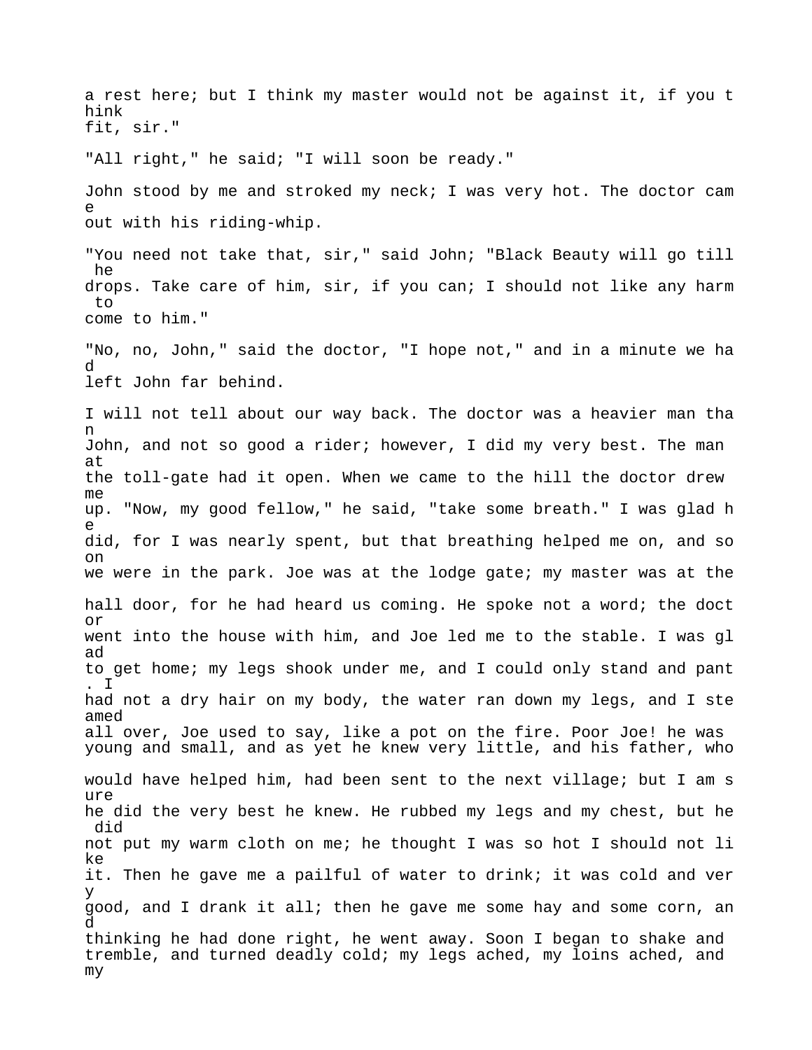a rest here; but I think my master would not be against it, if you think fit, sir."

"All right," he said; "I will soon be ready."

John stood by me and stroked my neck; I was very hot. The doctor came out with his riding-whip.

"You need not take that, sir," said John; "Black Beauty will go till he drops. Take care of him, sir, if you can; I should not like any harm to come to him."

"No, no, John," said the doctor, "I hope not," and in a minute we had left John far behind.

I will not tell about our way back. The doctor was a heavier man than John, and not so good a rider; however, I did my very best. The man at the toll-gate had it open. When we came to the hill the doctor drew me up. "Now, my good fellow," he said, "take some breath." I was glad he did, for I was nearly spent, but that breathing helped me on, and soon we were in the park. Joe was at the lodge gate; my master was at the hall door, for he had heard us coming. He spoke not a word; the doctor went into the house with him, and Joe led me to the stable. I was glad to get home; my legs shook under me, and I could only stand and pant. I had not a dry hair on my body, the water ran down my legs, and I steamed all over, Joe used to say, like a pot on the fire. Poor Joe! he was young and small, and as yet he knew very little, and his father, who would have helped him, had been sent to the next village; but I am sure he did the very best he knew. He rubbed my legs and my chest, but he did not put my warm cloth on me; he thought I was so hot I should not like it. Then he gave me a pailful of water to drink; it was cold and very good, and I drank it all; then he gave me some hay and some corn, and thinking he had done right, he went away. Soon I began to shake and tremble, and turned deadly cold; my legs ached, my loins ached, and my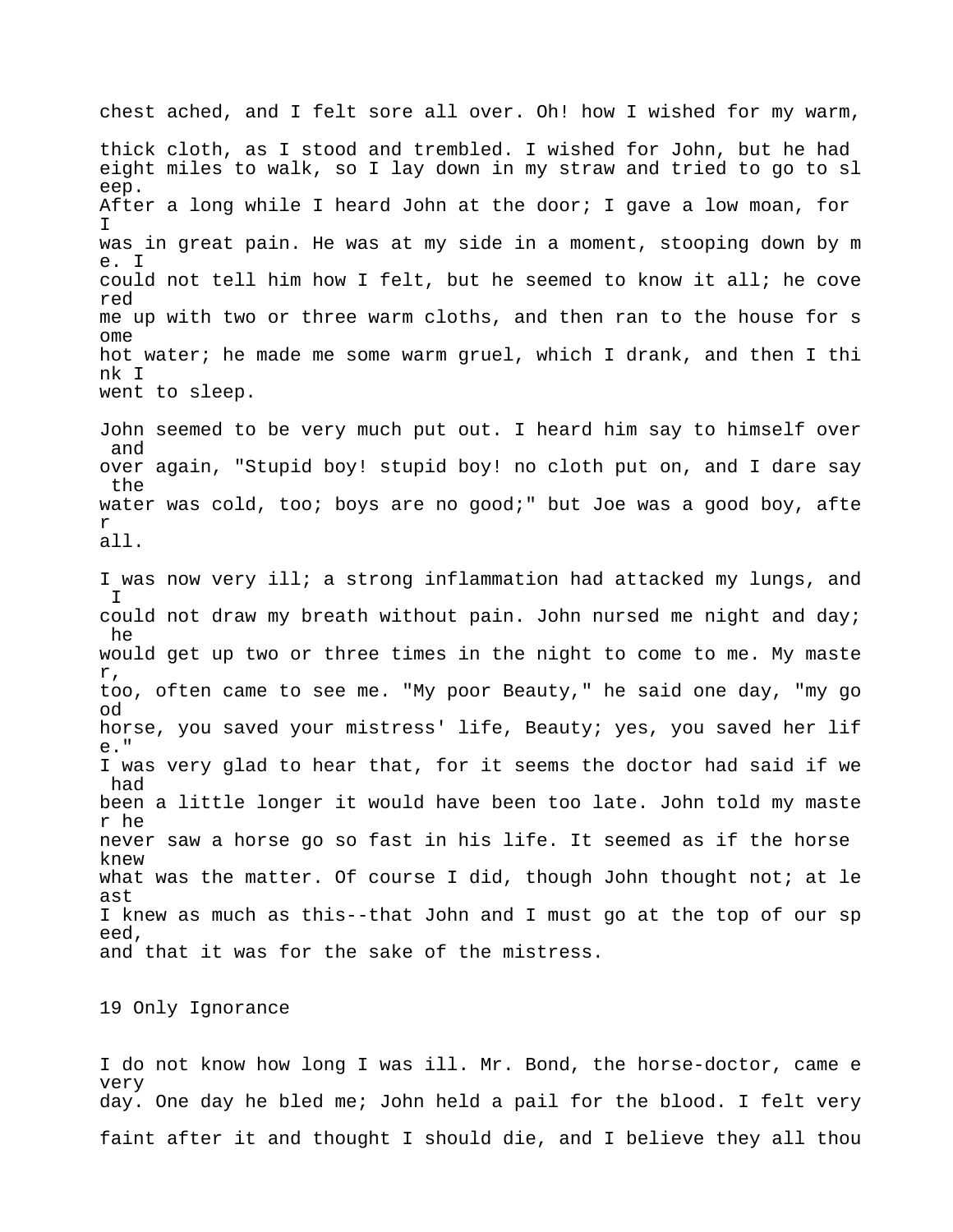chest ached, and I felt sore all over. Oh! how I wished for my warm, thick cloth, as I stood and trembled. I wished for John, but he had eight miles to walk, so I lay down in my straw and tried to go to sleep. After a long while I heard John at the door; I gave a low moan, for I was in great pain. He was at my side in a moment, stooping down by me. I could not tell him how I felt, but he seemed to know it all; he covered me up with two or three warm cloths, and then ran to the house for some hot water; he made me some warm gruel, which I drank, and then I think I went to sleep.

John seemed to be very much put out. I heard him say to himself over and over again, "Stupid boy! stupid boy! no cloth put on, and I dare say the water was cold, too; boys are no good;" but Joe was a good boy, after all.

I was now very ill; a strong inflammation had attacked my lungs, and I could not draw my breath without pain. John nursed me night and day; he would get up two or three times in the night to come to me. My master, too, often came to see me. "My poor Beauty," he said one day, "my good horse, you saved your mistress' life, Beauty; yes, you saved her life." I was very glad to hear that, for it seems the doctor had said if we had been a little longer it would have been too late. John told my master he never saw a horse go so fast in his life. It seemed as if the horse knew what was the matter. Of course I did, though John thought not; at least I knew as much as this--that John and I must go at the top of our speed, and that it was for the sake of the mistress.

## 19 Only Ignorance

I do not know how long I was ill. Mr. Bond, the horse-doctor, came every day. One day he bled me; John held a pail for the blood. I felt very faint after it and thought I should die, and I believe they all thou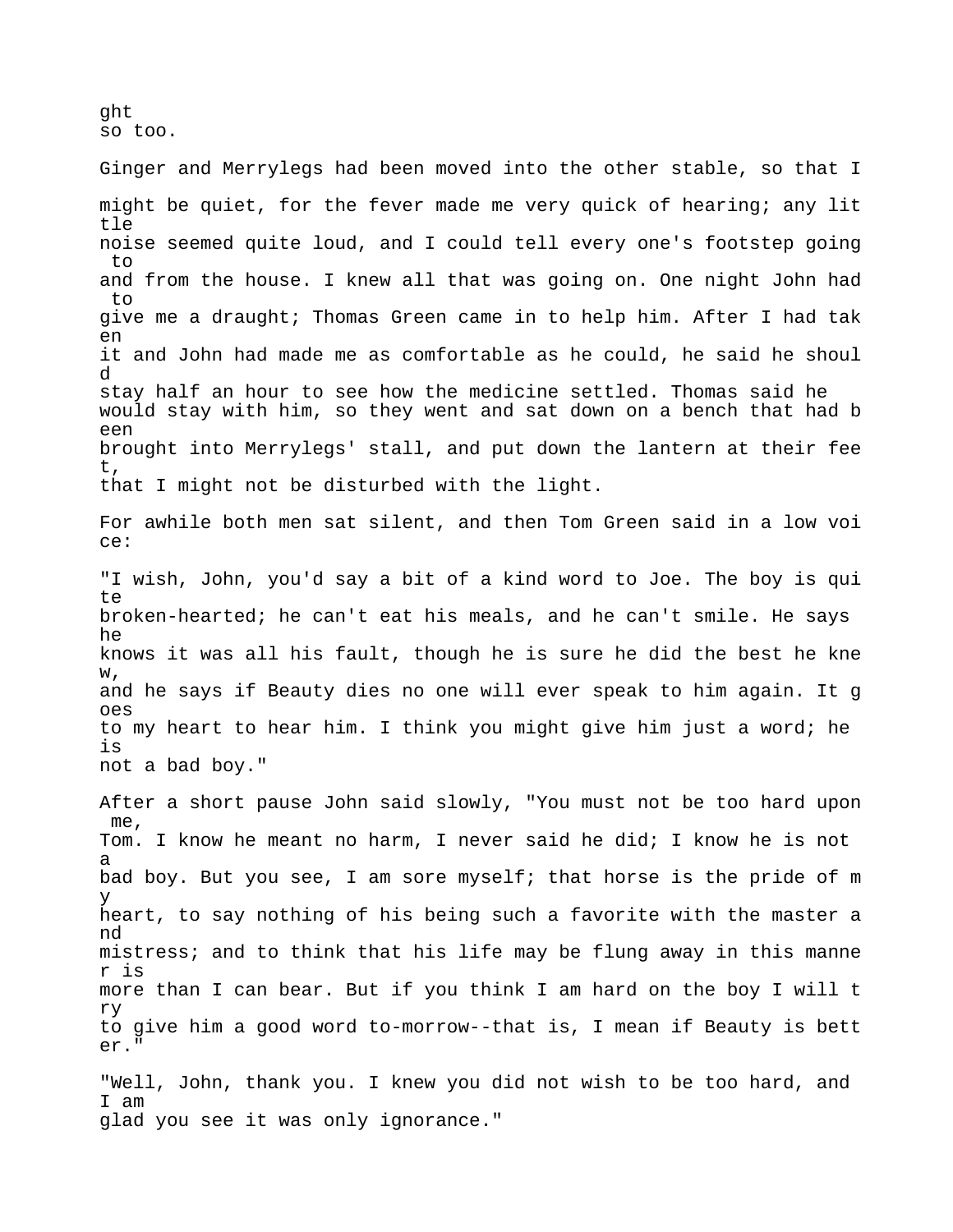ght
so too.

Ginger and Merrylegs had been moved into the other stable, so that I might be quiet, for the fever made me very quick of hearing; any little noise seemed quite loud, and I could tell every one's footstep going to and from the house. I knew all that was going on. One night John had to give me a draught; Thomas Green came in to help him. After I had taken it and John had made me as comfortable as he could, he said he should stay half an hour to see how the medicine settled. Thomas said he would stay with him, so they went and sat down on a bench that had been brought into Merrylegs' stall, and put down the lantern at their feet, that I might not be disturbed with the light.

For awhile both men sat silent, and then Tom Green said in a low voice:

"I wish, John, you'd say a bit of a kind word to Joe. The boy is quite broken-hearted; he can't eat his meals, and he can't smile. He says he knows it was all his fault, though he is sure he did the best he knew, and he says if Beauty dies no one will ever speak to him again. It goes to my heart to hear him. I think you might give him just a word; he is not a bad boy."

After a short pause John said slowly, "You must not be too hard upon me, Tom. I know he meant no harm, I never said he did; I know he is not a bad boy. But you see, I am sore myself; that horse is the pride of my heart, to say nothing of his being such a favorite with the master and mistress; and to think that his life may be flung away in this manner is more than I can bear. But if you think I am hard on the boy I will try to give him a good word to-morrow--that is, I mean if Beauty is better."

"Well, John, thank you. I knew you did not wish to be too hard, and I am glad you see it was only ignorance."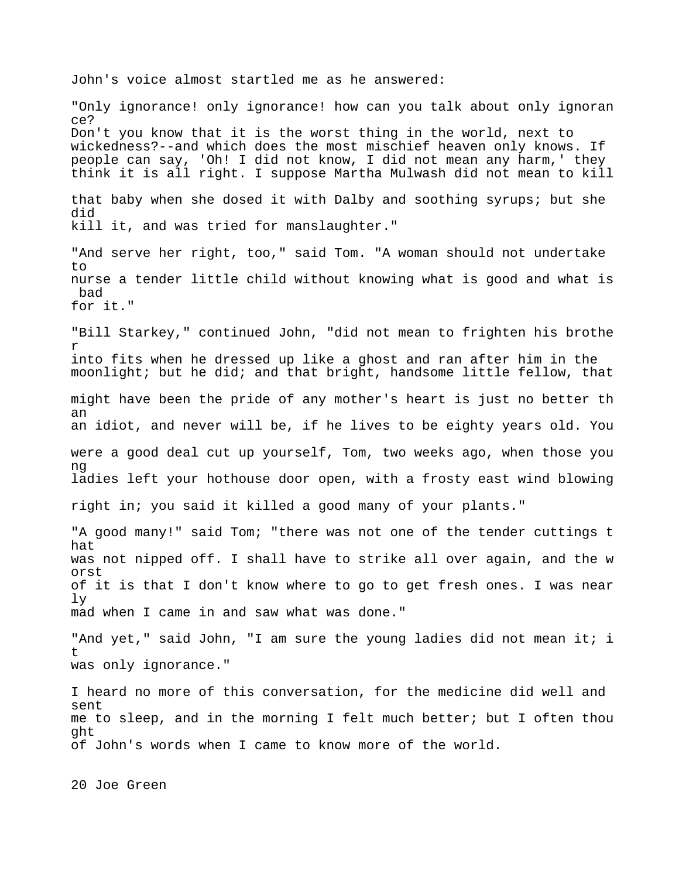John's voice almost startled me as he answered:

"Only ignorance! only ignorance! how can you talk about only ignorance? Don't you know that it is the worst thing in the world, next to wickedness?--and which does the most mischief heaven only knows. If people can say, 'Oh! I did not know, I did not mean any harm,' they think it is all right. I suppose Martha Mulwash did not mean to kill that baby when she dosed it with Dalby and soothing syrups; but she did kill it, and was tried for manslaughter."

"And serve her right, too," said Tom. "A woman should not undertake to nurse a tender little child without knowing what is good and what is bad for it."

"Bill Starkey," continued John, "did not mean to frighten his brother into fits when he dressed up like a ghost and ran after him in the moonlight; but he did; and that bright, handsome little fellow, that might have been the pride of any mother's heart is just no better than an idiot, and never will be, if he lives to be eighty years old. You were a good deal cut up yourself, Tom, two weeks ago, when those young ladies left your hothouse door open, with a frosty east wind blowing right in; you said it killed a good many of your plants."

"A good many!" said Tom; "there was not one of the tender cuttings that was not nipped off. I shall have to strike all over again, and the worst of it is that I don't know where to go to get fresh ones. I was nearly mad when I came in and saw what was done."

"And yet," said John, "I am sure the young ladies did not mean it; it was only ignorance."

I heard no more of this conversation, for the medicine did well and sent me to sleep, and in the morning I felt much better; but I often thought of John's words when I came to know more of the world.

## 20 Joe Green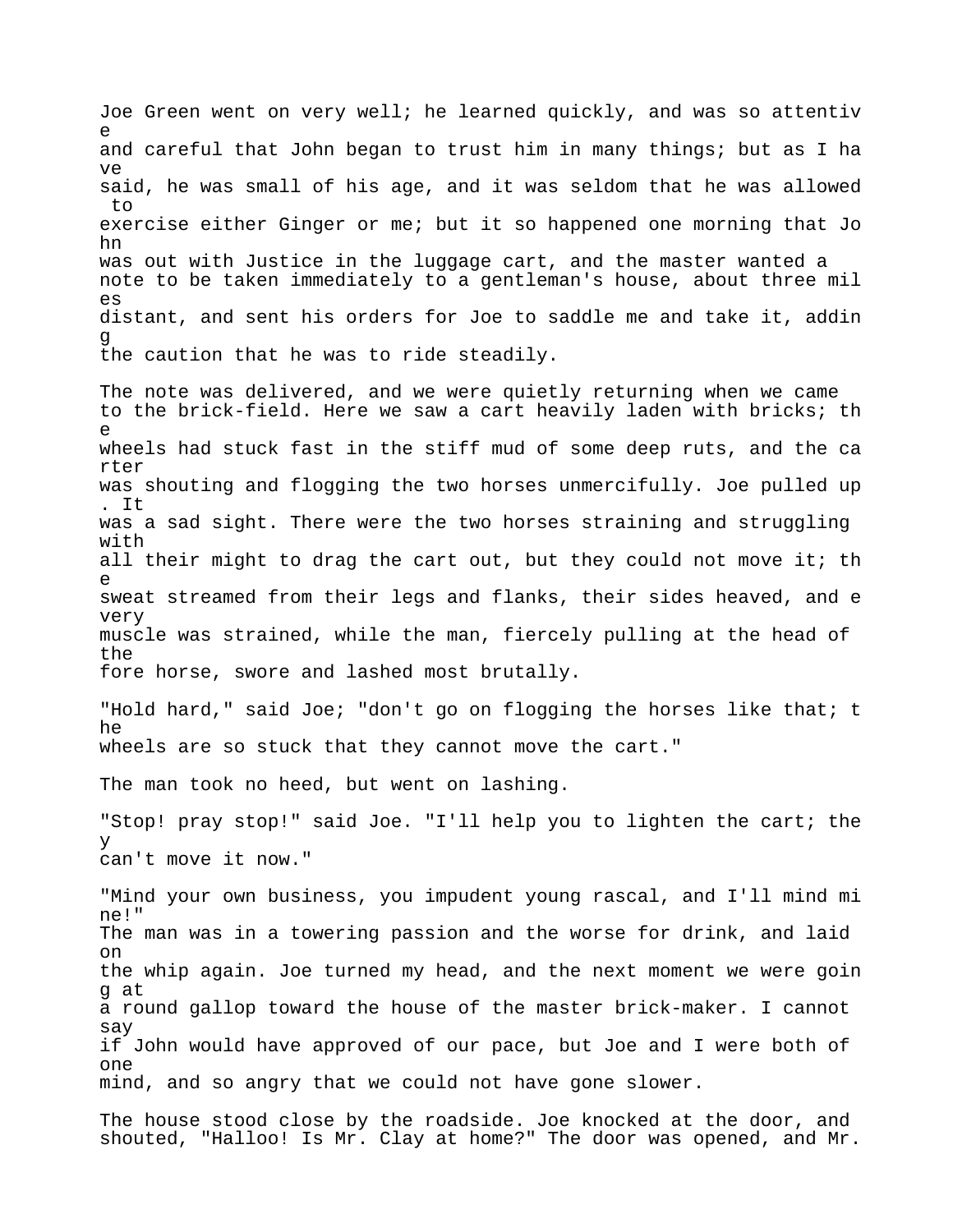Joe Green went on very well; he learned quickly, and was so attentive and careful that John began to trust him in many things; but as I have said, he was small of his age, and it was seldom that he was allowed to exercise either Ginger or me; but it so happened one morning that John was out with Justice in the luggage cart, and the master wanted a note to be taken immediately to a gentleman's house, about three miles distant, and sent his orders for Joe to saddle me and take it, adding the caution that he was to ride steadily.

The note was delivered, and we were quietly returning when we came to the brick-field. Here we saw a cart heavily laden with bricks; the wheels had stuck fast in the stiff mud of some deep ruts, and the carter was shouting and flogging the two horses unmercifully. Joe pulled up. It was a sad sight. There were the two horses straining and struggling with all their might to drag the cart out, but they could not move it; the sweat streamed from their legs and flanks, their sides heaved, and every muscle was strained, while the man, fiercely pulling at the head of the fore horse, swore and lashed most brutally.

"Hold hard," said Joe; "don't go on flogging the horses like that; the wheels are so stuck that they cannot move the cart."

The man took no heed, but went on lashing.

"Stop! pray stop!" said Joe. "I'll help you to lighten the cart; they can't move it now."

"Mind your own business, you impudent young rascal, and I'll mind mine!"
The man was in a towering passion and the worse for drink, and laid on the whip again. Joe turned my head, and the next moment we were going at a round gallop toward the house of the master brick-maker. I cannot say if John would have approved of our pace, but Joe and I were both of one mind, and so angry that we could not have gone slower.

The house stood close by the roadside. Joe knocked at the door, and shouted, "Halloo! Is Mr. Clay at home?" The door was opened, and Mr.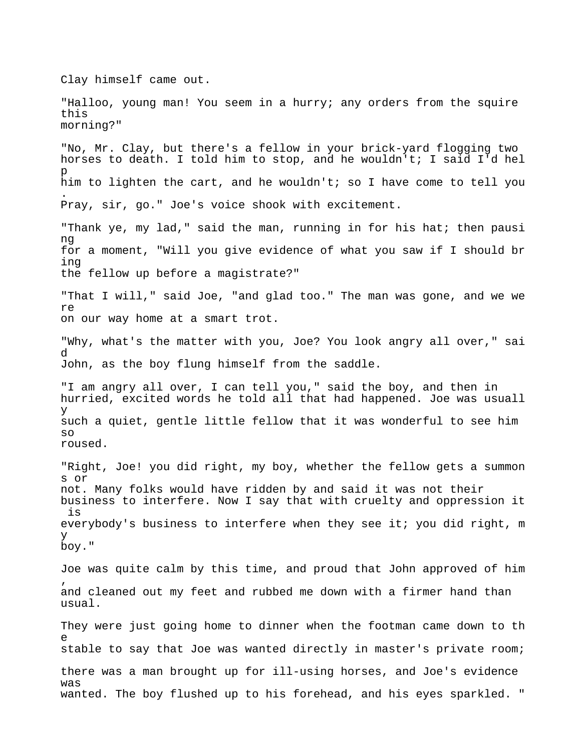Clay himself came out.

"Halloo, young man! You seem in a hurry; any orders from the squire this morning?"

"No, Mr. Clay, but there's a fellow in your brick-yard flogging two horses to death. I told him to stop, and he wouldn't; I said I'd help him to lighten the cart, and he wouldn't; so I have come to tell you. Pray, sir, go." Joe's voice shook with excitement.

"Thank ye, my lad," said the man, running in for his hat; then pausing for a moment, "Will you give evidence of what you saw if I should bring the fellow up before a magistrate?"

"That I will," said Joe, "and glad too." The man was gone, and we were on our way home at a smart trot.

"Why, what's the matter with you, Joe? You look angry all over," said John, as the boy flung himself from the saddle.

"I am angry all over, I can tell you," said the boy, and then in hurried, excited words he told all that had happened. Joe was usually such a quiet, gentle little fellow that it was wonderful to see him so roused.

"Right, Joe! you did right, my boy, whether the fellow gets a summons or not. Many folks would have ridden by and said it was not their business to interfere. Now I say that with cruelty and oppression it is everybody's business to interfere when they see it; you did right, my boy."

Joe was quite calm by this time, and proud that John approved of him, and cleaned out my feet and rubbed me down with a firmer hand than usual.

They were just going home to dinner when the footman came down to the stable to say that Joe was wanted directly in master's private room; there was a man brought up for ill-using horses, and Joe's evidence was wanted. The boy flushed up to his forehead, and his eyes sparkled. "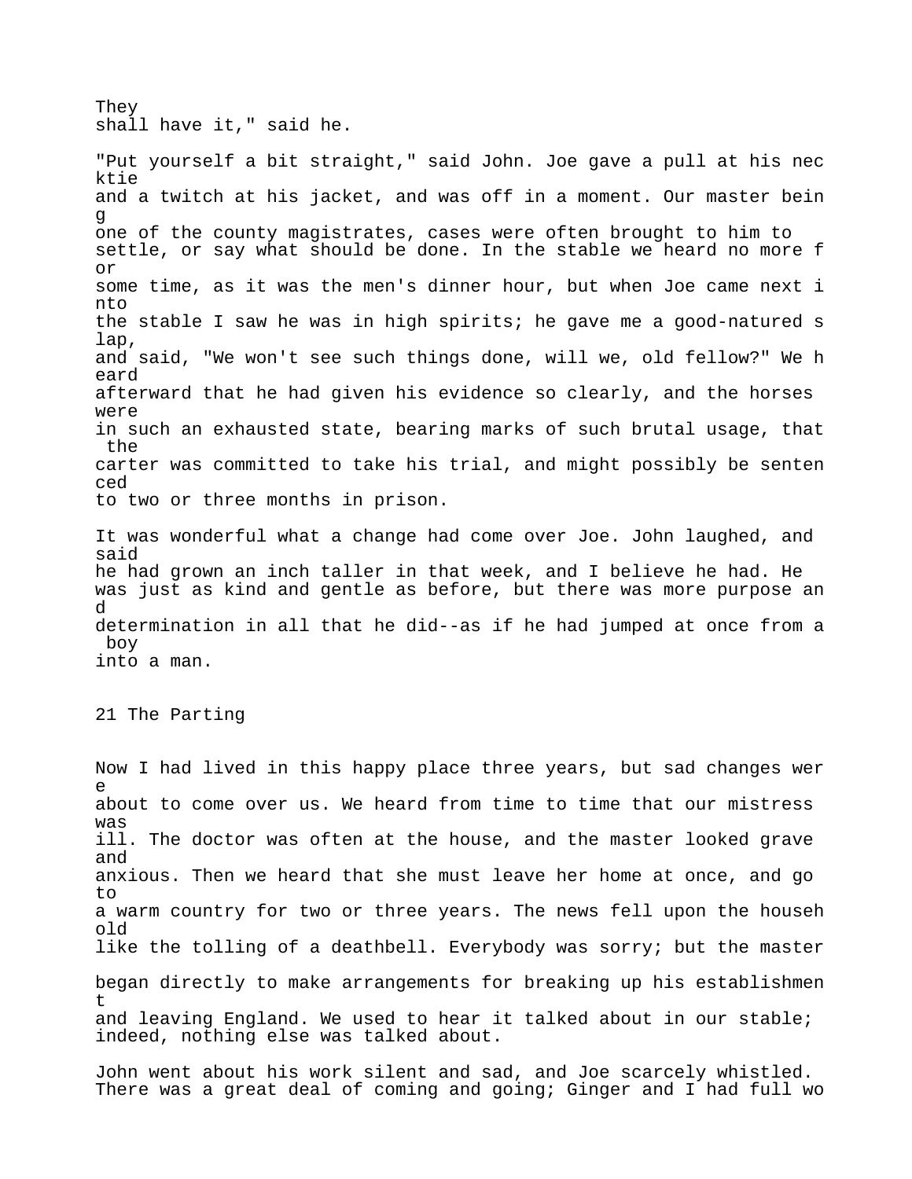They shall have it," said he.

"Put yourself a bit straight," said John. Joe gave a pull at his necktie and a twitch at his jacket, and was off in a moment. Our master being one of the county magistrates, cases were often brought to him to settle, or say what should be done. In the stable we heard no more for some time, as it was the men's dinner hour, but when Joe came next into the stable I saw he was in high spirits; he gave me a good-natured slap, and said, "We won't see such things done, will we, old fellow?" We heard afterward that he had given his evidence so clearly, and the horses were in such an exhausted state, bearing marks of such brutal usage, that the carter was committed to take his trial, and might possibly be sentenced to two or three months in prison.

It was wonderful what a change had come over Joe. John laughed, and said he had grown an inch taller in that week, and I believe he had. He was just as kind and gentle as before, but there was more purpose and determination in all that he did--as if he had jumped at once from a boy into a man.

## 21 The Parting

Now I had lived in this happy place three years, but sad changes were about to come over us. We heard from time to time that our mistress was ill. The doctor was often at the house, and the master looked grave and anxious. Then we heard that she must leave her home at once, and go to a warm country for two or three years. The news fell upon the household like the tolling of a deathbell. Everybody was sorry; but the master began directly to make arrangements for breaking up his establishment and leaving England. We used to hear it talked about in our stable; indeed, nothing else was talked about.

John went about his work silent and sad, and Joe scarcely whistled. There was a great deal of coming and going; Ginger and I had full wo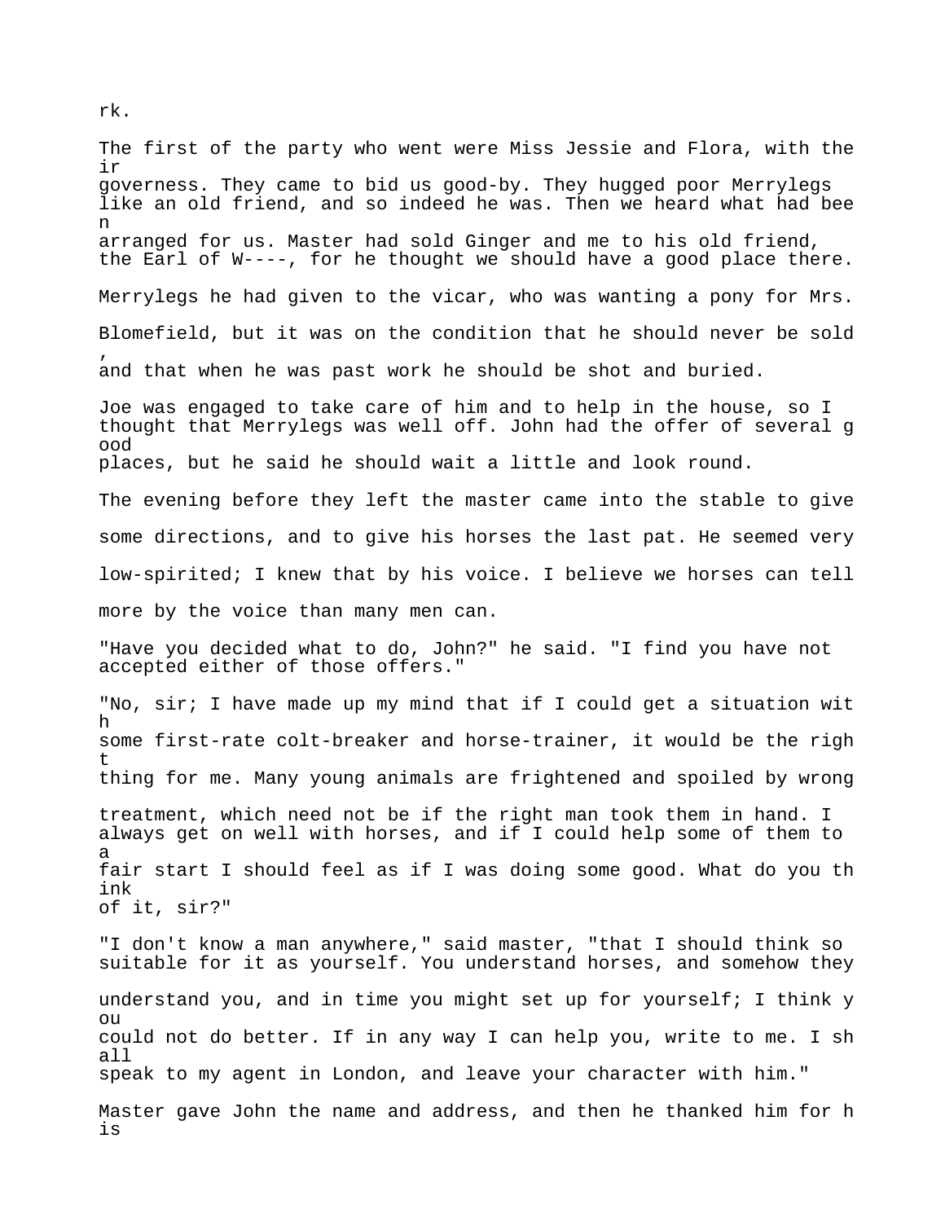rk.

The first of the party who went were Miss Jessie and Flora, with their governess. They came to bid us good-by. They hugged poor Merrylegs like an old friend, and so indeed he was. Then we heard what had been arranged for us. Master had sold Ginger and me to his old friend, the Earl of W----, for he thought we should have a good place there. Merrylegs he had given to the vicar, who was wanting a pony for Mrs. Blomefield, but it was on the condition that he should never be sold, and that when he was past work he should be shot and buried.

Joe was engaged to take care of him and to help in the house, so I thought that Merrylegs was well off. John had the offer of several good places, but he said he should wait a little and look round.

The evening before they left the master came into the stable to give some directions, and to give his horses the last pat. He seemed very low-spirited; I knew that by his voice. I believe we horses can tell more by the voice than many men can.

"Have you decided what to do, John?" he said. "I find you have not accepted either of those offers."

"No, sir; I have made up my mind that if I could get a situation with some first-rate colt-breaker and horse-trainer, it would be the right thing for me. Many young animals are frightened and spoiled by wrong treatment, which need not be if the right man took them in hand. I always get on well with horses, and if I could help some of them to a fair start I should feel as if I was doing some good. What do you think of it, sir?"

"I don't know a man anywhere," said master, "that I should think so suitable for it as yourself. You understand horses, and somehow they understand you, and in time you might set up for yourself; I think you could not do better. If in any way I can help you, write to me. I shall speak to my agent in London, and leave your character with him."

Master gave John the name and address, and then he thanked him for his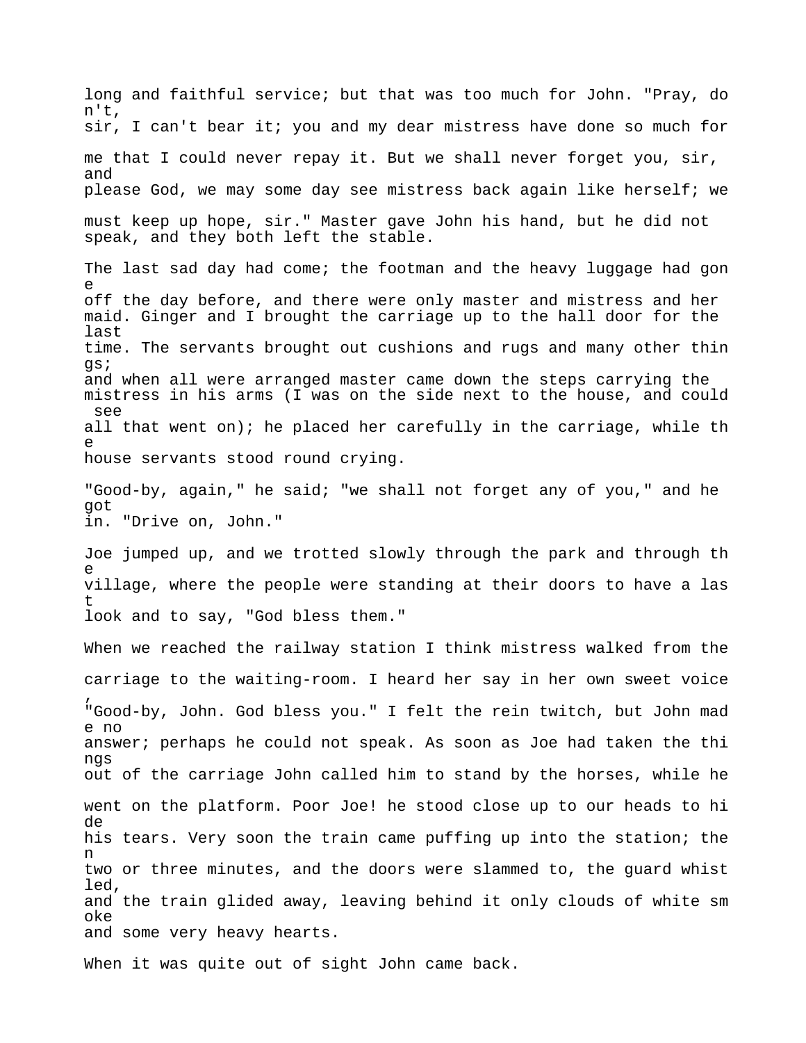long and faithful service; but that was too much for John. "Pray, don't, sir, I can't bear it; you and my dear mistress have done so much for me that I could never repay it. But we shall never forget you, sir, and please God, we may some day see mistress back again like herself; we must keep up hope, sir." Master gave John his hand, but he did not speak, and they both left the stable.

The last sad day had come; the footman and the heavy luggage had gone off the day before, and there were only master and mistress and her maid. Ginger and I brought the carriage up to the hall door for the last time. The servants brought out cushions and rugs and many other things; and when all were arranged master came down the steps carrying the mistress in his arms (I was on the side next to the house, and could see all that went on); he placed her carefully in the carriage, while the house servants stood round crying.

"Good-by, again," he said; "we shall not forget any of you," and he got in. "Drive on, John."

Joe jumped up, and we trotted slowly through the park and through the village, where the people were standing at their doors to have a last look and to say, "God bless them."

When we reached the railway station I think mistress walked from the carriage to the waiting-room. I heard her say in her own sweet voice, "Good-by, John. God bless you." I felt the rein twitch, but John made no answer; perhaps he could not speak. As soon as Joe had taken the things out of the carriage John called him to stand by the horses, while he went on the platform. Poor Joe! he stood close up to our heads to hide his tears. Very soon the train came puffing up into the station; then two or three minutes, and the doors were slammed to, the guard whistled, and the train glided away, leaving behind it only clouds of white smoke and some very heavy hearts.

When it was quite out of sight John came back.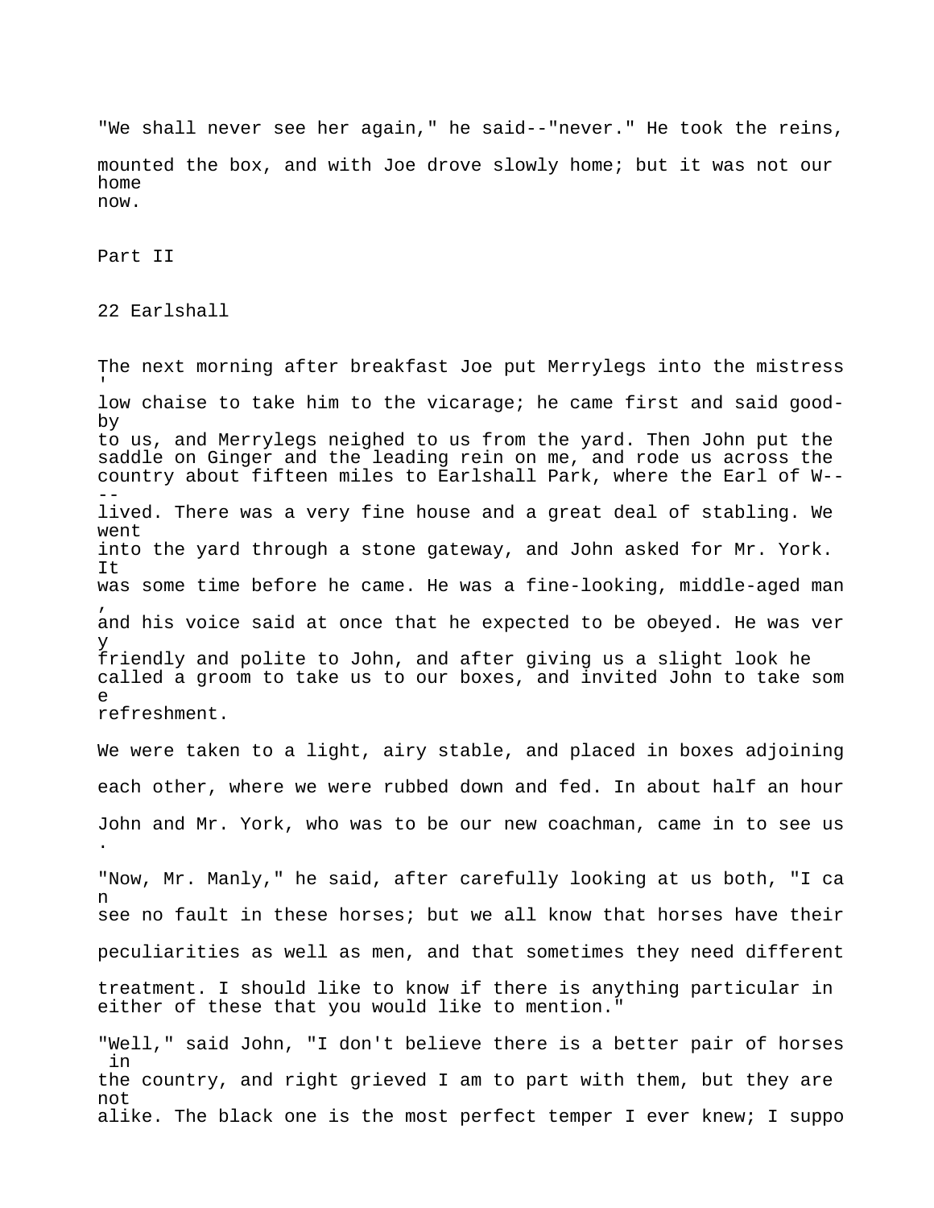"We shall never see her again," he said--"never." He took the reins, mounted the box, and with Joe drove slowly home; but it was not our home now.

# Part II

## 22 Earlshall

The next morning after breakfast Joe put Merrylegs into the mistress' low chaise to take him to the vicarage; he came first and said good-by to us, and Merrylegs neighed to us from the yard. Then John put the saddle on Ginger and the leading rein on me, and rode us across the country about fifteen miles to Earlshall Park, where the Earl of W--- lived. There was a very fine house and a great deal of stabling. We went into the yard through a stone gateway, and John asked for Mr. York. It was some time before he came. He was a fine-looking, middle-aged man, and his voice said at once that he expected to be obeyed. He was very friendly and polite to John, and after giving us a slight look he called a groom to take us to our boxes, and invited John to take some refreshment.

We were taken to a light, airy stable, and placed in boxes adjoining each other, where we were rubbed down and fed. In about half an hour John and Mr. York, who was to be our new coachman, came in to see us.

"Now, Mr. Manly," he said, after carefully looking at us both, "I can see no fault in these horses; but we all know that horses have their peculiarities as well as men, and that sometimes they need different treatment. I should like to know if there is anything particular in either of these that you would like to mention."

"Well," said John, "I don't believe there is a better pair of horses in the country, and right grieved I am to part with them, but they are not alike. The black one is the most perfect temper I ever knew; I suppo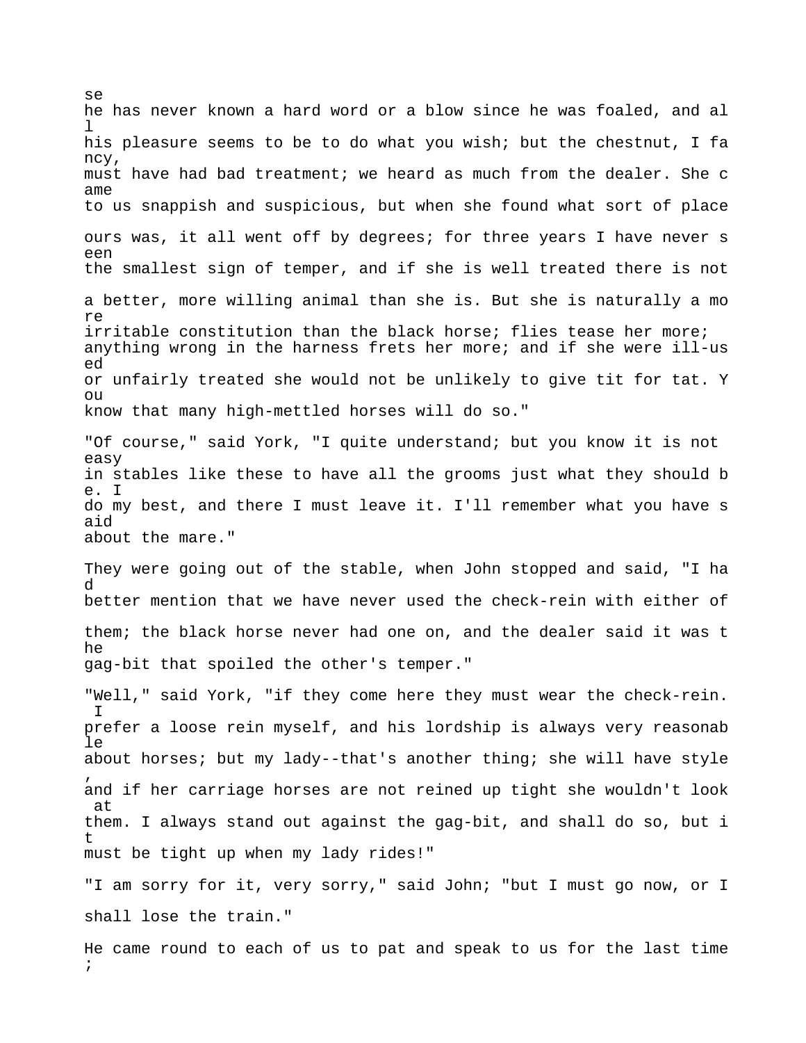se he has never known a hard word or a blow since he was foaled, and all his pleasure seems to be to do what you wish; but the chestnut, I fancy, must have had bad treatment; we heard as much from the dealer. She came to us snappish and suspicious, but when she found what sort of place ours was, it all went off by degrees; for three years I have never seen the smallest sign of temper, and if she is well treated there is not a better, more willing animal than she is. But she is naturally a more irritable constitution than the black horse; flies tease her more; anything wrong in the harness frets her more; and if she were ill-used or unfairly treated she would not be unlikely to give tit for tat. You know that many high-mettled horses will do so."

"Of course," said York, "I quite understand; but you know it is not easy in stables like these to have all the grooms just what they should be. I do my best, and there I must leave it. I'll remember what you have said about the mare."

They were going out of the stable, when John stopped and said, "I had better mention that we have never used the check-rein with either of them; the black horse never had one on, and the dealer said it was the gag-bit that spoiled the other's temper."

"Well," said York, "if they come here they must wear the check-rein. I prefer a loose rein myself, and his lordship is always very reasonable about horses; but my lady--that's another thing; she will have style, and if her carriage horses are not reined up tight she wouldn't look at them. I always stand out against the gag-bit, and shall do so, but it must be tight up when my lady rides!"

"I am sorry for it, very sorry," said John; "but I must go now, or I shall lose the train."

He came round to each of us to pat and speak to us for the last time;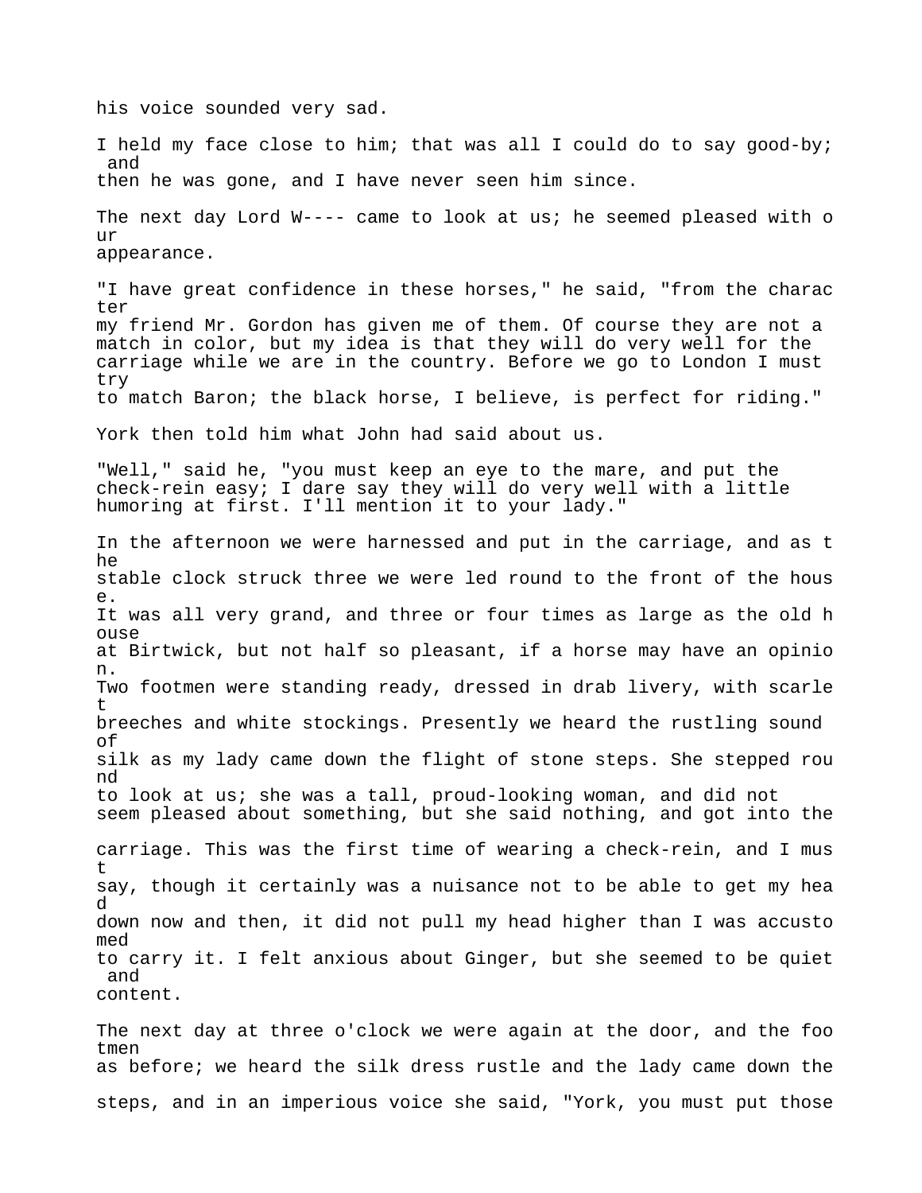his voice sounded very sad.

I held my face close to him; that was all I could do to say good-by; and then he was gone, and I have never seen him since.

The next day Lord W---- came to look at us; he seemed pleased with our appearance.

"I have great confidence in these horses," he said, "from the character my friend Mr. Gordon has given me of them. Of course they are not a match in color, but my idea is that they will do very well for the carriage while we are in the country. Before we go to London I must try to match Baron; the black horse, I believe, is perfect for riding."

York then told him what John had said about us.

"Well," said he, "you must keep an eye to the mare, and put the check-rein easy; I dare say they will do very well with a little humoring at first. I'll mention it to your lady."

In the afternoon we were harnessed and put in the carriage, and as the stable clock struck three we were led round to the front of the house. It was all very grand, and three or four times as large as the old house at Birtwick, but not half so pleasant, if a horse may have an opinion. Two footmen were standing ready, dressed in drab livery, with scarlet breeches and white stockings. Presently we heard the rustling sound of silk as my lady came down the flight of stone steps. She stepped round to look at us; she was a tall, proud-looking woman, and did not seem pleased about something, but she said nothing, and got into the carriage. This was the first time of wearing a check-rein, and I must say, though it certainly was a nuisance not to be able to get my head down now and then, it did not pull my head higher than I was accustomed to carry it. I felt anxious about Ginger, but she seemed to be quiet and content.

The next day at three o'clock we were again at the door, and the footmen as before; we heard the silk dress rustle and the lady came down the steps, and in an imperious voice she said, "York, you must put those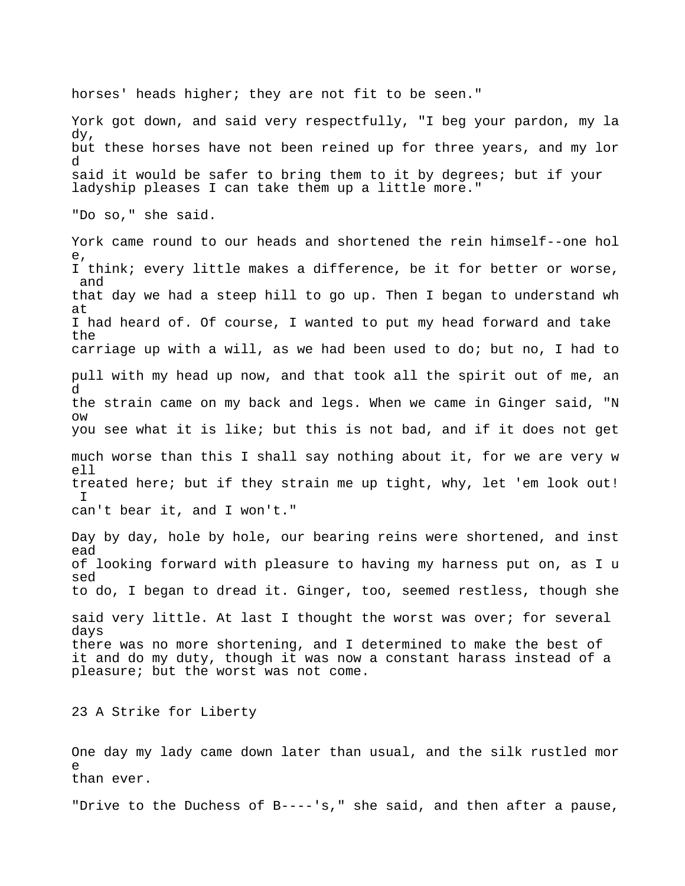horses' heads higher; they are not fit to be seen."

York got down, and said very respectfully, "I beg your pardon, my lady, but these horses have not been reined up for three years, and my lord said it would be safer to bring them to it by degrees; but if your ladyship pleases I can take them up a little more."

"Do so," she said.

York came round to our heads and shortened the rein himself--one hole, I think; every little makes a difference, be it for better or worse, and that day we had a steep hill to go up. Then I began to understand what I had heard of. Of course, I wanted to put my head forward and take the carriage up with a will, as we had been used to do; but no, I had to pull with my head up now, and that took all the spirit out of me, and the strain came on my back and legs. When we came in Ginger said, "Now you see what it is like; but this is not bad, and if it does not get much worse than this I shall say nothing about it, for we are very well treated here; but if they strain me up tight, why, let 'em look out! I can't bear it, and I won't."

Day by day, hole by hole, our bearing reins were shortened, and instead of looking forward with pleasure to having my harness put on, as I used to do, I began to dread it. Ginger, too, seemed restless, though she said very little. At last I thought the worst was over; for several days there was no more shortening, and I determined to make the best of it and do my duty, though it was now a constant harass instead of a pleasure; but the worst was not come.

## 23 A Strike for Liberty

One day my lady came down later than usual, and the silk rustled more than ever.

"Drive to the Duchess of B----'s," she said, and then after a pause,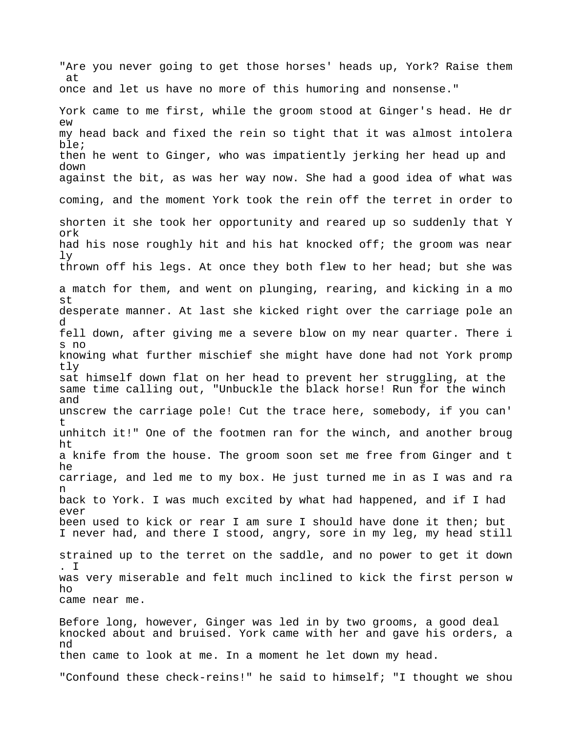"Are you never going to get those horses' heads up, York? Raise them at once and let us have no more of this humoring and nonsense."

York came to me first, while the groom stood at Ginger's head. He drew my head back and fixed the rein so tight that it was almost intolerable; then he went to Ginger, who was impatiently jerking her head up and down against the bit, as was her way now. She had a good idea of what was coming, and the moment York took the rein off the terret in order to shorten it she took her opportunity and reared up so suddenly that York had his nose roughly hit and his hat knocked off; the groom was nearly thrown off his legs. At once they both flew to her head; but she was a match for them, and went on plunging, rearing, and kicking in a most desperate manner. At last she kicked right over the carriage pole and fell down, after giving me a severe blow on my near quarter. There is no knowing what further mischief she might have done had not York promptly sat himself down flat on her head to prevent her struggling, at the same time calling out, "Unbuckle the black horse! Run for the winch and unscrew the carriage pole! Cut the trace here, somebody, if you can't unhitch it!" One of the footmen ran for the winch, and another brought a knife from the house. The groom soon set me free from Ginger and the carriage, and led me to my box. He just turned me in as I was and ran back to York. I was much excited by what had happened, and if I had ever been used to kick or rear I am sure I should have done it then; but I never had, and there I stood, angry, sore in my leg, my head still strained up to the terret on the saddle, and no power to get it down. I was very miserable and felt much inclined to kick the first person who came near me.

Before long, however, Ginger was led in by two grooms, a good deal knocked about and bruised. York came with her and gave his orders, and then came to look at me. In a moment he let down my head.

"Confound these check-reins!" he said to himself; "I thought we shou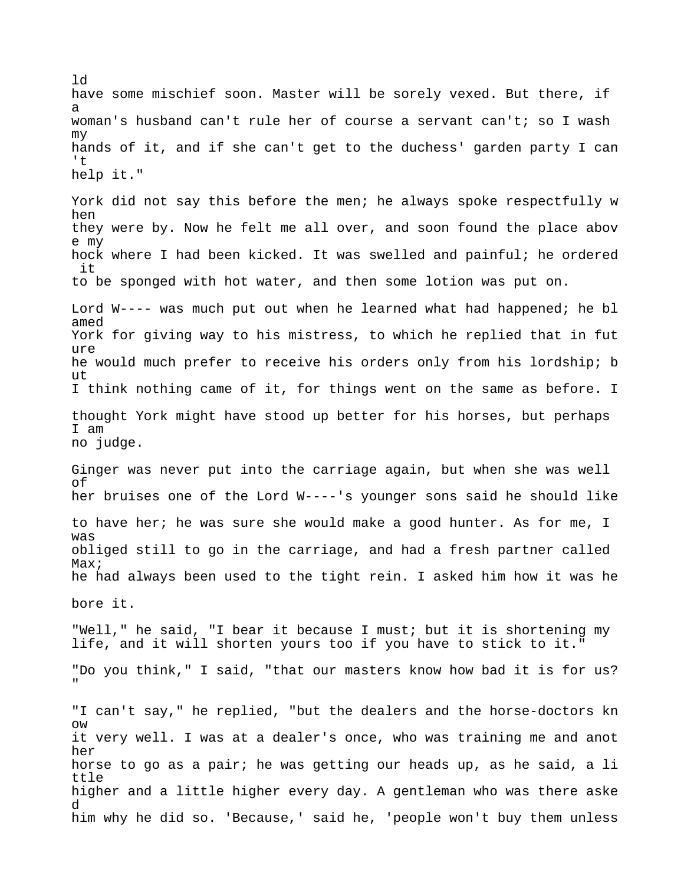ld have some mischief soon. Master will be sorely vexed. But there, if a woman's husband can't rule her of course a servant can't; so I wash my hands of it, and if she can't get to the duchess' garden party I can't help it."

York did not say this before the men; he always spoke respectfully when they were by. Now he felt me all over, and soon found the place above my hock where I had been kicked. It was swelled and painful; he ordered it to be sponged with hot water, and then some lotion was put on.

Lord W---- was much put out when he learned what had happened; he blamed York for giving way to his mistress, to which he replied that in future he would much prefer to receive his orders only from his lordship; but I think nothing came of it, for things went on the same as before. I thought York might have stood up better for his horses, but perhaps I am no judge.

Ginger was never put into the carriage again, but when she was well of her bruises one of the Lord W----'s younger sons said he should like to have her; he was sure she would make a good hunter. As for me, I was obliged still to go in the carriage, and had a fresh partner called Max; he had always been used to the tight rein. I asked him how it was he bore it.

"Well," he said, "I bear it because I must; but it is shortening my life, and it will shorten yours too if you have to stick to it."

"Do you think," I said, "that our masters know how bad it is for us?"

"I can't say," he replied, "but the dealers and the horse-doctors know it very well. I was at a dealer's once, who was training me and another horse to go as a pair; he was getting our heads up, as he said, a little higher and a little higher every day. A gentleman who was there asked him why he did so. 'Because,' said he, 'people won't buy them unless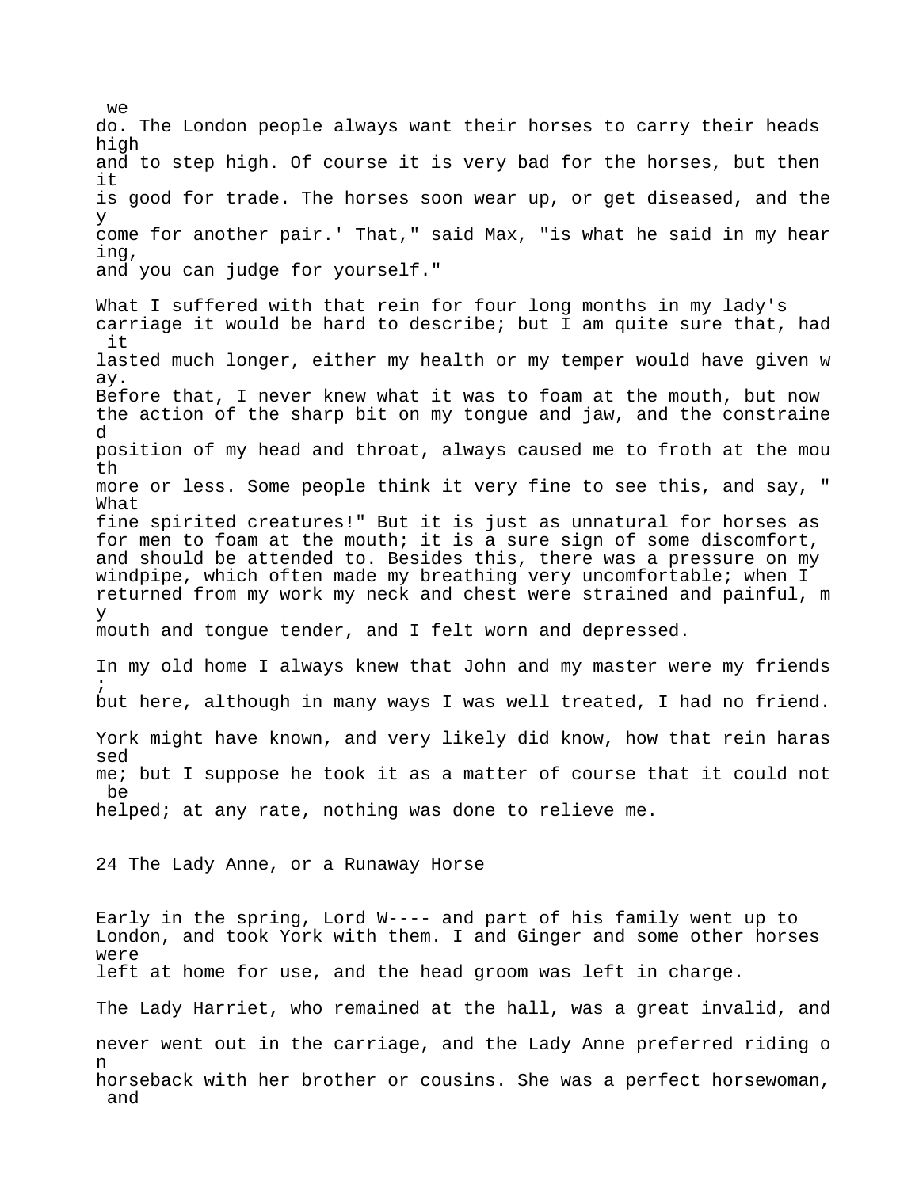we do. The London people always want their horses to carry their heads high and to step high. Of course it is very bad for the horses, but then it is good for trade. The horses soon wear up, or get diseased, and they come for another pair.' That," said Max, "is what he said in my hearing, and you can judge for yourself."

What I suffered with that rein for four long months in my lady's carriage it would be hard to describe; but I am quite sure that, had it lasted much longer, either my health or my temper would have given way. Before that, I never knew what it was to foam at the mouth, but now the action of the sharp bit on my tongue and jaw, and the constrained position of my head and throat, always caused me to froth at the mouth more or less. Some people think it very fine to see this, and say, "What fine spirited creatures!" But it is just as unnatural for horses as for men to foam at the mouth; it is a sure sign of some discomfort, and should be attended to. Besides this, there was a pressure on my windpipe, which often made my breathing very uncomfortable; when I returned from my work my neck and chest were strained and painful, my mouth and tongue tender, and I felt worn and depressed.

In my old home I always knew that John and my master were my friends; but here, although in many ways I was well treated, I had no friend. York might have known, and very likely did know, how that rein harassed me; but I suppose he took it as a matter of course that it could not be helped; at any rate, nothing was done to relieve me.

## 24 The Lady Anne, or a Runaway Horse

Early in the spring, Lord W---- and part of his family went up to London, and took York with them. I and Ginger and some other horses were left at home for use, and the head groom was left in charge.

The Lady Harriet, who remained at the hall, was a great invalid, and never went out in the carriage, and the Lady Anne preferred riding on horseback with her brother or cousins. She was a perfect horsewoman, and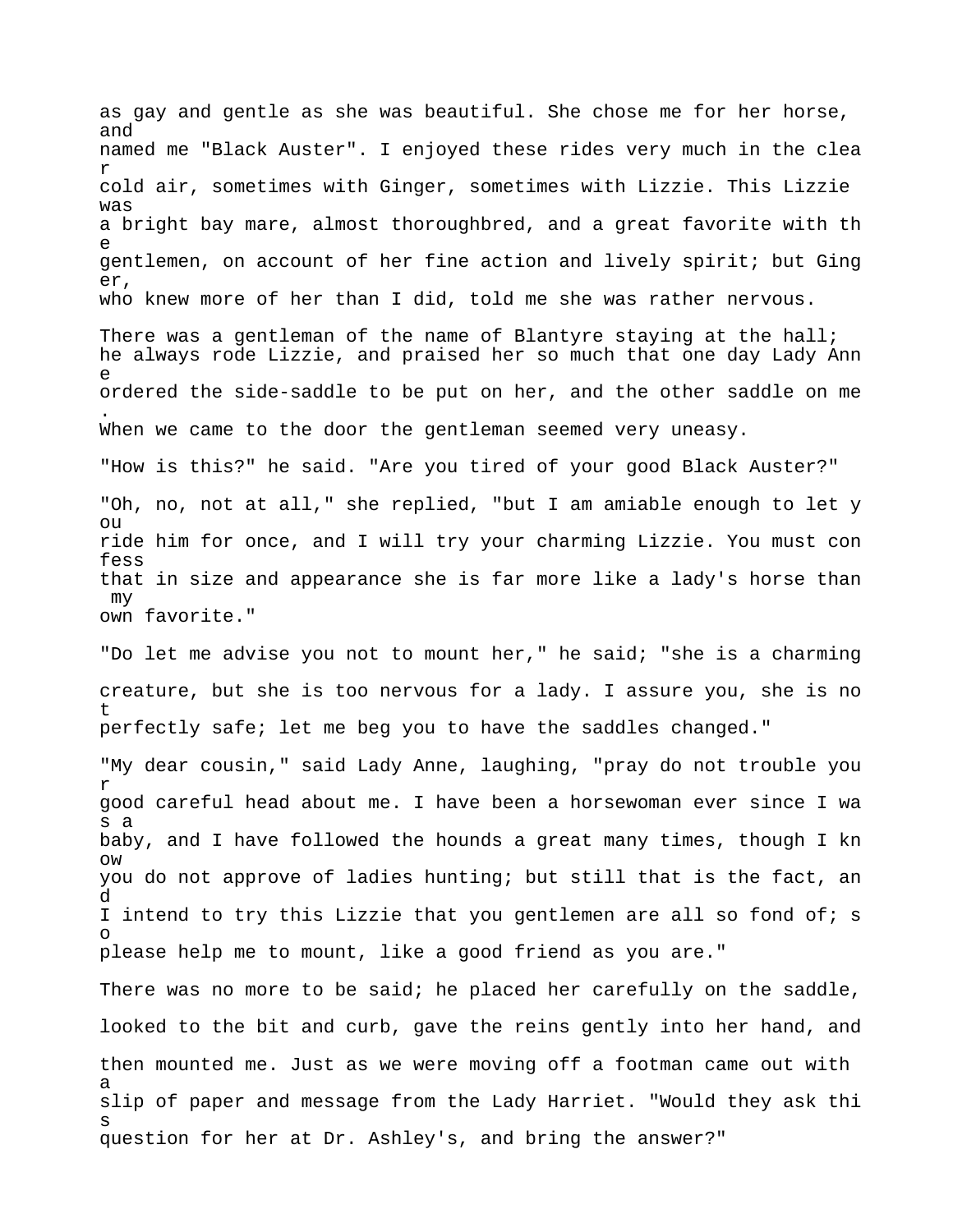as gay and gentle as she was beautiful. She chose me for her horse, and named me "Black Auster". I enjoyed these rides very much in the clear cold air, sometimes with Ginger, sometimes with Lizzie. This Lizzie was a bright bay mare, almost thoroughbred, and a great favorite with the gentlemen, on account of her fine action and lively spirit; but Ginger, who knew more of her than I did, told me she was rather nervous.

There was a gentleman of the name of Blantyre staying at the hall; he always rode Lizzie, and praised her so much that one day Lady Anne ordered the side-saddle to be put on her, and the other saddle on me. When we came to the door the gentleman seemed very uneasy.

"How is this?" he said. "Are you tired of your good Black Auster?"

"Oh, no, not at all," she replied, "but I am amiable enough to let you ride him for once, and I will try your charming Lizzie. You must confess that in size and appearance she is far more like a lady's horse than my own favorite."

"Do let me advise you not to mount her," he said; "she is a charming creature, but she is too nervous for a lady. I assure you, she is not perfectly safe; let me beg you to have the saddles changed."

"My dear cousin," said Lady Anne, laughing, "pray do not trouble your good careful head about me. I have been a horsewoman ever since I was a baby, and I have followed the hounds a great many times, though I know you do not approve of ladies hunting; but still that is the fact, and I intend to try this Lizzie that you gentlemen are all so fond of; so please help me to mount, like a good friend as you are."

There was no more to be said; he placed her carefully on the saddle, looked to the bit and curb, gave the reins gently into her hand, and then mounted me. Just as we were moving off a footman came out with a slip of paper and message from the Lady Harriet. "Would they ask this question for her at Dr. Ashley's, and bring the answer?"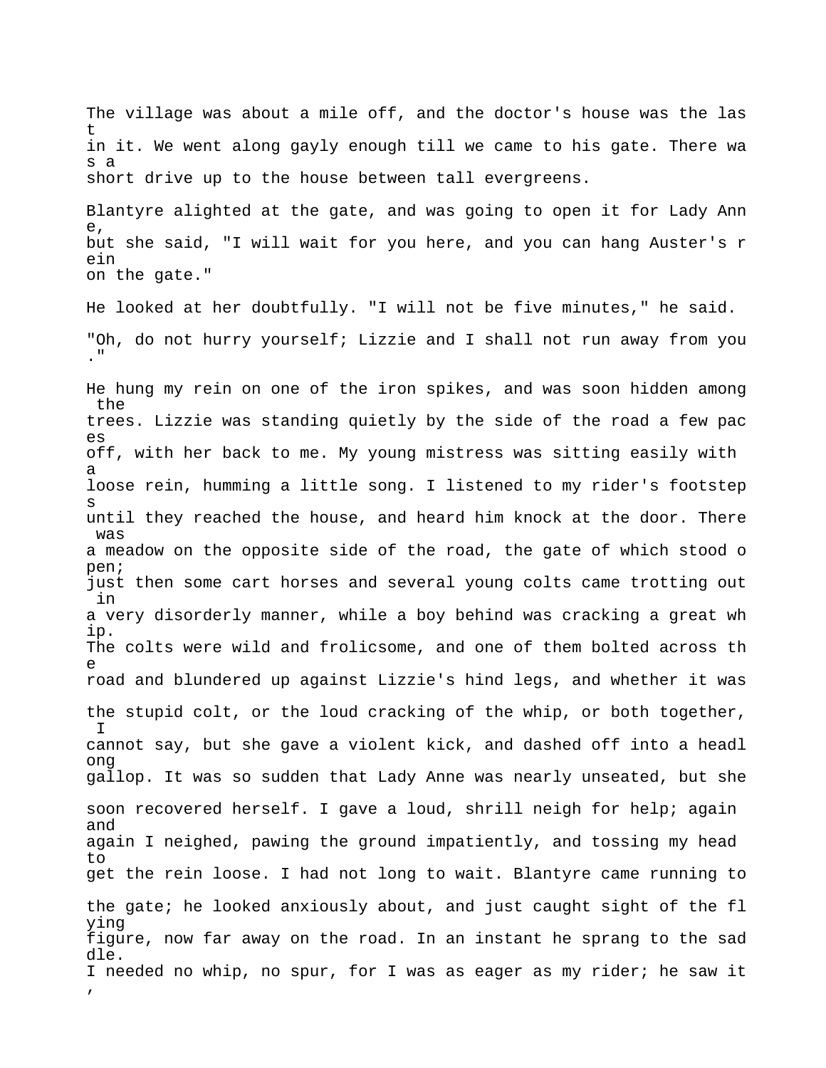The village was about a mile off, and the doctor's house was the last in it. We went along gayly enough till we came to his gate. There was a short drive up to the house between tall evergreens.

Blantyre alighted at the gate, and was going to open it for Lady Anne, but she said, "I will wait for you here, and you can hang Auster's rein on the gate."

He looked at her doubtfully. "I will not be five minutes," he said.

"Oh, do not hurry yourself; Lizzie and I shall not run away from you."

He hung my rein on one of the iron spikes, and was soon hidden among the trees. Lizzie was standing quietly by the side of the road a few paces off, with her back to me. My young mistress was sitting easily with a loose rein, humming a little song. I listened to my rider's footsteps until they reached the house, and heard him knock at the door. There was a meadow on the opposite side of the road, the gate of which stood open; just then some cart horses and several young colts came trotting out in a very disorderly manner, while a boy behind was cracking a great whip. The colts were wild and frolicsome, and one of them bolted across the road and blundered up against Lizzie's hind legs, and whether it was the stupid colt, or the loud cracking of the whip, or both together, I cannot say, but she gave a violent kick, and dashed off into a headlong gallop. It was so sudden that Lady Anne was nearly unseated, but she soon recovered herself. I gave a loud, shrill neigh for help; again and again I neighed, pawing the ground impatiently, and tossing my head to get the rein loose. I had not long to wait. Blantyre came running to the gate; he looked anxiously about, and just caught sight of the flying figure, now far away on the road. In an instant he sprang to the saddle. I needed no whip, no spur, for I was as eager as my rider; he saw it,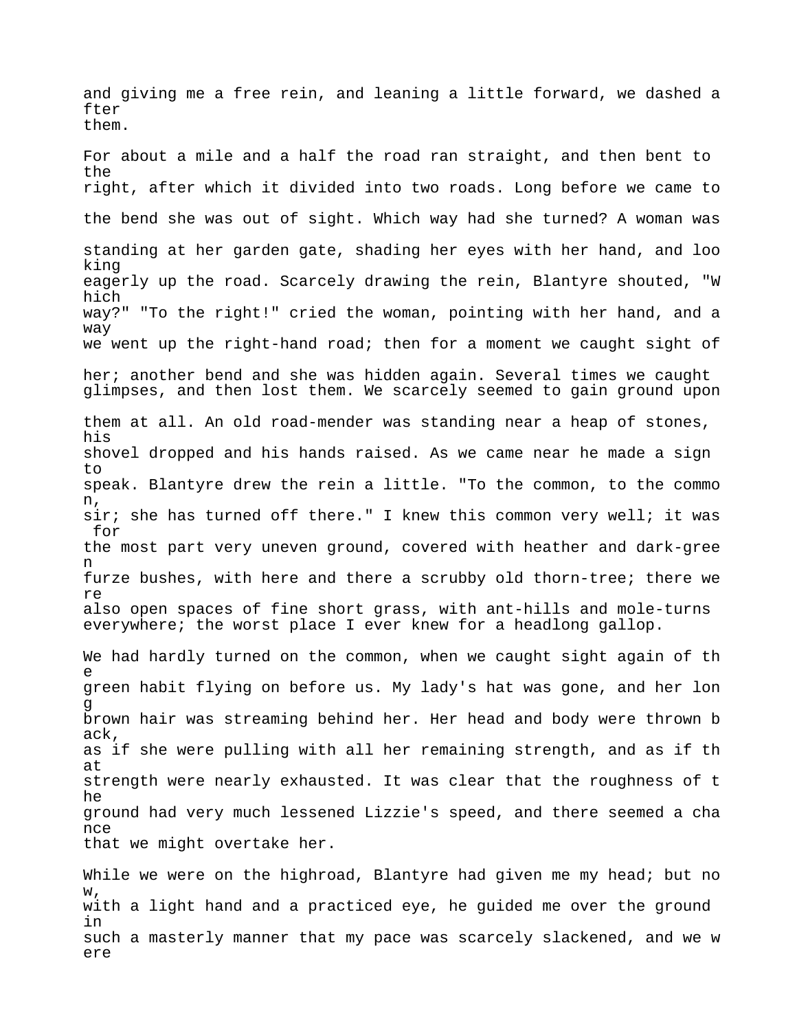and giving me a free rein, and leaning a little forward, we dashed after them.

For about a mile and a half the road ran straight, and then bent to the right, after which it divided into two roads. Long before we came to the bend she was out of sight. Which way had she turned? A woman was standing at her garden gate, shading her eyes with her hand, and looking eagerly up the road. Scarcely drawing the rein, Blantyre shouted, "Which way?" "To the right!" cried the woman, pointing with her hand, and away we went up the right-hand road; then for a moment we caught sight of her; another bend and she was hidden again. Several times we caught glimpses, and then lost them. We scarcely seemed to gain ground upon them at all. An old road-mender was standing near a heap of stones, his shovel dropped and his hands raised. As we came near he made a sign to speak. Blantyre drew the rein a little. "To the common, to the common, sir; she has turned off there." I knew this common very well; it was for the most part very uneven ground, covered with heather and dark-green furze bushes, with here and there a scrubby old thorn-tree; there were also open spaces of fine short grass, with ant-hills and mole-turns everywhere; the worst place I ever knew for a headlong gallop.

We had hardly turned on the common, when we caught sight again of the green habit flying on before us. My lady's hat was gone, and her long brown hair was streaming behind her. Her head and body were thrown back, as if she were pulling with all her remaining strength, and as if that strength were nearly exhausted. It was clear that the roughness of the ground had very much lessened Lizzie's speed, and there seemed a chance that we might overtake her.

While we were on the highroad, Blantyre had given me my head; but now, with a light hand and a practiced eye, he guided me over the ground in such a masterly manner that my pace was scarcely slackened, and we were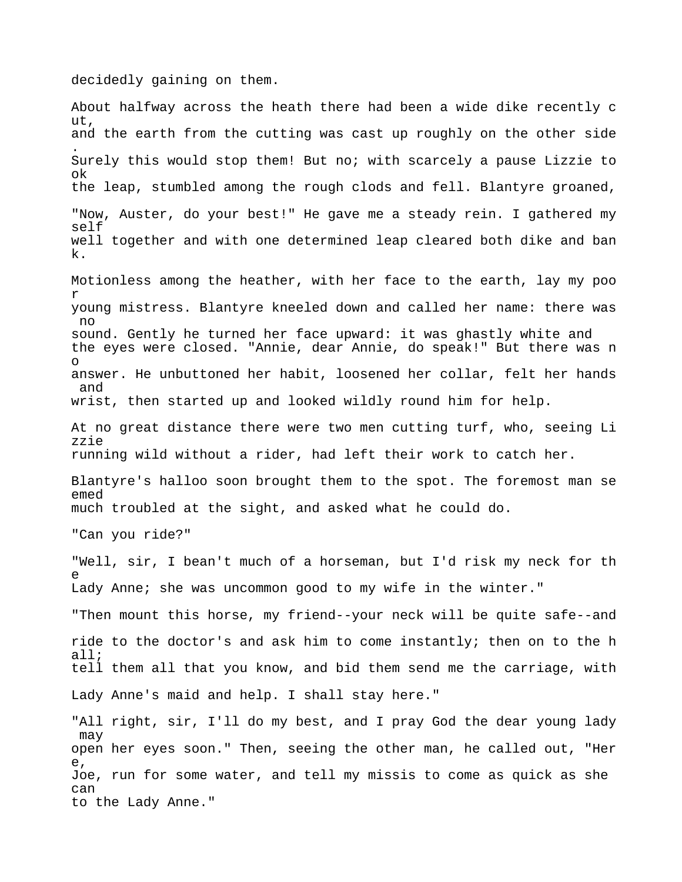decidedly gaining on them.

About halfway across the heath there had been a wide dike recently cut, and the earth from the cutting was cast up roughly on the other side. Surely this would stop them! But no; with scarcely a pause Lizzie took the leap, stumbled among the rough clods and fell. Blantyre groaned, "Now, Auster, do your best!" He gave me a steady rein. I gathered myself well together and with one determined leap cleared both dike and bank.

Motionless among the heather, with her face to the earth, lay my poor young mistress. Blantyre kneeled down and called her name: there was no sound. Gently he turned her face upward: it was ghastly white and the eyes were closed. "Annie, dear Annie, do speak!" But there was no answer. He unbuttoned her habit, loosened her collar, felt her hands and wrist, then started up and looked wildly round him for help.

At no great distance there were two men cutting turf, who, seeing Lizzie running wild without a rider, had left their work to catch her.

Blantyre's halloo soon brought them to the spot. The foremost man seemed much troubled at the sight, and asked what he could do.

"Can you ride?"

"Well, sir, I bean't much of a horseman, but I'd risk my neck for the Lady Anne; she was uncommon good to my wife in the winter."

"Then mount this horse, my friend--your neck will be quite safe--and ride to the doctor's and ask him to come instantly; then on to the hall; tell them all that you know, and bid them send me the carriage, with Lady Anne's maid and help. I shall stay here."

"All right, sir, I'll do my best, and I pray God the dear young lady may open her eyes soon." Then, seeing the other man, he called out, "Here, Joe, run for some water, and tell my missis to come as quick as she can to the Lady Anne."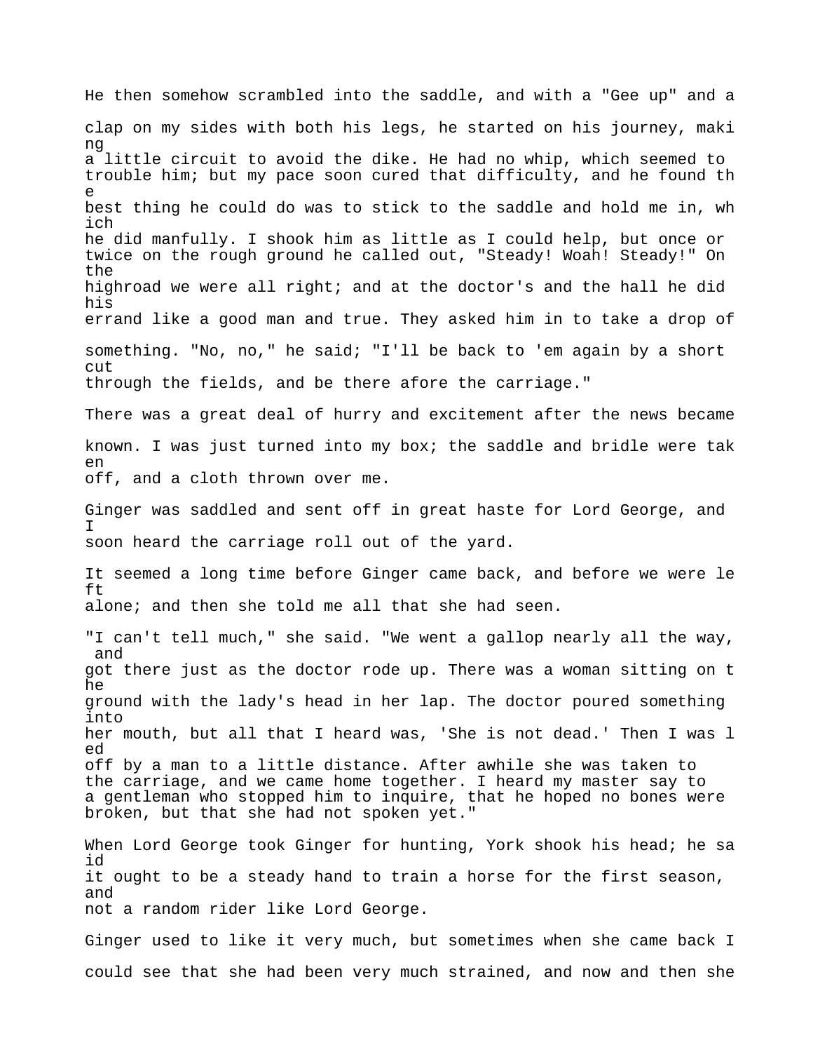He then somehow scrambled into the saddle, and with a "Gee up" and a clap on my sides with both his legs, he started on his journey, making a little circuit to avoid the dike. He had no whip, which seemed to trouble him; but my pace soon cured that difficulty, and he found the best thing he could do was to stick to the saddle and hold me in, which he did manfully. I shook him as little as I could help, but once or twice on the rough ground he called out, "Steady! Woah! Steady!" On the highroad we were all right; and at the doctor's and the hall he did his errand like a good man and true. They asked him in to take a drop of something. "No, no," he said; "I'll be back to 'em again by a short cut through the fields, and be there afore the carriage."

There was a great deal of hurry and excitement after the news became known. I was just turned into my box; the saddle and bridle were taken off, and a cloth thrown over me.

Ginger was saddled and sent off in great haste for Lord George, and I soon heard the carriage roll out of the yard.

It seemed a long time before Ginger came back, and before we were left alone; and then she told me all that she had seen.

"I can't tell much," she said. "We went a gallop nearly all the way, and got there just as the doctor rode up. There was a woman sitting on the ground with the lady's head in her lap. The doctor poured something into her mouth, but all that I heard was, 'She is not dead.' Then I was led off by a man to a little distance. After awhile she was taken to the carriage, and we came home together. I heard my master say to a gentleman who stopped him to inquire, that he hoped no bones were broken, but that she had not spoken yet."

When Lord George took Ginger for hunting, York shook his head; he said it ought to be a steady hand to train a horse for the first season, and not a random rider like Lord George.

Ginger used to like it very much, but sometimes when she came back I could see that she had been very much strained, and now and then she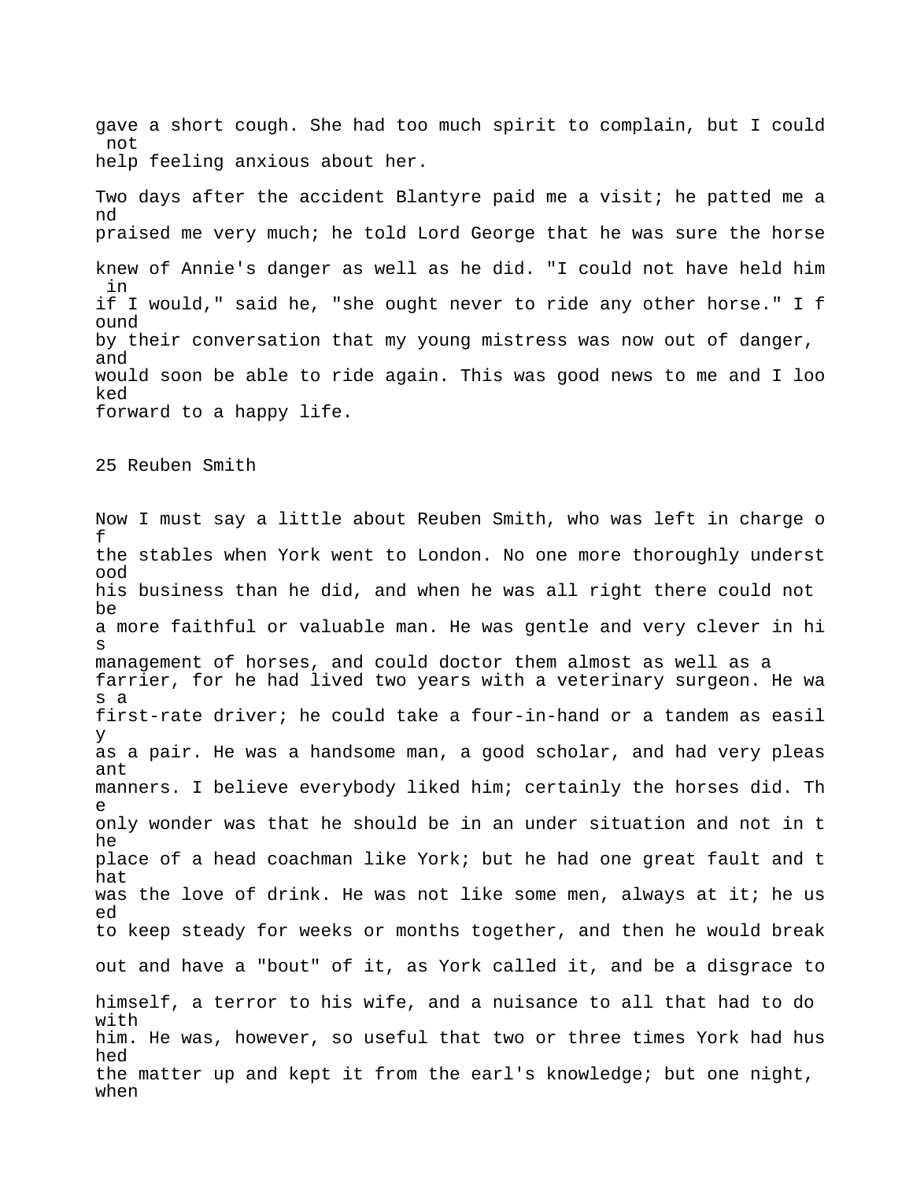gave a short cough. She had too much spirit to complain, but I could not help feeling anxious about her.

Two days after the accident Blantyre paid me a visit; he patted me and praised me very much; he told Lord George that he was sure the horse knew of Annie's danger as well as he did. "I could not have held him in if I would," said he, "she ought never to ride any other horse." I found by their conversation that my young mistress was now out of danger, and would soon be able to ride again. This was good news to me and I looked forward to a happy life.

## 25 Reuben Smith

Now I must say a little about Reuben Smith, who was left in charge of the stables when York went to London. No one more thoroughly understood his business than he did, and when he was all right there could not be a more faithful or valuable man. He was gentle and very clever in his management of horses, and could doctor them almost as well as a farrier, for he had lived two years with a veterinary surgeon. He was a first-rate driver; he could take a four-in-hand or a tandem as easily as a pair. He was a handsome man, a good scholar, and had very pleasant manners. I believe everybody liked him; certainly the horses did. The only wonder was that he should be in an under situation and not in the place of a head coachman like York; but he had one great fault and that was the love of drink. He was not like some men, always at it; he used to keep steady for weeks or months together, and then he would break out and have a "bout" of it, as York called it, and be a disgrace to himself, a terror to his wife, and a nuisance to all that had to do with him. He was, however, so useful that two or three times York had hushed the matter up and kept it from the earl's knowledge; but one night, when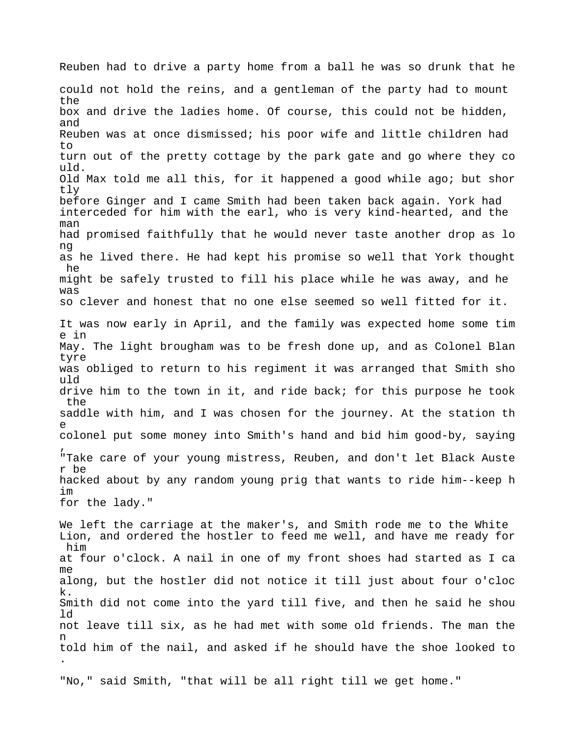Reuben had to drive a party home from a ball he was so drunk that he could not hold the reins, and a gentleman of the party had to mount the box and drive the ladies home. Of course, this could not be hidden, and Reuben was at once dismissed; his poor wife and little children had to turn out of the pretty cottage by the park gate and go where they could. Old Max told me all this, for it happened a good while ago; but shortly before Ginger and I came Smith had been taken back again. York had interceded for him with the earl, who is very kind-hearted, and the man had promised faithfully that he would never taste another drop as long as he lived there. He had kept his promise so well that York thought he might be safely trusted to fill his place while he was away, and he was so clever and honest that no one else seemed so well fitted for it.

It was now early in April, and the family was expected home some time in May. The light brougham was to be fresh done up, and as Colonel Blantyre was obliged to return to his regiment it was arranged that Smith should drive him to the town in it, and ride back; for this purpose he took the saddle with him, and I was chosen for the journey. At the station the colonel put some money into Smith's hand and bid him good-by, saying, "Take care of your young mistress, Reuben, and don't let Black Auster be hacked about by any random young prig that wants to ride him--keep him for the lady."

We left the carriage at the maker's, and Smith rode me to the White Lion, and ordered the hostler to feed me well, and have me ready for him at four o'clock. A nail in one of my front shoes had started as I came along, but the hostler did not notice it till just about four o'clock. Smith did not come into the yard till five, and then he said he should not leave till six, as he had met with some old friends. The man then told him of the nail, and asked if he should have the shoe looked to.

"No," said Smith, "that will be all right till we get home."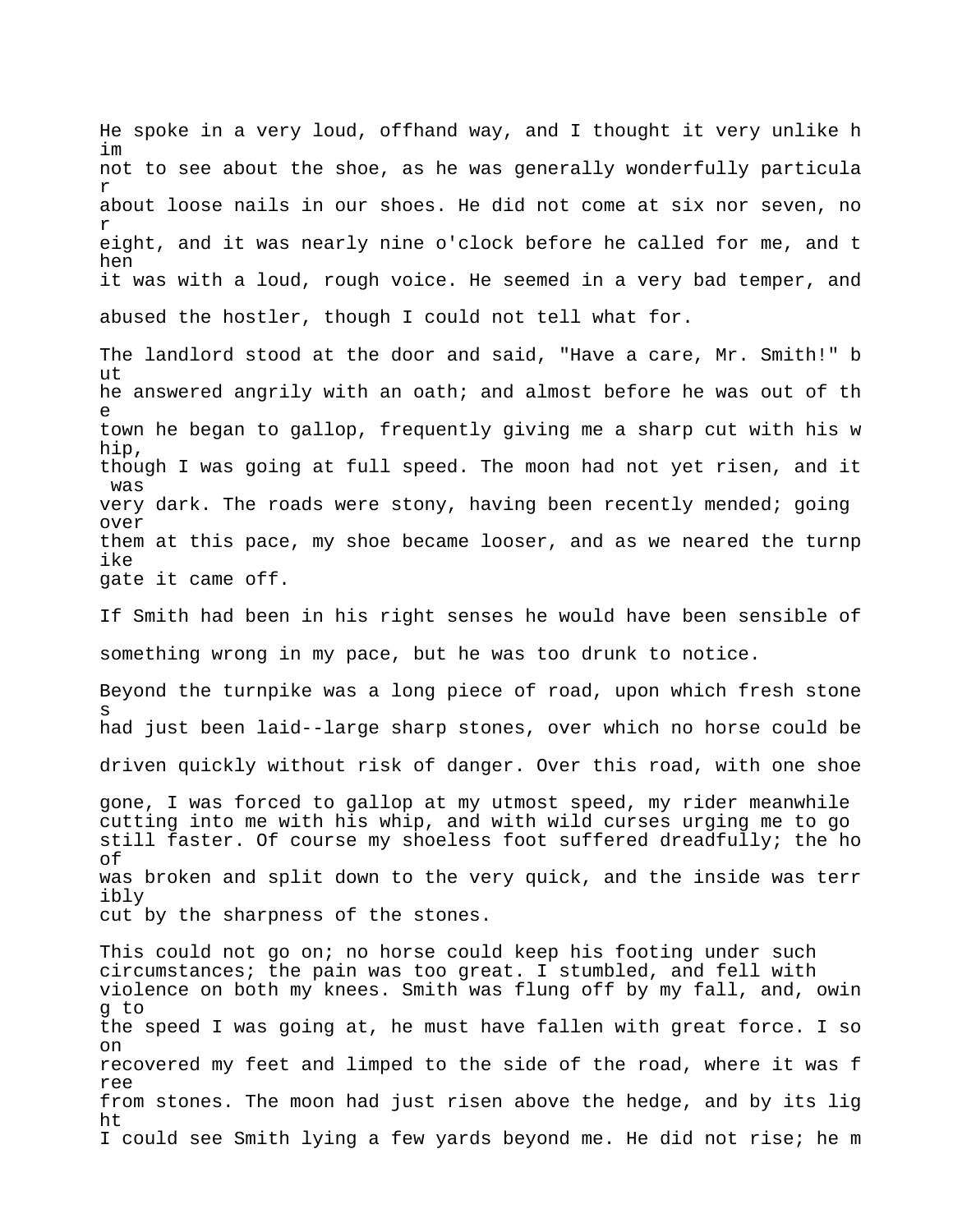He spoke in a very loud, offhand way, and I thought it very unlike him not to see about the shoe, as he was generally wonderfully particular about loose nails in our shoes. He did not come at six nor seven, nor eight, and it was nearly nine o'clock before he called for me, and then it was with a loud, rough voice. He seemed in a very bad temper, and abused the hostler, though I could not tell what for.

The landlord stood at the door and said, "Have a care, Mr. Smith!" but he answered angrily with an oath; and almost before he was out of the town he began to gallop, frequently giving me a sharp cut with his whip, though I was going at full speed. The moon had not yet risen, and it was very dark. The roads were stony, having been recently mended; going over them at this pace, my shoe became looser, and as we neared the turnpike gate it came off.

If Smith had been in his right senses he would have been sensible of something wrong in my pace, but he was too drunk to notice.

Beyond the turnpike was a long piece of road, upon which fresh stones had just been laid--large sharp stones, over which no horse could be driven quickly without risk of danger. Over this road, with one shoe gone, I was forced to gallop at my utmost speed, my rider meanwhile cutting into me with his whip, and with wild curses urging me to go still faster. Of course my shoeless foot suffered dreadfully; the hoof was broken and split down to the very quick, and the inside was terribly cut by the sharpness of the stones.

This could not go on; no horse could keep his footing under such circumstances; the pain was too great. I stumbled, and fell with violence on both my knees. Smith was flung off by my fall, and, owing to the speed I was going at, he must have fallen with great force. I soon recovered my feet and limped to the side of the road, where it was free from stones. The moon had just risen above the hedge, and by its light I could see Smith lying a few yards beyond me. He did not rise; he m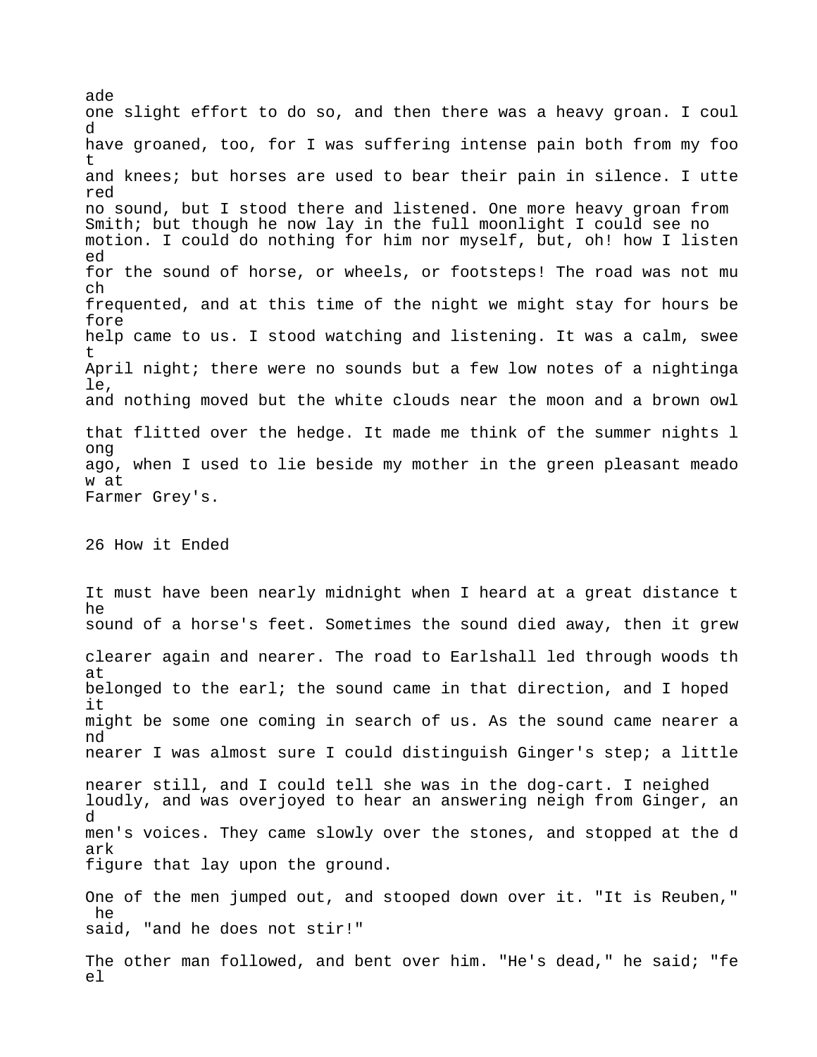ade one slight effort to do so, and then there was a heavy groan. I could have groaned, too, for I was suffering intense pain both from my foot and knees; but horses are used to bear their pain in silence. I uttered no sound, but I stood there and listened. One more heavy groan from Smith; but though he now lay in the full moonlight I could see no motion. I could do nothing for him nor myself, but, oh! how I listened for the sound of horse, or wheels, or footsteps! The road was not much frequented, and at this time of the night we might stay for hours before help came to us. I stood watching and listening. It was a calm, sweet April night; there were no sounds but a few low notes of a nightingale, and nothing moved but the white clouds near the moon and a brown owl that flitted over the hedge. It made me think of the summer nights long ago, when I used to lie beside my mother in the green pleasant meadow at Farmer Grey's.

## 26 How it Ended

It must have been nearly midnight when I heard at a great distance the sound of a horse's feet. Sometimes the sound died away, then it grew clearer again and nearer. The road to Earlshall led through woods that belonged to the earl; the sound came in that direction, and I hoped it might be some one coming in search of us. As the sound came nearer and nearer I was almost sure I could distinguish Ginger's step; a little nearer still, and I could tell she was in the dog-cart. I neighed loudly, and was overjoyed to hear an answering neigh from Ginger, and men's voices. They came slowly over the stones, and stopped at the dark figure that lay upon the ground.

One of the men jumped out, and stooped down over it. "It is Reuben," he said, "and he does not stir!"

The other man followed, and bent over him. "He's dead," he said; "feel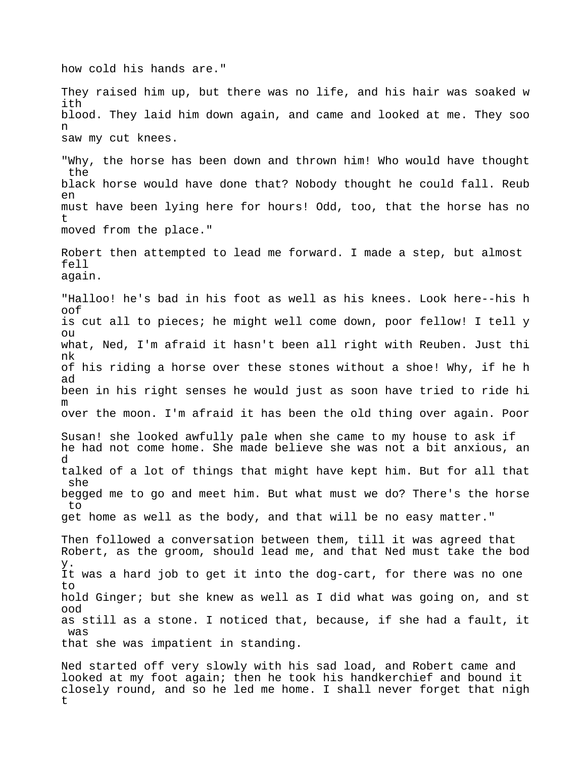how cold his hands are."

They raised him up, but there was no life, and his hair was soaked with blood. They laid him down again, and came and looked at me. They soon saw my cut knees.

"Why, the horse has been down and thrown him! Who would have thought the black horse would have done that? Nobody thought he could fall. Reuben must have been lying here for hours! Odd, too, that the horse has not moved from the place."

Robert then attempted to lead me forward. I made a step, but almost fell again.

"Halloo! he's bad in his foot as well as his knees. Look here--his hoof is cut all to pieces; he might well come down, poor fellow! I tell you what, Ned, I'm afraid it hasn't been all right with Reuben. Just think of his riding a horse over these stones without a shoe! Why, if he had been in his right senses he would just as soon have tried to ride him over the moon. I'm afraid it has been the old thing over again. Poor Susan! she looked awfully pale when she came to my house to ask if he had not come home. She made believe she was not a bit anxious, and talked of a lot of things that might have kept him. But for all that she begged me to go and meet him. But what must we do? There's the horse to get home as well as the body, and that will be no easy matter."

Then followed a conversation between them, till it was agreed that Robert, as the groom, should lead me, and that Ned must take the body. It was a hard job to get it into the dog-cart, for there was no one to hold Ginger; but she knew as well as I did what was going on, and stood as still as a stone. I noticed that, because, if she had a fault, it was that she was impatient in standing.

Ned started off very slowly with his sad load, and Robert came and looked at my foot again; then he took his handkerchief and bound it closely round, and so he led me home. I shall never forget that night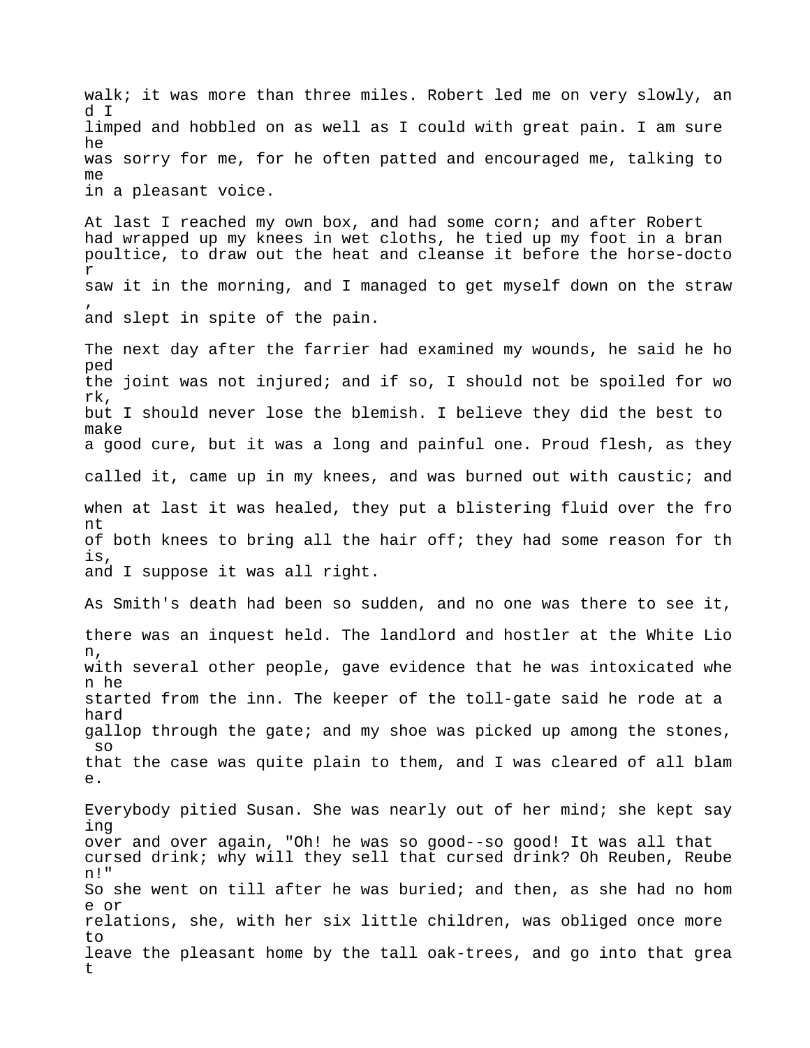walk; it was more than three miles. Robert led me on very slowly, and I limped and hobbled on as well as I could with great pain. I am sure he was sorry for me, for he often patted and encouraged me, talking to me in a pleasant voice.

At last I reached my own box, and had some corn; and after Robert had wrapped up my knees in wet cloths, he tied up my foot in a bran poultice, to draw out the heat and cleanse it before the horse-doctor saw it in the morning, and I managed to get myself down on the straw, and slept in spite of the pain.

The next day after the farrier had examined my wounds, he said he hoped the joint was not injured; and if so, I should not be spoiled for work, but I should never lose the blemish. I believe they did the best to make a good cure, but it was a long and painful one. Proud flesh, as they called it, came up in my knees, and was burned out with caustic; and when at last it was healed, they put a blistering fluid over the front of both knees to bring all the hair off; they had some reason for this, and I suppose it was all right.

As Smith's death had been so sudden, and no one was there to see it, there was an inquest held. The landlord and hostler at the White Lion, with several other people, gave evidence that he was intoxicated when he started from the inn. The keeper of the toll-gate said he rode at a hard gallop through the gate; and my shoe was picked up among the stones, so that the case was quite plain to them, and I was cleared of all blame.

Everybody pitied Susan. She was nearly out of her mind; she kept saying over and over again, "Oh! he was so good--so good! It was all that cursed drink; why will they sell that cursed drink? Oh Reuben, Reuben!" So she went on till after he was buried; and then, as she had no home or relations, she, with her six little children, was obliged once more to leave the pleasant home by the tall oak-trees, and go into that great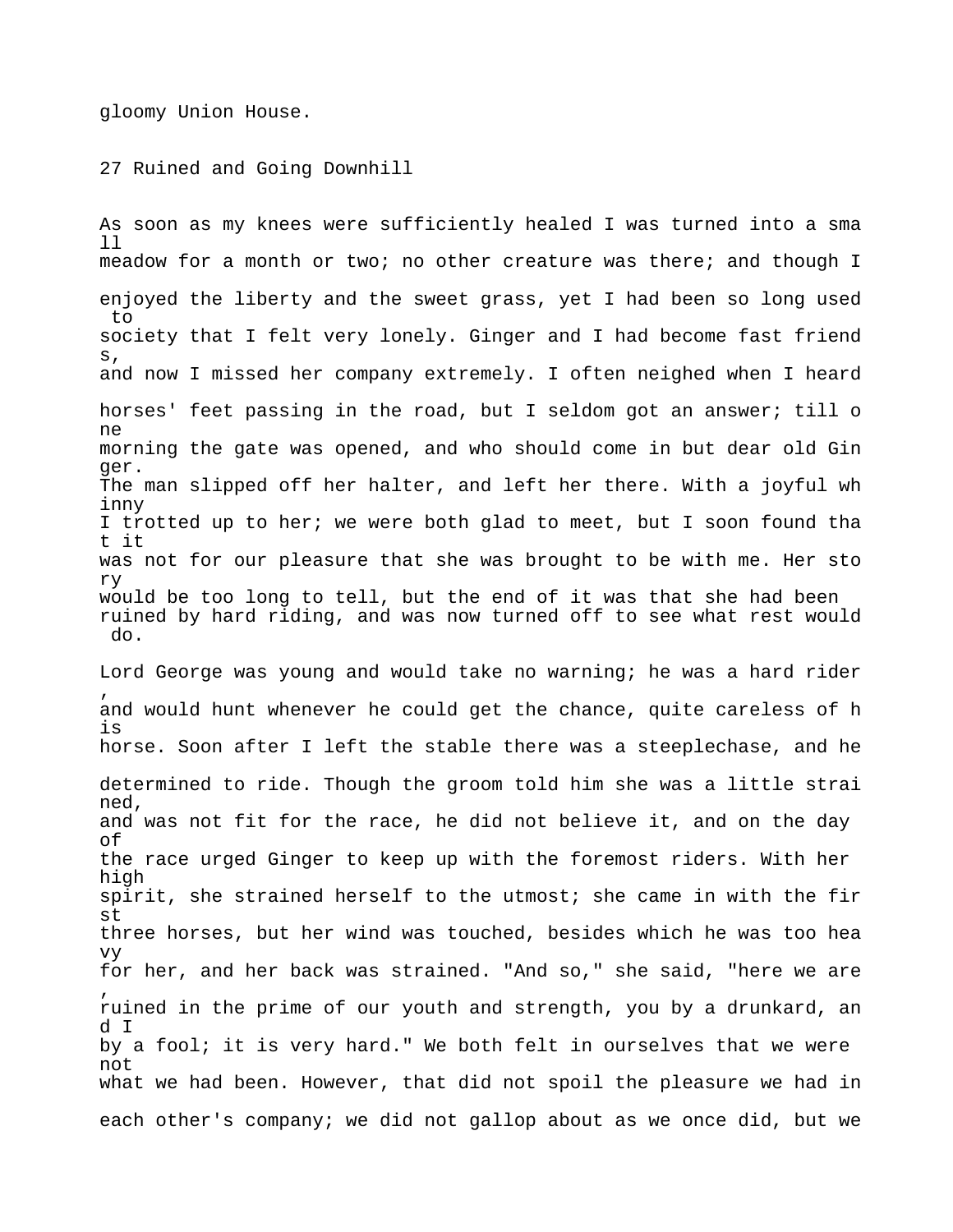gloomy Union House.

## 27 Ruined and Going Downhill

As soon as my knees were sufficiently healed I was turned into a small meadow for a month or two; no other creature was there; and though I enjoyed the liberty and the sweet grass, yet I had been so long used to society that I felt very lonely. Ginger and I had become fast friends, and now I missed her company extremely. I often neighed when I heard horses' feet passing in the road, but I seldom got an answer; till one morning the gate was opened, and who should come in but dear old Ginger. The man slipped off her halter, and left her there. With a joyful whinny I trotted up to her; we were both glad to meet, but I soon found that it was not for our pleasure that she was brought to be with me. Her story would be too long to tell, but the end of it was that she had been ruined by hard riding, and was now turned off to see what rest would do.

Lord George was young and would take no warning; he was a hard rider, and would hunt whenever he could get the chance, quite careless of his horse. Soon after I left the stable there was a steeplechase, and he determined to ride. Though the groom told him she was a little strained, and was not fit for the race, he did not believe it, and on the day of the race urged Ginger to keep up with the foremost riders. With her high spirit, she strained herself to the utmost; she came in with the first three horses, but her wind was touched, besides which he was too heavy for her, and her back was strained. "And so," she said, "here we are, ruined in the prime of our youth and strength, you by a drunkard, and I by a fool; it is very hard." We both felt in ourselves that we were not what we had been. However, that did not spoil the pleasure we had in each other's company; we did not gallop about as we once did, but we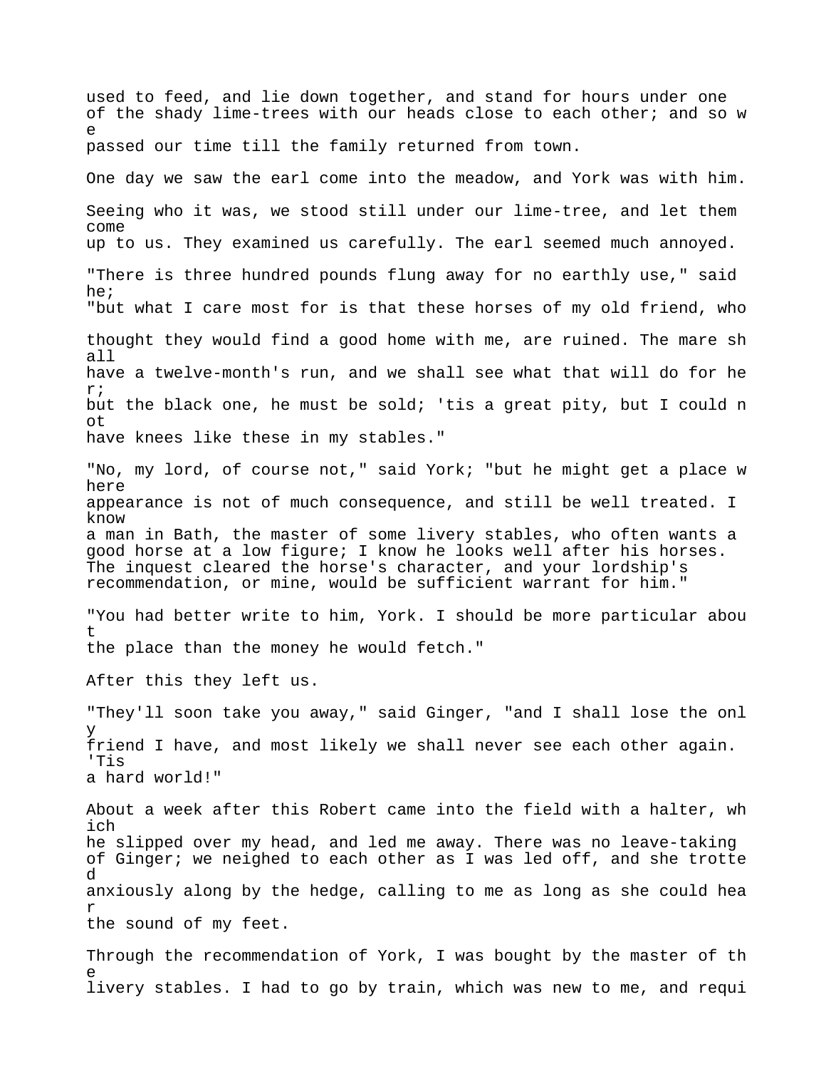used to feed, and lie down together, and stand for hours under one of the shady lime-trees with our heads close to each other; and so we passed our time till the family returned from town.

One day we saw the earl come into the meadow, and York was with him.

Seeing who it was, we stood still under our lime-tree, and let them come up to us. They examined us carefully. The earl seemed much annoyed.

"There is three hundred pounds flung away for no earthly use," said he; "but what I care most for is that these horses of my old friend, who thought they would find a good home with me, are ruined. The mare shall have a twelve-month's run, and we shall see what that will do for her; but the black one, he must be sold; 'tis a great pity, but I could not have knees like these in my stables."

"No, my lord, of course not," said York; "but he might get a place where appearance is not of much consequence, and still be well treated. I know a man in Bath, the master of some livery stables, who often wants a good horse at a low figure; I know he looks well after his horses. The inquest cleared the horse's character, and your lordship's recommendation, or mine, would be sufficient warrant for him."

"You had better write to him, York. I should be more particular about the place than the money he would fetch."

After this they left us.

"They'll soon take you away," said Ginger, "and I shall lose the only friend I have, and most likely we shall never see each other again. 'Tis a hard world!"

About a week after this Robert came into the field with a halter, which he slipped over my head, and led me away. There was no leave-taking of Ginger; we neighed to each other as I was led off, and she trotted anxiously along by the hedge, calling to me as long as she could hear the sound of my feet.

Through the recommendation of York, I was bought by the master of the livery stables. I had to go by train, which was new to me, and requi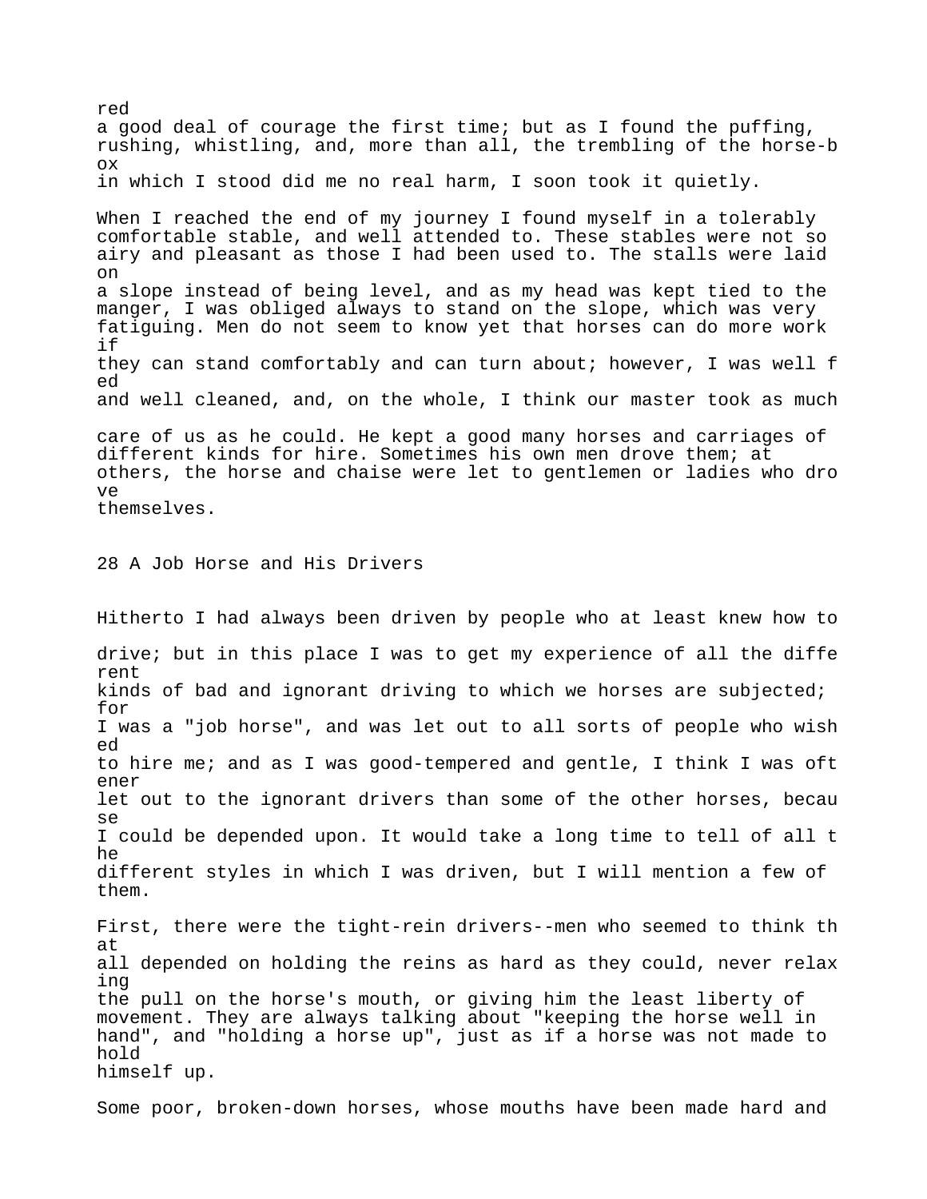red
a good deal of courage the first time; but as I found the puffing, rushing, whistling, and, more than all, the trembling of the horse-box in which I stood did me no real harm, I soon took it quietly.

When I reached the end of my journey I found myself in a tolerably comfortable stable, and well attended to. These stables were not so airy and pleasant as those I had been used to. The stalls were laid on a slope instead of being level, and as my head was kept tied to the manger, I was obliged always to stand on the slope, which was very fatiguing. Men do not seem to know yet that horses can do more work if they can stand comfortably and can turn about; however, I was well fed and well cleaned, and, on the whole, I think our master took as much care of us as he could. He kept a good many horses and carriages of different kinds for hire. Sometimes his own men drove them; at others, the horse and chaise were let to gentlemen or ladies who drove themselves.

## 28 A Job Horse and His Drivers

Hitherto I had always been driven by people who at least knew how to drive; but in this place I was to get my experience of all the different kinds of bad and ignorant driving to which we horses are subjected; for I was a "job horse", and was let out to all sorts of people who wished to hire me; and as I was good-tempered and gentle, I think I was oftener let out to the ignorant drivers than some of the other horses, because I could be depended upon. It would take a long time to tell of all the different styles in which I was driven, but I will mention a few of them.

First, there were the tight-rein drivers--men who seemed to think that all depended on holding the reins as hard as they could, never relaxing the pull on the horse's mouth, or giving him the least liberty of movement. They are always talking about "keeping the horse well in hand", and "holding a horse up", just as if a horse was not made to hold himself up.

Some poor, broken-down horses, whose mouths have been made hard and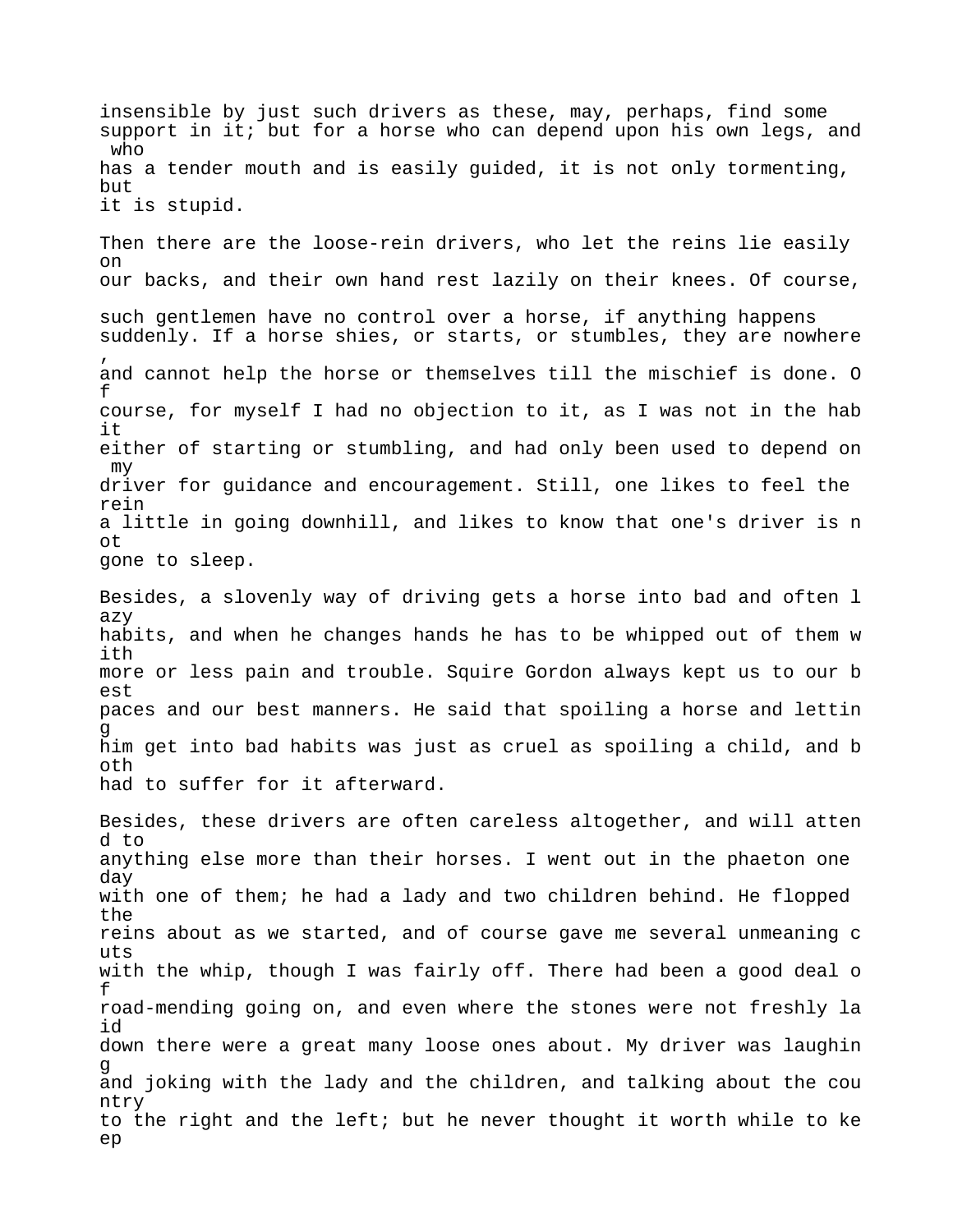insensible by just such drivers as these, may, perhaps, find some support in it; but for a horse who can depend upon his own legs, and who has a tender mouth and is easily guided, it is not only tormenting, but it is stupid.

Then there are the loose-rein drivers, who let the reins lie easily on our backs, and their own hand rest lazily on their knees. Of course, such gentlemen have no control over a horse, if anything happens suddenly. If a horse shies, or starts, or stumbles, they are nowhere, and cannot help the horse or themselves till the mischief is done. Of course, for myself I had no objection to it, as I was not in the habit either of starting or stumbling, and had only been used to depend on my driver for guidance and encouragement. Still, one likes to feel the rein a little in going downhill, and likes to know that one's driver is not gone to sleep.

Besides, a slovenly way of driving gets a horse into bad and often lazy habits, and when he changes hands he has to be whipped out of them with more or less pain and trouble. Squire Gordon always kept us to our best paces and our best manners. He said that spoiling a horse and letting him get into bad habits was just as cruel as spoiling a child, and both had to suffer for it afterward.

Besides, these drivers are often careless altogether, and will attend to anything else more than their horses. I went out in the phaeton one day with one of them; he had a lady and two children behind. He flopped the reins about as we started, and of course gave me several unmeaning cuts with the whip, though I was fairly off. There had been a good deal of road-mending going on, and even where the stones were not freshly laid down there were a great many loose ones about. My driver was laughing and joking with the lady and the children, and talking about the country to the right and the left; but he never thought it worth while to keep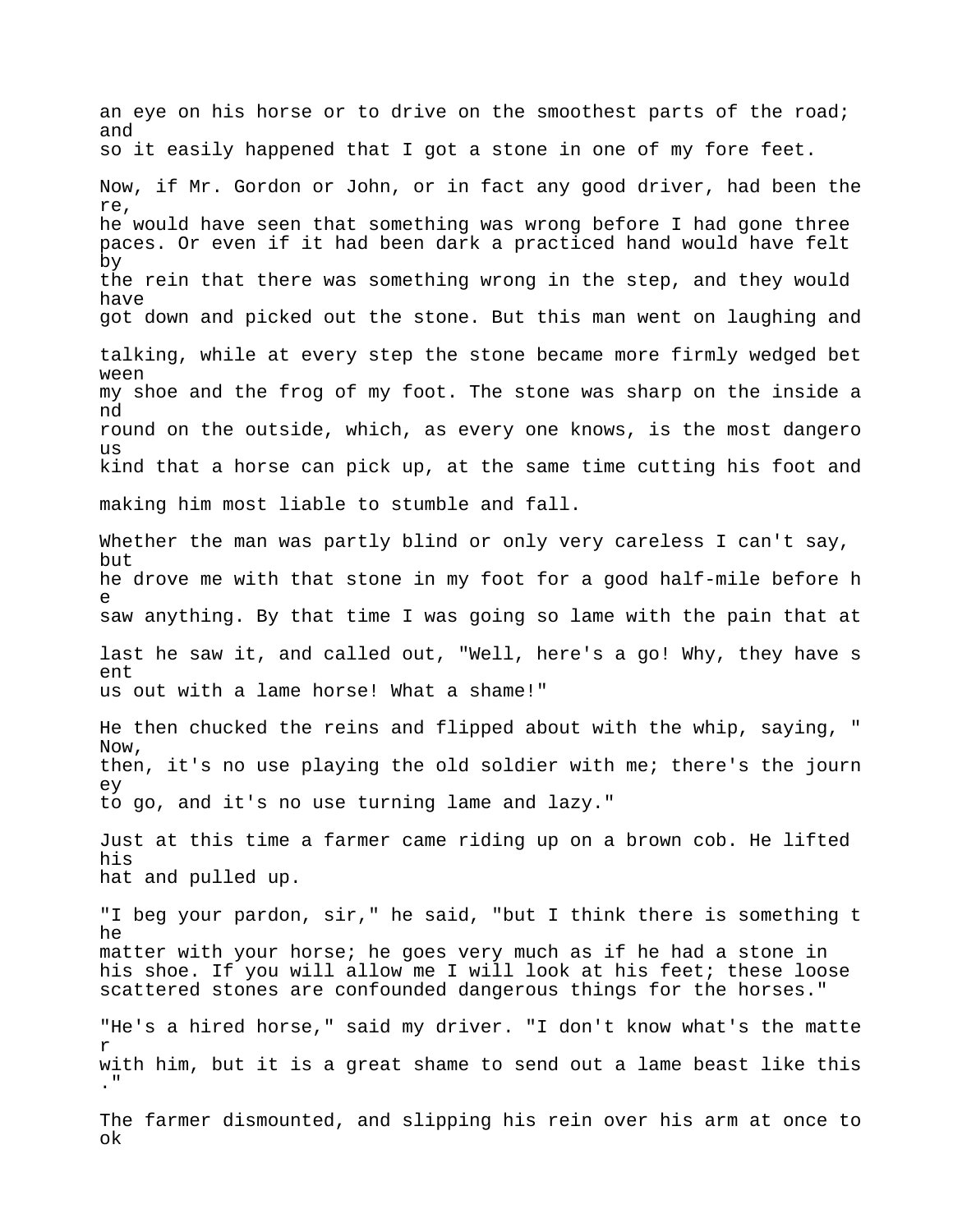an eye on his horse or to drive on the smoothest parts of the road; and so it easily happened that I got a stone in one of my fore feet.

Now, if Mr. Gordon or John, or in fact any good driver, had been there, he would have seen that something was wrong before I had gone three paces. Or even if it had been dark a practiced hand would have felt by the rein that there was something wrong in the step, and they would have got down and picked out the stone. But this man went on laughing and talking, while at every step the stone became more firmly wedged between my shoe and the frog of my foot. The stone was sharp on the inside and round on the outside, which, as every one knows, is the most dangerous kind that a horse can pick up, at the same time cutting his foot and making him most liable to stumble and fall.

Whether the man was partly blind or only very careless I can't say, but he drove me with that stone in my foot for a good half-mile before he saw anything. By that time I was going so lame with the pain that at last he saw it, and called out, "Well, here's a go! Why, they have sent us out with a lame horse! What a shame!"

He then chucked the reins and flipped about with the whip, saying, "Now, then, it's no use playing the old soldier with me; there's the journey to go, and it's no use turning lame and lazy."

Just at this time a farmer came riding up on a brown cob. He lifted his hat and pulled up.

"I beg your pardon, sir," he said, "but I think there is something the matter with your horse; he goes very much as if he had a stone in his shoe. If you will allow me I will look at his feet; these loose scattered stones are confounded dangerous things for the horses."

"He's a hired horse," said my driver. "I don't know what's the matter with him, but it is a great shame to send out a lame beast like this."

The farmer dismounted, and slipping his rein over his arm at once took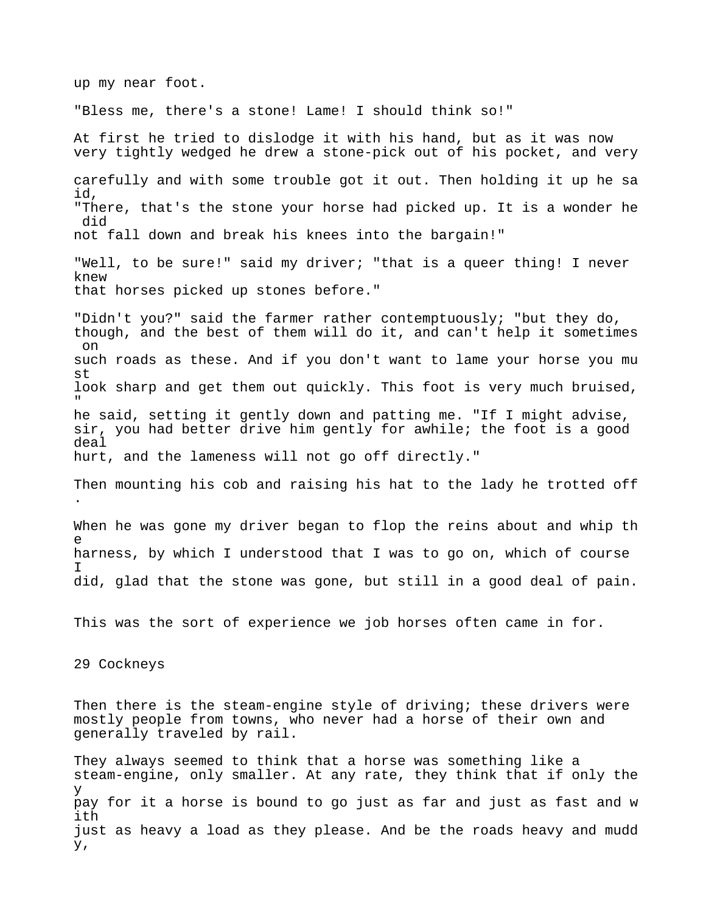up my near foot.

"Bless me, there's a stone! Lame! I should think so!"

At first he tried to dislodge it with his hand, but as it was now very tightly wedged he drew a stone-pick out of his pocket, and very carefully and with some trouble got it out. Then holding it up he said,
"There, that's the stone your horse had picked up. It is a wonder he did not fall down and break his knees into the bargain!"

"Well, to be sure!" said my driver; "that is a queer thing! I never knew that horses picked up stones before."

"Didn't you?" said the farmer rather contemptuously; "but they do, though, and the best of them will do it, and can't help it sometimes on such roads as these. And if you don't want to lame your horse you must look sharp and get them out quickly. This foot is very much bruised," he said, setting it gently down and patting me. "If I might advise, sir, you had better drive him gently for awhile; the foot is a good deal hurt, and the lameness will not go off directly."

Then mounting his cob and raising his hat to the lady he trotted off.

When he was gone my driver began to flop the reins about and whip the harness, by which I understood that I was to go on, which of course I did, glad that the stone was gone, but still in a good deal of pain.

This was the sort of experience we job horses often came in for.

## 29 Cockneys

Then there is the steam-engine style of driving; these drivers were mostly people from towns, who never had a horse of their own and generally traveled by rail.

They always seemed to think that a horse was something like a steam-engine, only smaller. At any rate, they think that if only they pay for it a horse is bound to go just as far and just as fast and with just as heavy a load as they please. And be the roads heavy and muddy,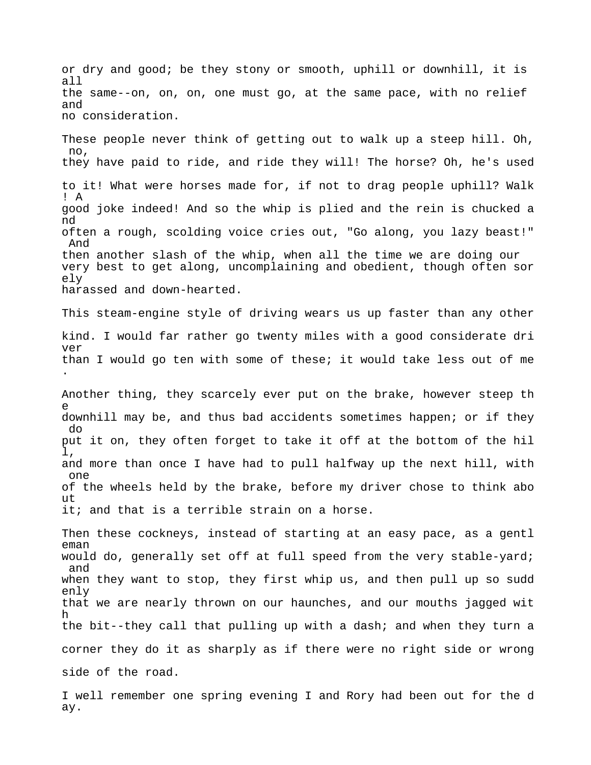or dry and good; be they stony or smooth, uphill or downhill, it is all the same--on, on, on, one must go, at the same pace, with no relief and no consideration.

These people never think of getting out to walk up a steep hill. Oh, no, they have paid to ride, and ride they will! The horse? Oh, he's used to it! What were horses made for, if not to drag people uphill? Walk! A good joke indeed! And so the whip is plied and the rein is chucked and often a rough, scolding voice cries out, "Go along, you lazy beast!" And then another slash of the whip, when all the time we are doing our very best to get along, uncomplaining and obedient, though often sorely harassed and down-hearted.

This steam-engine style of driving wears us up faster than any other kind. I would far rather go twenty miles with a good considerate driver than I would go ten with some of these; it would take less out of me.

Another thing, they scarcely ever put on the brake, however steep the downhill may be, and thus bad accidents sometimes happen; or if they do put it on, they often forget to take it off at the bottom of the hill, and more than once I have had to pull halfway up the next hill, with one of the wheels held by the brake, before my driver chose to think about it; and that is a terrible strain on a horse.

Then these cockneys, instead of starting at an easy pace, as a gentleman would do, generally set off at full speed from the very stable-yard; and when they want to stop, they first whip us, and then pull up so suddenly that we are nearly thrown on our haunches, and our mouths jagged with the bit--they call that pulling up with a dash; and when they turn a corner they do it as sharply as if there were no right side or wrong side of the road.

I well remember one spring evening I and Rory had been out for the day.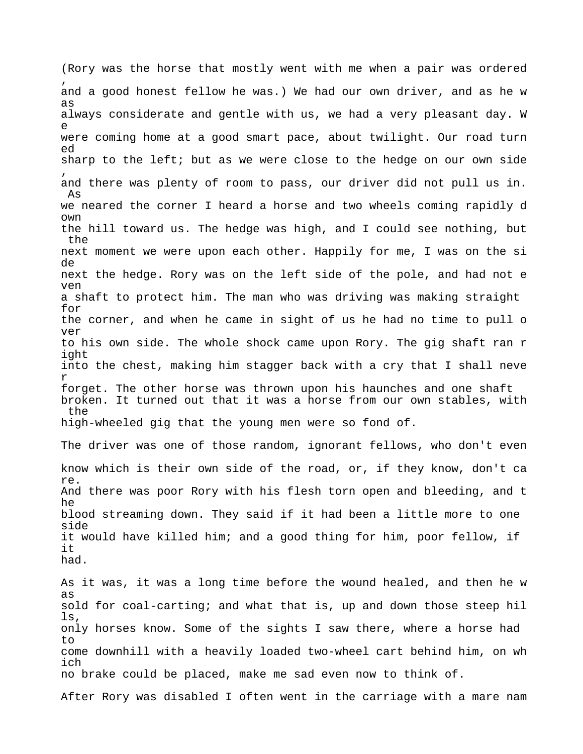(Rory was the horse that mostly went with me when a pair was ordered, and a good honest fellow he was.) We had our own driver, and as he was always considerate and gentle with us, we had a very pleasant day. We were coming home at a good smart pace, about twilight. Our road turned sharp to the left; but as we were close to the hedge on our own side, and there was plenty of room to pass, our driver did not pull us in. As we neared the corner I heard a horse and two wheels coming rapidly down the hill toward us. The hedge was high, and I could see nothing, but the next moment we were upon each other. Happily for me, I was on the side next the hedge. Rory was on the left side of the pole, and had not even a shaft to protect him. The man who was driving was making straight for the corner, and when he came in sight of us he had no time to pull over to his own side. The whole shock came upon Rory. The gig shaft ran right into the chest, making him stagger back with a cry that I shall never forget. The other horse was thrown upon his haunches and one shaft broken. It turned out that it was a horse from our own stables, with the high-wheeled gig that the young men were so fond of.

The driver was one of those random, ignorant fellows, who don't even know which is their own side of the road, or, if they know, don't care. And there was poor Rory with his flesh torn open and bleeding, and the blood streaming down. They said if it had been a little more to one side it would have killed him; and a good thing for him, poor fellow, if it had.

As it was, it was a long time before the wound healed, and then he was sold for coal-carting; and what that is, up and down those steep hills, only horses know. Some of the sights I saw there, where a horse had to come downhill with a heavily loaded two-wheel cart behind him, on which no brake could be placed, make me sad even now to think of.

After Rory was disabled I often went in the carriage with a mare nam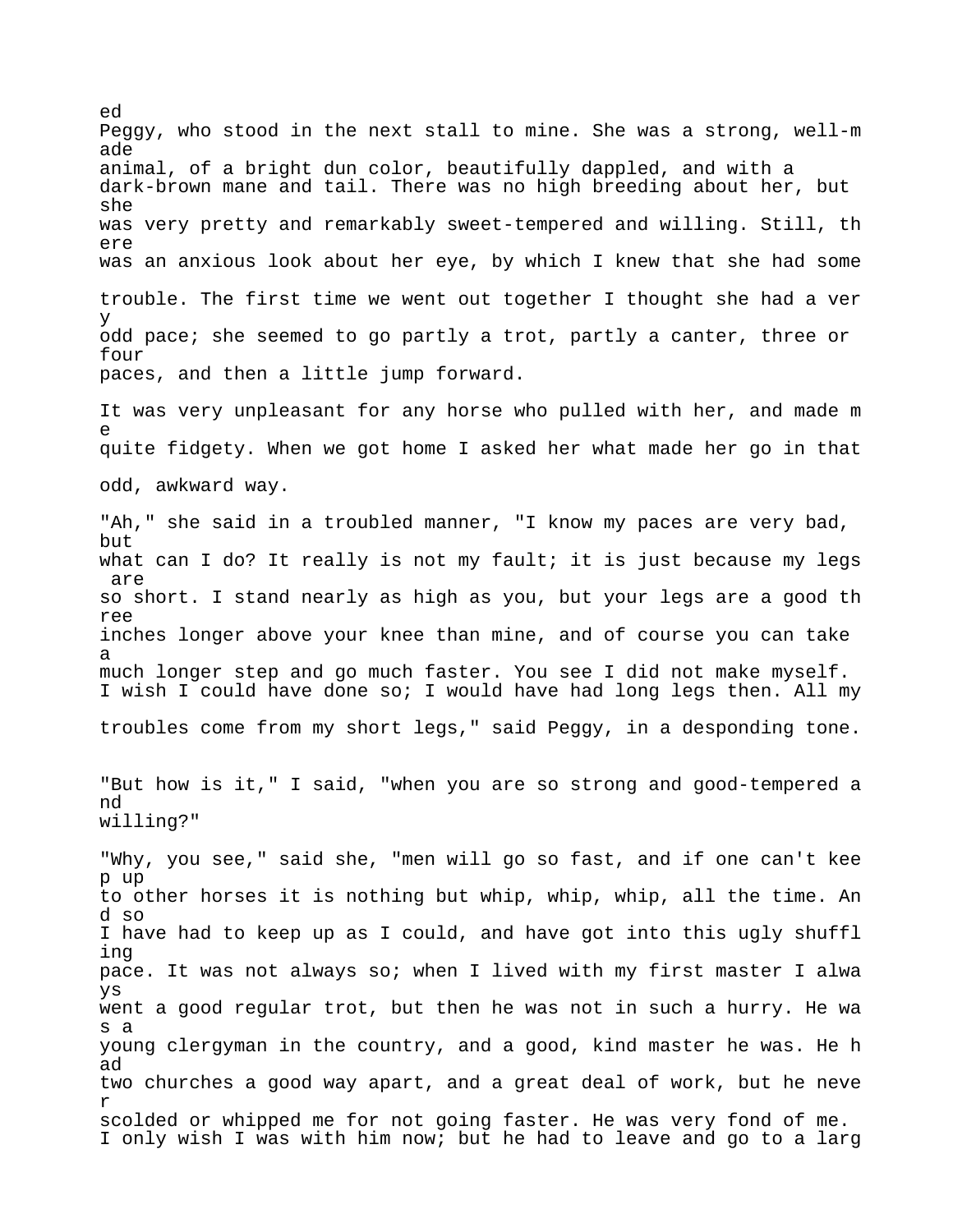ed Peggy, who stood in the next stall to mine. She was a strong, well-made animal, of a bright dun color, beautifully dappled, and with a dark-brown mane and tail. There was no high breeding about her, but she was very pretty and remarkably sweet-tempered and willing. Still, there was an anxious look about her eye, by which I knew that she had some trouble. The first time we went out together I thought she had a very odd pace; she seemed to go partly a trot, partly a canter, three or four paces, and then a little jump forward.

It was very unpleasant for any horse who pulled with her, and made me quite fidgety. When we got home I asked her what made her go in that odd, awkward way.

"Ah," she said in a troubled manner, "I know my paces are very bad, but what can I do? It really is not my fault; it is just because my legs are so short. I stand nearly as high as you, but your legs are a good three inches longer above your knee than mine, and of course you can take a much longer step and go much faster. You see I did not make myself. I wish I could have done so; I would have had long legs then. All my troubles come from my short legs," said Peggy, in a desponding tone.

"But how is it," I said, "when you are so strong and good-tempered and willing?"

"Why, you see," said she, "men will go so fast, and if one can't keep up to other horses it is nothing but whip, whip, whip, all the time. And so I have had to keep up as I could, and have got into this ugly shuffling pace. It was not always so; when I lived with my first master I always went a good regular trot, but then he was not in such a hurry. He was a young clergyman in the country, and a good, kind master he was. He had two churches a good way apart, and a great deal of work, but he never scolded or whipped me for not going faster. He was very fond of me. I only wish I was with him now; but he had to leave and go to a larg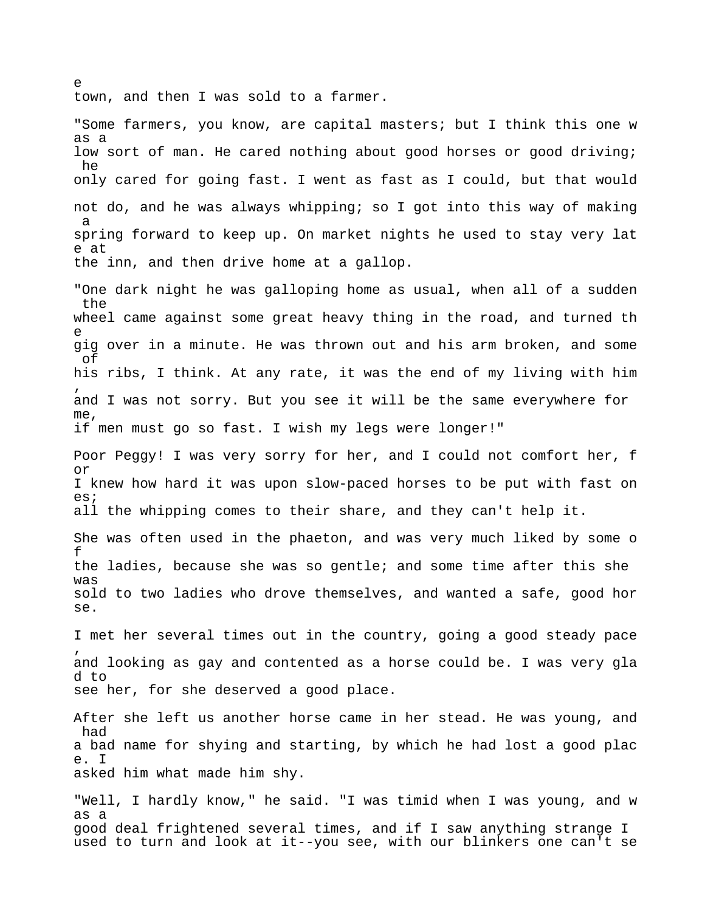e town, and then I was sold to a farmer.

"Some farmers, you know, are capital masters; but I think this one was a low sort of man. He cared nothing about good horses or good driving; he only cared for going fast. I went as fast as I could, but that would not do, and he was always whipping; so I got into this way of making a spring forward to keep up. On market nights he used to stay very late at the inn, and then drive home at a gallop.

"One dark night he was galloping home as usual, when all of a sudden the wheel came against some great heavy thing in the road, and turned the gig over in a minute. He was thrown out and his arm broken, and some of his ribs, I think. At any rate, it was the end of my living with him, and I was not sorry. But you see it will be the same everywhere for me, if men must go so fast. I wish my legs were longer!"

Poor Peggy! I was very sorry for her, and I could not comfort her, for I knew how hard it was upon slow-paced horses to be put with fast ones; all the whipping comes to their share, and they can't help it.

She was often used in the phaeton, and was very much liked by some of the ladies, because she was so gentle; and some time after this she was sold to two ladies who drove themselves, and wanted a safe, good horse.

I met her several times out in the country, going a good steady pace, and looking as gay and contented as a horse could be. I was very glad to see her, for she deserved a good place.

After she left us another horse came in her stead. He was young, and had a bad name for shying and starting, by which he had lost a good place. I asked him what made him shy.

"Well, I hardly know," he said. "I was timid when I was young, and was a good deal frightened several times, and if I saw anything strange I used to turn and look at it--you see, with our blinkers one can't se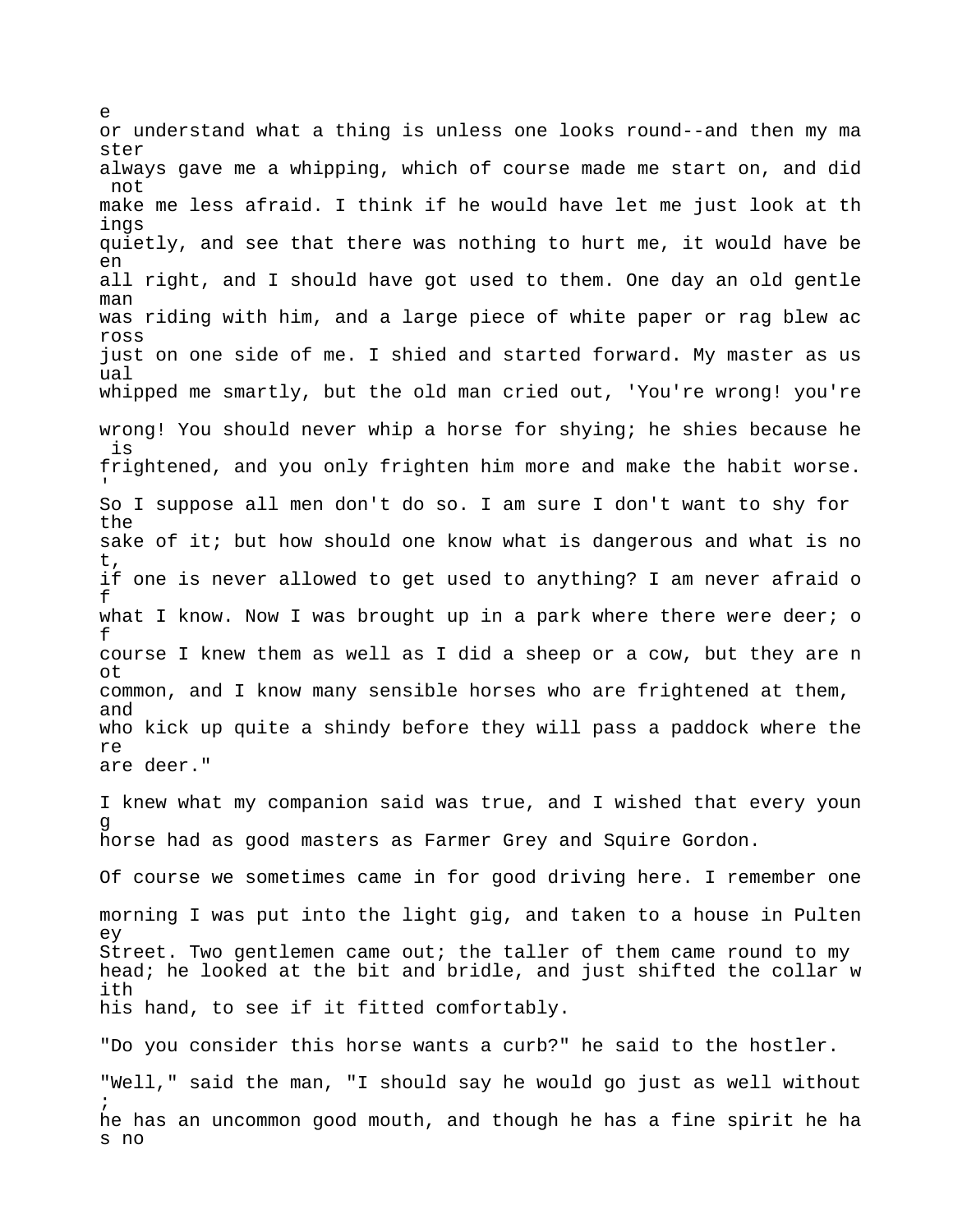e or understand what a thing is unless one looks round--and then my master always gave me a whipping, which of course made me start on, and did not make me less afraid. I think if he would have let me just look at things quietly, and see that there was nothing to hurt me, it would have been all right, and I should have got used to them. One day an old gentleman was riding with him, and a large piece of white paper or rag blew across just on one side of me. I shied and started forward. My master as usual whipped me smartly, but the old man cried out, 'You're wrong! you're wrong! You should never whip a horse for shying; he shies because he is frightened, and you only frighten him more and make the habit worse.' So I suppose all men don't do so. I am sure I don't want to shy for the sake of it; but how should one know what is dangerous and what is not, if one is never allowed to get used to anything? I am never afraid of what I know. Now I was brought up in a park where there were deer; of course I knew them as well as I did a sheep or a cow, but they are not common, and I know many sensible horses who are frightened at them, and who kick up quite a shindy before they will pass a paddock where there are deer."

I knew what my companion said was true, and I wished that every young horse had as good masters as Farmer Grey and Squire Gordon.

Of course we sometimes came in for good driving here. I remember one morning I was put into the light gig, and taken to a house in Pulteney Street. Two gentlemen came out; the taller of them came round to my head; he looked at the bit and bridle, and just shifted the collar with his hand, to see if it fitted comfortably.

"Do you consider this horse wants a curb?" he said to the hostler.

"Well," said the man, "I should say he would go just as well without; he has an uncommon good mouth, and though he has a fine spirit he has no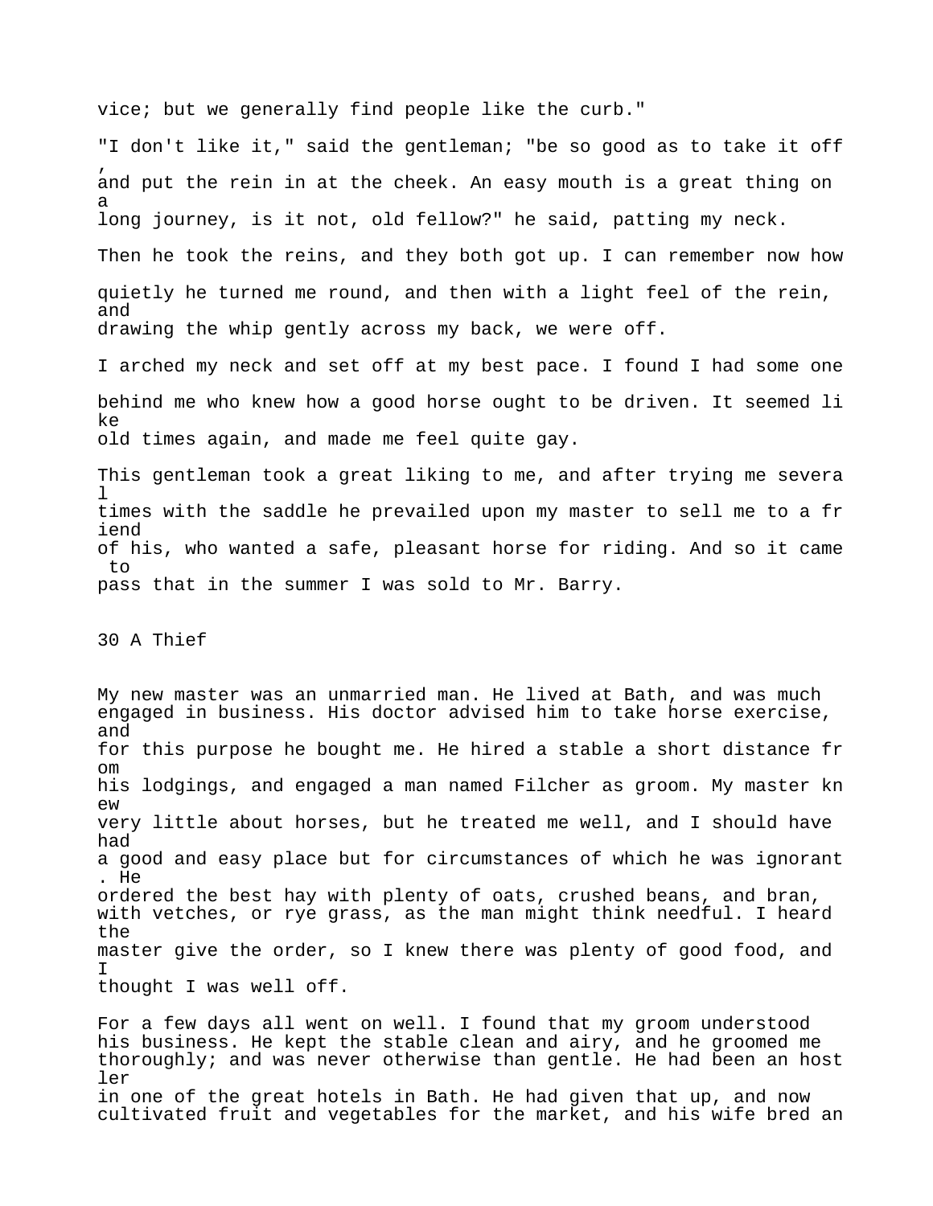vice; but we generally find people like the curb."

"I don't like it," said the gentleman; "be so good as to take it off, and put the rein in at the cheek. An easy mouth is a great thing on a long journey, is it not, old fellow?" he said, patting my neck.

Then he took the reins, and they both got up. I can remember now how quietly he turned me round, and then with a light feel of the rein, and drawing the whip gently across my back, we were off.

I arched my neck and set off at my best pace. I found I had some one behind me who knew how a good horse ought to be driven. It seemed like old times again, and made me feel quite gay.

This gentleman took a great liking to me, and after trying me several times with the saddle he prevailed upon my master to sell me to a friend of his, who wanted a safe, pleasant horse for riding. And so it came to pass that in the summer I was sold to Mr. Barry.

## 30 A Thief

My new master was an unmarried man. He lived at Bath, and was much engaged in business. His doctor advised him to take horse exercise, and for this purpose he bought me. He hired a stable a short distance from his lodgings, and engaged a man named Filcher as groom. My master knew very little about horses, but he treated me well, and I should have had a good and easy place but for circumstances of which he was ignorant. He ordered the best hay with plenty of oats, crushed beans, and bran, with vetches, or rye grass, as the man might think needful. I heard the master give the order, so I knew there was plenty of good food, and I thought I was well off.

For a few days all went on well. I found that my groom understood his business. He kept the stable clean and airy, and he groomed me thoroughly; and was never otherwise than gentle. He had been an hostler in one of the great hotels in Bath. He had given that up, and now cultivated fruit and vegetables for the market, and his wife bred an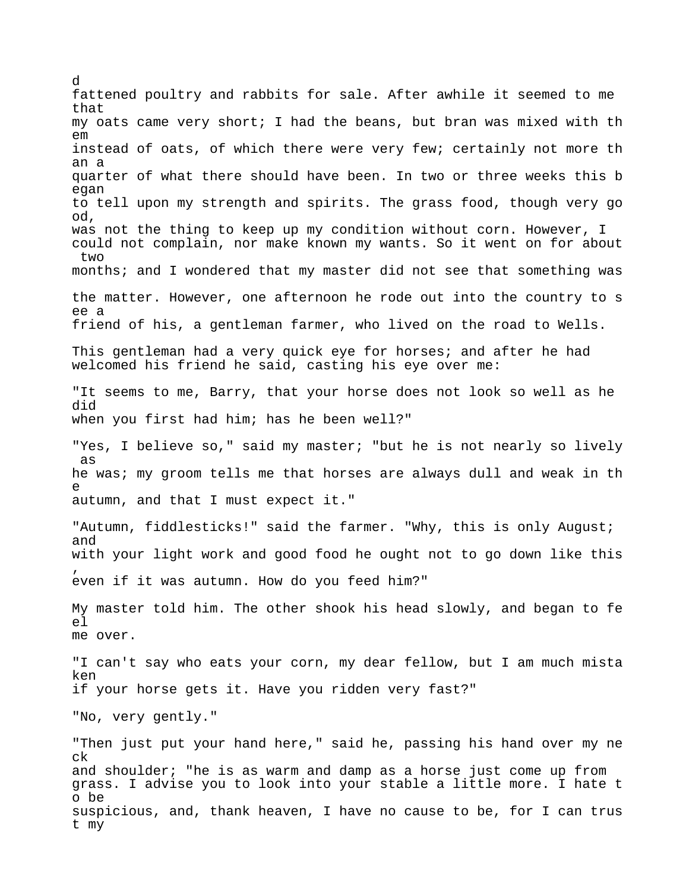d fattened poultry and rabbits for sale. After awhile it seemed to me that my oats came very short; I had the beans, but bran was mixed with them instead of oats, of which there were very few; certainly not more than a quarter of what there should have been. In two or three weeks this began to tell upon my strength and spirits. The grass food, though very good, was not the thing to keep up my condition without corn. However, I could not complain, nor make known my wants. So it went on for about two months; and I wondered that my master did not see that something was the matter. However, one afternoon he rode out into the country to see a friend of his, a gentleman farmer, who lived on the road to Wells.

This gentleman had a very quick eye for horses; and after he had welcomed his friend he said, casting his eye over me:

"It seems to me, Barry, that your horse does not look so well as he did when you first had him; has he been well?"

"Yes, I believe so," said my master; "but he is not nearly so lively as he was; my groom tells me that horses are always dull and weak in the autumn, and that I must expect it."

"Autumn, fiddlesticks!" said the farmer. "Why, this is only August; and with your light work and good food he ought not to go down like this, even if it was autumn. How do you feed him?"

My master told him. The other shook his head slowly, and began to feel me over.

"I can't say who eats your corn, my dear fellow, but I am much mistaken if your horse gets it. Have you ridden very fast?"

"No, very gently."

"Then just put your hand here," said he, passing his hand over my neck and shoulder; "he is as warm and damp as a horse just come up from grass. I advise you to look into your stable a little more. I hate to be suspicious, and, thank heaven, I have no cause to be, for I can trust my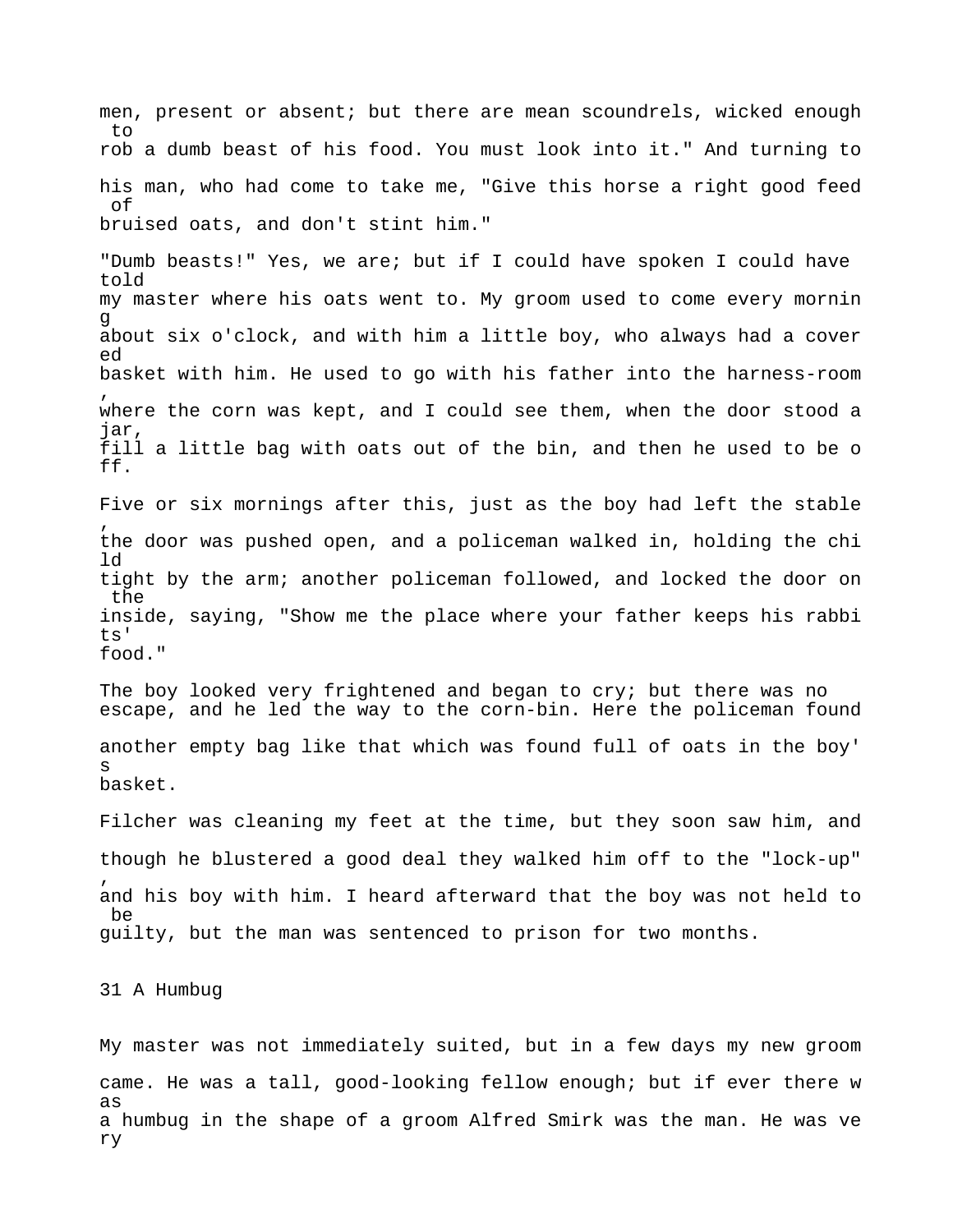men, present or absent; but there are mean scoundrels, wicked enough to rob a dumb beast of his food. You must look into it." And turning to his man, who had come to take me, "Give this horse a right good feed of bruised oats, and don't stint him."

"Dumb beasts!" Yes, we are; but if I could have spoken I could have told my master where his oats went to. My groom used to come every morning about six o'clock, and with him a little boy, who always had a covered basket with him. He used to go with his father into the harness-room, where the corn was kept, and I could see them, when the door stood ajar, fill a little bag with oats out of the bin, and then he used to be off.

Five or six mornings after this, just as the boy had left the stable, the door was pushed open, and a policeman walked in, holding the child tight by the arm; another policeman followed, and locked the door on the inside, saying, "Show me the place where your father keeps his rabbits' food."

The boy looked very frightened and began to cry; but there was no escape, and he led the way to the corn-bin. Here the policeman found another empty bag like that which was found full of oats in the boy's basket.

Filcher was cleaning my feet at the time, but they soon saw him, and though he blustered a good deal they walked him off to the "lock-up", and his boy with him. I heard afterward that the boy was not held to be guilty, but the man was sentenced to prison for two months.

## 31 A Humbug

My master was not immediately suited, but in a few days my new groom came. He was a tall, good-looking fellow enough; but if ever there was a humbug in the shape of a groom Alfred Smirk was the man. He was very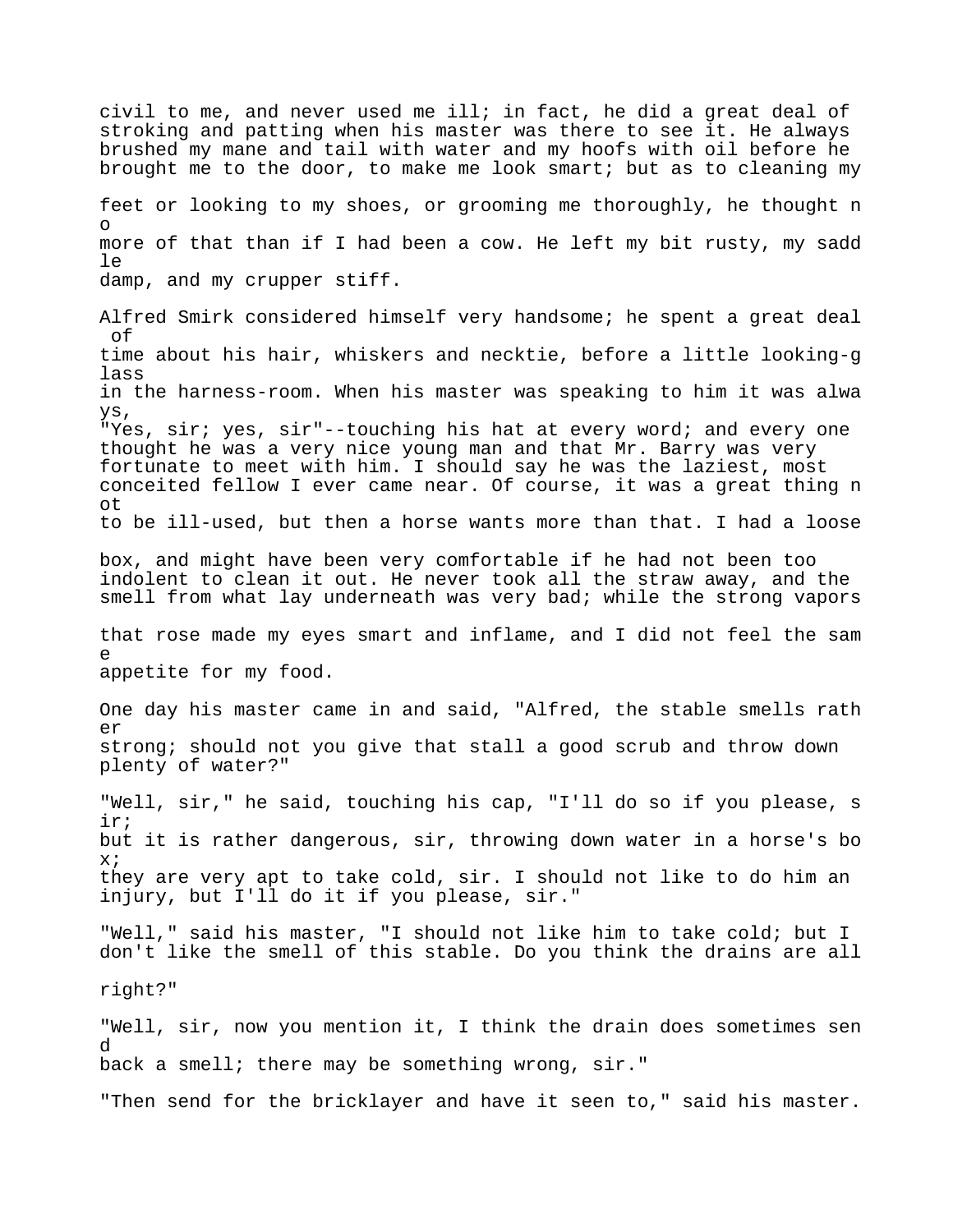civil to me, and never used me ill; in fact, he did a great deal of stroking and patting when his master was there to see it. He always brushed my mane and tail with water and my hoofs with oil before he brought me to the door, to make me look smart; but as to cleaning my feet or looking to my shoes, or grooming me thoroughly, he thought no more of that than if I had been a cow. He left my bit rusty, my saddle damp, and my crupper stiff.

Alfred Smirk considered himself very handsome; he spent a great deal of time about his hair, whiskers and necktie, before a little looking-glass in the harness-room. When his master was speaking to him it was always, "Yes, sir; yes, sir"--touching his hat at every word; and every one thought he was a very nice young man and that Mr. Barry was very fortunate to meet with him. I should say he was the laziest, most conceited fellow I ever came near. Of course, it was a great thing not to be ill-used, but then a horse wants more than that. I had a loose box, and might have been very comfortable if he had not been too indolent to clean it out. He never took all the straw away, and the smell from what lay underneath was very bad; while the strong vapors that rose made my eyes smart and inflame, and I did not feel the same appetite for my food.

One day his master came in and said, "Alfred, the stable smells rather strong; should not you give that stall a good scrub and throw down plenty of water?"

"Well, sir," he said, touching his cap, "I'll do so if you please, sir; but it is rather dangerous, sir, throwing down water in a horse's box; they are very apt to take cold, sir. I should not like to do him an injury, but I'll do it if you please, sir."

"Well," said his master, "I should not like him to take cold; but I don't like the smell of this stable. Do you think the drains are all right?"

"Well, sir, now you mention it, I think the drain does sometimes send back a smell; there may be something wrong, sir."

"Then send for the bricklayer and have it seen to," said his master.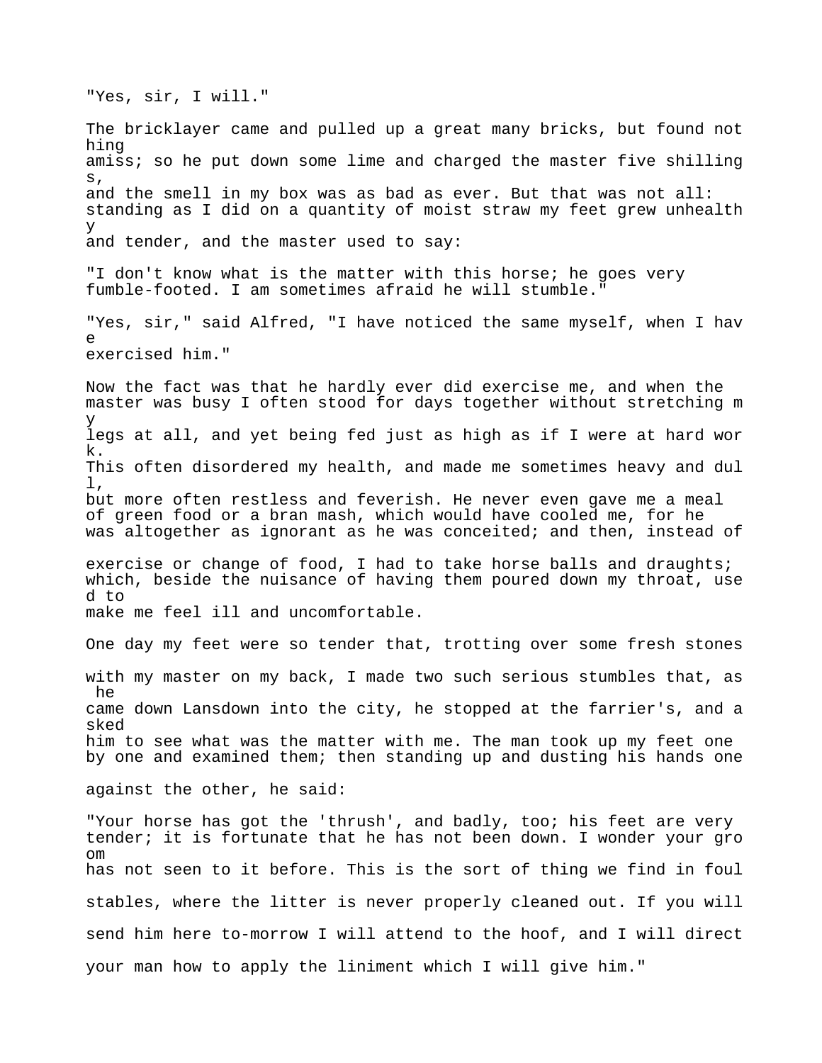"Yes, sir, I will."

The bricklayer came and pulled up a great many bricks, but found nothing amiss; so he put down some lime and charged the master five shillings, and the smell in my box was as bad as ever. But that was not all: standing as I did on a quantity of moist straw my feet grew unhealthy and tender, and the master used to say:

"I don't know what is the matter with this horse; he goes very fumble-footed. I am sometimes afraid he will stumble."

"Yes, sir," said Alfred, "I have noticed the same myself, when I have exercised him."

Now the fact was that he hardly ever did exercise me, and when the master was busy I often stood for days together without stretching my legs at all, and yet being fed just as high as if I were at hard work. This often disordered my health, and made me sometimes heavy and dull, but more often restless and feverish. He never even gave me a meal of green food or a bran mash, which would have cooled me, for he was altogether as ignorant as he was conceited; and then, instead of exercise or change of food, I had to take horse balls and draughts; which, beside the nuisance of having them poured down my throat, used to make me feel ill and uncomfortable.

One day my feet were so tender that, trotting over some fresh stones with my master on my back, I made two such serious stumbles that, as he came down Lansdown into the city, he stopped at the farrier's, and asked him to see what was the matter with me. The man took up my feet one by one and examined them; then standing up and dusting his hands one against the other, he said:

"Your horse has got the 'thrush', and badly, too; his feet are very tender; it is fortunate that he has not been down. I wonder your groom has not seen to it before. This is the sort of thing we find in foul stables, where the litter is never properly cleaned out. If you will send him here to-morrow I will attend to the hoof, and I will direct your man how to apply the liniment which I will give him."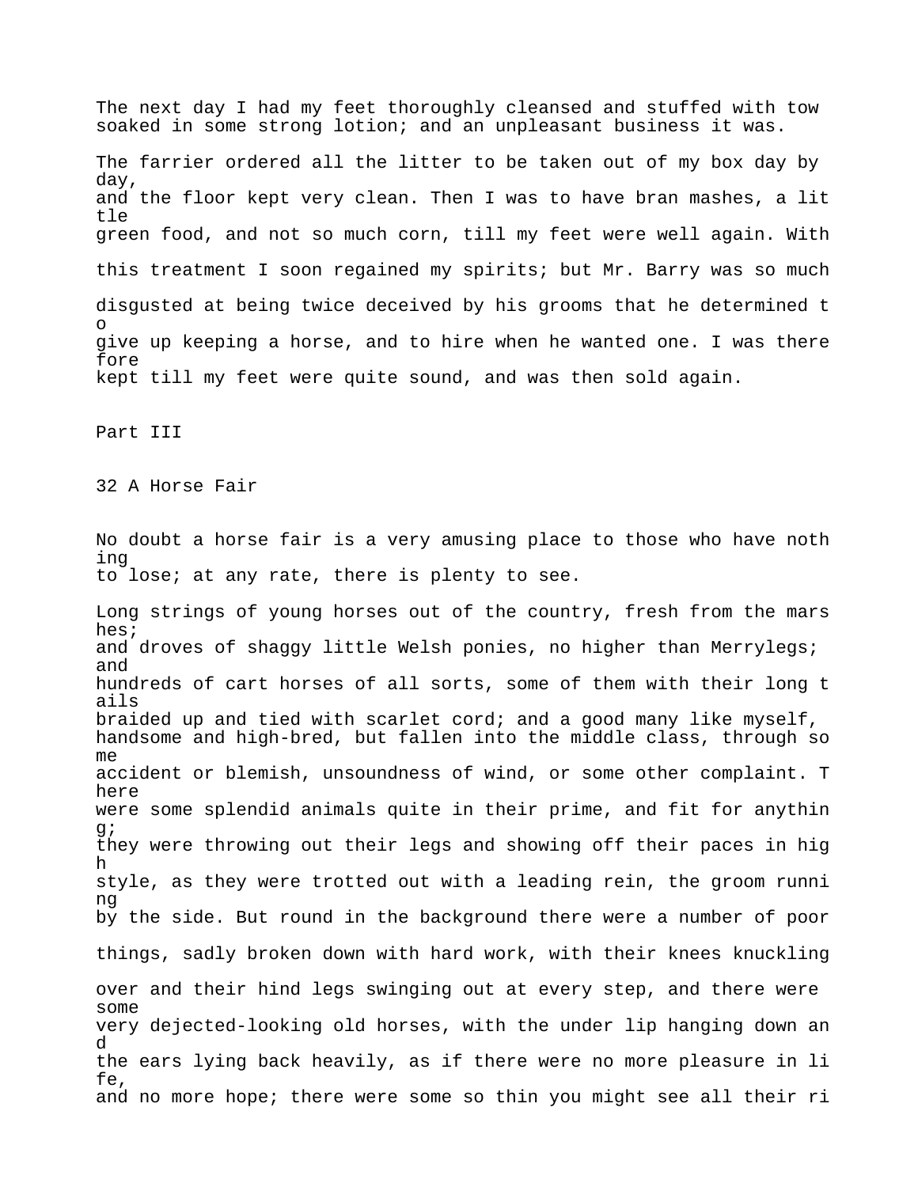The next day I had my feet thoroughly cleansed and stuffed with tow soaked in some strong lotion; and an unpleasant business it was.

The farrier ordered all the litter to be taken out of my box day by day, and the floor kept very clean. Then I was to have bran mashes, a little green food, and not so much corn, till my feet were well again. With this treatment I soon regained my spirits; but Mr. Barry was so much disgusted at being twice deceived by his grooms that he determined to give up keeping a horse, and to hire when he wanted one. I was therefore kept till my feet were quite sound, and was then sold again.

# Part III

## 32 A Horse Fair

No doubt a horse fair is a very amusing place to those who have nothing to lose; at any rate, there is plenty to see.

Long strings of young horses out of the country, fresh from the marshes; and droves of shaggy little Welsh ponies, no higher than Merrylegs; and hundreds of cart horses of all sorts, some of them with their long tails braided up and tied with scarlet cord; and a good many like myself, handsome and high-bred, but fallen into the middle class, through some accident or blemish, unsoundness of wind, or some other complaint. There were some splendid animals quite in their prime, and fit for anything; they were throwing out their legs and showing off their paces in high style, as they were trotted out with a leading rein, the groom running by the side. But round in the background there were a number of poor things, sadly broken down with hard work, with their knees knuckling over and their hind legs swinging out at every step, and there were some very dejected-looking old horses, with the under lip hanging down and the ears lying back heavily, as if there were no more pleasure in life, and no more hope; there were some so thin you might see all their ri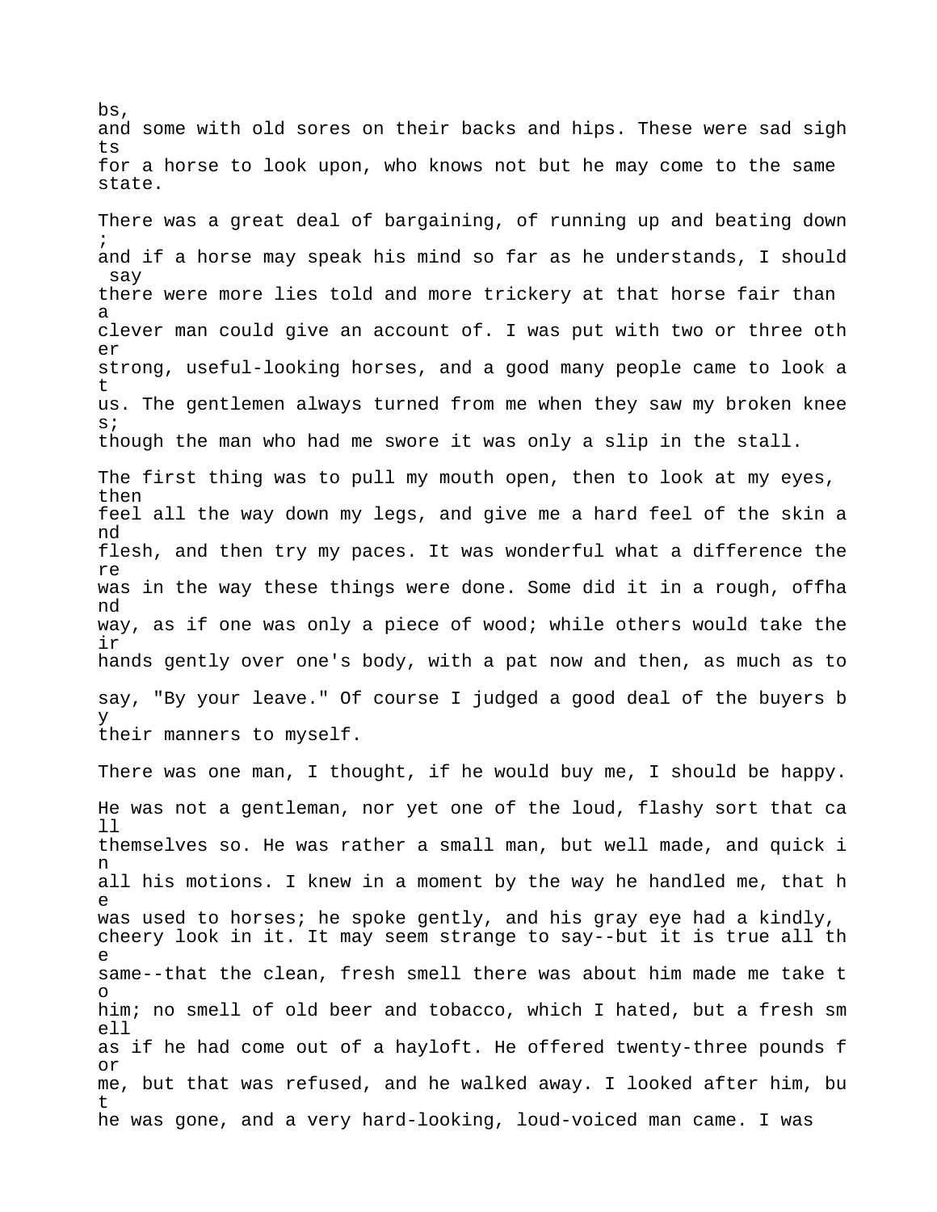bs,
and some with old sores on their backs and hips. These were sad sights
for a horse to look upon, who knows not but he may come to the same state.

There was a great deal of bargaining, of running up and beating down;
and if a horse may speak his mind so far as he understands, I should say
there were more lies told and more trickery at that horse fair than a
clever man could give an account of. I was put with two or three other
strong, useful-looking horses, and a good many people came to look at
us. The gentlemen always turned from me when they saw my broken knees;
though the man who had me swore it was only a slip in the stall.

The first thing was to pull my mouth open, then to look at my eyes, then
feel all the way down my legs, and give me a hard feel of the skin and
flesh, and then try my paces. It was wonderful what a difference there
was in the way these things were done. Some did it in a rough, offhand
way, as if one was only a piece of wood; while others would take their
hands gently over one's body, with a pat now and then, as much as to
say, "By your leave." Of course I judged a good deal of the buyers by
their manners to myself.

There was one man, I thought, if he would buy me, I should be happy.
He was not a gentleman, nor yet one of the loud, flashy sort that call
themselves so. He was rather a small man, but well made, and quick in
all his motions. I knew in a moment by the way he handled me, that he
was used to horses; he spoke gently, and his gray eye had a kindly,
cheery look in it. It may seem strange to say--but it is true all the
same--that the clean, fresh smell there was about him made me take to
him; no smell of old beer and tobacco, which I hated, but a fresh smell
as if he had come out of a hayloft. He offered twenty-three pounds for
me, but that was refused, and he walked away. I looked after him, but
he was gone, and a very hard-looking, loud-voiced man came. I was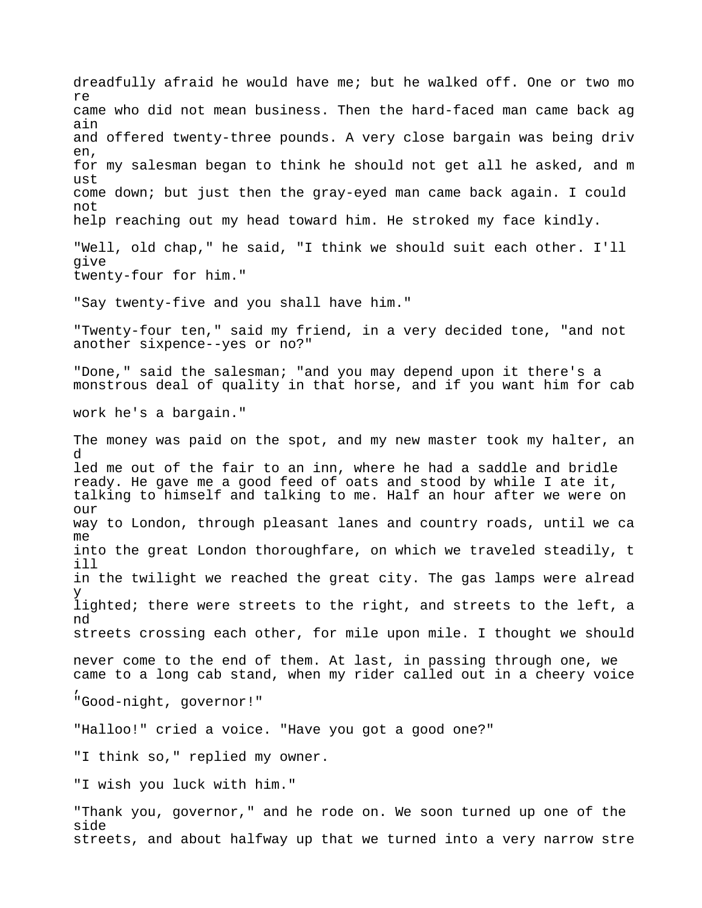dreadfully afraid he would have me; but he walked off. One or two more came who did not mean business. Then the hard-faced man came back again and offered twenty-three pounds. A very close bargain was being driven, for my salesman began to think he should not get all he asked, and must come down; but just then the gray-eyed man came back again. I could not help reaching out my head toward him. He stroked my face kindly.

"Well, old chap," he said, "I think we should suit each other. I'll give twenty-four for him."

"Say twenty-five and you shall have him."

"Twenty-four ten," said my friend, in a very decided tone, "and not another sixpence--yes or no?"

"Done," said the salesman; "and you may depend upon it there's a monstrous deal of quality in that horse, and if you want him for cab work he's a bargain."

The money was paid on the spot, and my new master took my halter, and led me out of the fair to an inn, where he had a saddle and bridle ready. He gave me a good feed of oats and stood by while I ate it, talking to himself and talking to me. Half an hour after we were on our way to London, through pleasant lanes and country roads, until we came into the great London thoroughfare, on which we traveled steadily, till in the twilight we reached the great city. The gas lamps were already lighted; there were streets to the right, and streets to the left, and streets crossing each other, for mile upon mile. I thought we should never come to the end of them. At last, in passing through one, we came to a long cab stand, when my rider called out in a cheery voice, "Good-night, governor!"

"Halloo!" cried a voice. "Have you got a good one?"

"I think so," replied my owner.

"I wish you luck with him."

"Thank you, governor," and he rode on. We soon turned up one of the side streets, and about halfway up that we turned into a very narrow stre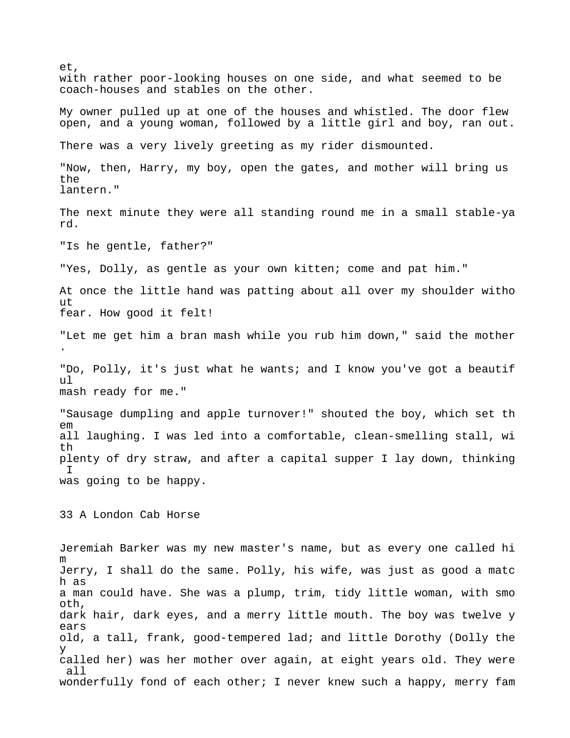et, with rather poor-looking houses on one side, and what seemed to be coach-houses and stables on the other.

My owner pulled up at one of the houses and whistled. The door flew open, and a young woman, followed by a little girl and boy, ran out.

There was a very lively greeting as my rider dismounted.

"Now, then, Harry, my boy, open the gates, and mother will bring us the lantern."

The next minute they were all standing round me in a small stable-yard.

"Is he gentle, father?"

"Yes, Dolly, as gentle as your own kitten; come and pat him."

At once the little hand was patting about all over my shoulder without fear. How good it felt!

"Let me get him a bran mash while you rub him down," said the mother.

"Do, Polly, it's just what he wants; and I know you've got a beautiful mash ready for me."

"Sausage dumpling and apple turnover!" shouted the boy, which set them all laughing. I was led into a comfortable, clean-smelling stall, with plenty of dry straw, and after a capital supper I lay down, thinking I was going to be happy.

## 33 A London Cab Horse

Jeremiah Barker was my new master's name, but as every one called him Jerry, I shall do the same. Polly, his wife, was just as good a match as a man could have. She was a plump, trim, tidy little woman, with smooth, dark hair, dark eyes, and a merry little mouth. The boy was twelve years old, a tall, frank, good-tempered lad; and little Dorothy (Dolly they called her) was her mother over again, at eight years old. They were all wonderfully fond of each other; I never knew such a happy, merry fam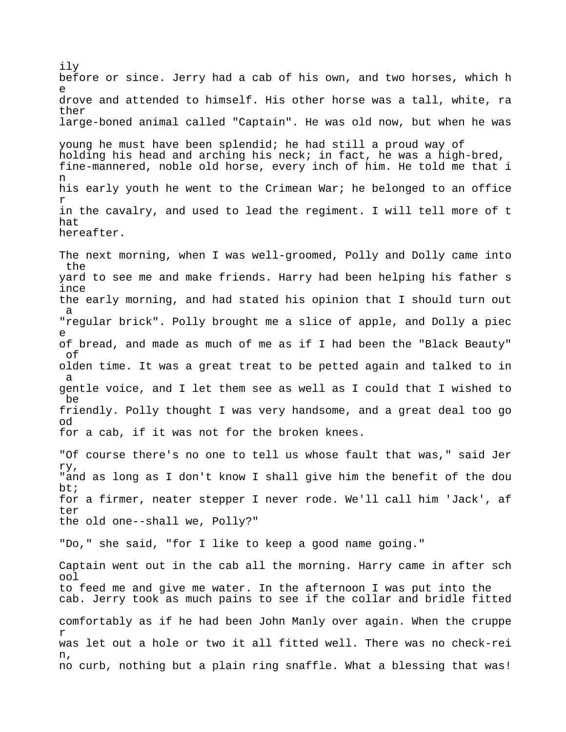ily before or since. Jerry had a cab of his own, and two horses, which he drove and attended to himself. His other horse was a tall, white, rather large-boned animal called "Captain". He was old now, but when he was young he must have been splendid; he had still a proud way of holding his head and arching his neck; in fact, he was a high-bred, fine-mannered, noble old horse, every inch of him. He told me that in his early youth he went to the Crimean War; he belonged to an officer in the cavalry, and used to lead the regiment. I will tell more of that hereafter.

The next morning, when I was well-groomed, Polly and Dolly came into the yard to see me and make friends. Harry had been helping his father since the early morning, and had stated his opinion that I should turn out a "regular brick". Polly brought me a slice of apple, and Dolly a piece of bread, and made as much of me as if I had been the "Black Beauty" of olden time. It was a great treat to be petted again and talked to in a gentle voice, and I let them see as well as I could that I wished to be friendly. Polly thought I was very handsome, and a great deal too good for a cab, if it was not for the broken knees.

"Of course there's no one to tell us whose fault that was," said Jerry, "and as long as I don't know I shall give him the benefit of the doubt; for a firmer, neater stepper I never rode. We'll call him 'Jack', after the old one--shall we, Polly?"

"Do," she said, "for I like to keep a good name going."

Captain went out in the cab all the morning. Harry came in after school to feed me and give me water. In the afternoon I was put into the cab. Jerry took as much pains to see if the collar and bridle fitted comfortably as if he had been John Manly over again. When the crupper was let out a hole or two it all fitted well. There was no check-rein, no curb, nothing but a plain ring snaffle. What a blessing that was!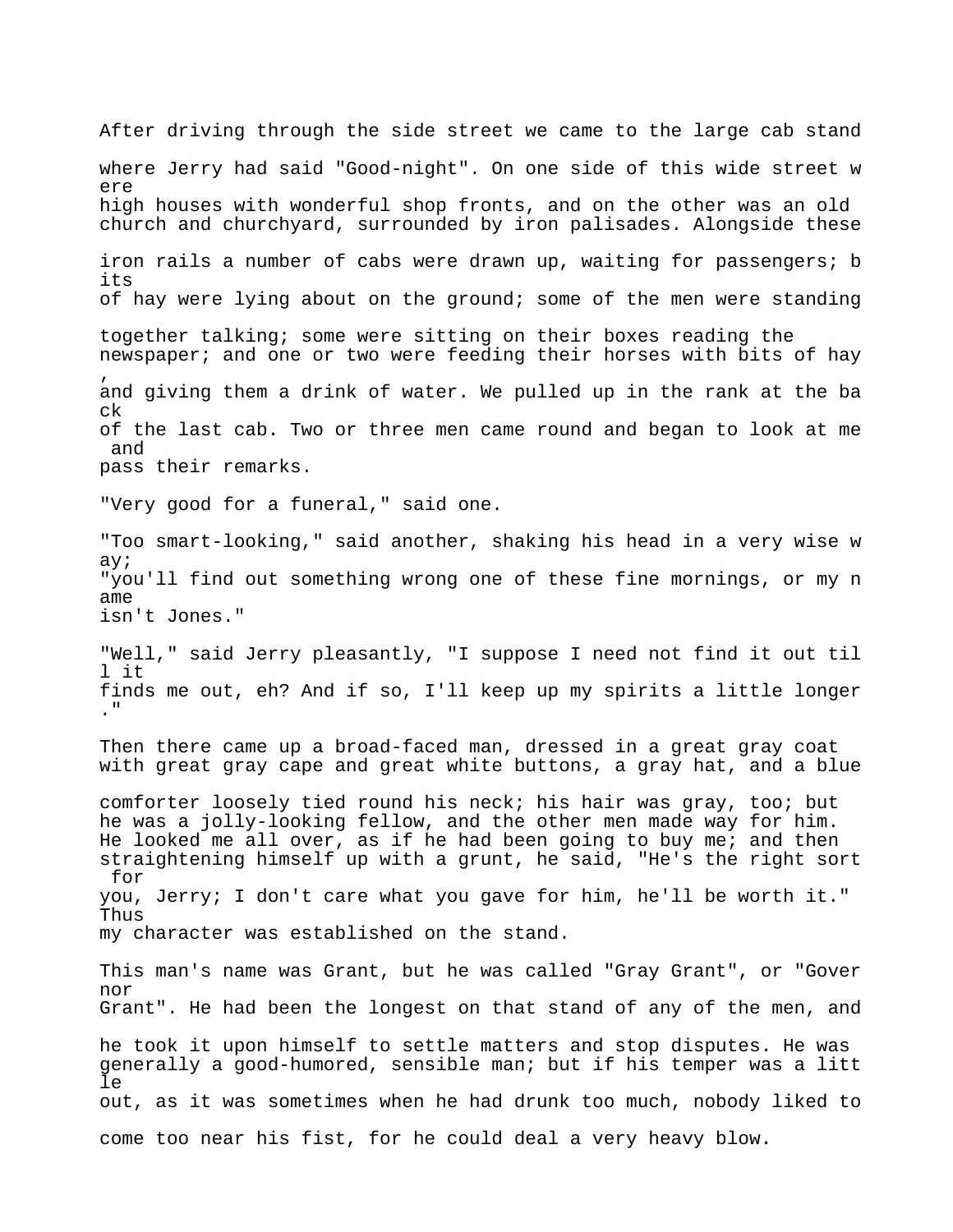After driving through the side street we came to the large cab stand where Jerry had said "Good-night". On one side of this wide street were high houses with wonderful shop fronts, and on the other was an old church and churchyard, surrounded by iron palisades. Alongside these iron rails a number of cabs were drawn up, waiting for passengers; bits of hay were lying about on the ground; some of the men were standing together talking; some were sitting on their boxes reading the newspaper; and one or two were feeding their horses with bits of hay, and giving them a drink of water. We pulled up in the rank at the back of the last cab. Two or three men came round and began to look at me and pass their remarks.

"Very good for a funeral," said one.

"Too smart-looking," said another, shaking his head in a very wise way; "you'll find out something wrong one of these fine mornings, or my name isn't Jones."

"Well," said Jerry pleasantly, "I suppose I need not find it out till it finds me out, eh? And if so, I'll keep up my spirits a little longer."

Then there came up a broad-faced man, dressed in a great gray coat with great gray cape and great white buttons, a gray hat, and a blue comforter loosely tied round his neck; his hair was gray, too; but he was a jolly-looking fellow, and the other men made way for him. He looked me all over, as if he had been going to buy me; and then straightening himself up with a grunt, he said, "He's the right sort for you, Jerry; I don't care what you gave for him, he'll be worth it." Thus my character was established on the stand.

This man's name was Grant, but he was called "Gray Grant", or "Governor Grant". He had been the longest on that stand of any of the men, and he took it upon himself to settle matters and stop disputes. He was generally a good-humored, sensible man; but if his temper was a little out, as it was sometimes when he had drunk too much, nobody liked to come too near his fist, for he could deal a very heavy blow.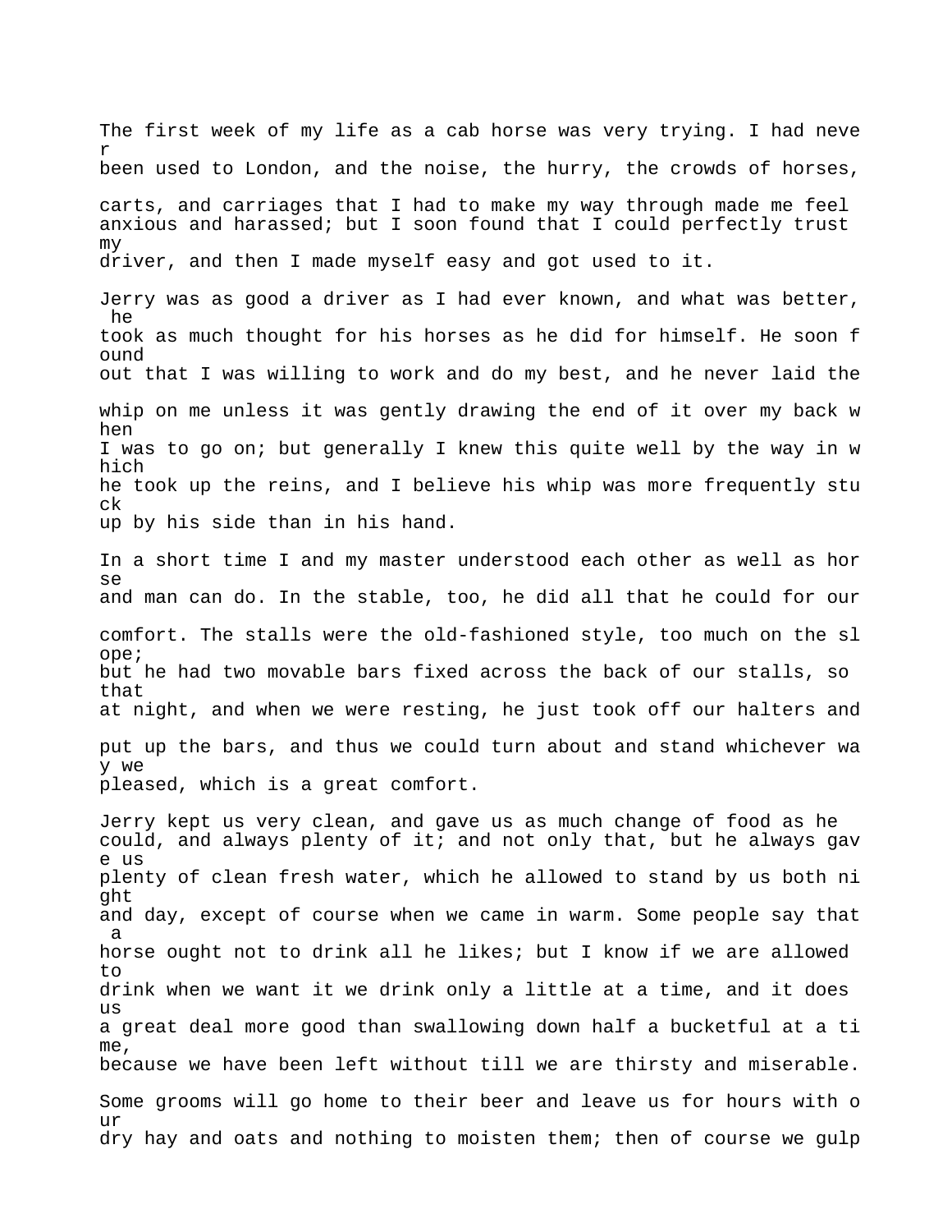The first week of my life as a cab horse was very trying. I had never been used to London, and the noise, the hurry, the crowds of horses, carts, and carriages that I had to make my way through made me feel anxious and harassed; but I soon found that I could perfectly trust my driver, and then I made myself easy and got used to it.

Jerry was as good a driver as I had ever known, and what was better, he took as much thought for his horses as he did for himself. He soon found out that I was willing to work and do my best, and he never laid the whip on me unless it was gently drawing the end of it over my back when I was to go on; but generally I knew this quite well by the way in which he took up the reins, and I believe his whip was more frequently stuck up by his side than in his hand.

In a short time I and my master understood each other as well as horse and man can do. In the stable, too, he did all that he could for our comfort. The stalls were the old-fashioned style, too much on the slope; but he had two movable bars fixed across the back of our stalls, so that at night, and when we were resting, he just took off our halters and put up the bars, and thus we could turn about and stand whichever way we pleased, which is a great comfort.

Jerry kept us very clean, and gave us as much change of food as he could, and always plenty of it; and not only that, but he always gave us plenty of clean fresh water, which he allowed to stand by us both night and day, except of course when we came in warm. Some people say that a horse ought not to drink all he likes; but I know if we are allowed to drink when we want it we drink only a little at a time, and it does us a great deal more good than swallowing down half a bucketful at a time, because we have been left without till we are thirsty and miserable. Some grooms will go home to their beer and leave us for hours with our dry hay and oats and nothing to moisten them; then of course we gulp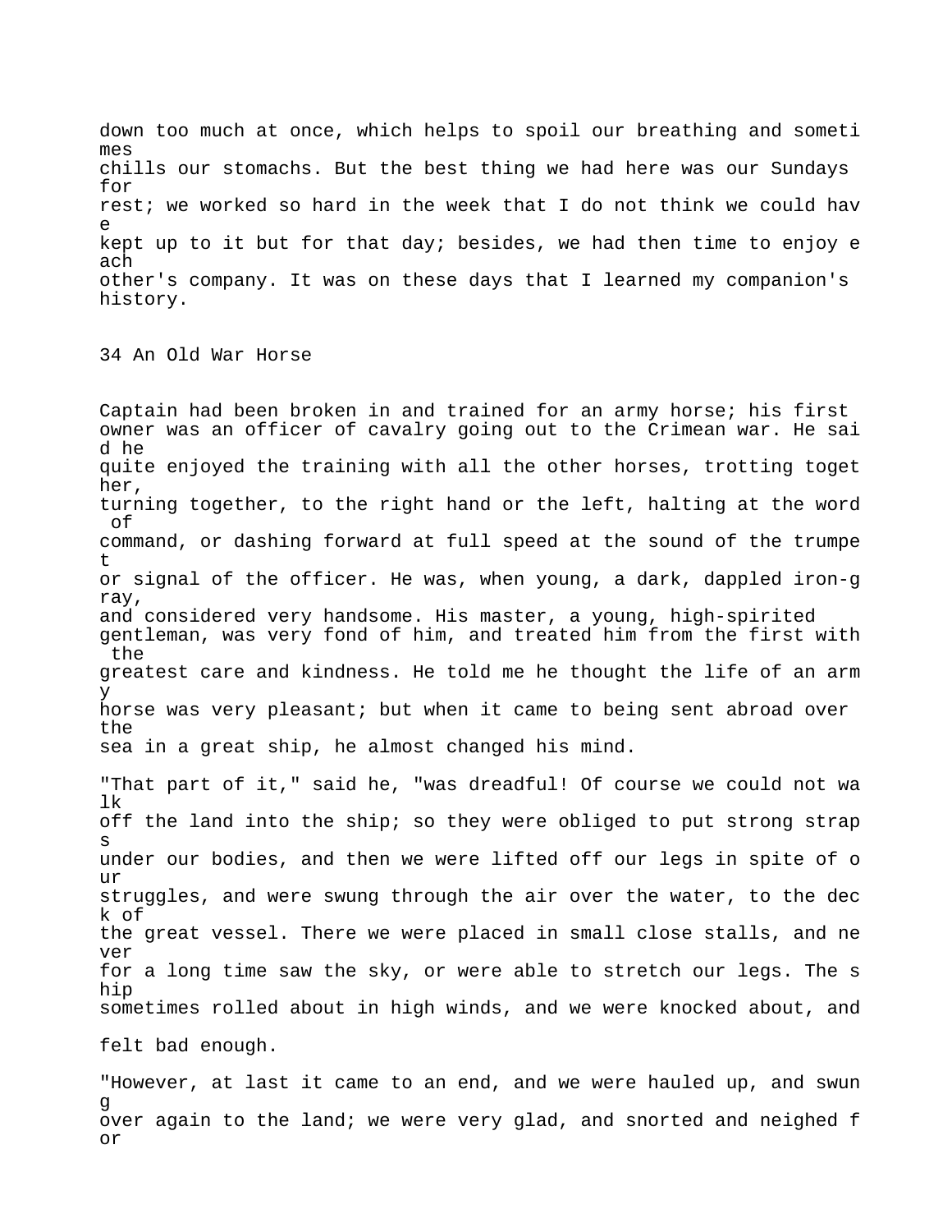down too much at once, which helps to spoil our breathing and sometimes chills our stomachs. But the best thing we had here was our Sundays for rest; we worked so hard in the week that I do not think we could have kept up to it but for that day; besides, we had then time to enjoy each other's company. It was on these days that I learned my companion's history.

## 34 An Old War Horse

Captain had been broken in and trained for an army horse; his first owner was an officer of cavalry going out to the Crimean war. He said he quite enjoyed the training with all the other horses, trotting together, turning together, to the right hand or the left, halting at the word of command, or dashing forward at full speed at the sound of the trumpet or signal of the officer. He was, when young, a dark, dappled iron-gray, and considered very handsome. His master, a young, high-spirited gentleman, was very fond of him, and treated him from the first with the greatest care and kindness. He told me he thought the life of an army horse was very pleasant; but when it came to being sent abroad over the sea in a great ship, he almost changed his mind.

"That part of it," said he, "was dreadful! Of course we could not walk off the land into the ship; so they were obliged to put strong straps under our bodies, and then we were lifted off our legs in spite of our struggles, and were swung through the air over the water, to the deck of the great vessel. There we were placed in small close stalls, and never for a long time saw the sky, or were able to stretch our legs. The ship sometimes rolled about in high winds, and we were knocked about, and felt bad enough.

"However, at last it came to an end, and we were hauled up, and swung over again to the land; we were very glad, and snorted and neighed for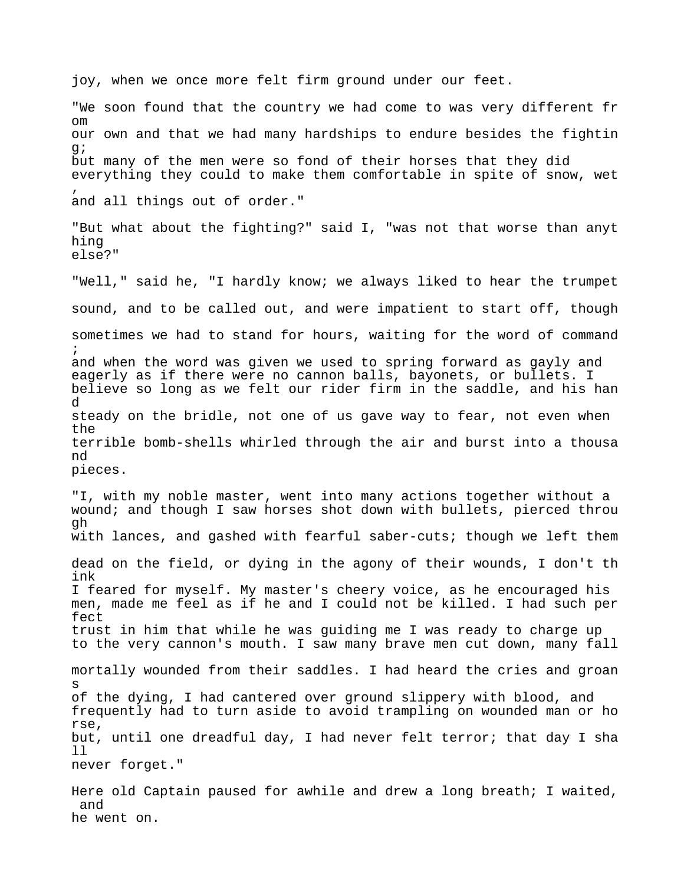joy, when we once more felt firm ground under our feet.

"We soon found that the country we had come to was very different from our own and that we had many hardships to endure besides the fighting; but many of the men were so fond of their horses that they did everything they could to make them comfortable in spite of snow, wet, and all things out of order."

"But what about the fighting?" said I, "was not that worse than anything else?"

"Well," said he, "I hardly know; we always liked to hear the trumpet sound, and to be called out, and were impatient to start off, though sometimes we had to stand for hours, waiting for the word of command; and when the word was given we used to spring forward as gayly and eagerly as if there were no cannon balls, bayonets, or bullets. I believe so long as we felt our rider firm in the saddle, and his hand steady on the bridle, not one of us gave way to fear, not even when the terrible bomb-shells whirled through the air and burst into a thousand pieces.

"I, with my noble master, went into many actions together without a wound; and though I saw horses shot down with bullets, pierced through with lances, and gashed with fearful saber-cuts; though we left them dead on the field, or dying in the agony of their wounds, I don't think I feared for myself. My master's cheery voice, as he encouraged his men, made me feel as if he and I could not be killed. I had such perfect trust in him that while he was guiding me I was ready to charge up to the very cannon's mouth. I saw many brave men cut down, many fall mortally wounded from their saddles. I had heard the cries and groans of the dying, I had cantered over ground slippery with blood, and frequently had to turn aside to avoid trampling on wounded man or horse, but, until one dreadful day, I had never felt terror; that day I shall never forget."

Here old Captain paused for awhile and drew a long breath; I waited, and he went on.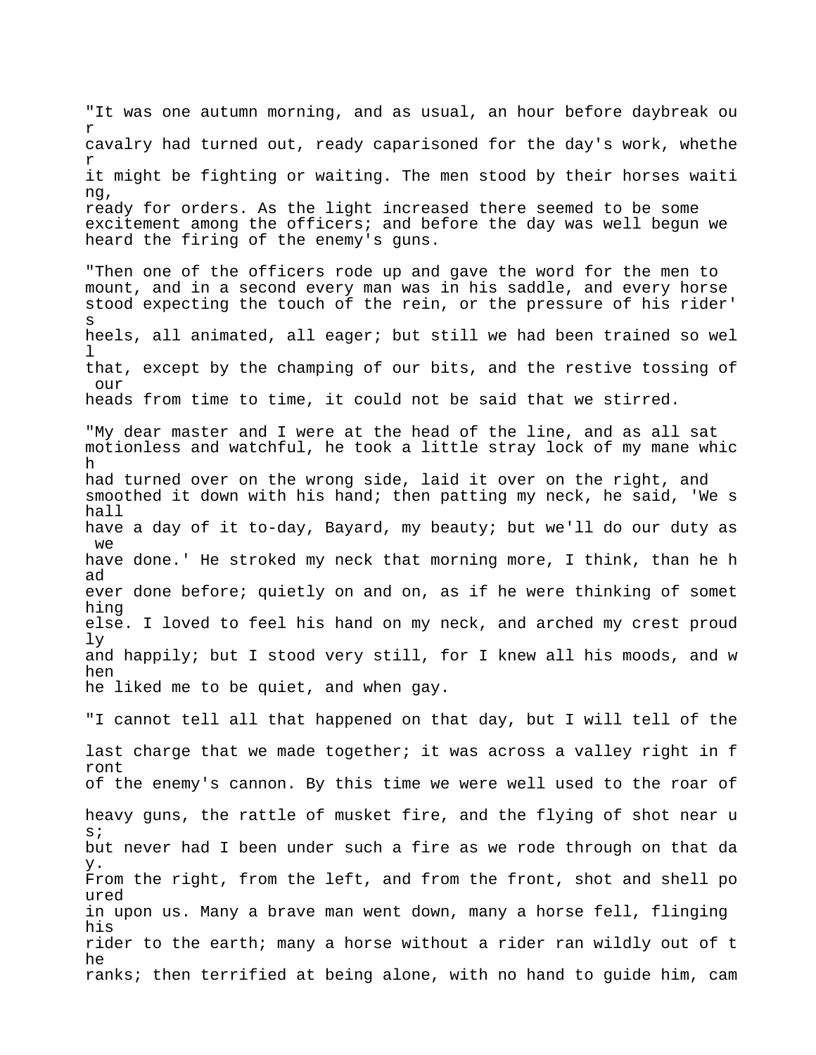"It was one autumn morning, and as usual, an hour before daybreak our cavalry had turned out, ready caparisoned for the day's work, whether it might be fighting or waiting. The men stood by their horses waiting, ready for orders. As the light increased there seemed to be some excitement among the officers; and before the day was well begun we heard the firing of the enemy's guns.

"Then one of the officers rode up and gave the word for the men to mount, and in a second every man was in his saddle, and every horse stood expecting the touch of the rein, or the pressure of his rider's heels, all animated, all eager; but still we had been trained so well that, except by the champing of our bits, and the restive tossing of our heads from time to time, it could not be said that we stirred.

"My dear master and I were at the head of the line, and as all sat motionless and watchful, he took a little stray lock of my mane which had turned over on the wrong side, laid it over on the right, and smoothed it down with his hand; then patting my neck, he said, 'We shall have a day of it to-day, Bayard, my beauty; but we'll do our duty as we have done.' He stroked my neck that morning more, I think, than he had ever done before; quietly on and on, as if he were thinking of something else. I loved to feel his hand on my neck, and arched my crest proudly and happily; but I stood very still, for I knew all his moods, and when he liked me to be quiet, and when gay.

"I cannot tell all that happened on that day, but I will tell of the last charge that we made together; it was across a valley right in front of the enemy's cannon. By this time we were well used to the roar of heavy guns, the rattle of musket fire, and the flying of shot near us; but never had I been under such a fire as we rode through on that day. From the right, from the left, and from the front, shot and shell poured in upon us. Many a brave man went down, many a horse fell, flinging his rider to the earth; many a horse without a rider ran wildly out of the ranks; then terrified at being alone, with no hand to guide him, cam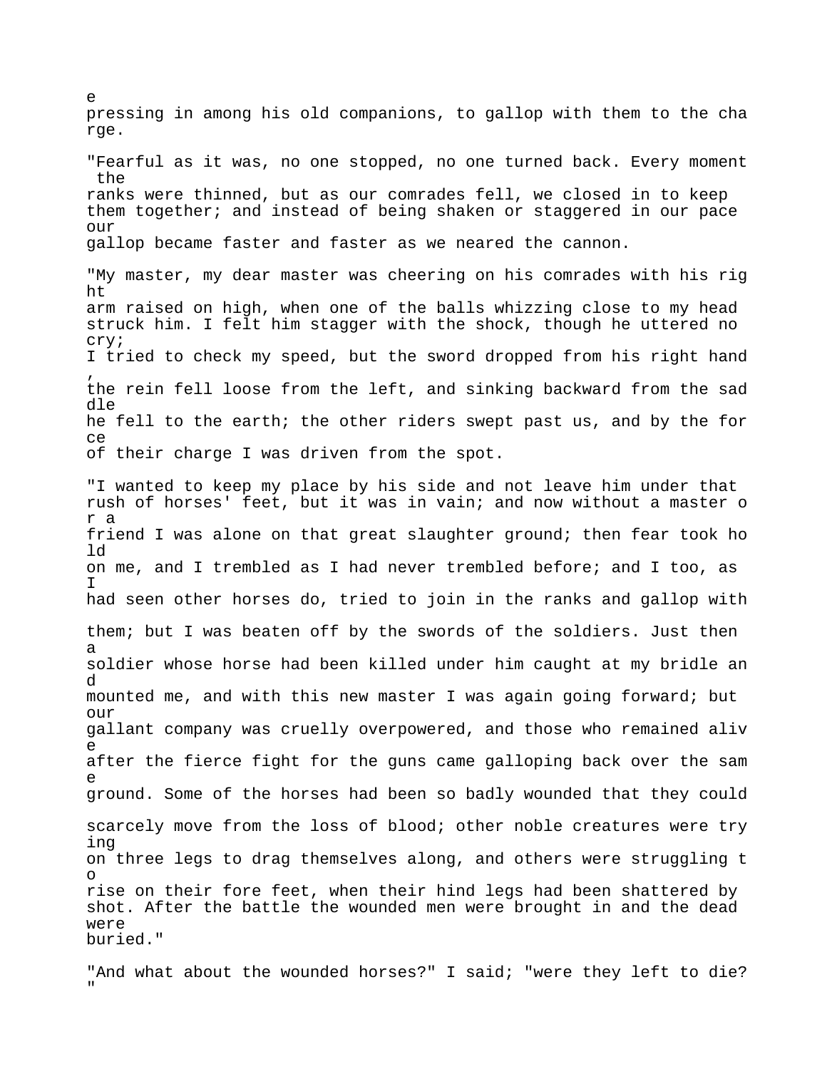e pressing in among his old companions, to gallop with them to the charge.

"Fearful as it was, no one stopped, no one turned back. Every moment the ranks were thinned, but as our comrades fell, we closed in to keep them together; and instead of being shaken or staggered in our pace our gallop became faster and faster as we neared the cannon.

"My master, my dear master was cheering on his comrades with his right arm raised on high, when one of the balls whizzing close to my head struck him. I felt him stagger with the shock, though he uttered no cry; I tried to check my speed, but the sword dropped from his right hand, the rein fell loose from the left, and sinking backward from the saddle he fell to the earth; the other riders swept past us, and by the force of their charge I was driven from the spot.

"I wanted to keep my place by his side and not leave him under that rush of horses' feet, but it was in vain; and now without a master or a friend I was alone on that great slaughter ground; then fear took hold on me, and I trembled as I had never trembled before; and I too, as I had seen other horses do, tried to join in the ranks and gallop with them; but I was beaten off by the swords of the soldiers. Just then a soldier whose horse had been killed under him caught at my bridle and mounted me, and with this new master I was again going forward; but our gallant company was cruelly overpowered, and those who remained alive after the fierce fight for the guns came galloping back over the same ground. Some of the horses had been so badly wounded that they could scarcely move from the loss of blood; other noble creatures were trying on three legs to drag themselves along, and others were struggling to rise on their fore feet, when their hind legs had been shattered by shot. After the battle the wounded men were brought in and the dead were buried."

"And what about the wounded horses?" I said; "were they left to die?"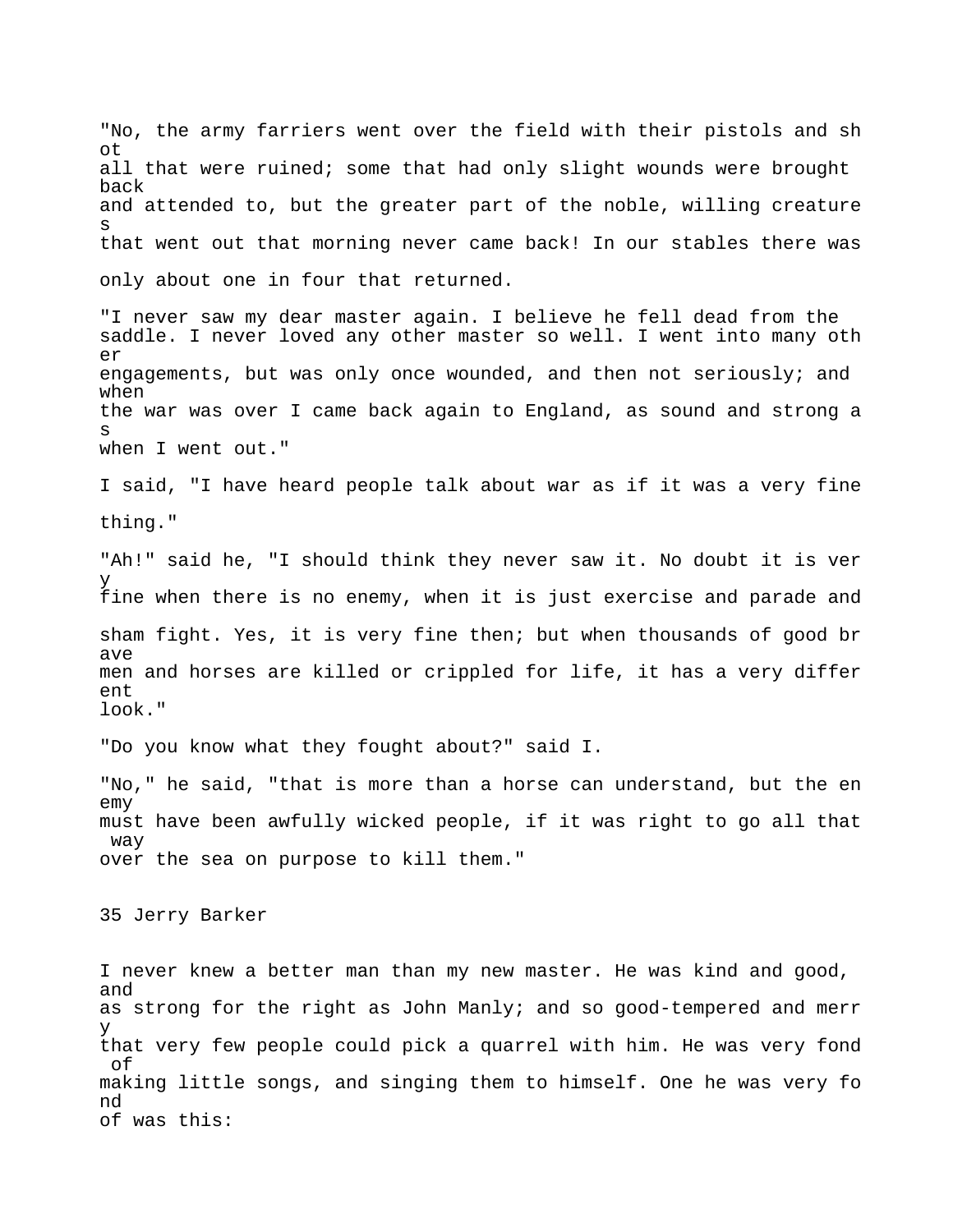"No, the army farriers went over the field with their pistols and shot all that were ruined; some that had only slight wounds were brought back and attended to, but the greater part of the noble, willing creatures that went out that morning never came back! In our stables there was only about one in four that returned.

"I never saw my dear master again. I believe he fell dead from the saddle. I never loved any other master so well. I went into many other engagements, but was only once wounded, and then not seriously; and when the war was over I came back again to England, as sound and strong as when I went out."

I said, "I have heard people talk about war as if it was a very fine thing."

"Ah!" said he, "I should think they never saw it. No doubt it is very fine when there is no enemy, when it is just exercise and parade and sham fight. Yes, it is very fine then; but when thousands of good brave men and horses are killed or crippled for life, it has a very different look."

"Do you know what they fought about?" said I.

"No," he said, "that is more than a horse can understand, but the enemy must have been awfully wicked people, if it was right to go all that way over the sea on purpose to kill them."

## 35 Jerry Barker

I never knew a better man than my new master. He was kind and good, and as strong for the right as John Manly; and so good-tempered and merry that very few people could pick a quarrel with him. He was very fond of making little songs, and singing them to himself. One he was very fond of was this: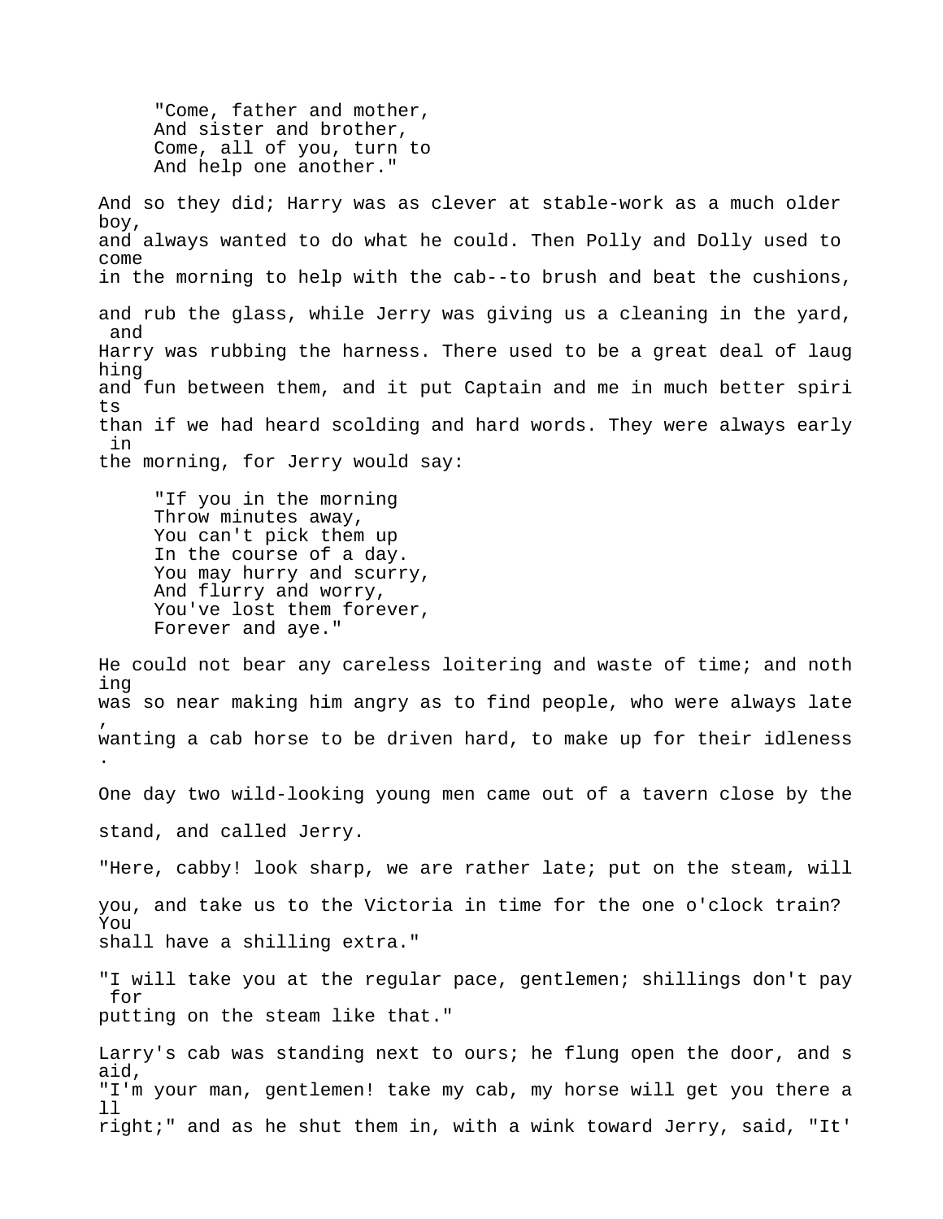"Come, father and mother,  
And sister and brother,  
Come, all of you, turn to  
And help one another."

And so they did; Harry was as clever at stable-work as a much older boy, and always wanted to do what he could. Then Polly and Dolly used to come in the morning to help with the cab--to brush and beat the cushions, and rub the glass, while Jerry was giving us a cleaning in the yard, and Harry was rubbing the harness. There used to be a great deal of laughing and fun between them, and it put Captain and me in much better spirits than if we had heard scolding and hard words. They were always early in the morning, for Jerry would say:

"If you in the morning  
Throw minutes away,  
You can't pick them up  
In the course of a day.  
You may hurry and scurry,  
And flurry and worry,  
You've lost them forever,  
Forever and aye."

He could not bear any careless loitering and waste of time; and nothing was so near making him angry as to find people, who were always late, wanting a cab horse to be driven hard, to make up for their idleness.

One day two wild-looking young men came out of a tavern close by the stand, and called Jerry.

"Here, cabby! look sharp, we are rather late; put on the steam, will you, and take us to the Victoria in time for the one o'clock train? You shall have a shilling extra."

"I will take you at the regular pace, gentlemen; shillings don't pay for putting on the steam like that."

Larry's cab was standing next to ours; he flung open the door, and said, "I'm your man, gentlemen! take my cab, my horse will get you there all right;" and as he shut them in, with a wink toward Jerry, said, "It'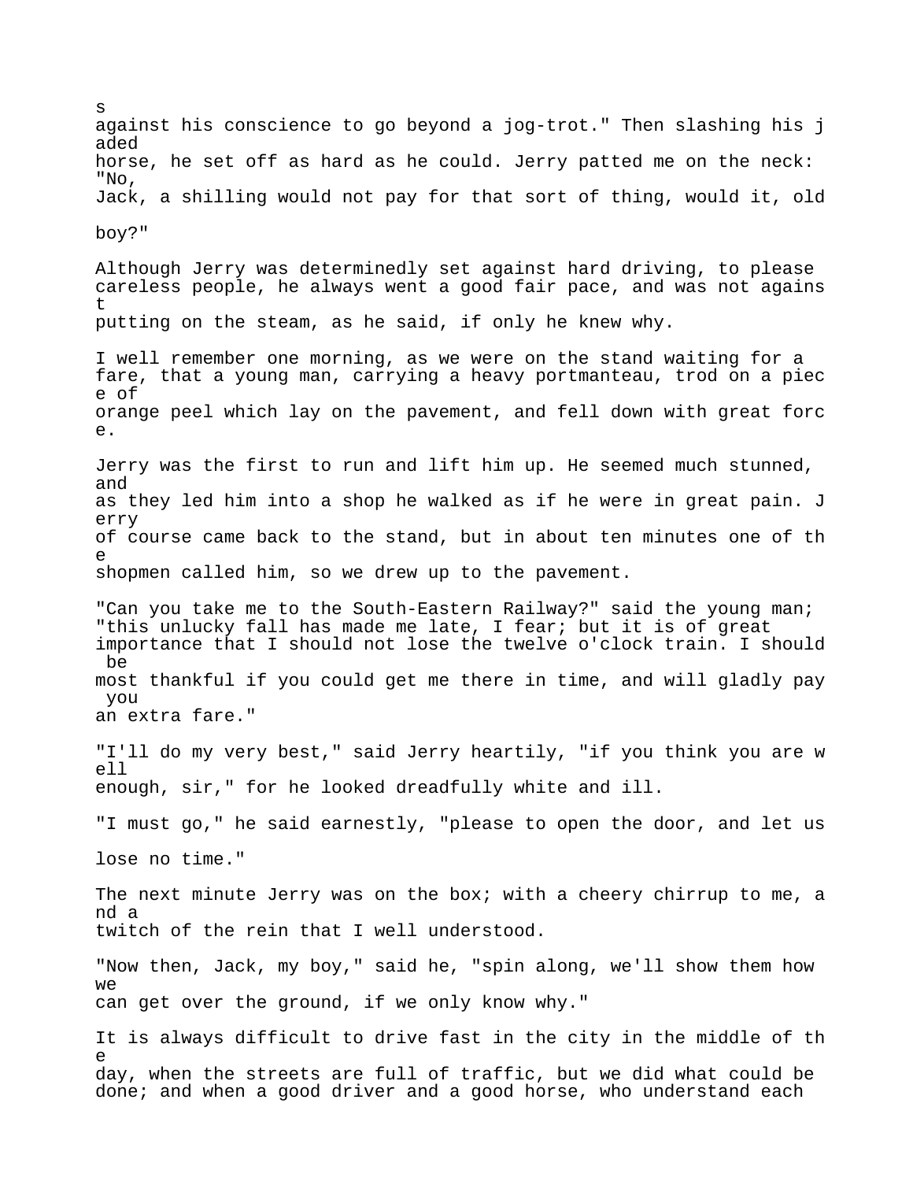s against his conscience to go beyond a jog-trot." Then slashing his jaded horse, he set off as hard as he could. Jerry patted me on the neck: "No, Jack, a shilling would not pay for that sort of thing, would it, old boy?"

Although Jerry was determinedly set against hard driving, to please careless people, he always went a good fair pace, and was not against putting on the steam, as he said, if only he knew why.

I well remember one morning, as we were on the stand waiting for a fare, that a young man, carrying a heavy portmanteau, trod on a piece of orange peel which lay on the pavement, and fell down with great force.

Jerry was the first to run and lift him up. He seemed much stunned, and as they led him into a shop he walked as if he were in great pain. Jerry of course came back to the stand, but in about ten minutes one of the shopmen called him, so we drew up to the pavement.

"Can you take me to the South-Eastern Railway?" said the young man; "this unlucky fall has made me late, I fear; but it is of great importance that I should not lose the twelve o'clock train. I should be most thankful if you could get me there in time, and will gladly pay you an extra fare."

"I'll do my very best," said Jerry heartily, "if you think you are well enough, sir," for he looked dreadfully white and ill.

"I must go," he said earnestly, "please to open the door, and let us lose no time."

The next minute Jerry was on the box; with a cheery chirrup to me, and a twitch of the rein that I well understood.

"Now then, Jack, my boy," said he, "spin along, we'll show them how we can get over the ground, if we only know why."

It is always difficult to drive fast in the city in the middle of the day, when the streets are full of traffic, but we did what could be done; and when a good driver and a good horse, who understand each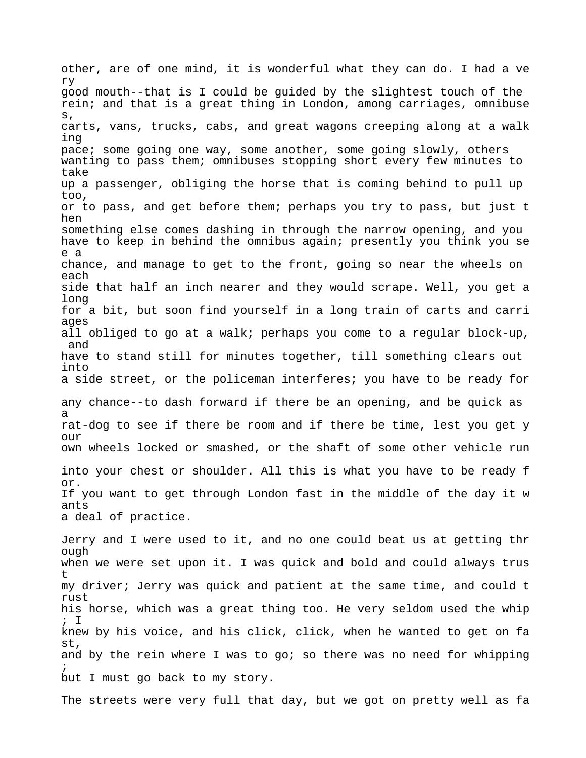other, are of one mind, it is wonderful what they can do. I had a very good mouth--that is I could be guided by the slightest touch of the rein; and that is a great thing in London, among carriages, omnibuses, carts, vans, trucks, cabs, and great wagons creeping along at a walking pace; some going one way, some another, some going slowly, others wanting to pass them; omnibuses stopping short every few minutes to take up a passenger, obliging the horse that is coming behind to pull up too, or to pass, and get before them; perhaps you try to pass, but just then something else comes dashing in through the narrow opening, and you have to keep in behind the omnibus again; presently you think you see a chance, and manage to get to the front, going so near the wheels on each side that half an inch nearer and they would scrape. Well, you get along for a bit, but soon find yourself in a long train of carts and carriages all obliged to go at a walk; perhaps you come to a regular block-up, and have to stand still for minutes together, till something clears out into a side street, or the policeman interferes; you have to be ready for any chance--to dash forward if there be an opening, and be quick as a rat-dog to see if there be room and if there be time, lest you get your own wheels locked or smashed, or the shaft of some other vehicle run into your chest or shoulder. All this is what you have to be ready for. If you want to get through London fast in the middle of the day it wants a deal of practice.

Jerry and I were used to it, and no one could beat us at getting through when we were set upon it. I was quick and bold and could always trust my driver; Jerry was quick and patient at the same time, and could trust his horse, which was a great thing too. He very seldom used the whip; I knew by his voice, and his click, click, when he wanted to get on fast, and by the rein where I was to go; so there was no need for whipping; but I must go back to my story.

The streets were very full that day, but we got on pretty well as fa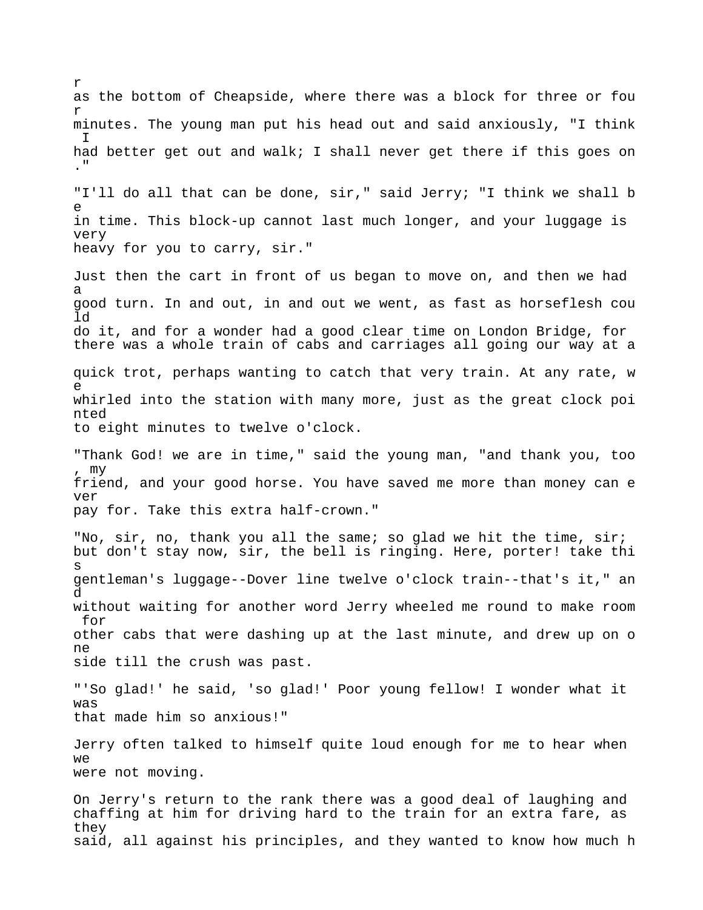r
as the bottom of Cheapside, where there was a block for three or four minutes. The young man put his head out and said anxiously, "I think I had better get out and walk; I shall never get there if this goes on."

"I'll do all that can be done, sir," said Jerry; "I think we shall be in time. This block-up cannot last much longer, and your luggage is very heavy for you to carry, sir."

Just then the cart in front of us began to move on, and then we had a good turn. In and out, in and out we went, as fast as horseflesh could do it, and for a wonder had a good clear time on London Bridge, for there was a whole train of cabs and carriages all going our way at a quick trot, perhaps wanting to catch that very train. At any rate, we whirled into the station with many more, just as the great clock pointed to eight minutes to twelve o'clock.

"Thank God! we are in time," said the young man, "and thank you, too, my friend, and your good horse. You have saved me more than money can ever pay for. Take this extra half-crown."

"No, sir, no, thank you all the same; so glad we hit the time, sir; but don't stay now, sir, the bell is ringing. Here, porter! take this gentleman's luggage--Dover line twelve o'clock train--that's it," and without waiting for another word Jerry wheeled me round to make room for other cabs that were dashing up at the last minute, and drew up on one side till the crush was past.

"'So glad!' he said, 'so glad!' Poor young fellow! I wonder what it was that made him so anxious!"

Jerry often talked to himself quite loud enough for me to hear when we were not moving.

On Jerry's return to the rank there was a good deal of laughing and chaffing at him for driving hard to the train for an extra fare, as they said, all against his principles, and they wanted to know how much h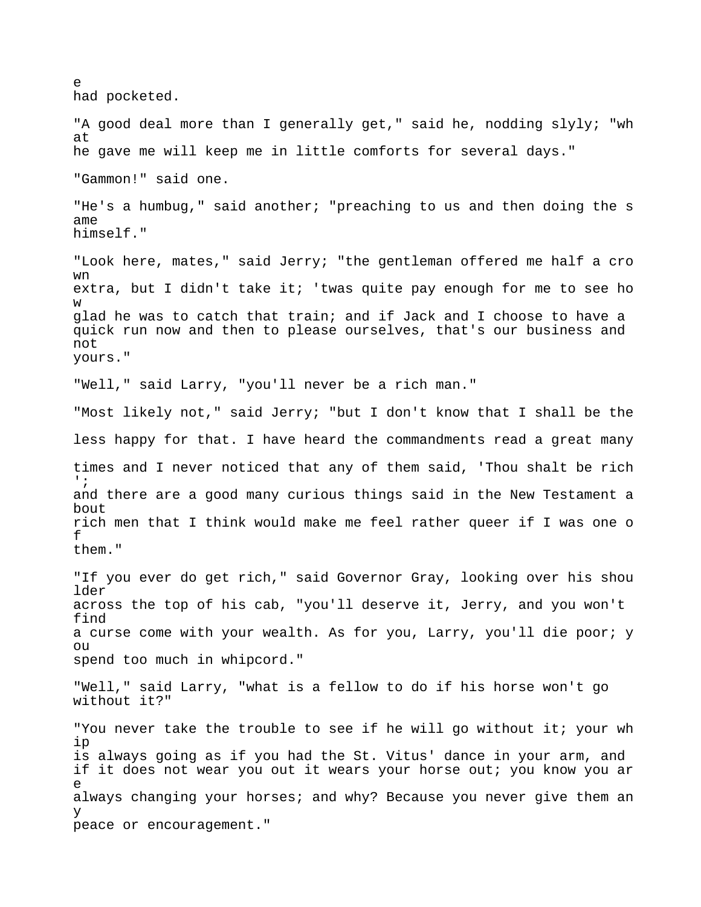had pocketed.

"A good deal more than I generally get," said he, nodding slyly; "what he gave me will keep me in little comforts for several days."

"Gammon!" said one.

"He's a humbug," said another; "preaching to us and then doing the same himself."

"Look here, mates," said Jerry; "the gentleman offered me half a crown extra, but I didn't take it; 'twas quite pay enough for me to see how glad he was to catch that train; and if Jack and I choose to have a quick run now and then to please ourselves, that's our business and not yours."

"Well," said Larry, "you'll never be a rich man."

"Most likely not," said Jerry; "but I don't know that I shall be the less happy for that. I have heard the commandments read a great many times and I never noticed that any of them said, 'Thou shalt be rich'; and there are a good many curious things said in the New Testament about rich men that I think would make me feel rather queer if I was one of them."

"If you ever do get rich," said Governor Gray, looking over his shoulder across the top of his cab, "you'll deserve it, Jerry, and you won't find a curse come with your wealth. As for you, Larry, you'll die poor; you spend too much in whipcord."

"Well," said Larry, "what is a fellow to do if his horse won't go without it?"

"You never take the trouble to see if he will go without it; your whip is always going as if you had the St. Vitus' dance in your arm, and if it does not wear you out it wears your horse out; you know you are always changing your horses; and why? Because you never give them any peace or encouragement."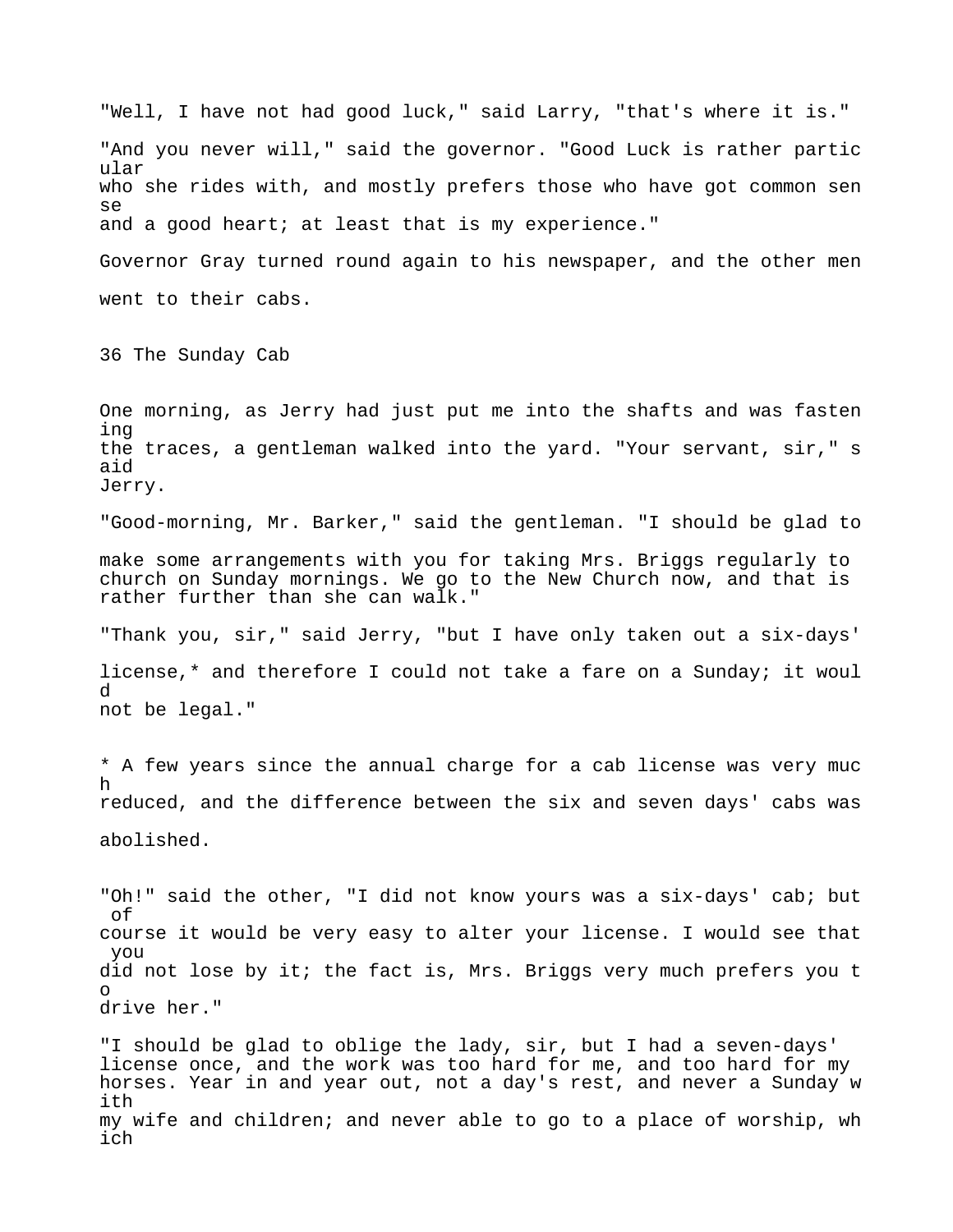"Well, I have not had good luck," said Larry, "that's where it is."

"And you never will," said the governor. "Good Luck is rather particular who she rides with, and mostly prefers those who have got common sense and a good heart; at least that is my experience."

Governor Gray turned round again to his newspaper, and the other men went to their cabs.

## 36 The Sunday Cab

One morning, as Jerry had just put me into the shafts and was fastening the traces, a gentleman walked into the yard. "Your servant, sir," said Jerry.

"Good-morning, Mr. Barker," said the gentleman. "I should be glad to make some arrangements with you for taking Mrs. Briggs regularly to church on Sunday mornings. We go to the New Church now, and that is rather further than she can walk."

"Thank you, sir," said Jerry, "but I have only taken out a six-days' license,* and therefore I could not take a fare on a Sunday; it would not be legal."

* A few years since the annual charge for a cab license was very much reduced, and the difference between the six and seven days' cabs was abolished.

"Oh!" said the other, "I did not know yours was a six-days' cab; but of course it would be very easy to alter your license. I would see that you did not lose by it; the fact is, Mrs. Briggs very much prefers you to drive her."

"I should be glad to oblige the lady, sir, but I had a seven-days' license once, and the work was too hard for me, and too hard for my horses. Year in and year out, not a day's rest, and never a Sunday with my wife and children; and never able to go to a place of worship, which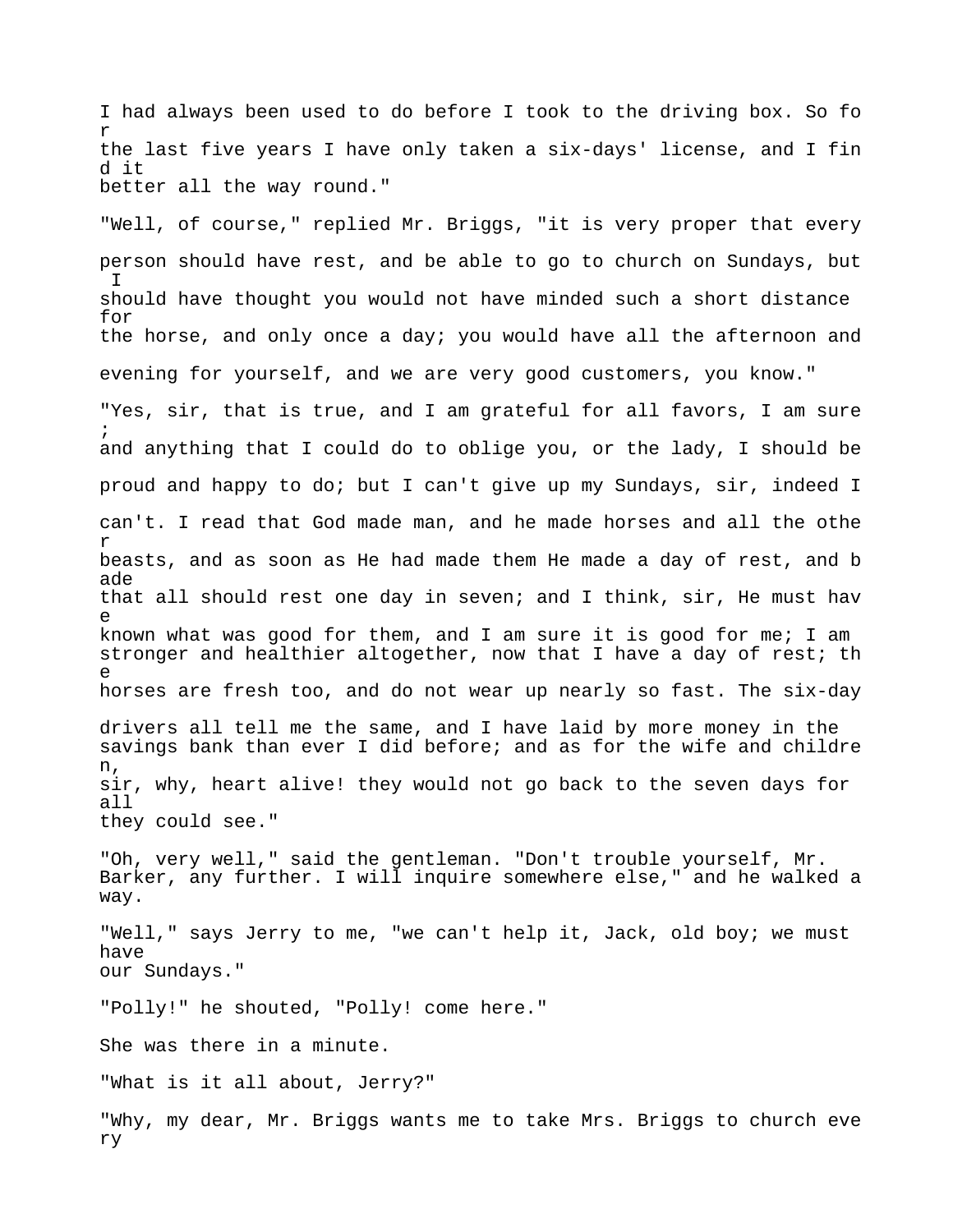I had always been used to do before I took to the driving box. So for the last five years I have only taken a six-days' license, and I find it better all the way round."

"Well, of course," replied Mr. Briggs, "it is very proper that every person should have rest, and be able to go to church on Sundays, but I should have thought you would not have minded such a short distance for the horse, and only once a day; you would have all the afternoon and evening for yourself, and we are very good customers, you know."

"Yes, sir, that is true, and I am grateful for all favors, I am sure; and anything that I could do to oblige you, or the lady, I should be proud and happy to do; but I can't give up my Sundays, sir, indeed I can't. I read that God made man, and he made horses and all the other beasts, and as soon as He had made them He made a day of rest, and bade that all should rest one day in seven; and I think, sir, He must have known what was good for them, and I am sure it is good for me; I am stronger and healthier altogether, now that I have a day of rest; the horses are fresh too, and do not wear up nearly so fast. The six-day drivers all tell me the same, and I have laid by more money in the savings bank than ever I did before; and as for the wife and children, sir, why, heart alive! they would not go back to the seven days for all they could see."

"Oh, very well," said the gentleman. "Don't trouble yourself, Mr. Barker, any further. I will inquire somewhere else," and he walked away.

"Well," says Jerry to me, "we can't help it, Jack, old boy; we must have our Sundays."

"Polly!" he shouted, "Polly! come here."

She was there in a minute.

"What is it all about, Jerry?"

"Why, my dear, Mr. Briggs wants me to take Mrs. Briggs to church every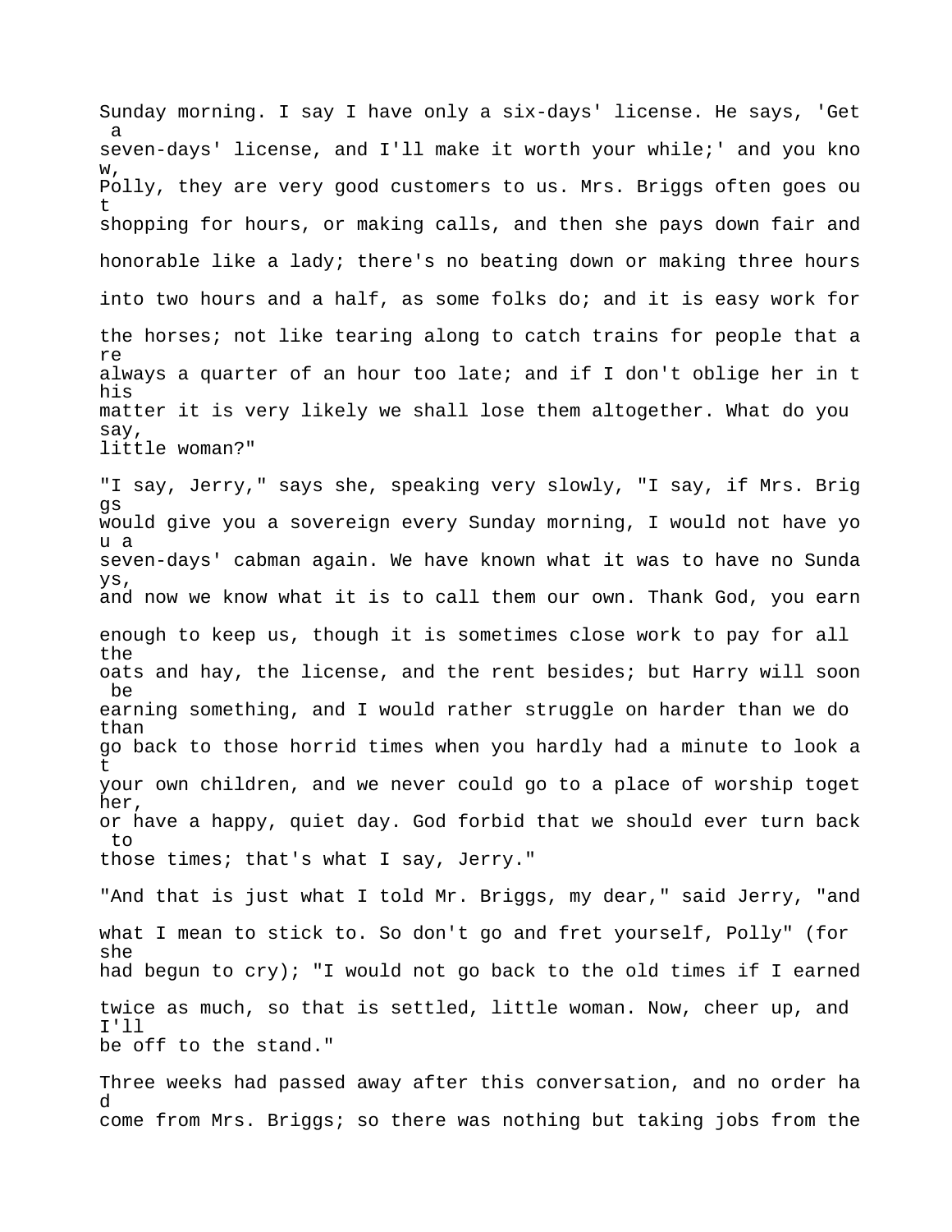Sunday morning. I say I have only a six-days' license. He says, 'Get a seven-days' license, and I'll make it worth your while;' and you know, Polly, they are very good customers to us. Mrs. Briggs often goes out shopping for hours, or making calls, and then she pays down fair and honorable like a lady; there's no beating down or making three hours into two hours and a half, as some folks do; and it is easy work for the horses; not like tearing along to catch trains for people that are always a quarter of an hour too late; and if I don't oblige her in this matter it is very likely we shall lose them altogether. What do you say, little woman?"

"I say, Jerry," says she, speaking very slowly, "I say, if Mrs. Briggs would give you a sovereign every Sunday morning, I would not have you a seven-days' cabman again. We have known what it was to have no Sundays, and now we know what it is to call them our own. Thank God, you earn enough to keep us, though it is sometimes close work to pay for all the oats and hay, the license, and the rent besides; but Harry will soon be earning something, and I would rather struggle on harder than we do than go back to those horrid times when you hardly had a minute to look at your own children, and we never could go to a place of worship together, or have a happy, quiet day. God forbid that we should ever turn back to those times; that's what I say, Jerry."

"And that is just what I told Mr. Briggs, my dear," said Jerry, "and what I mean to stick to. So don't go and fret yourself, Polly" (for she had begun to cry); "I would not go back to the old times if I earned twice as much, so that is settled, little woman. Now, cheer up, and I'll be off to the stand."

Three weeks had passed away after this conversation, and no order had come from Mrs. Briggs; so there was nothing but taking jobs from the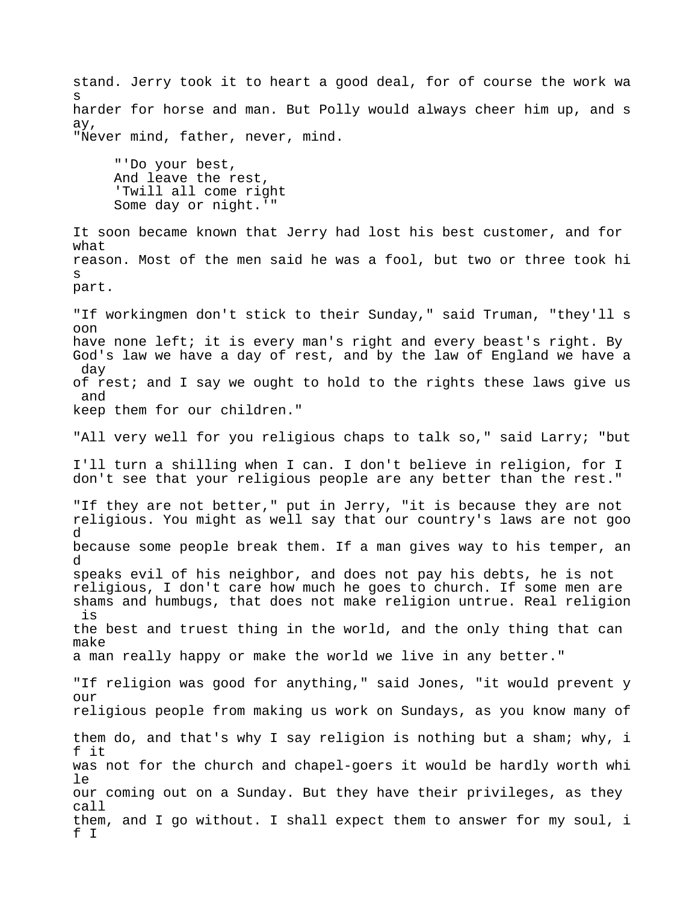stand. Jerry took it to heart a good deal, for of course the work was harder for horse and man. But Polly would always cheer him up, and say, "Never mind, father, never, mind.

> "'Do your best,
> And leave the rest,
> 'Twill all come right
> Some day or night.'"

It soon became known that Jerry had lost his best customer, and for what reason. Most of the men said he was a fool, but two or three took his part.

"If workingmen don't stick to their Sunday," said Truman, "they'll soon have none left; it is every man's right and every beast's right. By God's law we have a day of rest, and by the law of England we have a day of rest; and I say we ought to hold to the rights these laws give us and keep them for our children."

"All very well for you religious chaps to talk so," said Larry; "but I'll turn a shilling when I can. I don't believe in religion, for I don't see that your religious people are any better than the rest."

"If they are not better," put in Jerry, "it is because they are not religious. You might as well say that our country's laws are not good because some people break them. If a man gives way to his temper, and speaks evil of his neighbor, and does not pay his debts, he is not religious, I don't care how much he goes to church. If some men are shams and humbugs, that does not make religion untrue. Real religion is the best and truest thing in the world, and the only thing that can make a man really happy or make the world we live in any better."

"If religion was good for anything," said Jones, "it would prevent your religious people from making us work on Sundays, as you know many of them do, and that's why I say religion is nothing but a sham; why, if it was not for the church and chapel-goers it would be hardly worth while our coming out on a Sunday. But they have their privileges, as they call them, and I go without. I shall expect them to answer for my soul, if I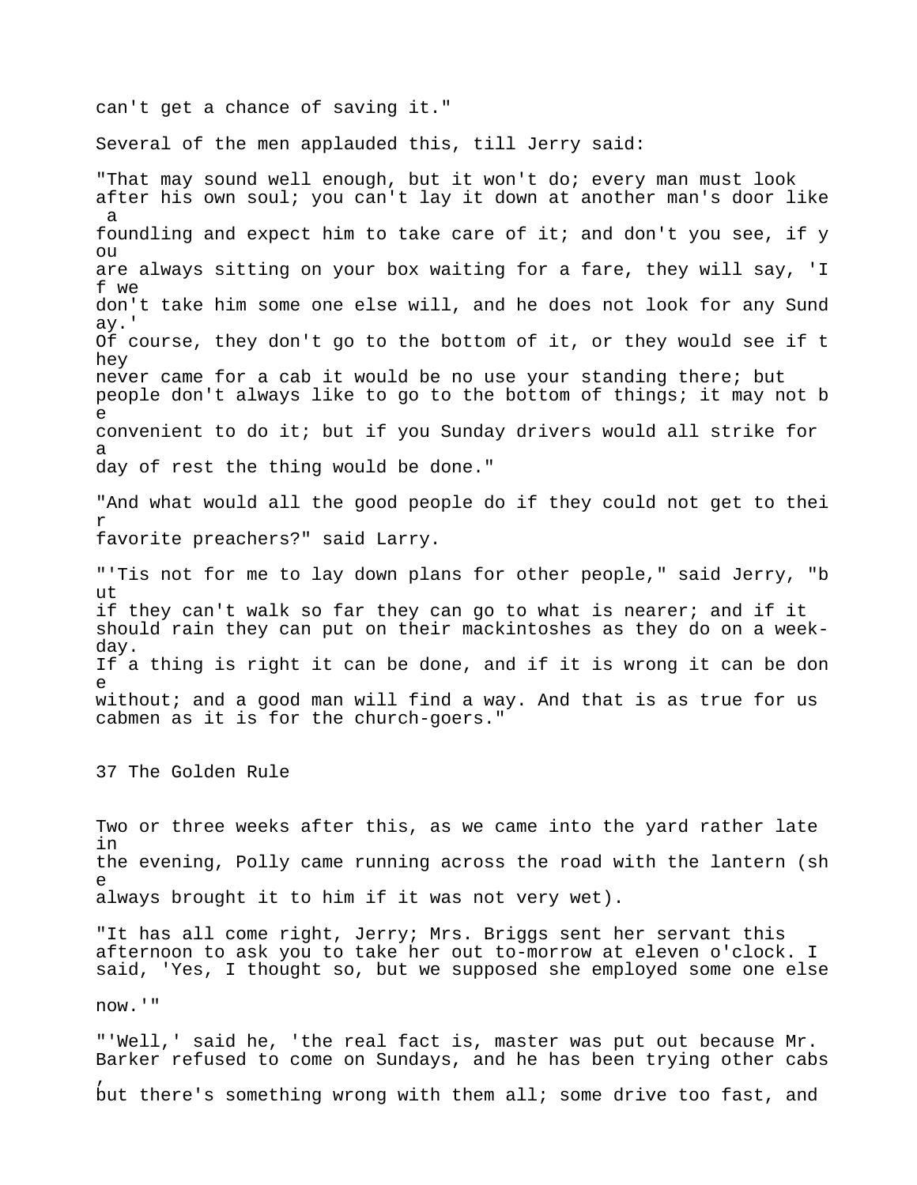can't get a chance of saving it."

Several of the men applauded this, till Jerry said:

"That may sound well enough, but it won't do; every man must look after his own soul; you can't lay it down at another man's door like a foundling and expect him to take care of it; and don't you see, if you are always sitting on your box waiting for a fare, they will say, 'If we don't take him some one else will, and he does not look for any Sunday.' Of course, they don't go to the bottom of it, or they would see if they never came for a cab it would be no use your standing there; but people don't always like to go to the bottom of things; it may not be convenient to do it; but if you Sunday drivers would all strike for a day of rest the thing would be done."

"And what would all the good people do if they could not get to their favorite preachers?" said Larry.

"'Tis not for me to lay down plans for other people," said Jerry, "but if they can't walk so far they can go to what is nearer; and if it should rain they can put on their mackintoshes as they do on a week-day. If a thing is right it can be done, and if it is wrong it can be done without; and a good man will find a way. And that is as true for us cabmen as it is for the church-goers."

## 37 The Golden Rule

Two or three weeks after this, as we came into the yard rather late in the evening, Polly came running across the road with the lantern (she always brought it to him if it was not very wet).

"It has all come right, Jerry; Mrs. Briggs sent her servant this afternoon to ask you to take her out to-morrow at eleven o'clock. I said, 'Yes, I thought so, but we supposed she employed some one else now.'"

"'Well,' said he, 'the real fact is, master was put out because Mr. Barker refused to come on Sundays, and he has been trying other cabs, but there's something wrong with them all; some drive too fast, and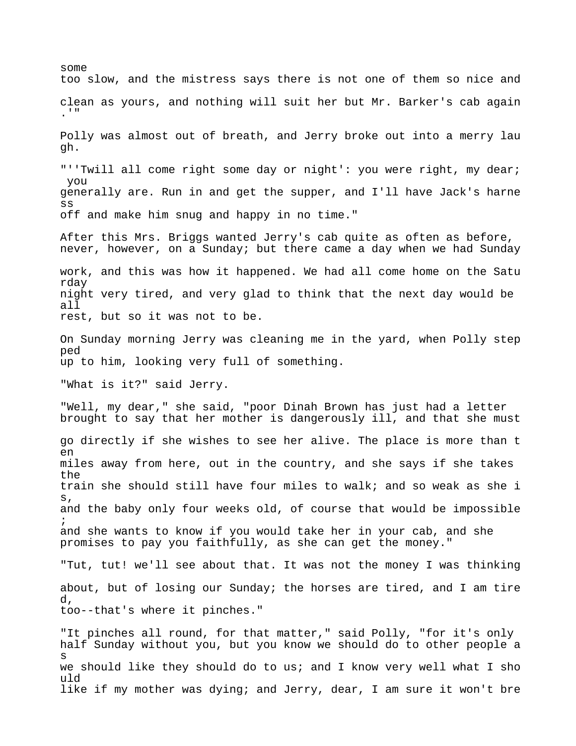some too slow, and the mistress says there is not one of them so nice and clean as yours, and nothing will suit her but Mr. Barker's cab again.'"

Polly was almost out of breath, and Jerry broke out into a merry laugh.

"''Twill all come right some day or night': you were right, my dear; you generally are. Run in and get the supper, and I'll have Jack's harness off and make him snug and happy in no time."

After this Mrs. Briggs wanted Jerry's cab quite as often as before, never, however, on a Sunday; but there came a day when we had Sunday work, and this was how it happened. We had all come home on the Saturday night very tired, and very glad to think that the next day would be all rest, but so it was not to be.

On Sunday morning Jerry was cleaning me in the yard, when Polly stepped up to him, looking very full of something.

"What is it?" said Jerry.

"Well, my dear," she said, "poor Dinah Brown has just had a letter brought to say that her mother is dangerously ill, and that she must go directly if she wishes to see her alive. The place is more than ten miles away from here, out in the country, and she says if she takes the train she should still have four miles to walk; and so weak as she is, and the baby only four weeks old, of course that would be impossible; and she wants to know if you would take her in your cab, and she promises to pay you faithfully, as she can get the money."

"Tut, tut! we'll see about that. It was not the money I was thinking about, but of losing our Sunday; the horses are tired, and I am tired, too--that's where it pinches."

"It pinches all round, for that matter," said Polly, "for it's only half Sunday without you, but you know we should do to other people as we should like they should do to us; and I know very well what I should like if my mother was dying; and Jerry, dear, I am sure it won't bre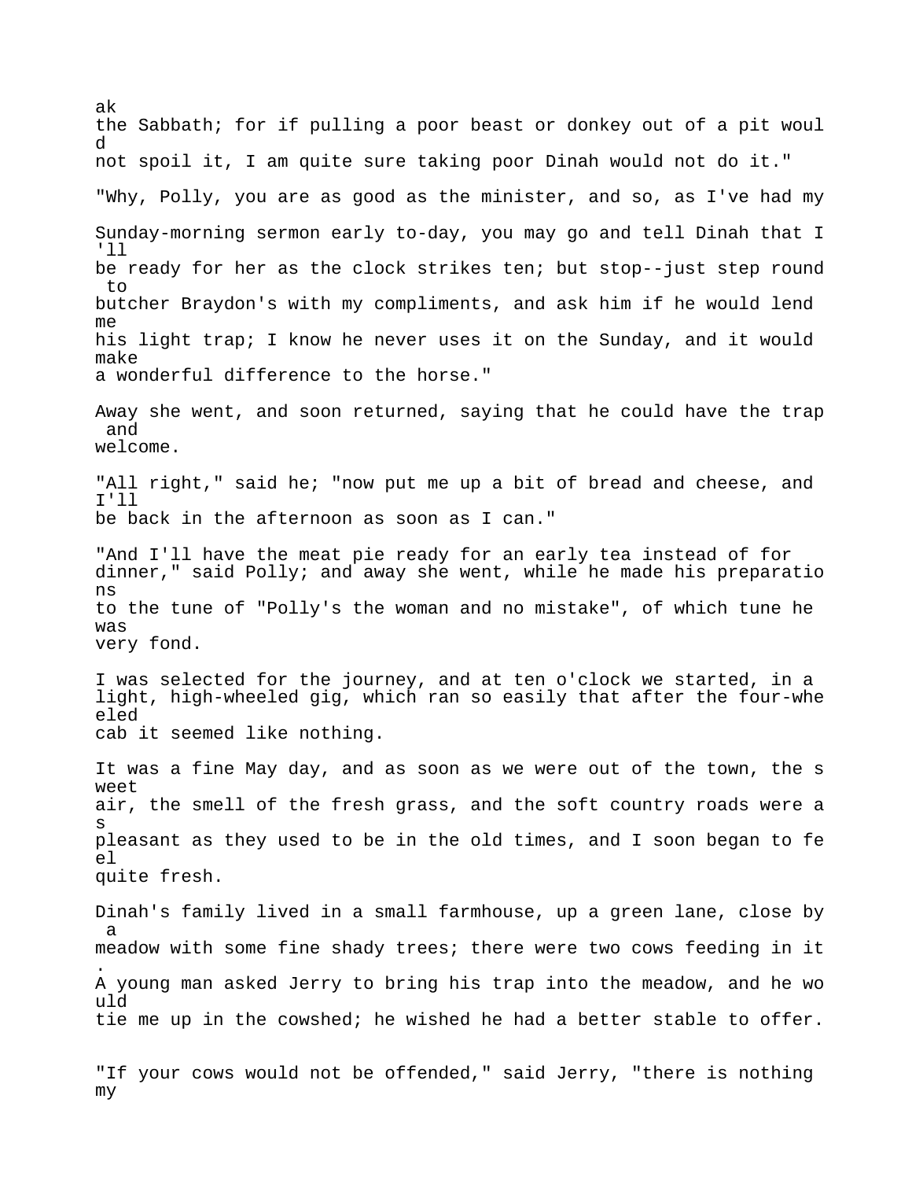ak the Sabbath; for if pulling a poor beast or donkey out of a pit would not spoil it, I am quite sure taking poor Dinah would not do it."

"Why, Polly, you are as good as the minister, and so, as I've had my Sunday-morning sermon early to-day, you may go and tell Dinah that I'll be ready for her as the clock strikes ten; but stop--just step round to butcher Braydon's with my compliments, and ask him if he would lend me his light trap; I know he never uses it on the Sunday, and it would make a wonderful difference to the horse."

Away she went, and soon returned, saying that he could have the trap and welcome.

"All right," said he; "now put me up a bit of bread and cheese, and I'll be back in the afternoon as soon as I can."

"And I'll have the meat pie ready for an early tea instead of for dinner," said Polly; and away she went, while he made his preparations to the tune of "Polly's the woman and no mistake", of which tune he was very fond.

I was selected for the journey, and at ten o'clock we started, in a light, high-wheeled gig, which ran so easily that after the four-wheeled cab it seemed like nothing.

It was a fine May day, and as soon as we were out of the town, the sweet air, the smell of the fresh grass, and the soft country roads were as pleasant as they used to be in the old times, and I soon began to feel quite fresh.

Dinah's family lived in a small farmhouse, up a green lane, close by a meadow with some fine shady trees; there were two cows feeding in it. A young man asked Jerry to bring his trap into the meadow, and he would tie me up in the cowshed; he wished he had a better stable to offer.

"If your cows would not be offended," said Jerry, "there is nothing my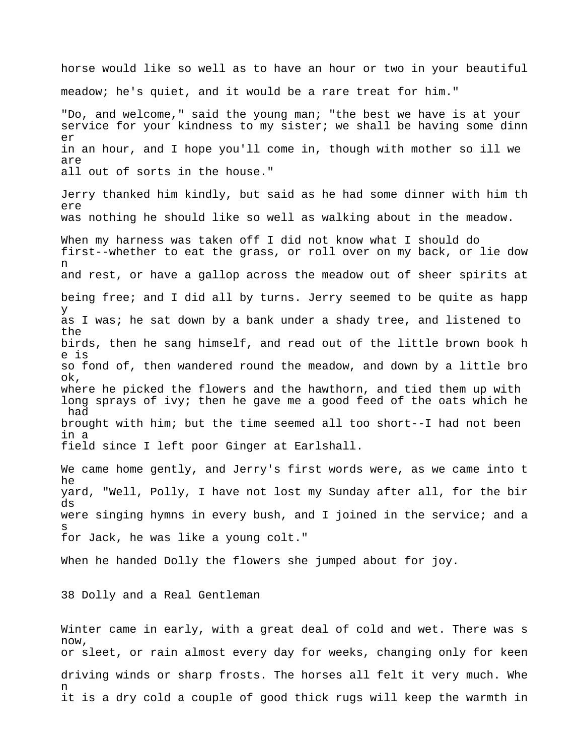horse would like so well as to have an hour or two in your beautiful meadow; he's quiet, and it would be a rare treat for him."

"Do, and welcome," said the young man; "the best we have is at your service for your kindness to my sister; we shall be having some dinner in an hour, and I hope you'll come in, though with mother so ill we are all out of sorts in the house."

Jerry thanked him kindly, but said as he had some dinner with him there was nothing he should like so well as walking about in the meadow.

When my harness was taken off I did not know what I should do first--whether to eat the grass, or roll over on my back, or lie down and rest, or have a gallop across the meadow out of sheer spirits at being free; and I did all by turns. Jerry seemed to be quite as happy as I was; he sat down by a bank under a shady tree, and listened to the birds, then he sang himself, and read out of the little brown book he is so fond of, then wandered round the meadow, and down by a little brook, where he picked the flowers and the hawthorn, and tied them up with long sprays of ivy; then he gave me a good feed of the oats which he had brought with him; but the time seemed all too short--I had not been in a field since I left poor Ginger at Earlshall.

We came home gently, and Jerry's first words were, as we came into the yard, "Well, Polly, I have not lost my Sunday after all, for the birds were singing hymns in every bush, and I joined in the service; and as for Jack, he was like a young colt."

When he handed Dolly the flowers she jumped about for joy.

## 38 Dolly and a Real Gentleman

Winter came in early, with a great deal of cold and wet. There was snow, or sleet, or rain almost every day for weeks, changing only for keen driving winds or sharp frosts. The horses all felt it very much. When it is a dry cold a couple of good thick rugs will keep the warmth in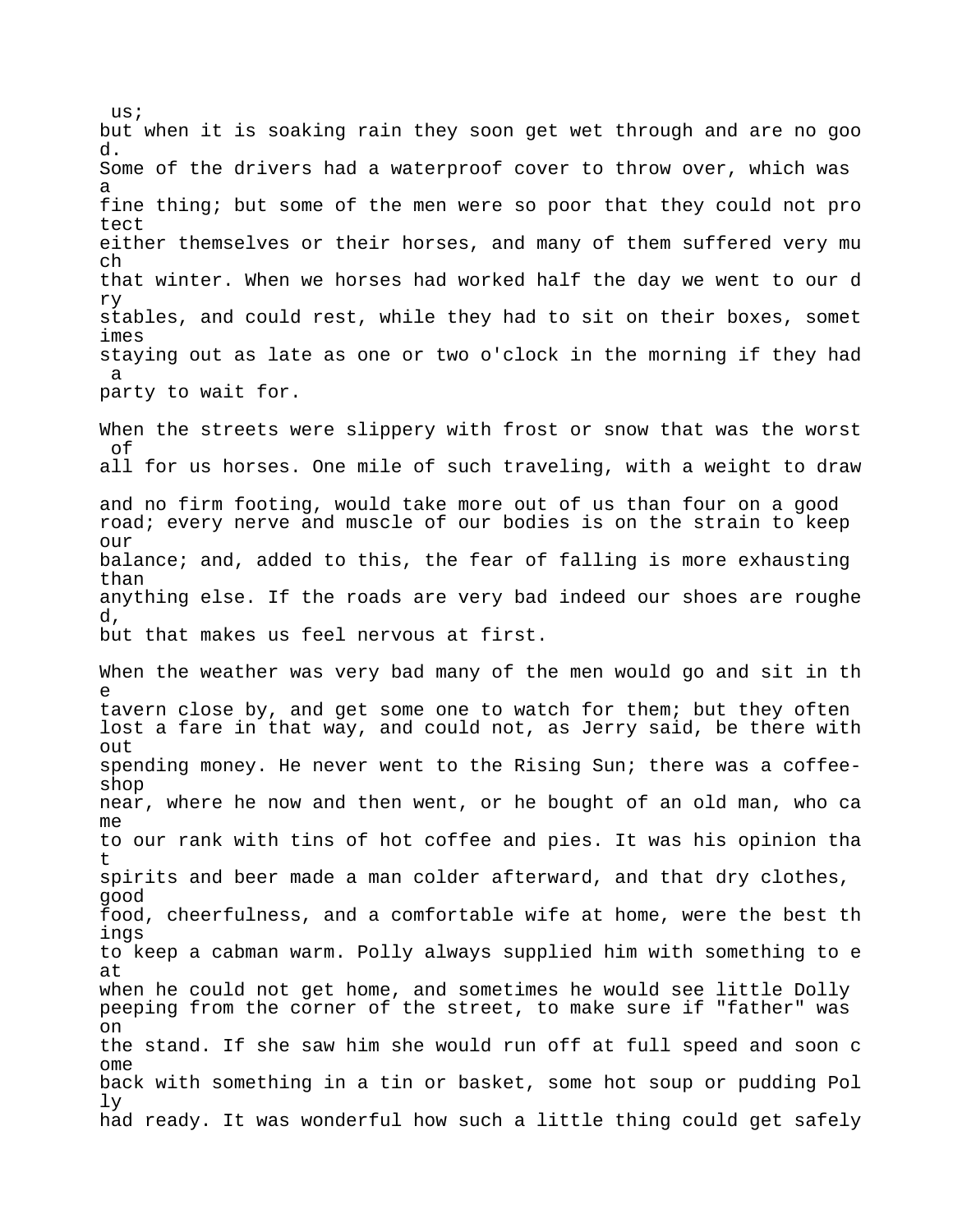us; but when it is soaking rain they soon get wet through and are no good. Some of the drivers had a waterproof cover to throw over, which was a fine thing; but some of the men were so poor that they could not protect either themselves or their horses, and many of them suffered very much that winter. When we horses had worked half the day we went to our dry stables, and could rest, while they had to sit on their boxes, sometimes staying out as late as one or two o'clock in the morning if they had a party to wait for.

When the streets were slippery with frost or snow that was the worst of all for us horses. One mile of such traveling, with a weight to draw and no firm footing, would take more out of us than four on a good road; every nerve and muscle of our bodies is on the strain to keep our balance; and, added to this, the fear of falling is more exhausting than anything else. If the roads are very bad indeed our shoes are roughed, but that makes us feel nervous at first.

When the weather was very bad many of the men would go and sit in the tavern close by, and get some one to watch for them; but they often lost a fare in that way, and could not, as Jerry said, be there without spending money. He never went to the Rising Sun; there was a coffee-shop near, where he now and then went, or he bought of an old man, who came to our rank with tins of hot coffee and pies. It was his opinion that spirits and beer made a man colder afterward, and that dry clothes, good food, cheerfulness, and a comfortable wife at home, were the best things to keep a cabman warm. Polly always supplied him with something to eat when he could not get home, and sometimes he would see little Dolly peeping from the corner of the street, to make sure if "father" was on the stand. If she saw him she would run off at full speed and soon come back with something in a tin or basket, some hot soup or pudding Polly had ready. It was wonderful how such a little thing could get safely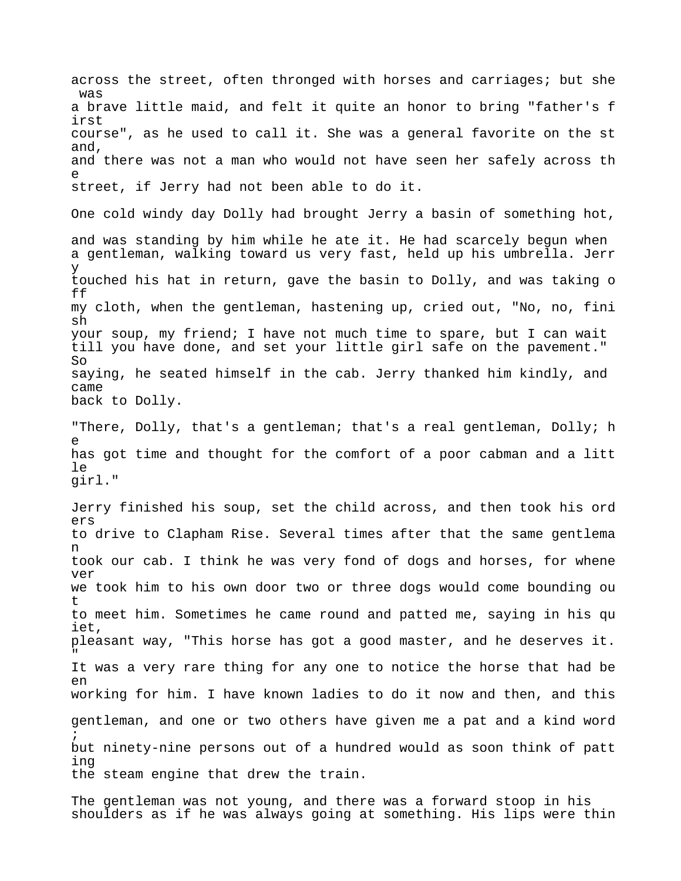across the street, often thronged with horses and carriages; but she was a brave little maid, and felt it quite an honor to bring "father's first course", as he used to call it. She was a general favorite on the stand, and there was not a man who would not have seen her safely across the street, if Jerry had not been able to do it.

One cold windy day Dolly had brought Jerry a basin of something hot, and was standing by him while he ate it. He had scarcely begun when a gentleman, walking toward us very fast, held up his umbrella. Jerry touched his hat in return, gave the basin to Dolly, and was taking off my cloth, when the gentleman, hastening up, cried out, "No, no, finish your soup, my friend; I have not much time to spare, but I can wait till you have done, and set your little girl safe on the pavement." So saying, he seated himself in the cab. Jerry thanked him kindly, and came back to Dolly.

"There, Dolly, that's a gentleman; that's a real gentleman, Dolly; he has got time and thought for the comfort of a poor cabman and a little girl."

Jerry finished his soup, set the child across, and then took his orders to drive to Clapham Rise. Several times after that the same gentleman took our cab. I think he was very fond of dogs and horses, for whenever we took him to his own door two or three dogs would come bounding out to meet him. Sometimes he came round and patted me, saying in his quiet, pleasant way, "This horse has got a good master, and he deserves it." It was a very rare thing for any one to notice the horse that had been working for him. I have known ladies to do it now and then, and this gentleman, and one or two others have given me a pat and a kind word; but ninety-nine persons out of a hundred would as soon think of patting the steam engine that drew the train.

The gentleman was not young, and there was a forward stoop in his shoulders as if he was always going at something. His lips were thin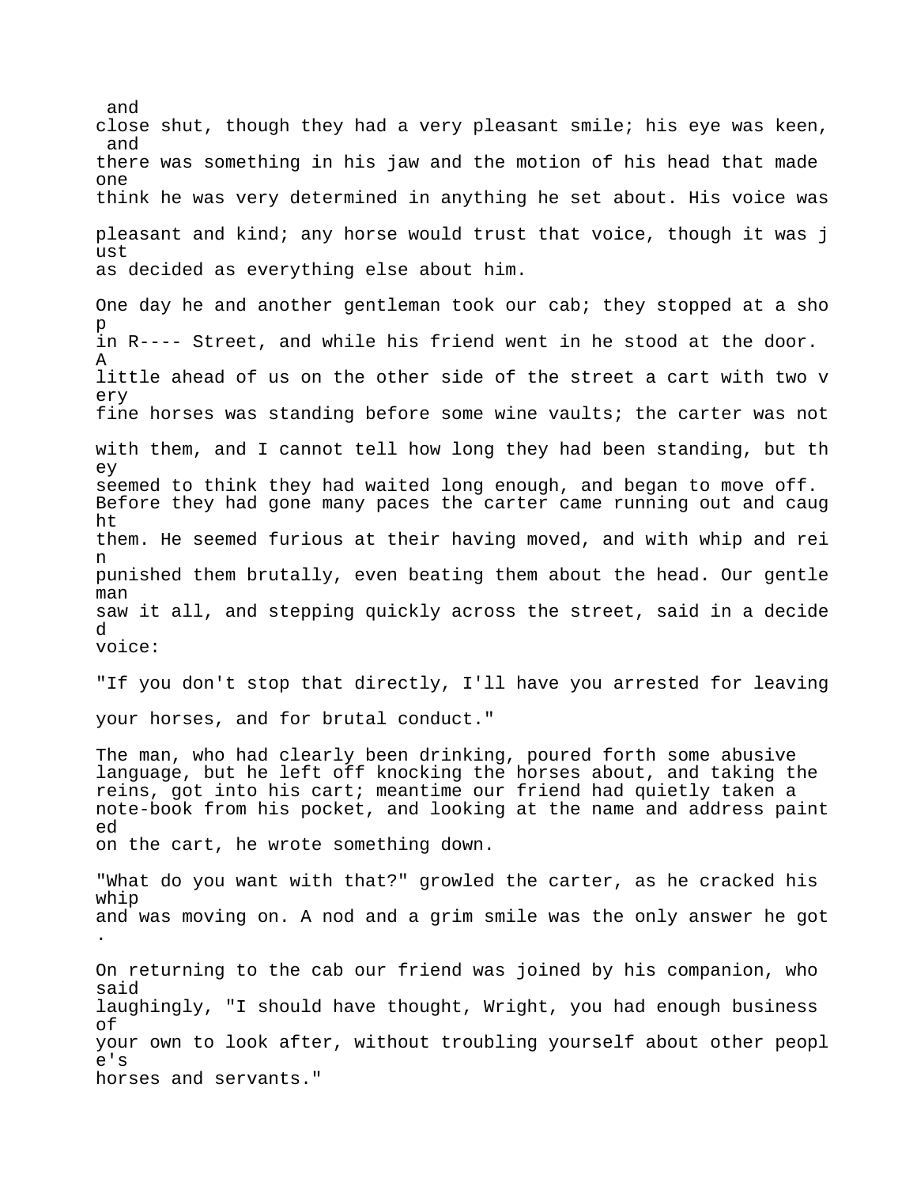and close shut, though they had a very pleasant smile; his eye was keen, and there was something in his jaw and the motion of his head that made one think he was very determined in anything he set about. His voice was pleasant and kind; any horse would trust that voice, though it was just as decided as everything else about him.

One day he and another gentleman took our cab; they stopped at a shop in R---- Street, and while his friend went in he stood at the door. A little ahead of us on the other side of the street a cart with two very fine horses was standing before some wine vaults; the carter was not with them, and I cannot tell how long they had been standing, but they seemed to think they had waited long enough, and began to move off. Before they had gone many paces the carter came running out and caught them. He seemed furious at their having moved, and with whip and rein punished them brutally, even beating them about the head. Our gentleman saw it all, and stepping quickly across the street, said in a decided voice:

"If you don't stop that directly, I'll have you arrested for leaving your horses, and for brutal conduct."

The man, who had clearly been drinking, poured forth some abusive language, but he left off knocking the horses about, and taking the reins, got into his cart; meantime our friend had quietly taken a note-book from his pocket, and looking at the name and address painted on the cart, he wrote something down.

"What do you want with that?" growled the carter, as he cracked his whip and was moving on. A nod and a grim smile was the only answer he got.

On returning to the cab our friend was joined by his companion, who said laughingly, "I should have thought, Wright, you had enough business of your own to look after, without troubling yourself about other people's horses and servants."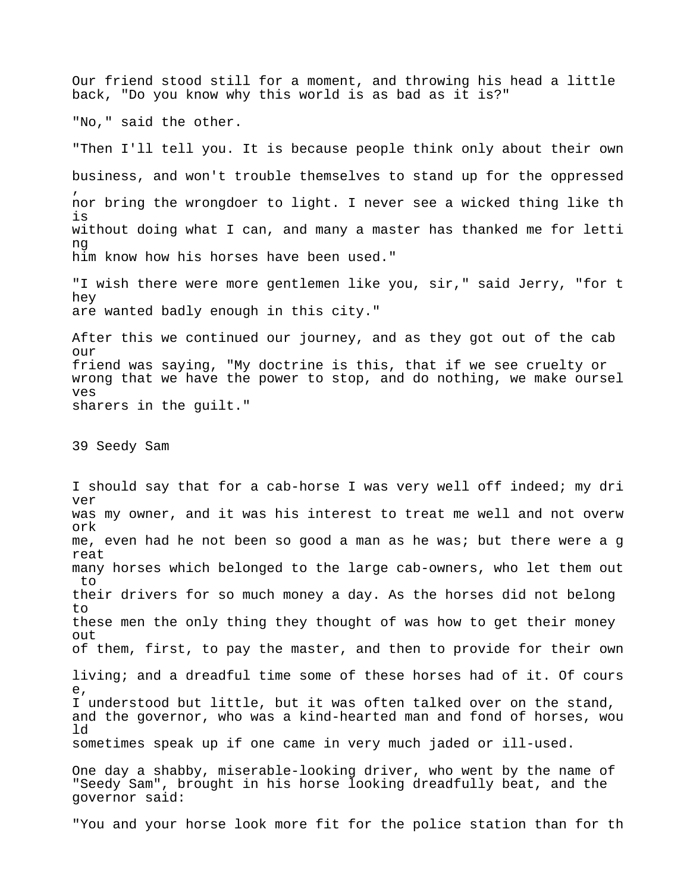Our friend stood still for a moment, and throwing his head a little back, "Do you know why this world is as bad as it is?"

"No," said the other.

"Then I'll tell you. It is because people think only about their own business, and won't trouble themselves to stand up for the oppressed, nor bring the wrongdoer to light. I never see a wicked thing like this without doing what I can, and many a master has thanked me for letting him know how his horses have been used."

"I wish there were more gentlemen like you, sir," said Jerry, "for they are wanted badly enough in this city."

After this we continued our journey, and as they got out of the cab our friend was saying, "My doctrine is this, that if we see cruelty or wrong that we have the power to stop, and do nothing, we make ourselves sharers in the guilt."

## 39 Seedy Sam

I should say that for a cab-horse I was very well off indeed; my driver was my owner, and it was his interest to treat me well and not overwork me, even had he not been so good a man as he was; but there were a great many horses which belonged to the large cab-owners, who let them out to their drivers for so much money a day. As the horses did not belong to these men the only thing they thought of was how to get their money out of them, first, to pay the master, and then to provide for their own living; and a dreadful time some of these horses had of it. Of course, I understood but little, but it was often talked over on the stand, and the governor, who was a kind-hearted man and fond of horses, would sometimes speak up if one came in very much jaded or ill-used.

One day a shabby, miserable-looking driver, who went by the name of "Seedy Sam", brought in his horse looking dreadfully beat, and the governor said:

"You and your horse look more fit for the police station than for th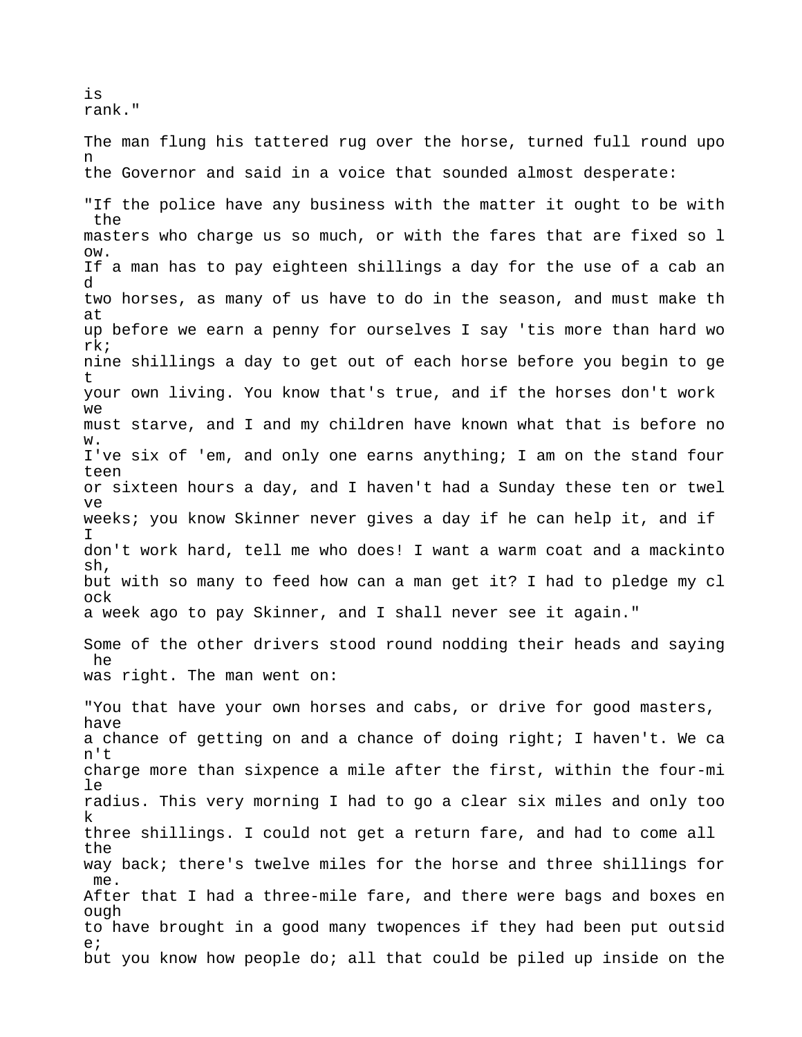is rank."

The man flung his tattered rug over the horse, turned full round upon the Governor and said in a voice that sounded almost desperate:

"If the police have any business with the matter it ought to be with the masters who charge us so much, or with the fares that are fixed so low. If a man has to pay eighteen shillings a day for the use of a cab and two horses, as many of us have to do in the season, and must make that up before we earn a penny for ourselves I say 'tis more than hard work; nine shillings a day to get out of each horse before you begin to get your own living. You know that's true, and if the horses don't work we must starve, and I and my children have known what that is before now. I've six of 'em, and only one earns anything; I am on the stand fourteen or sixteen hours a day, and I haven't had a Sunday these ten or twelve weeks; you know Skinner never gives a day if he can help it, and if I don't work hard, tell me who does! I want a warm coat and a mackintosh, but with so many to feed how can a man get it? I had to pledge my clock a week ago to pay Skinner, and I shall never see it again."

Some of the other drivers stood round nodding their heads and saying he was right. The man went on:

"You that have your own horses and cabs, or drive for good masters, have a chance of getting on and a chance of doing right; I haven't. We can't charge more than sixpence a mile after the first, within the four-mile radius. This very morning I had to go a clear six miles and only took three shillings. I could not get a return fare, and had to come all the way back; there's twelve miles for the horse and three shillings for me. After that I had a three-mile fare, and there were bags and boxes enough to have brought in a good many twopences if they had been put outside; but you know how people do; all that could be piled up inside on the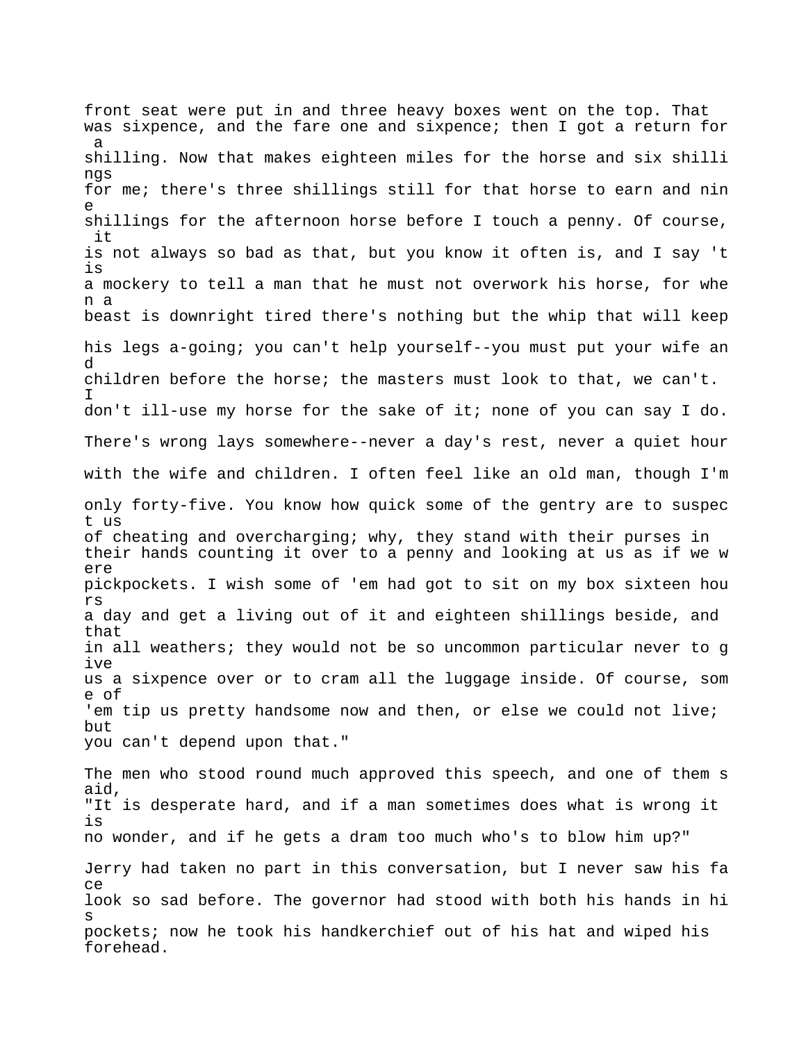front seat were put in and three heavy boxes went on the top. That was sixpence, and the fare one and sixpence; then I got a return for a shilling. Now that makes eighteen miles for the horse and six shillings for me; there's three shillings still for that horse to earn and nine shillings for the afternoon horse before I touch a penny. Of course, it is not always so bad as that, but you know it often is, and I say 'tis a mockery to tell a man that he must not overwork his horse, for when a beast is downright tired there's nothing but the whip that will keep his legs a-going; you can't help yourself--you must put your wife and children before the horse; the masters must look to that, we can't. I don't ill-use my horse for the sake of it; none of you can say I do. There's wrong lays somewhere--never a day's rest, never a quiet hour with the wife and children. I often feel like an old man, though I'm only forty-five. You know how quick some of the gentry are to suspect us of cheating and overcharging; why, they stand with their purses in their hands counting it over to a penny and looking at us as if we were pickpockets. I wish some of 'em had got to sit on my box sixteen hours a day and get a living out of it and eighteen shillings beside, and that in all weathers; they would not be so uncommon particular never to give us a sixpence over or to cram all the luggage inside. Of course, some of 'em tip us pretty handsome now and then, or else we could not live; but you can't depend upon that."

The men who stood round much approved this speech, and one of them said, "It is desperate hard, and if a man sometimes does what is wrong it is no wonder, and if he gets a dram too much who's to blow him up?"

Jerry had taken no part in this conversation, but I never saw his face look so sad before. The governor had stood with both his hands in his pockets; now he took his handkerchief out of his hat and wiped his forehead.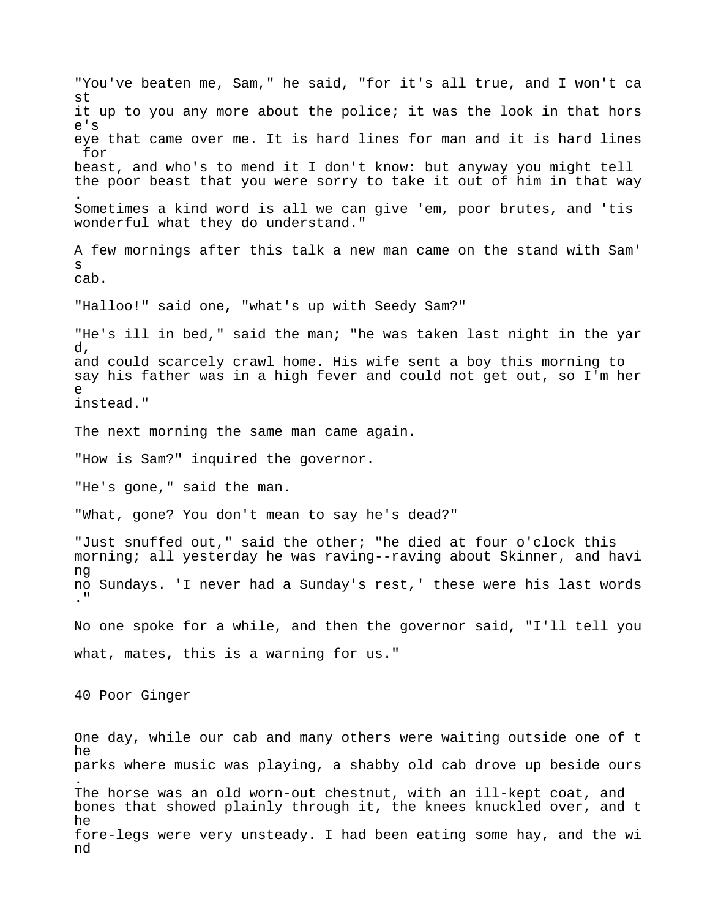"You've beaten me, Sam," he said, "for it's all true, and I won't cast it up to you any more about the police; it was the look in that horse's eye that came over me. It is hard lines for man and it is hard lines for beast, and who's to mend it I don't know: but anyway you might tell the poor beast that you were sorry to take it out of him in that way. Sometimes a kind word is all we can give 'em, poor brutes, and 'tis wonderful what they do understand."

A few mornings after this talk a new man came on the stand with Sam's cab.

"Halloo!" said one, "what's up with Seedy Sam?"

"He's ill in bed," said the man; "he was taken last night in the yard, and could scarcely crawl home. His wife sent a boy this morning to say his father was in a high fever and could not get out, so I'm here instead."

The next morning the same man came again.

"How is Sam?" inquired the governor.

"He's gone," said the man.

"What, gone? You don't mean to say he's dead?"

"Just snuffed out," said the other; "he died at four o'clock this morning; all yesterday he was raving--raving about Skinner, and having no Sundays. 'I never had a Sunday's rest,' these were his last words."

No one spoke for a while, and then the governor said, "I'll tell you what, mates, this is a warning for us."

## 40 Poor Ginger

One day, while our cab and many others were waiting outside one of the parks where music was playing, a shabby old cab drove up beside ours. The horse was an old worn-out chestnut, with an ill-kept coat, and bones that showed plainly through it, the knees knuckled over, and the fore-legs were very unsteady. I had been eating some hay, and the wind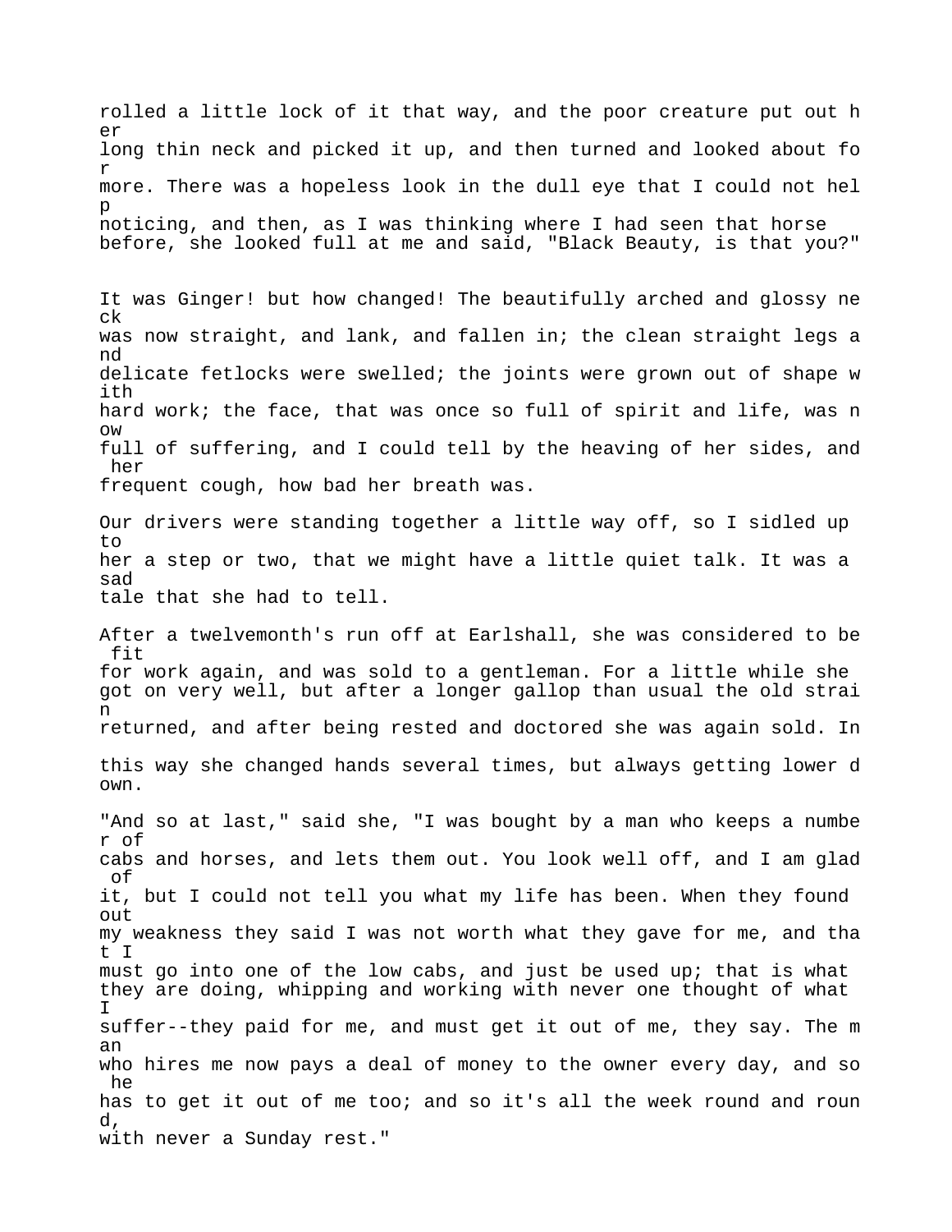rolled a little lock of it that way, and the poor creature put out her long thin neck and picked it up, and then turned and looked about for more. There was a hopeless look in the dull eye that I could not help noticing, and then, as I was thinking where I had seen that horse before, she looked full at me and said, "Black Beauty, is that you?"

It was Ginger! but how changed! The beautifully arched and glossy neck was now straight, and lank, and fallen in; the clean straight legs and delicate fetlocks were swelled; the joints were grown out of shape with hard work; the face, that was once so full of spirit and life, was now full of suffering, and I could tell by the heaving of her sides, and her frequent cough, how bad her breath was.

Our drivers were standing together a little way off, so I sidled up to her a step or two, that we might have a little quiet talk. It was a sad tale that she had to tell.

After a twelvemonth's run off at Earlshall, she was considered to be fit for work again, and was sold to a gentleman. For a little while she got on very well, but after a longer gallop than usual the old strain returned, and after being rested and doctored she was again sold. In this way she changed hands several times, but always getting lower down.

"And so at last," said she, "I was bought by a man who keeps a number of cabs and horses, and lets them out. You look well off, and I am glad of it, but I could not tell you what my life has been. When they found out my weakness they said I was not worth what they gave for me, and that I must go into one of the low cabs, and just be used up; that is what they are doing, whipping and working with never one thought of what I suffer--they paid for me, and must get it out of me, they say. The man who hires me now pays a deal of money to the owner every day, and so he has to get it out of me too; and so it's all the week round and round, with never a Sunday rest."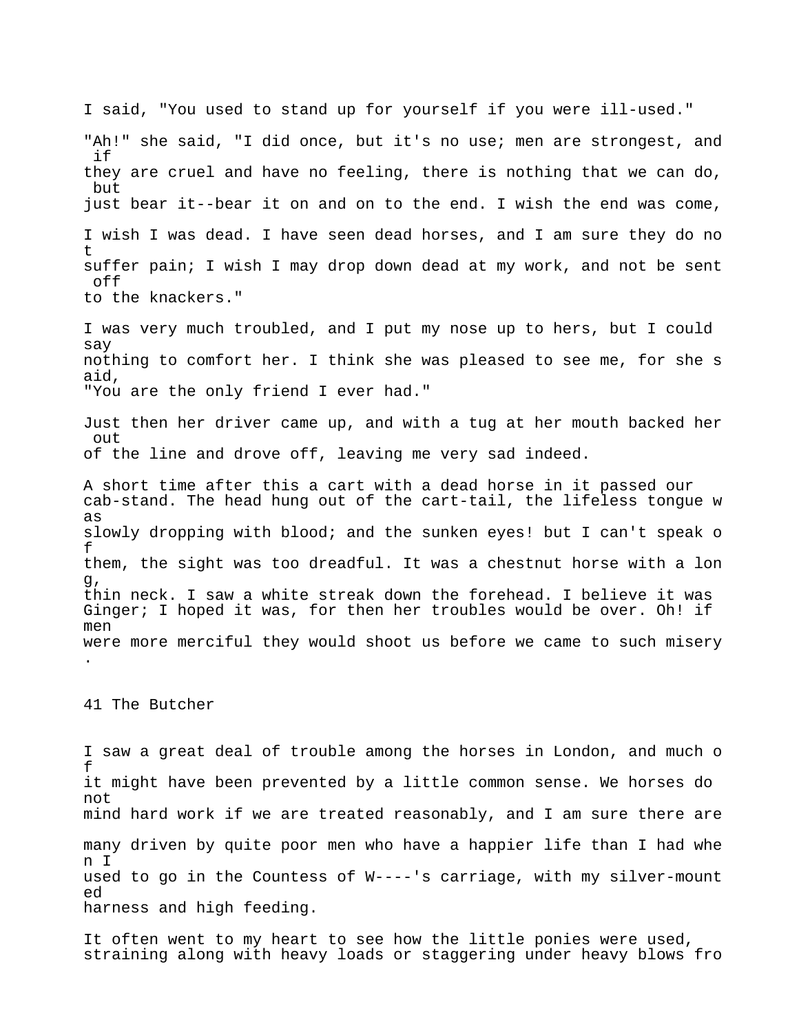I said, "You used to stand up for yourself if you were ill-used."

"Ah!" she said, "I did once, but it's no use; men are strongest, and if they are cruel and have no feeling, there is nothing that we can do, but just bear it--bear it on and on to the end. I wish the end was come, I wish I was dead. I have seen dead horses, and I am sure they do not suffer pain; I wish I may drop down dead at my work, and not be sent off to the knackers."

I was very much troubled, and I put my nose up to hers, but I could say nothing to comfort her. I think she was pleased to see me, for she said, "You are the only friend I ever had."

Just then her driver came up, and with a tug at her mouth backed her out of the line and drove off, leaving me very sad indeed.

A short time after this a cart with a dead horse in it passed our cab-stand. The head hung out of the cart-tail, the lifeless tongue was slowly dropping with blood; and the sunken eyes! but I can't speak of them, the sight was too dreadful. It was a chestnut horse with a long, thin neck. I saw a white streak down the forehead. I believe it was Ginger; I hoped it was, for then her troubles would be over. Oh! if men were more merciful they would shoot us before we came to such misery.

## 41 The Butcher

I saw a great deal of trouble among the horses in London, and much of it might have been prevented by a little common sense. We horses do not mind hard work if we are treated reasonably, and I am sure there are many driven by quite poor men who have a happier life than I had when I used to go in the Countess of W----'s carriage, with my silver-mounted harness and high feeding.

It often went to my heart to see how the little ponies were used, straining along with heavy loads or staggering under heavy blows fro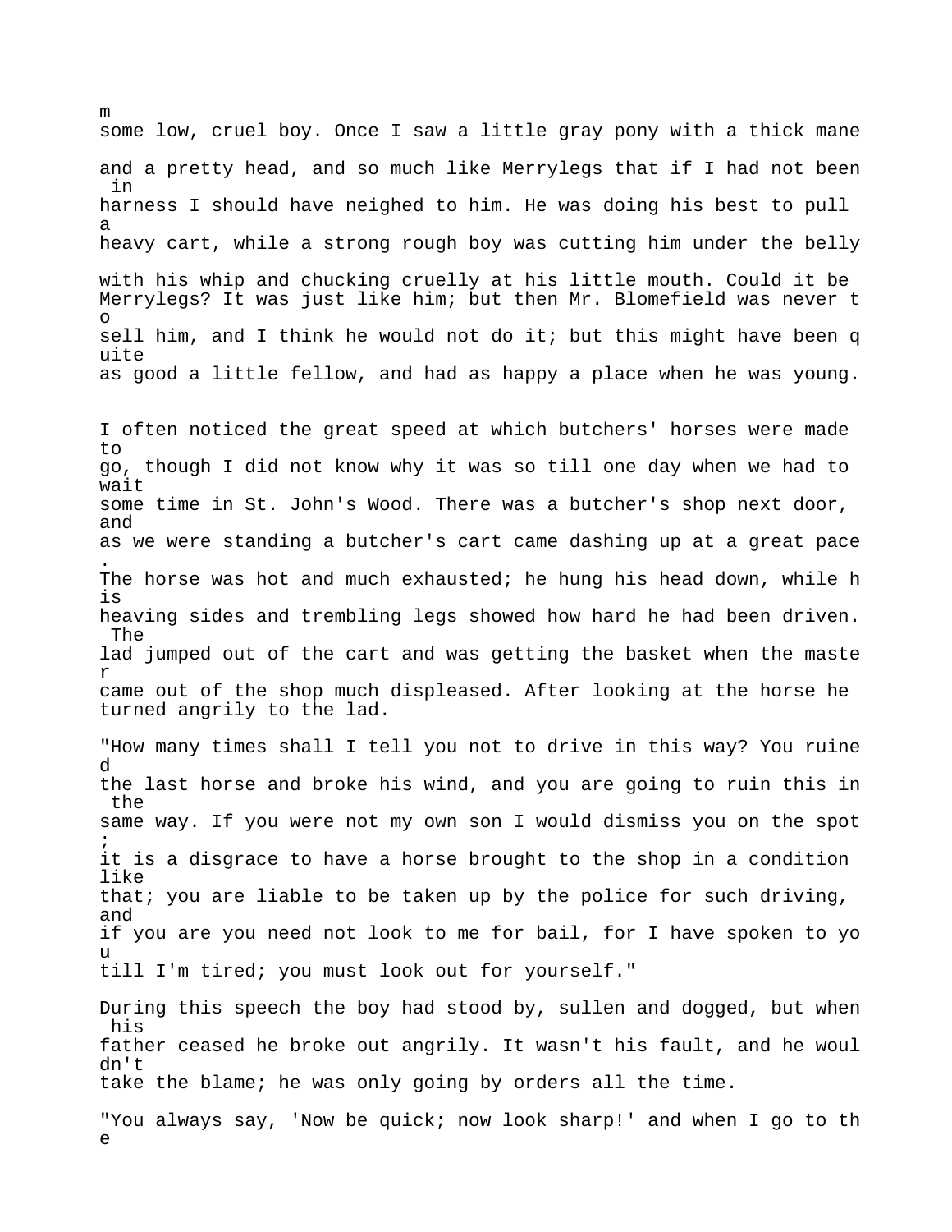m
some low, cruel boy. Once I saw a little gray pony with a thick mane and a pretty head, and so much like Merrylegs that if I had not been in harness I should have neighed to him. He was doing his best to pull a heavy cart, while a strong rough boy was cutting him under the belly with his whip and chucking cruelly at his little mouth. Could it be Merrylegs? It was just like him; but then Mr. Blomefield was never to sell him, and I think he would not do it; but this might have been quite as good a little fellow, and had as happy a place when he was young.

I often noticed the great speed at which butchers' horses were made to go, though I did not know why it was so till one day when we had to wait some time in St. John's Wood. There was a butcher's shop next door, and as we were standing a butcher's cart came dashing up at a great pace. The horse was hot and much exhausted; he hung his head down, while his heaving sides and trembling legs showed how hard he had been driven. The lad jumped out of the cart and was getting the basket when the master came out of the shop much displeased. After looking at the horse he turned angrily to the lad.

"How many times shall I tell you not to drive in this way? You ruined the last horse and broke his wind, and you are going to ruin this in the same way. If you were not my own son I would dismiss you on the spot; it is a disgrace to have a horse brought to the shop in a condition like that; you are liable to be taken up by the police for such driving, and if you are you need not look to me for bail, for I have spoken to you till I'm tired; you must look out for yourself."

During this speech the boy had stood by, sullen and dogged, but when his father ceased he broke out angrily. It wasn't his fault, and he wouldn't take the blame; he was only going by orders all the time.

"You always say, 'Now be quick; now look sharp!' and when I go to the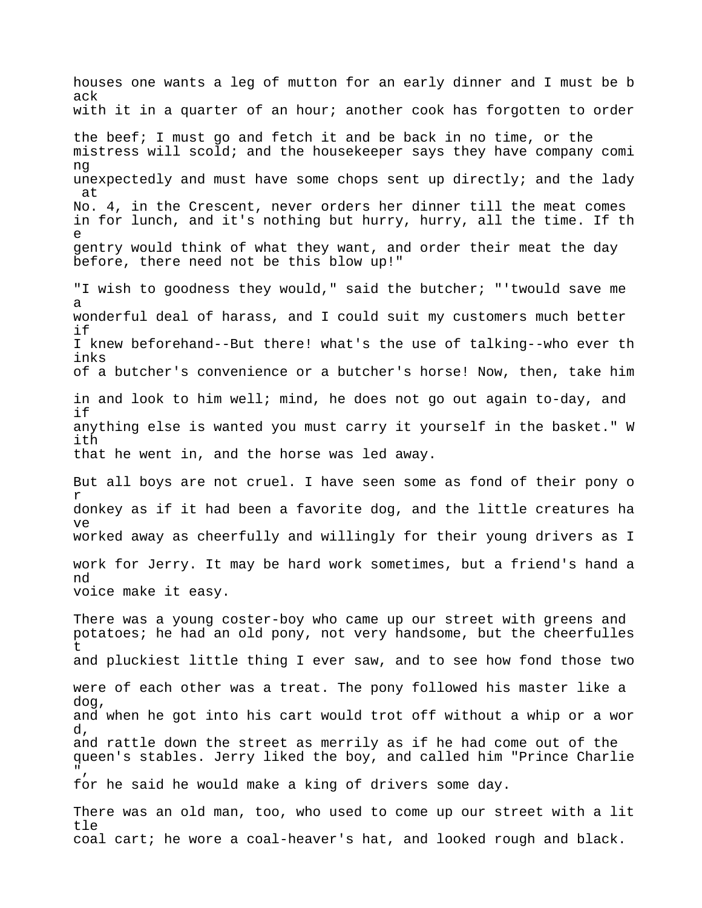houses one wants a leg of mutton for an early dinner and I must be back with it in a quarter of an hour; another cook has forgotten to order the beef; I must go and fetch it and be back in no time, or the mistress will scold; and the housekeeper says they have company coming unexpectedly and must have some chops sent up directly; and the lady at No. 4, in the Crescent, never orders her dinner till the meat comes in for lunch, and it's nothing but hurry, hurry, all the time. If the gentry would think of what they want, and order their meat the day before, there need not be this blow up!"

"I wish to goodness they would," said the butcher; "'twould save me a wonderful deal of harass, and I could suit my customers much better if I knew beforehand--But there! what's the use of talking--who ever thinks of a butcher's convenience or a butcher's horse! Now, then, take him in and look to him well; mind, he does not go out again to-day, and if anything else is wanted you must carry it yourself in the basket." With that he went in, and the horse was led away.

But all boys are not cruel. I have seen some as fond of their pony or donkey as if it had been a favorite dog, and the little creatures have worked away as cheerfully and willingly for their young drivers as I work for Jerry. It may be hard work sometimes, but a friend's hand and voice make it easy.

There was a young coster-boy who came up our street with greens and potatoes; he had an old pony, not very handsome, but the cheerfullest and pluckiest little thing I ever saw, and to see how fond those two were of each other was a treat. The pony followed his master like a dog, and when he got into his cart would trot off without a whip or a word, and rattle down the street as merrily as if he had come out of the queen's stables. Jerry liked the boy, and called him "Prince Charlie", for he said he would make a king of drivers some day.

There was an old man, too, who used to come up our street with a little coal cart; he wore a coal-heaver's hat, and looked rough and black.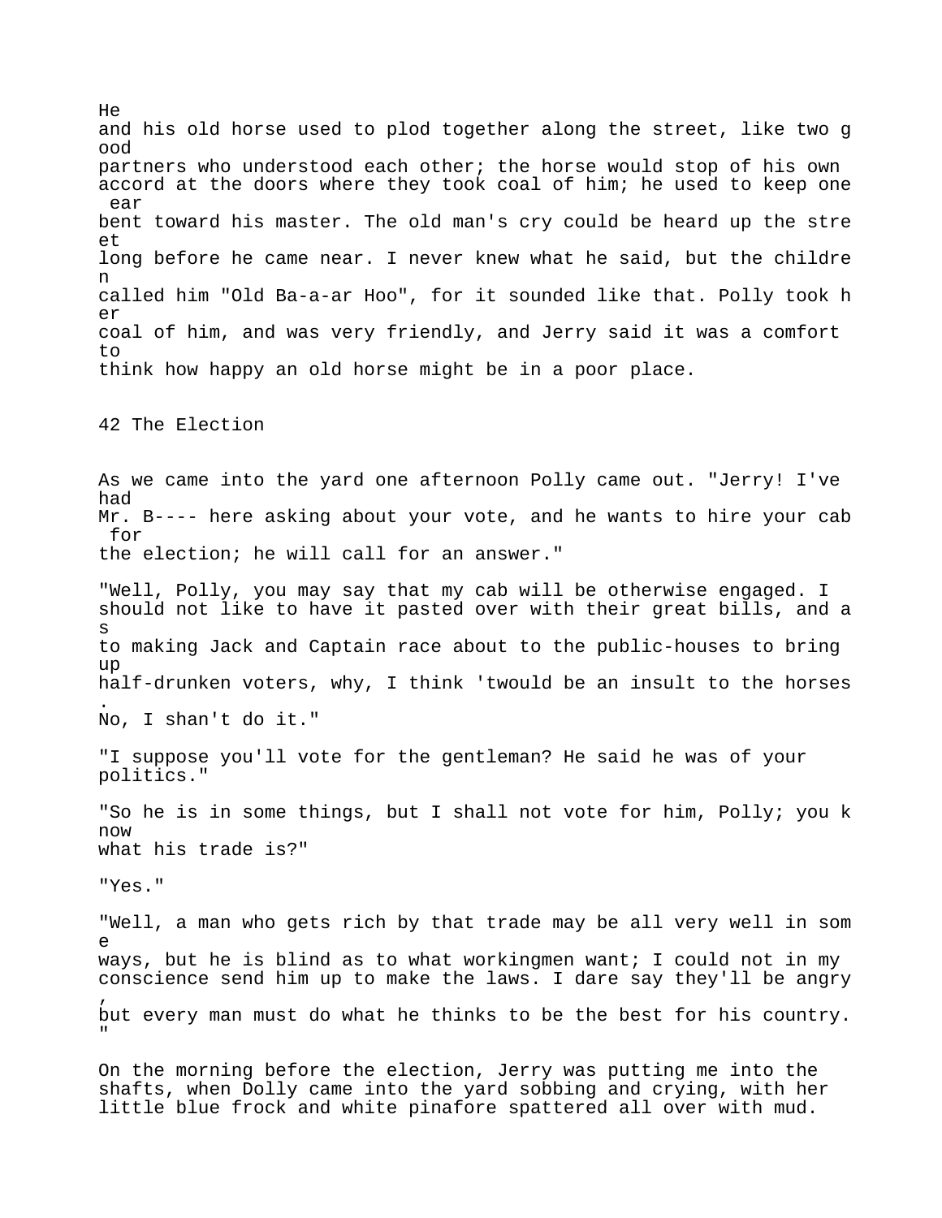He and his old horse used to plod together along the street, like two good partners who understood each other; the horse would stop of his own accord at the doors where they took coal of him; he used to keep one ear bent toward his master. The old man's cry could be heard up the street long before he came near. I never knew what he said, but the children called him "Old Ba-a-ar Hoo", for it sounded like that. Polly took her coal of him, and was very friendly, and Jerry said it was a comfort to think how happy an old horse might be in a poor place.

## 42 The Election

As we came into the yard one afternoon Polly came out. "Jerry! I've had Mr. B---- here asking about your vote, and he wants to hire your cab for the election; he will call for an answer."

"Well, Polly, you may say that my cab will be otherwise engaged. I should not like to have it pasted over with their great bills, and as to making Jack and Captain race about to the public-houses to bring up half-drunken voters, why, I think 'twould be an insult to the horses. No, I shan't do it."

"I suppose you'll vote for the gentleman? He said he was of your politics."

"So he is in some things, but I shall not vote for him, Polly; you know what his trade is?"

"Yes."

"Well, a man who gets rich by that trade may be all very well in some ways, but he is blind as to what workingmen want; I could not in my conscience send him up to make the laws. I dare say they'll be angry, but every man must do what he thinks to be the best for his country."

On the morning before the election, Jerry was putting me into the shafts, when Dolly came into the yard sobbing and crying, with her little blue frock and white pinafore spattered all over with mud.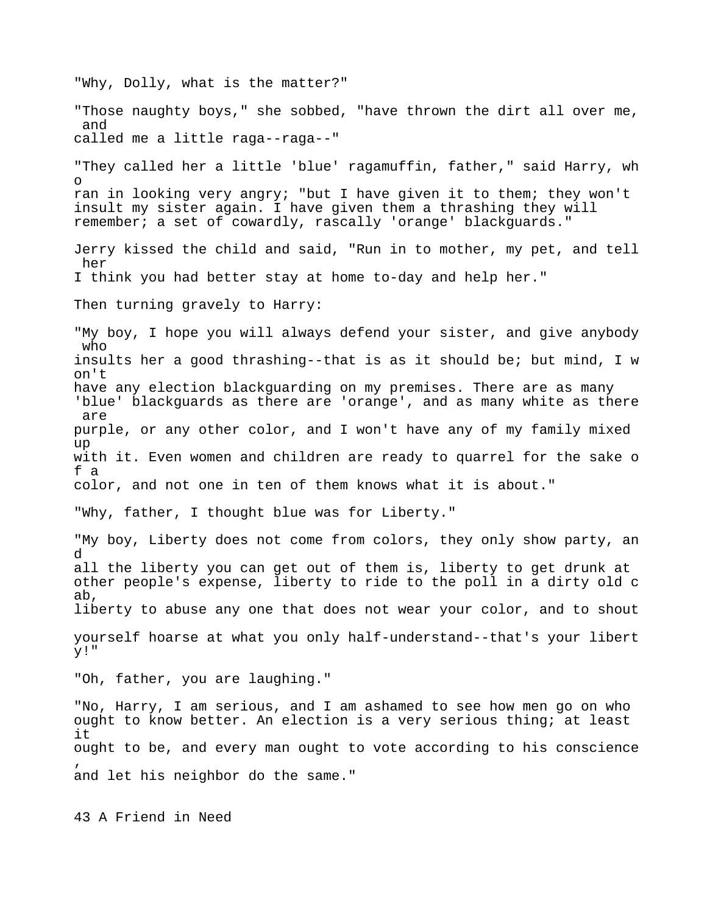"Why, Dolly, what is the matter?"

"Those naughty boys," she sobbed, "have thrown the dirt all over me, and called me a little raga--raga--"

"They called her a little 'blue' ragamuffin, father," said Harry, who ran in looking very angry; "but I have given it to them; they won't insult my sister again. I have given them a thrashing they will remember; a set of cowardly, rascally 'orange' blackguards."

Jerry kissed the child and said, "Run in to mother, my pet, and tell her I think you had better stay at home to-day and help her."

Then turning gravely to Harry:

"My boy, I hope you will always defend your sister, and give anybody who insults her a good thrashing--that is as it should be; but mind, I won't have any election blackguarding on my premises. There are as many 'blue' blackguards as there are 'orange', and as many white as there are purple, or any other color, and I won't have any of my family mixed up with it. Even women and children are ready to quarrel for the sake of a color, and not one in ten of them knows what it is about."

"Why, father, I thought blue was for Liberty."

"My boy, Liberty does not come from colors, they only show party, and all the liberty you can get out of them is, liberty to get drunk at other people's expense, liberty to ride to the poll in a dirty old cab, liberty to abuse any one that does not wear your color, and to shout yourself hoarse at what you only half-understand--that's your liberty!"

"Oh, father, you are laughing."

"No, Harry, I am serious, and I am ashamed to see how men go on who ought to know better. An election is a very serious thing; at least it ought to be, and every man ought to vote according to his conscience, and let his neighbor do the same."

## 43 A Friend in Need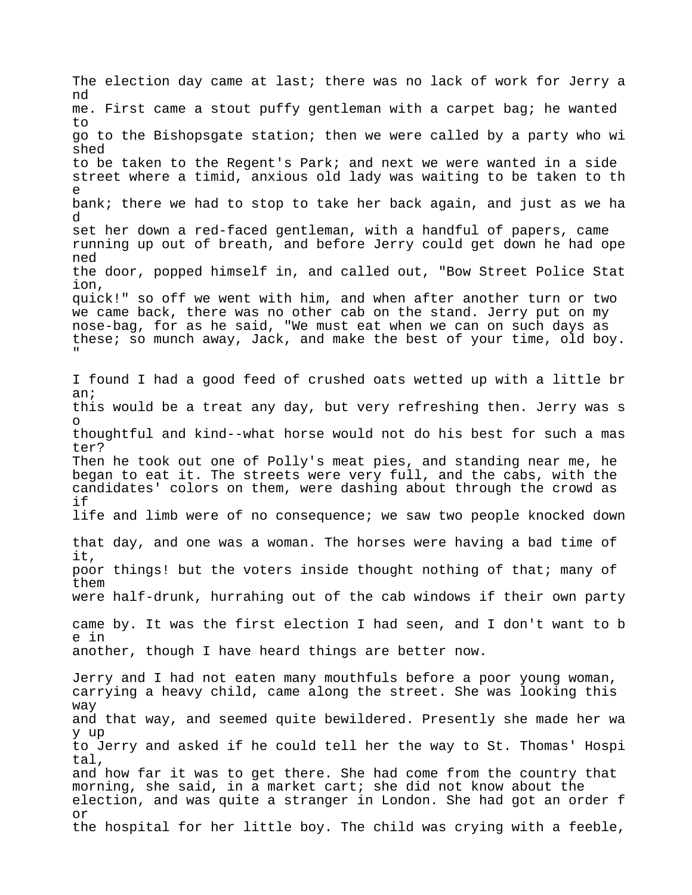The election day came at last; there was no lack of work for Jerry and me. First came a stout puffy gentleman with a carpet bag; he wanted to go to the Bishopsgate station; then we were called by a party who wished to be taken to the Regent's Park; and next we were wanted in a side street where a timid, anxious old lady was waiting to be taken to the bank; there we had to stop to take her back again, and just as we had set her down a red-faced gentleman, with a handful of papers, came running up out of breath, and before Jerry could get down he had opened the door, popped himself in, and called out, "Bow Street Police Station, quick!" so off we went with him, and when after another turn or two we came back, there was no other cab on the stand. Jerry put on my nose-bag, for as he said, "We must eat when we can on such days as these; so munch away, Jack, and make the best of your time, old boy."

I found I had a good feed of crushed oats wetted up with a little bran; this would be a treat any day, but very refreshing then. Jerry was so thoughtful and kind--what horse would not do his best for such a master? Then he took out one of Polly's meat pies, and standing near me, he began to eat it. The streets were very full, and the cabs, with the candidates' colors on them, were dashing about through the crowd as if life and limb were of no consequence; we saw two people knocked down that day, and one was a woman. The horses were having a bad time of it, poor things! but the voters inside thought nothing of that; many of them were half-drunk, hurrahing out of the cab windows if their own party came by. It was the first election I had seen, and I don't want to be in another, though I have heard things are better now.

Jerry and I had not eaten many mouthfuls before a poor young woman, carrying a heavy child, came along the street. She was looking this way and that way, and seemed quite bewildered. Presently she made her way up to Jerry and asked if he could tell her the way to St. Thomas' Hospital, and how far it was to get there. She had come from the country that morning, she said, in a market cart; she did not know about the election, and was quite a stranger in London. She had got an order for the hospital for her little boy. The child was crying with a feeble,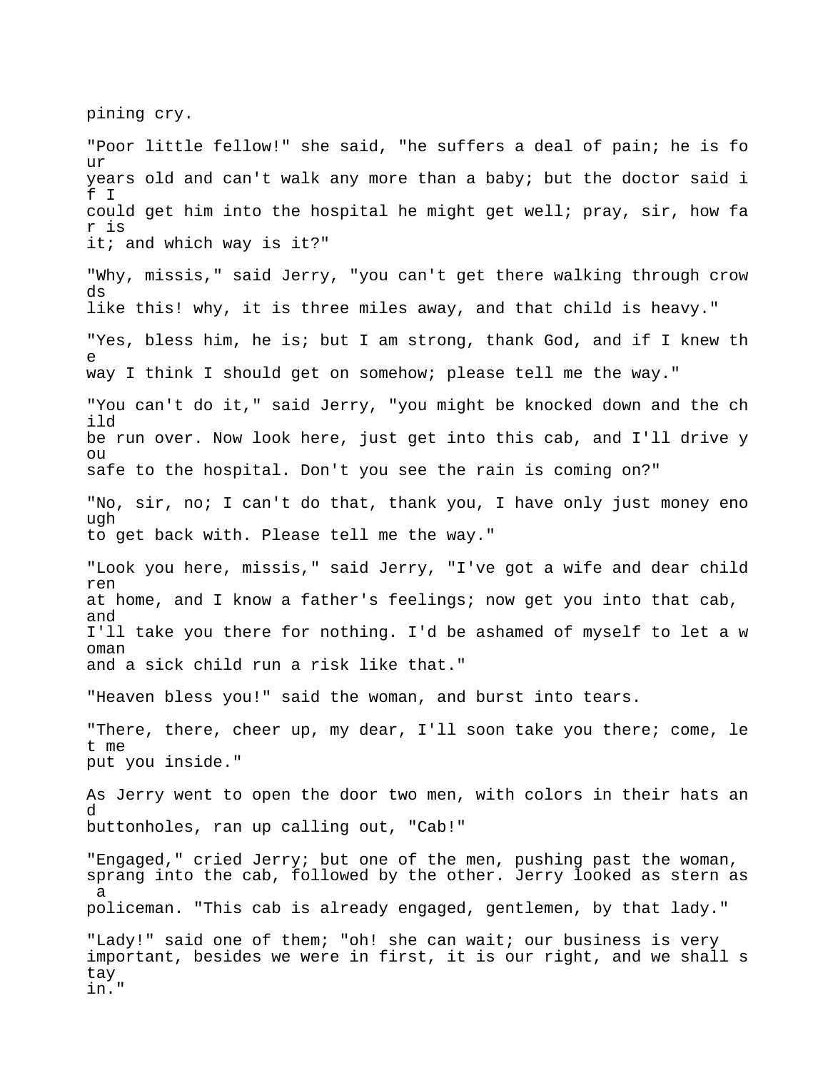pining cry.

"Poor little fellow!" she said, "he suffers a deal of pain; he is four years old and can't walk any more than a baby; but the doctor said if I could get him into the hospital he might get well; pray, sir, how far is it; and which way is it?"

"Why, missis," said Jerry, "you can't get there walking through crowds like this! why, it is three miles away, and that child is heavy."

"Yes, bless him, he is; but I am strong, thank God, and if I knew the way I think I should get on somehow; please tell me the way."

"You can't do it," said Jerry, "you might be knocked down and the child be run over. Now look here, just get into this cab, and I'll drive you safe to the hospital. Don't you see the rain is coming on?"

"No, sir, no; I can't do that, thank you, I have only just money enough to get back with. Please tell me the way."

"Look you here, missis," said Jerry, "I've got a wife and dear children at home, and I know a father's feelings; now get you into that cab, and I'll take you there for nothing. I'd be ashamed of myself to let a woman and a sick child run a risk like that."

"Heaven bless you!" said the woman, and burst into tears.

"There, there, cheer up, my dear, I'll soon take you there; come, let me put you inside."

As Jerry went to open the door two men, with colors in their hats and buttonholes, ran up calling out, "Cab!"

"Engaged," cried Jerry; but one of the men, pushing past the woman, sprang into the cab, followed by the other. Jerry looked as stern as a policeman. "This cab is already engaged, gentlemen, by that lady."

"Lady!" said one of them; "oh! she can wait; our business is very important, besides we were in first, it is our right, and we shall stay in."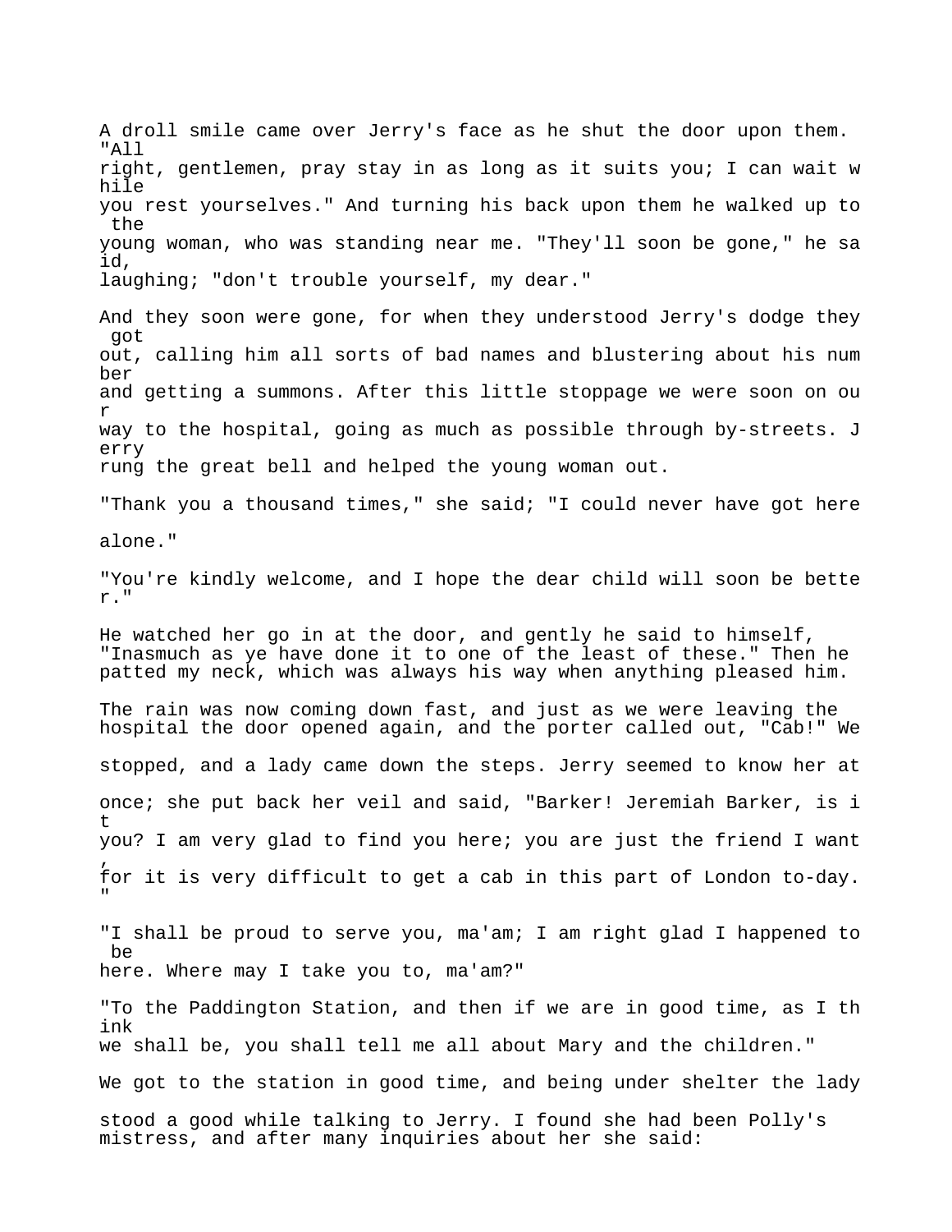A droll smile came over Jerry's face as he shut the door upon them. "All right, gentlemen, pray stay in as long as it suits you; I can wait while you rest yourselves." And turning his back upon them he walked up to the young woman, who was standing near me. "They'll soon be gone," he said, laughing; "don't trouble yourself, my dear."

And they soon were gone, for when they understood Jerry's dodge they got out, calling him all sorts of bad names and blustering about his number and getting a summons. After this little stoppage we were soon on our way to the hospital, going as much as possible through by-streets. Jerry rung the great bell and helped the young woman out.

"Thank you a thousand times," she said; "I could never have got here alone."

"You're kindly welcome, and I hope the dear child will soon be better."

He watched her go in at the door, and gently he said to himself, "Inasmuch as ye have done it to one of the least of these." Then he patted my neck, which was always his way when anything pleased him.

The rain was now coming down fast, and just as we were leaving the hospital the door opened again, and the porter called out, "Cab!" We stopped, and a lady came down the steps. Jerry seemed to know her at once; she put back her veil and said, "Barker! Jeremiah Barker, is it you? I am very glad to find you here; you are just the friend I want, for it is very difficult to get a cab in this part of London to-day."

"I shall be proud to serve you, ma'am; I am right glad I happened to be here. Where may I take you to, ma'am?"

"To the Paddington Station, and then if we are in good time, as I think we shall be, you shall tell me all about Mary and the children."

We got to the station in good time, and being under shelter the lady stood a good while talking to Jerry. I found she had been Polly's mistress, and after many inquiries about her she said: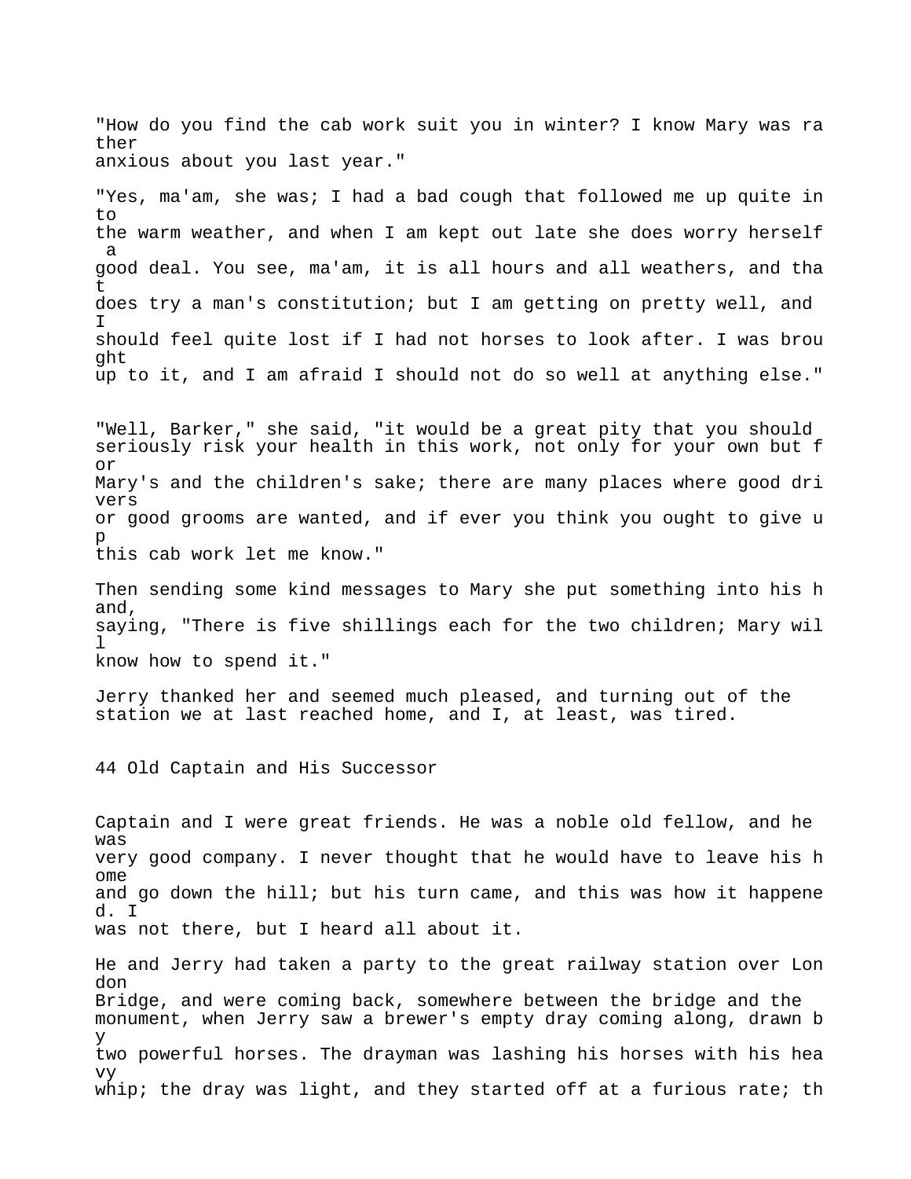"How do you find the cab work suit you in winter? I know Mary was rather anxious about you last year."

"Yes, ma'am, she was; I had a bad cough that followed me up quite into the warm weather, and when I am kept out late she does worry herself a good deal. You see, ma'am, it is all hours and all weathers, and that does try a man's constitution; but I am getting on pretty well, and I should feel quite lost if I had not horses to look after. I was brought up to it, and I am afraid I should not do so well at anything else."

"Well, Barker," she said, "it would be a great pity that you should seriously risk your health in this work, not only for your own but for Mary's and the children's sake; there are many places where good drivers or good grooms are wanted, and if ever you think you ought to give up this cab work let me know."

Then sending some kind messages to Mary she put something into his hand, saying, "There is five shillings each for the two children; Mary will know how to spend it."

Jerry thanked her and seemed much pleased, and turning out of the station we at last reached home, and I, at least, was tired.

## 44 Old Captain and His Successor

Captain and I were great friends. He was a noble old fellow, and he was very good company. I never thought that he would have to leave his home and go down the hill; but his turn came, and this was how it happened. I was not there, but I heard all about it.

He and Jerry had taken a party to the great railway station over London Bridge, and were coming back, somewhere between the bridge and the monument, when Jerry saw a brewer's empty dray coming along, drawn by two powerful horses. The drayman was lashing his horses with his heavy whip; the dray was light, and they started off at a furious rate; th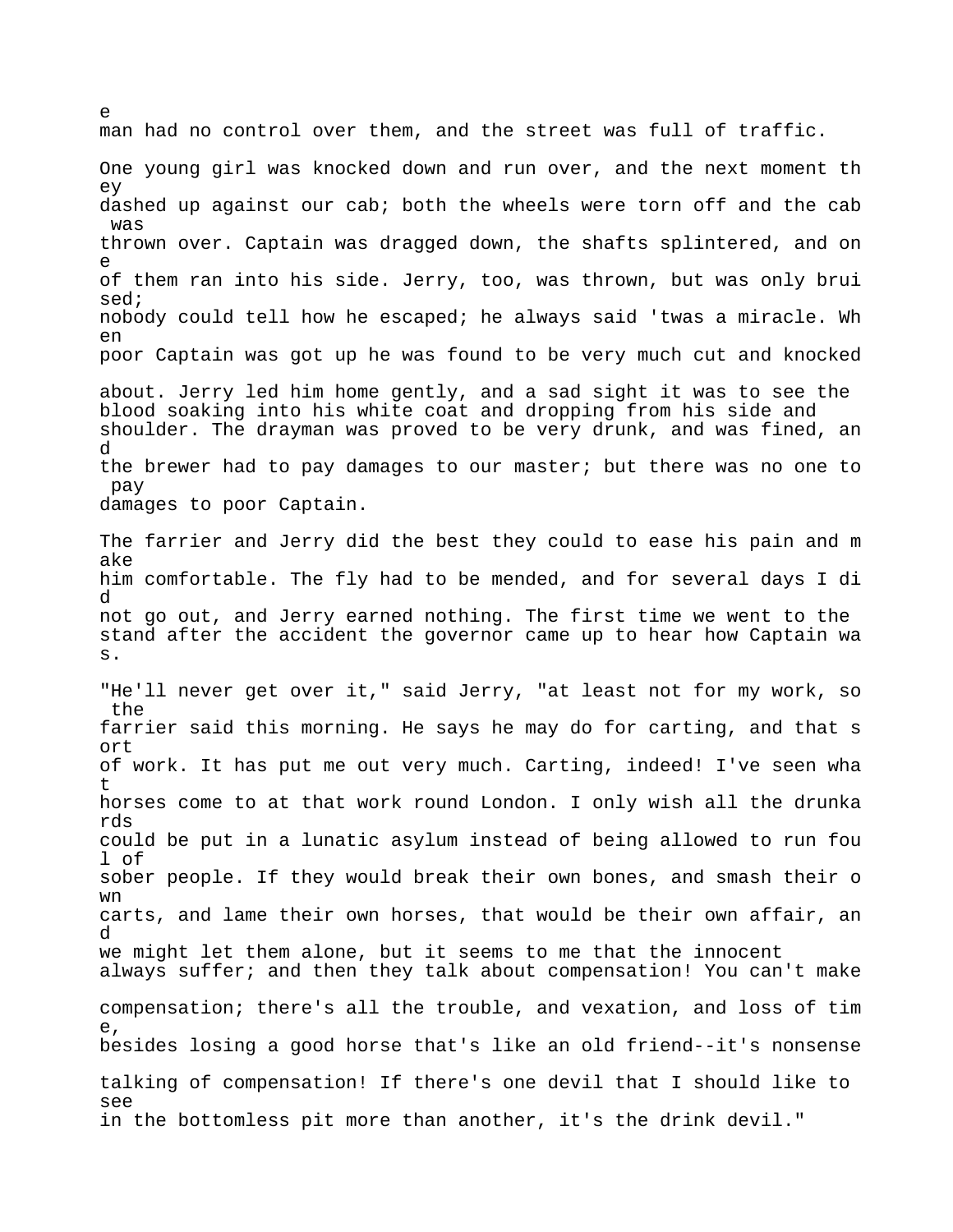e
man had no control over them, and the street was full of traffic.

One young girl was knocked down and run over, and the next moment they dashed up against our cab; both the wheels were torn off and the cab was thrown over. Captain was dragged down, the shafts splintered, and one of them ran into his side. Jerry, too, was thrown, but was only bruised; nobody could tell how he escaped; he always said 'twas a miracle. When poor Captain was got up he was found to be very much cut and knocked about. Jerry led him home gently, and a sad sight it was to see the blood soaking into his white coat and dropping from his side and shoulder. The drayman was proved to be very drunk, and was fined, and the brewer had to pay damages to our master; but there was no one to pay damages to poor Captain.

The farrier and Jerry did the best they could to ease his pain and make him comfortable. The fly had to be mended, and for several days I did not go out, and Jerry earned nothing. The first time we went to the stand after the accident the governor came up to hear how Captain was.

"He'll never get over it," said Jerry, "at least not for my work, so the farrier said this morning. He says he may do for carting, and that sort of work. It has put me out very much. Carting, indeed! I've seen what horses come to at that work round London. I only wish all the drunkards could be put in a lunatic asylum instead of being allowed to run foul of sober people. If they would break their own bones, and smash their own carts, and lame their own horses, that would be their own affair, and we might let them alone, but it seems to me that the innocent always suffer; and then they talk about compensation! You can't make compensation; there's all the trouble, and vexation, and loss of time, besides losing a good horse that's like an old friend--it's nonsense talking of compensation! If there's one devil that I should like to see in the bottomless pit more than another, it's the drink devil."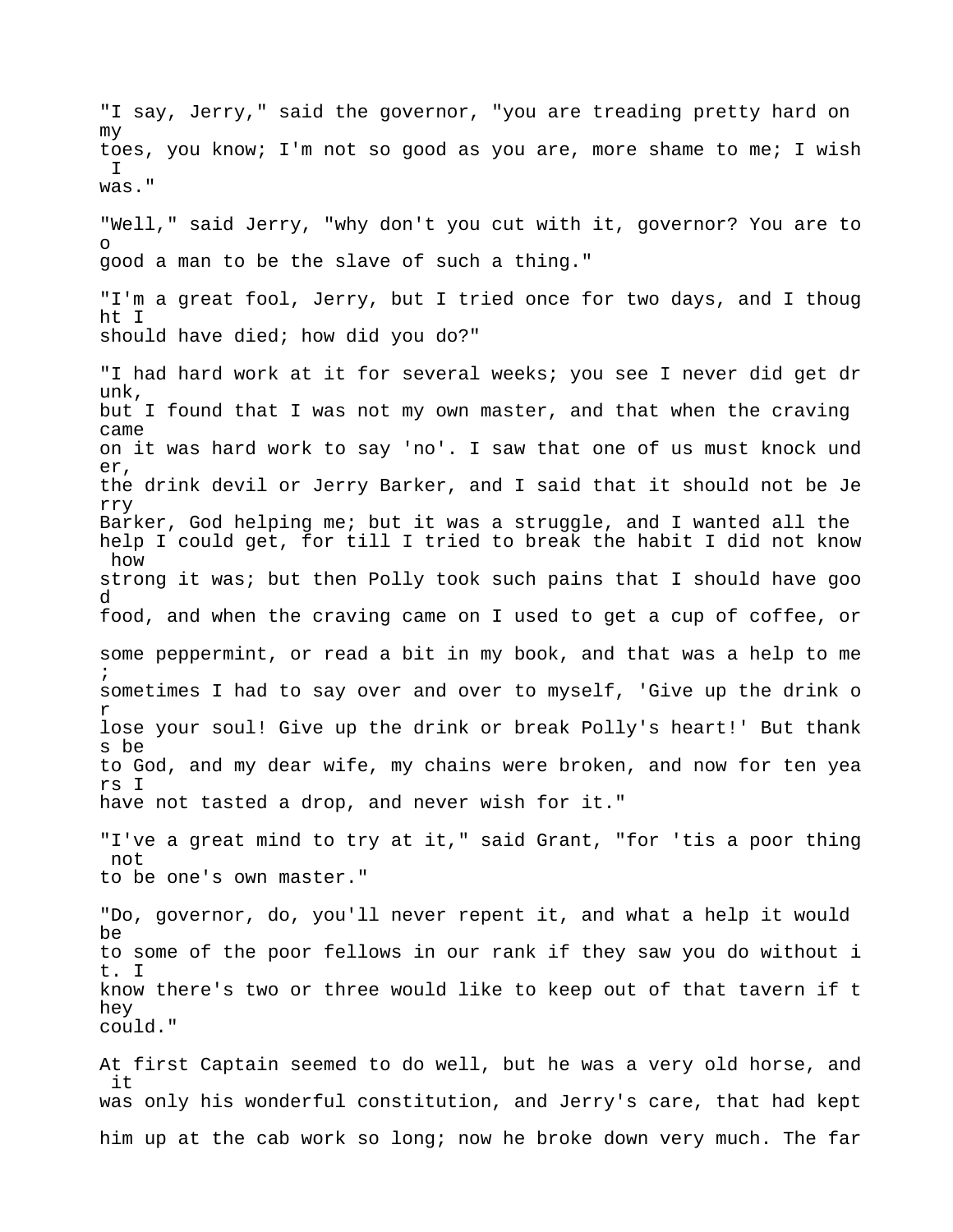"I say, Jerry," said the governor, "you are treading pretty hard on my toes, you know; I'm not so good as you are, more shame to me; I wish I was."

"Well," said Jerry, "why don't you cut with it, governor? You are too good a man to be the slave of such a thing."

"I'm a great fool, Jerry, but I tried once for two days, and I thought I should have died; how did you do?"

"I had hard work at it for several weeks; you see I never did get drunk, but I found that I was not my own master, and that when the craving came on it was hard work to say 'no'. I saw that one of us must knock under, the drink devil or Jerry Barker, and I said that it should not be Jerry Barker, God helping me; but it was a struggle, and I wanted all the help I could get, for till I tried to break the habit I did not know how strong it was; but then Polly took such pains that I should have good food, and when the craving came on I used to get a cup of coffee, or some peppermint, or read a bit in my book, and that was a help to me; sometimes I had to say over and over to myself, 'Give up the drink or lose your soul! Give up the drink or break Polly's heart!' But thanks be to God, and my dear wife, my chains were broken, and now for ten years I have not tasted a drop, and never wish for it."

"I've a great mind to try at it," said Grant, "for 'tis a poor thing not to be one's own master."

"Do, governor, do, you'll never repent it, and what a help it would be to some of the poor fellows in our rank if they saw you do without it. I know there's two or three would like to keep out of that tavern if they could."

At first Captain seemed to do well, but he was a very old horse, and it was only his wonderful constitution, and Jerry's care, that had kept him up at the cab work so long; now he broke down very much. The far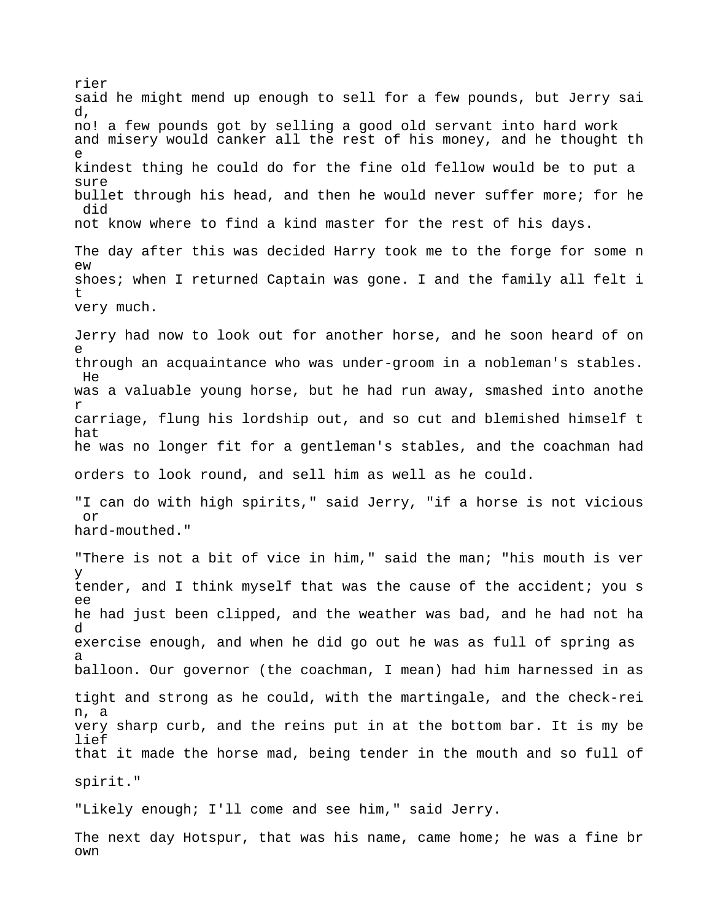rier said he might mend up enough to sell for a few pounds, but Jerry said, no! a few pounds got by selling a good old servant into hard work and misery would canker all the rest of his money, and he thought the kindest thing he could do for the fine old fellow would be to put a sure bullet through his head, and then he would never suffer more; for he did not know where to find a kind master for the rest of his days.

The day after this was decided Harry took me to the forge for some new shoes; when I returned Captain was gone. I and the family all felt it very much.

Jerry had now to look out for another horse, and he soon heard of one through an acquaintance who was under-groom in a nobleman's stables. He was a valuable young horse, but he had run away, smashed into another carriage, flung his lordship out, and so cut and blemished himself that he was no longer fit for a gentleman's stables, and the coachman had orders to look round, and sell him as well as he could.

"I can do with high spirits," said Jerry, "if a horse is not vicious or hard-mouthed."

"There is not a bit of vice in him," said the man; "his mouth is very tender, and I think myself that was the cause of the accident; you see he had just been clipped, and the weather was bad, and he had not had exercise enough, and when he did go out he was as full of spring as a balloon. Our governor (the coachman, I mean) had him harnessed in as tight and strong as he could, with the martingale, and the check-rein, a very sharp curb, and the reins put in at the bottom bar. It is my belief that it made the horse mad, being tender in the mouth and so full of spirit."

"Likely enough; I'll come and see him," said Jerry.

The next day Hotspur, that was his name, came home; he was a fine brown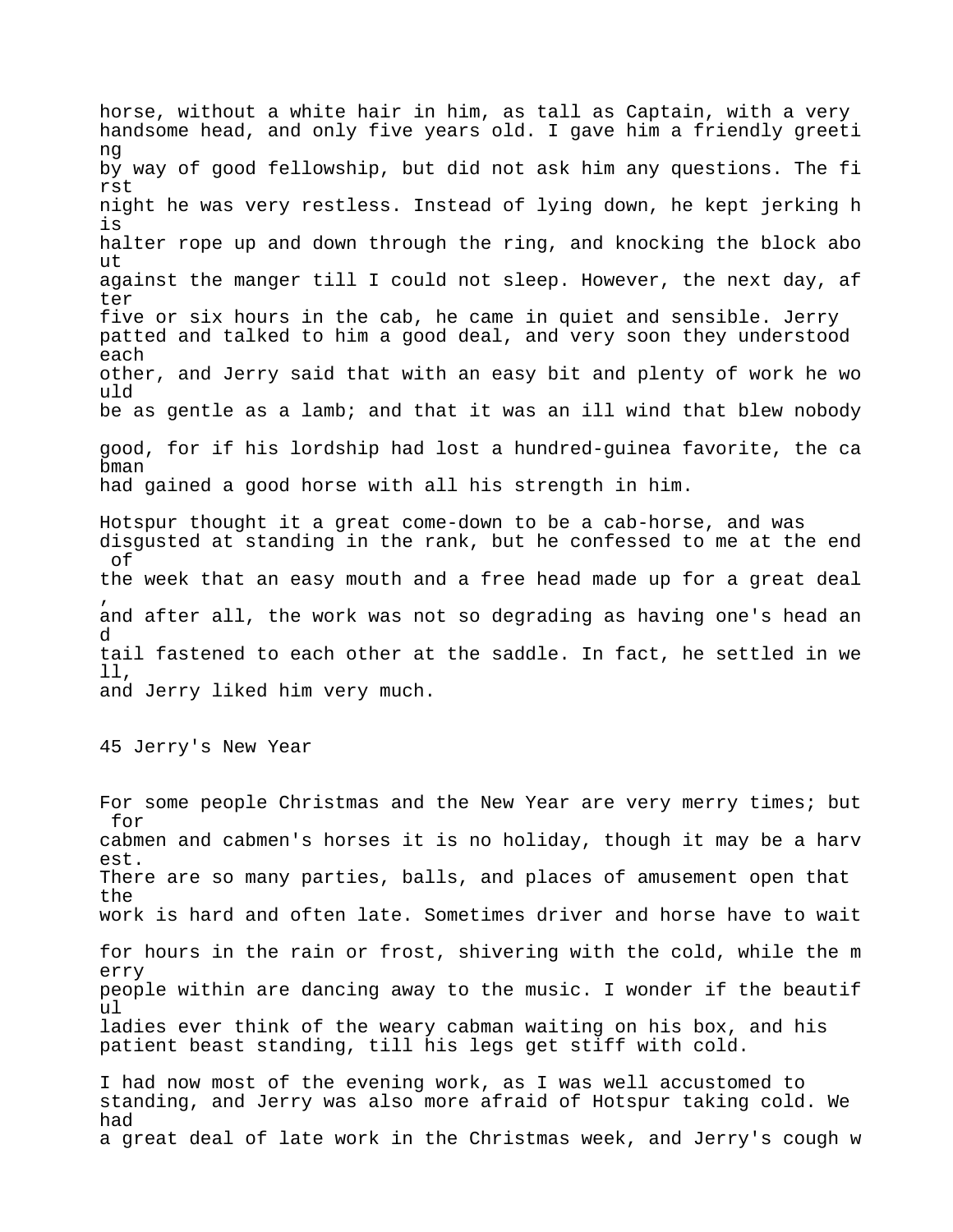horse, without a white hair in him, as tall as Captain, with a very handsome head, and only five years old. I gave him a friendly greeting by way of good fellowship, but did not ask him any questions. The first night he was very restless. Instead of lying down, he kept jerking his halter rope up and down through the ring, and knocking the block about against the manger till I could not sleep. However, the next day, after five or six hours in the cab, he came in quiet and sensible. Jerry patted and talked to him a good deal, and very soon they understood each other, and Jerry said that with an easy bit and plenty of work he would be as gentle as a lamb; and that it was an ill wind that blew nobody good, for if his lordship had lost a hundred-guinea favorite, the cabman had gained a good horse with all his strength in him.

Hotspur thought it a great come-down to be a cab-horse, and was disgusted at standing in the rank, but he confessed to me at the end of the week that an easy mouth and a free head made up for a great deal, and after all, the work was not so degrading as having one's head and tail fastened to each other at the saddle. In fact, he settled in well, and Jerry liked him very much.

## 45 Jerry's New Year

For some people Christmas and the New Year are very merry times; but for cabmen and cabmen's horses it is no holiday, though it may be a harvest. There are so many parties, balls, and places of amusement open that the work is hard and often late. Sometimes driver and horse have to wait for hours in the rain or frost, shivering with the cold, while the merry people within are dancing away to the music. I wonder if the beautiful ladies ever think of the weary cabman waiting on his box, and his patient beast standing, till his legs get stiff with cold.

I had now most of the evening work, as I was well accustomed to standing, and Jerry was also more afraid of Hotspur taking cold. We had a great deal of late work in the Christmas week, and Jerry's cough w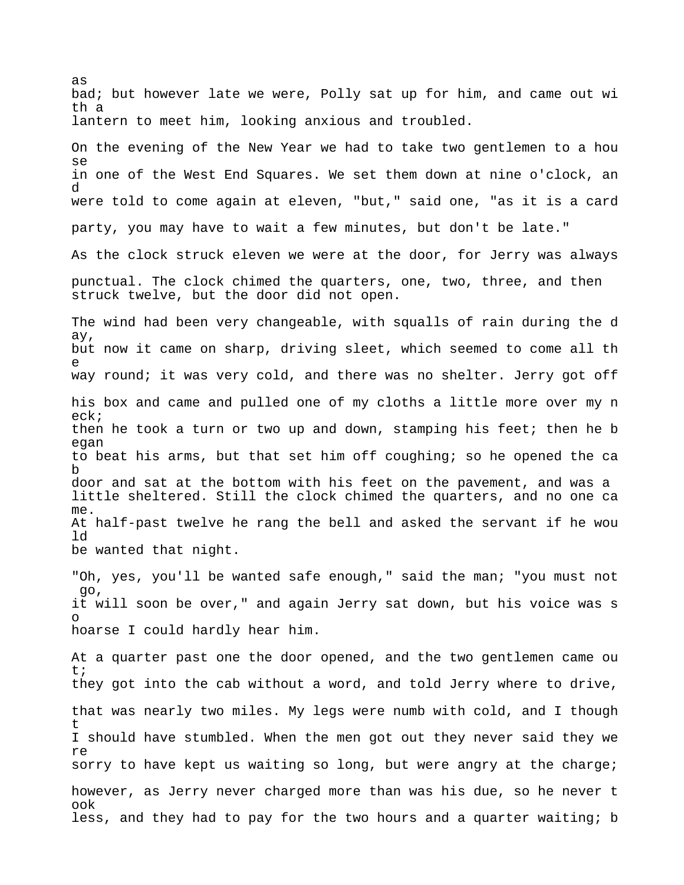as bad; but however late we were, Polly sat up for him, and came out with a lantern to meet him, looking anxious and troubled.

On the evening of the New Year we had to take two gentlemen to a house in one of the West End Squares. We set them down at nine o'clock, and were told to come again at eleven, "but," said one, "as it is a card party, you may have to wait a few minutes, but don't be late."

As the clock struck eleven we were at the door, for Jerry was always punctual. The clock chimed the quarters, one, two, three, and then struck twelve, but the door did not open.

The wind had been very changeable, with squalls of rain during the day, but now it came on sharp, driving sleet, which seemed to come all the way round; it was very cold, and there was no shelter. Jerry got off his box and came and pulled one of my cloths a little more over my neck; then he took a turn or two up and down, stamping his feet; then he began to beat his arms, but that set him off coughing; so he opened the cab door and sat at the bottom with his feet on the pavement, and was a little sheltered. Still the clock chimed the quarters, and no one came. At half-past twelve he rang the bell and asked the servant if he would be wanted that night.

"Oh, yes, you'll be wanted safe enough," said the man; "you must not go, it will soon be over," and again Jerry sat down, but his voice was so hoarse I could hardly hear him.

At a quarter past one the door opened, and the two gentlemen came out; they got into the cab without a word, and told Jerry where to drive, that was nearly two miles. My legs were numb with cold, and I thought I should have stumbled. When the men got out they never said they were sorry to have kept us waiting so long, but were angry at the charge; however, as Jerry never charged more than was his due, so he never took less, and they had to pay for the two hours and a quarter waiting; b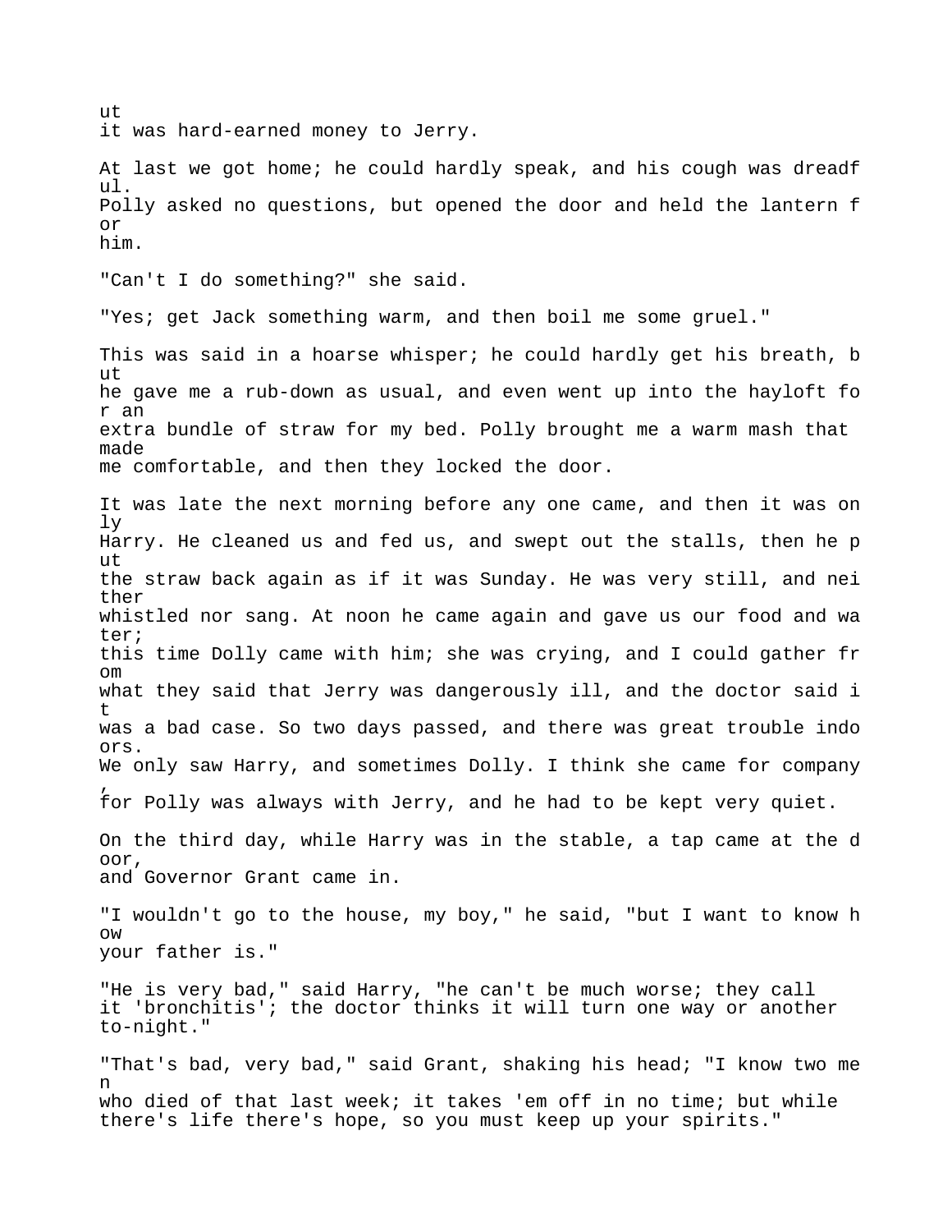it was hard-earned money to Jerry.

At last we got home; he could hardly speak, and his cough was dreadful. Polly asked no questions, but opened the door and held the lantern for him.

"Can't I do something?" she said.

"Yes; get Jack something warm, and then boil me some gruel."

This was said in a hoarse whisper; he could hardly get his breath, but he gave me a rub-down as usual, and even went up into the hayloft for an extra bundle of straw for my bed. Polly brought me a warm mash that made me comfortable, and then they locked the door.

It was late the next morning before any one came, and then it was only Harry. He cleaned us and fed us, and swept out the stalls, then he put the straw back again as if it was Sunday. He was very still, and neither whistled nor sang. At noon he came again and gave us our food and water; this time Dolly came with him; she was crying, and I could gather from what they said that Jerry was dangerously ill, and the doctor said it was a bad case. So two days passed, and there was great trouble indoors. We only saw Harry, and sometimes Dolly. I think she came for company, for Polly was always with Jerry, and he had to be kept very quiet.

On the third day, while Harry was in the stable, a tap came at the door, and Governor Grant came in.

"I wouldn't go to the house, my boy," he said, "but I want to know how your father is."

"He is very bad," said Harry, "he can't be much worse; they call it 'bronchitis'; the doctor thinks it will turn one way or another to-night."

"That's bad, very bad," said Grant, shaking his head; "I know two men who died of that last week; it takes 'em off in no time; but while there's life there's hope, so you must keep up your spirits."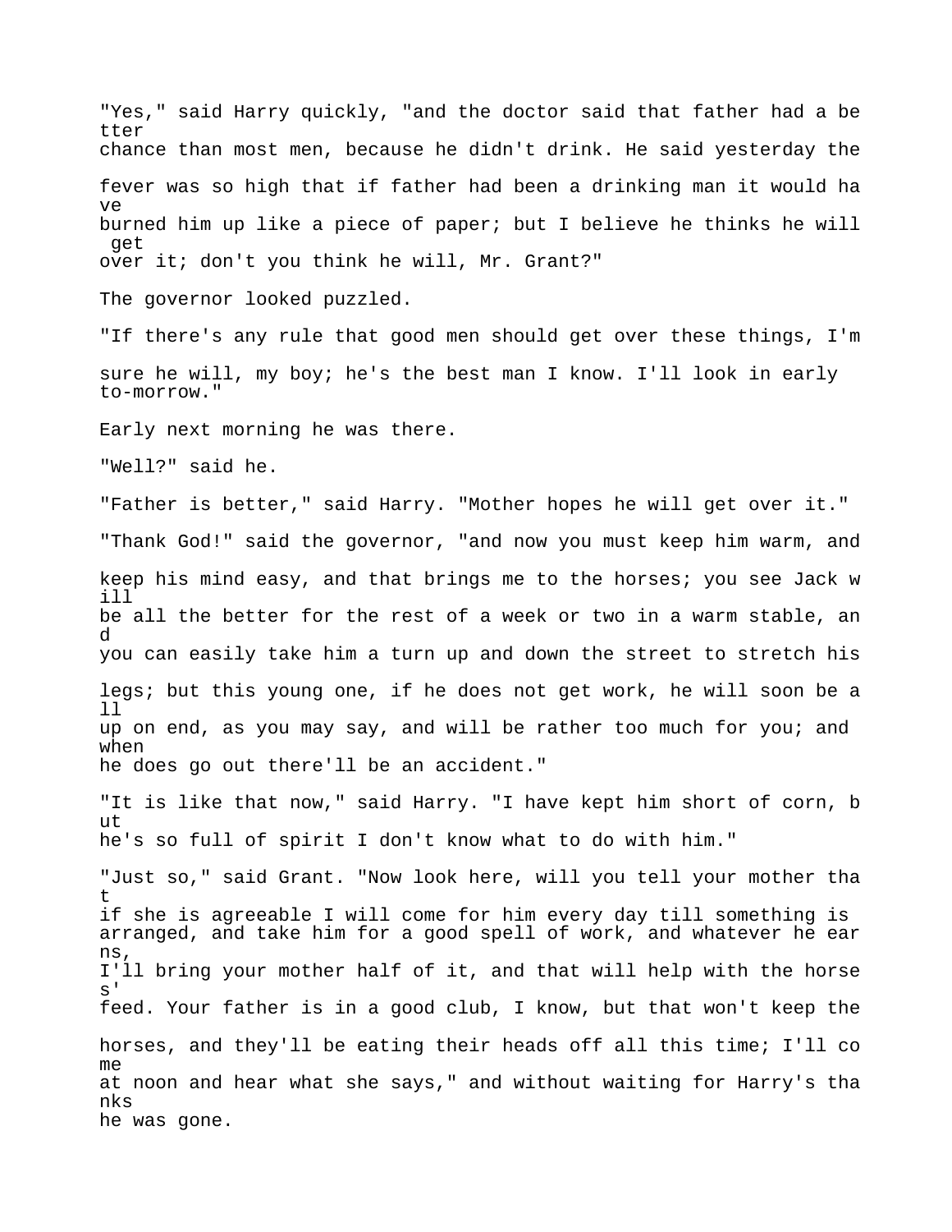"Yes," said Harry quickly, "and the doctor said that father had a better chance than most men, because he didn't drink. He said yesterday the fever was so high that if father had been a drinking man it would have burned him up like a piece of paper; but I believe he thinks he will get over it; don't you think he will, Mr. Grant?"

The governor looked puzzled.

"If there's any rule that good men should get over these things, I'm sure he will, my boy; he's the best man I know. I'll look in early to-morrow."

Early next morning he was there.

"Well?" said he.

"Father is better," said Harry. "Mother hopes he will get over it."

"Thank God!" said the governor, "and now you must keep him warm, and keep his mind easy, and that brings me to the horses; you see Jack will be all the better for the rest of a week or two in a warm stable, and you can easily take him a turn up and down the street to stretch his legs; but this young one, if he does not get work, he will soon be all up on end, as you may say, and will be rather too much for you; and when he does go out there'll be an accident."

"It is like that now," said Harry. "I have kept him short of corn, but he's so full of spirit I don't know what to do with him."

"Just so," said Grant. "Now look here, will you tell your mother that if she is agreeable I will come for him every day till something is arranged, and take him for a good spell of work, and whatever he earns, I'll bring your mother half of it, and that will help with the horses' feed. Your father is in a good club, I know, but that won't keep the horses, and they'll be eating their heads off all this time; I'll come at noon and hear what she says," and without waiting for Harry's thanks he was gone.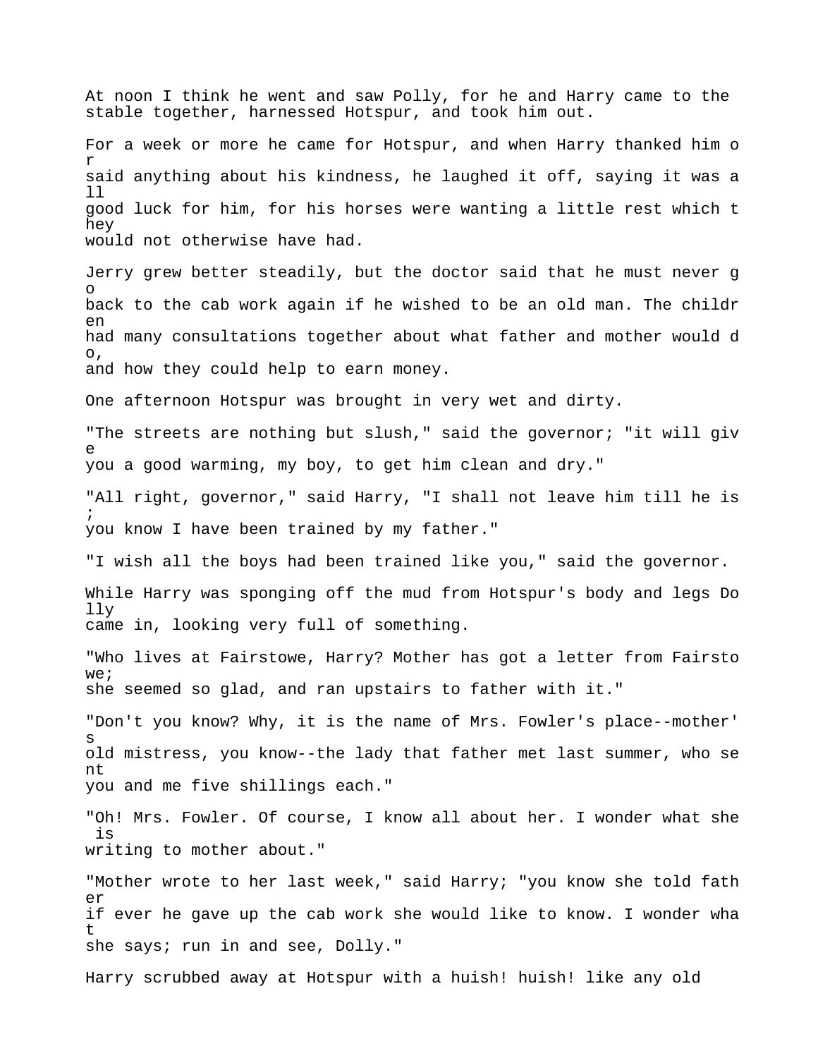At noon I think he went and saw Polly, for he and Harry came to the stable together, harnessed Hotspur, and took him out.

For a week or more he came for Hotspur, and when Harry thanked him or said anything about his kindness, he laughed it off, saying it was all good luck for him, for his horses were wanting a little rest which they would not otherwise have had.

Jerry grew better steadily, but the doctor said that he must never go back to the cab work again if he wished to be an old man. The children had many consultations together about what father and mother would do, and how they could help to earn money.

One afternoon Hotspur was brought in very wet and dirty.

"The streets are nothing but slush," said the governor; "it will give you a good warming, my boy, to get him clean and dry."

"All right, governor," said Harry, "I shall not leave him till he is; you know I have been trained by my father."

"I wish all the boys had been trained like you," said the governor.

While Harry was sponging off the mud from Hotspur's body and legs Dolly came in, looking very full of something.

"Who lives at Fairstowe, Harry? Mother has got a letter from Fairstowe; she seemed so glad, and ran upstairs to father with it."

"Don't you know? Why, it is the name of Mrs. Fowler's place--mother's old mistress, you know--the lady that father met last summer, who sent you and me five shillings each."

"Oh! Mrs. Fowler. Of course, I know all about her. I wonder what she is writing to mother about."

"Mother wrote to her last week," said Harry; "you know she told father if ever he gave up the cab work she would like to know. I wonder what she says; run in and see, Dolly."

Harry scrubbed away at Hotspur with a huish! huish! like any old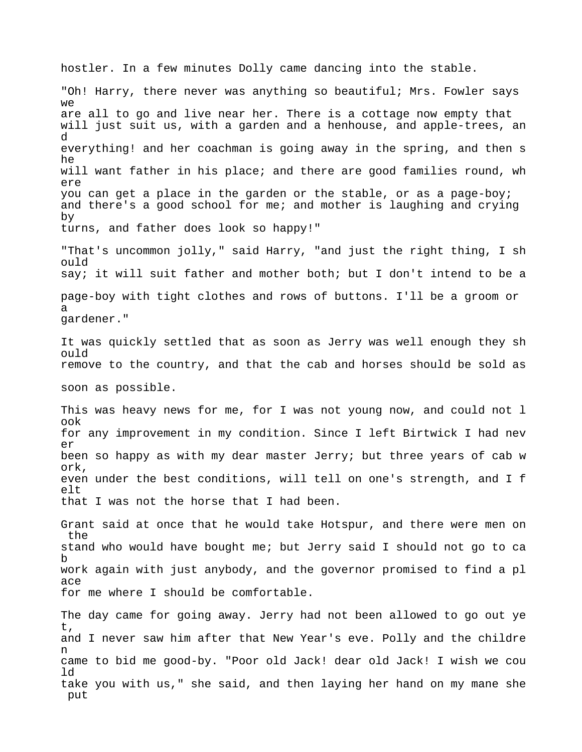hostler. In a few minutes Dolly came dancing into the stable.

"Oh! Harry, there never was anything so beautiful; Mrs. Fowler says we are all to go and live near her. There is a cottage now empty that will just suit us, with a garden and a henhouse, and apple-trees, and everything! and her coachman is going away in the spring, and then she will want father in his place; and there are good families round, where you can get a place in the garden or the stable, or as a page-boy; and there's a good school for me; and mother is laughing and crying by turns, and father does look so happy!"

"That's uncommon jolly," said Harry, "and just the right thing, I should say; it will suit father and mother both; but I don't intend to be a page-boy with tight clothes and rows of buttons. I'll be a groom or a gardener."

It was quickly settled that as soon as Jerry was well enough they should remove to the country, and that the cab and horses should be sold as soon as possible.

This was heavy news for me, for I was not young now, and could not look for any improvement in my condition. Since I left Birtwick I had never been so happy as with my dear master Jerry; but three years of cab work, even under the best conditions, will tell on one's strength, and I felt that I was not the horse that I had been.

Grant said at once that he would take Hotspur, and there were men on the stand who would have bought me; but Jerry said I should not go to cab work again with just anybody, and the governor promised to find a place for me where I should be comfortable.

The day came for going away. Jerry had not been allowed to go out yet, and I never saw him after that New Year's eve. Polly and the children came to bid me good-by. "Poor old Jack! dear old Jack! I wish we could take you with us," she said, and then laying her hand on my mane she put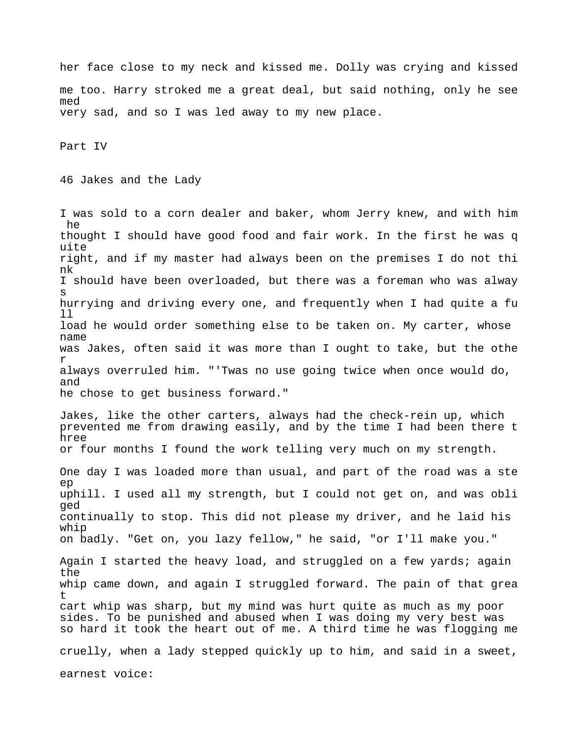her face close to my neck and kissed me. Dolly was crying and kissed me too. Harry stroked me a great deal, but said nothing, only he seemed very sad, and so I was led away to my new place.

# Part IV

## 46 Jakes and the Lady

I was sold to a corn dealer and baker, whom Jerry knew, and with him he thought I should have good food and fair work. In the first he was quite right, and if my master had always been on the premises I do not think I should have been overloaded, but there was a foreman who was always hurrying and driving every one, and frequently when I had quite a full load he would order something else to be taken on. My carter, whose name was Jakes, often said it was more than I ought to take, but the other always overruled him. "'Twas no use going twice when once would do, and he chose to get business forward."

Jakes, like the other carters, always had the check-rein up, which prevented me from drawing easily, and by the time I had been there three or four months I found the work telling very much on my strength.

One day I was loaded more than usual, and part of the road was a steep uphill. I used all my strength, but I could not get on, and was obliged continually to stop. This did not please my driver, and he laid his whip on badly. "Get on, you lazy fellow," he said, "or I'll make you."

Again I started the heavy load, and struggled on a few yards; again the whip came down, and again I struggled forward. The pain of that great cart whip was sharp, but my mind was hurt quite as much as my poor sides. To be punished and abused when I was doing my very best was so hard it took the heart out of me. A third time he was flogging me cruelly, when a lady stepped quickly up to him, and said in a sweet, earnest voice: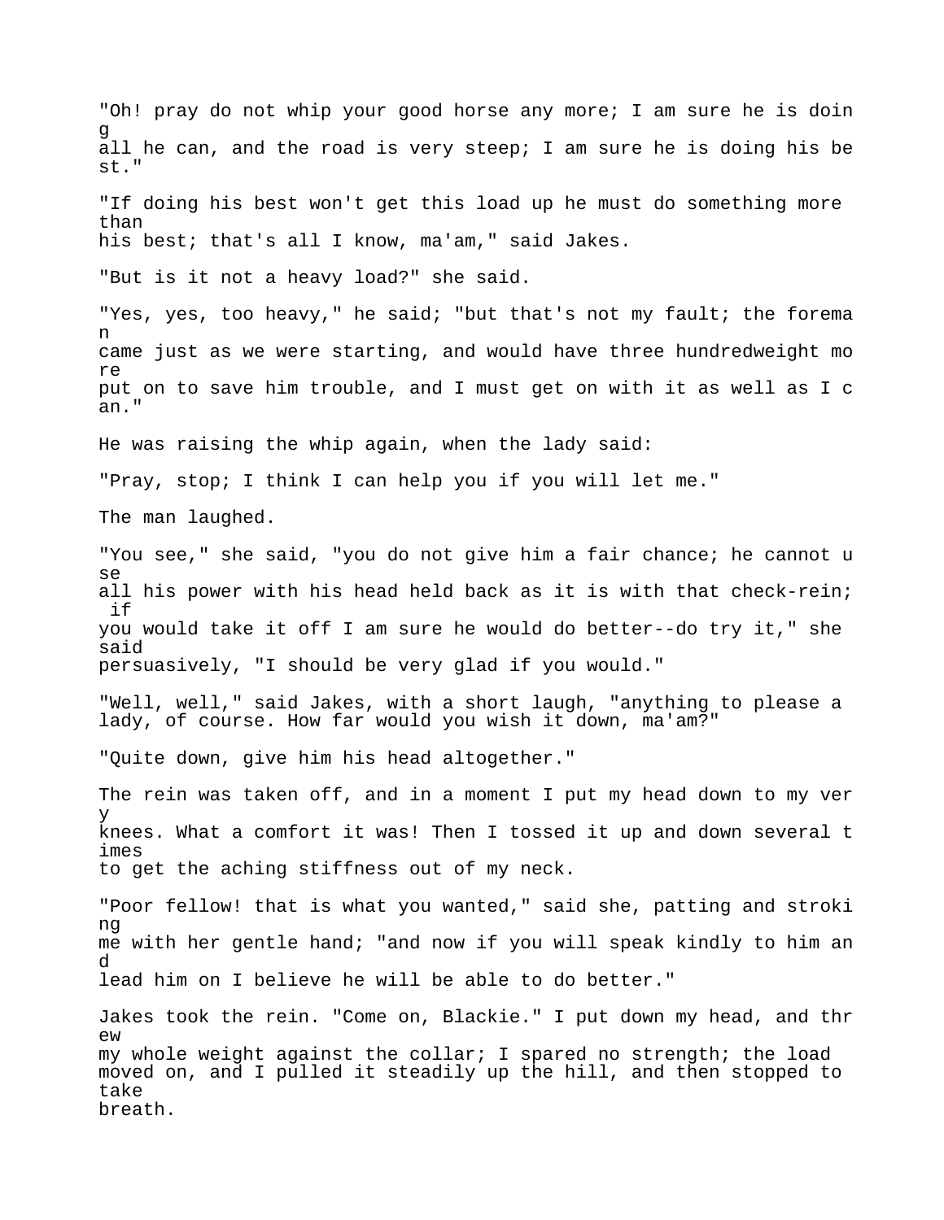"Oh! pray do not whip your good horse any more; I am sure he is doing all he can, and the road is very steep; I am sure he is doing his best."

"If doing his best won't get this load up he must do something more than his best; that's all I know, ma'am," said Jakes.

"But is it not a heavy load?" she said.

"Yes, yes, too heavy," he said; "but that's not my fault; the foreman came just as we were starting, and would have three hundredweight more put on to save him trouble, and I must get on with it as well as I can."

He was raising the whip again, when the lady said:

"Pray, stop; I think I can help you if you will let me."

The man laughed.

"You see," she said, "you do not give him a fair chance; he cannot use all his power with his head held back as it is with that check-rein; if you would take it off I am sure he would do better--do try it," she said persuasively, "I should be very glad if you would."

"Well, well," said Jakes, with a short laugh, "anything to please a lady, of course. How far would you wish it down, ma'am?"

"Quite down, give him his head altogether."

The rein was taken off, and in a moment I put my head down to my very knees. What a comfort it was! Then I tossed it up and down several times to get the aching stiffness out of my neck.

"Poor fellow! that is what you wanted," said she, patting and stroking me with her gentle hand; "and now if you will speak kindly to him and lead him on I believe he will be able to do better."

Jakes took the rein. "Come on, Blackie." I put down my head, and threw my whole weight against the collar; I spared no strength; the load moved on, and I pulled it steadily up the hill, and then stopped to take breath.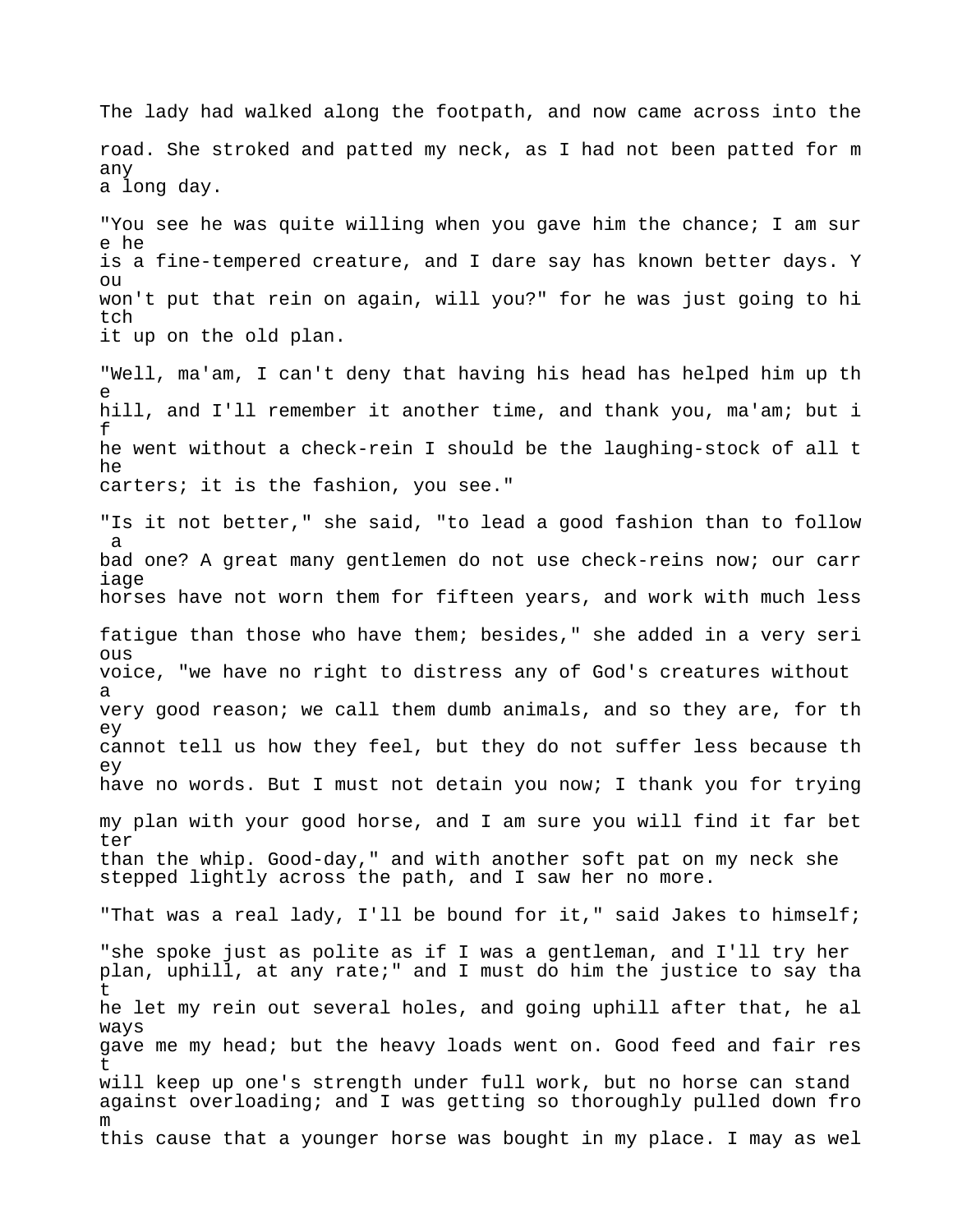The lady had walked along the footpath, and now came across into the road. She stroked and patted my neck, as I had not been patted for many a long day.

"You see he was quite willing when you gave him the chance; I am sure he is a fine-tempered creature, and I dare say has known better days. You won't put that rein on again, will you?" for he was just going to hitch it up on the old plan.

"Well, ma'am, I can't deny that having his head has helped him up the hill, and I'll remember it another time, and thank you, ma'am; but if he went without a check-rein I should be the laughing-stock of all the carters; it is the fashion, you see."

"Is it not better," she said, "to lead a good fashion than to follow a bad one? A great many gentlemen do not use check-reins now; our carriage horses have not worn them for fifteen years, and work with much less fatigue than those who have them; besides," she added in a very serious voice, "we have no right to distress any of God's creatures without a very good reason; we call them dumb animals, and so they are, for they cannot tell us how they feel, but they do not suffer less because they have no words. But I must not detain you now; I thank you for trying my plan with your good horse, and I am sure you will find it far better than the whip. Good-day," and with another soft pat on my neck she stepped lightly across the path, and I saw her no more.

"That was a real lady, I'll be bound for it," said Jakes to himself; "she spoke just as polite as if I was a gentleman, and I'll try her plan, uphill, at any rate;" and I must do him the justice to say that he let my rein out several holes, and going uphill after that, he always gave me my head; but the heavy loads went on. Good feed and fair rest will keep up one's strength under full work, but no horse can stand against overloading; and I was getting so thoroughly pulled down from this cause that a younger horse was bought in my place. I may as wel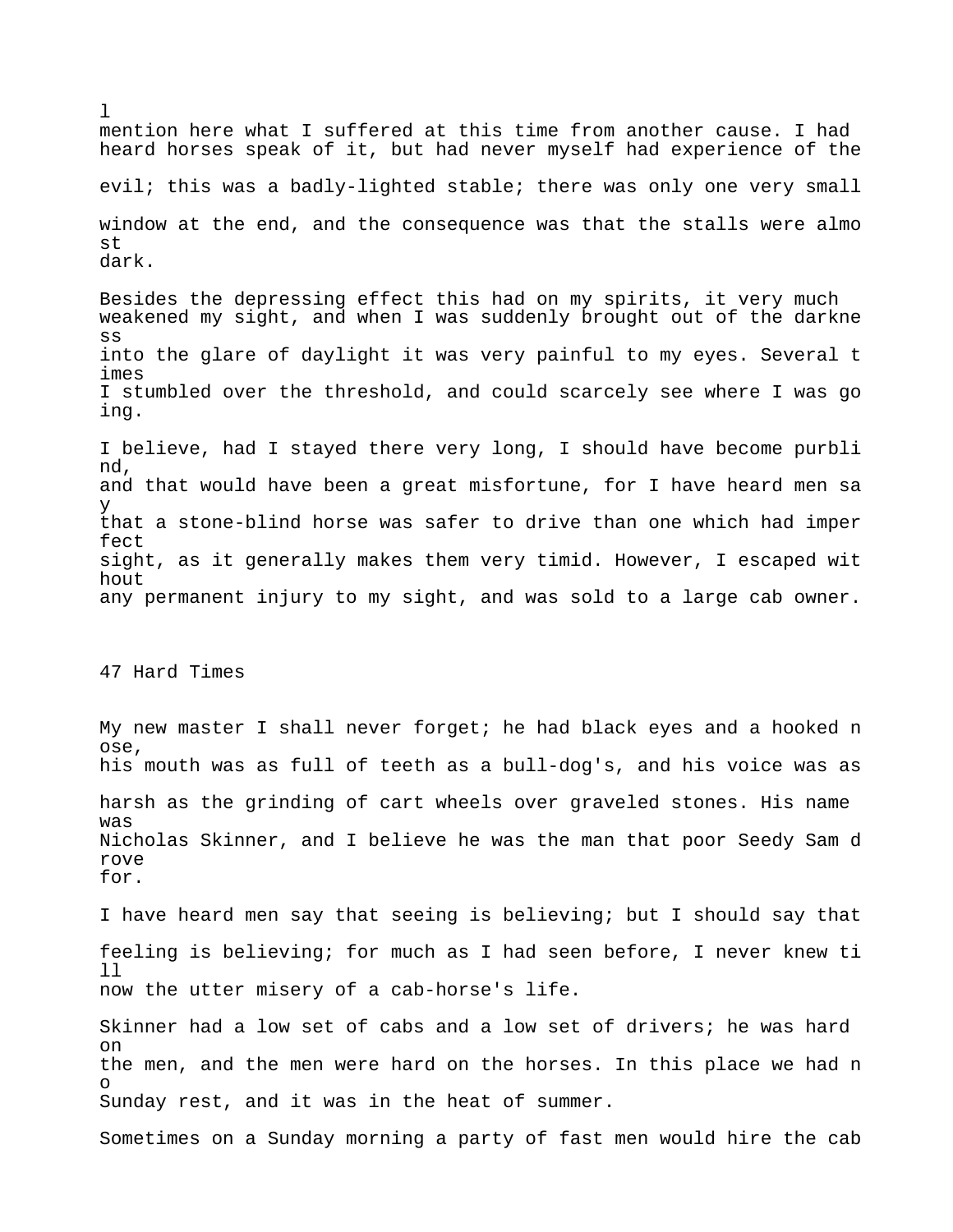l mention here what I suffered at this time from another cause. I had heard horses speak of it, but had never myself had experience of the evil; this was a badly-lighted stable; there was only one very small window at the end, and the consequence was that the stalls were almost dark.

Besides the depressing effect this had on my spirits, it very much weakened my sight, and when I was suddenly brought out of the darkness into the glare of daylight it was very painful to my eyes. Several times I stumbled over the threshold, and could scarcely see where I was going.

I believe, had I stayed there very long, I should have become purblind, and that would have been a great misfortune, for I have heard men say that a stone-blind horse was safer to drive than one which had imperfect sight, as it generally makes them very timid. However, I escaped without any permanent injury to my sight, and was sold to a large cab owner.

## 47 Hard Times

My new master I shall never forget; he had black eyes and a hooked nose, his mouth was as full of teeth as a bull-dog's, and his voice was as harsh as the grinding of cart wheels over graveled stones. His name was Nicholas Skinner, and I believe he was the man that poor Seedy Sam drove for.

I have heard men say that seeing is believing; but I should say that feeling is believing; for much as I had seen before, I never knew till now the utter misery of a cab-horse's life.

Skinner had a low set of cabs and a low set of drivers; he was hard on the men, and the men were hard on the horses. In this place we had no Sunday rest, and it was in the heat of summer.

Sometimes on a Sunday morning a party of fast men would hire the cab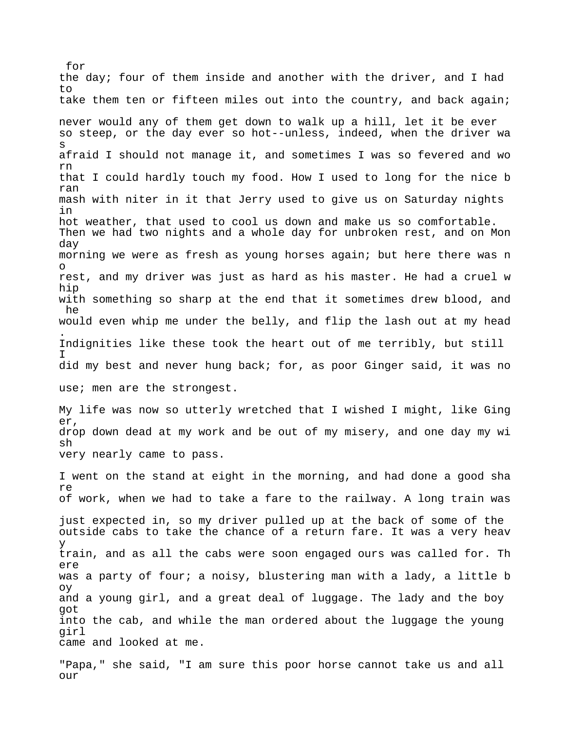for the day; four of them inside and another with the driver, and I had to take them ten or fifteen miles out into the country, and back again; never would any of them get down to walk up a hill, let it be ever so steep, or the day ever so hot--unless, indeed, when the driver was afraid I should not manage it, and sometimes I was so fevered and worn that I could hardly touch my food. How I used to long for the nice bran mash with niter in it that Jerry used to give us on Saturday nights in hot weather, that used to cool us down and make us so comfortable. Then we had two nights and a whole day for unbroken rest, and on Monday morning we were as fresh as young horses again; but here there was no rest, and my driver was just as hard as his master. He had a cruel whip with something so sharp at the end that it sometimes drew blood, and he would even whip me under the belly, and flip the lash out at my head. Indignities like these took the heart out of me terribly, but still I did my best and never hung back; for, as poor Ginger said, it was no use; men are the strongest.

My life was now so utterly wretched that I wished I might, like Ginger, drop down dead at my work and be out of my misery, and one day my wish very nearly came to pass.

I went on the stand at eight in the morning, and had done a good share of work, when we had to take a fare to the railway. A long train was just expected in, so my driver pulled up at the back of some of the outside cabs to take the chance of a return fare. It was a very heavy train, and as all the cabs were soon engaged ours was called for. There was a party of four; a noisy, blustering man with a lady, a little boy and a young girl, and a great deal of luggage. The lady and the boy got into the cab, and while the man ordered about the luggage the young girl came and looked at me.

"Papa," she said, "I am sure this poor horse cannot take us and all our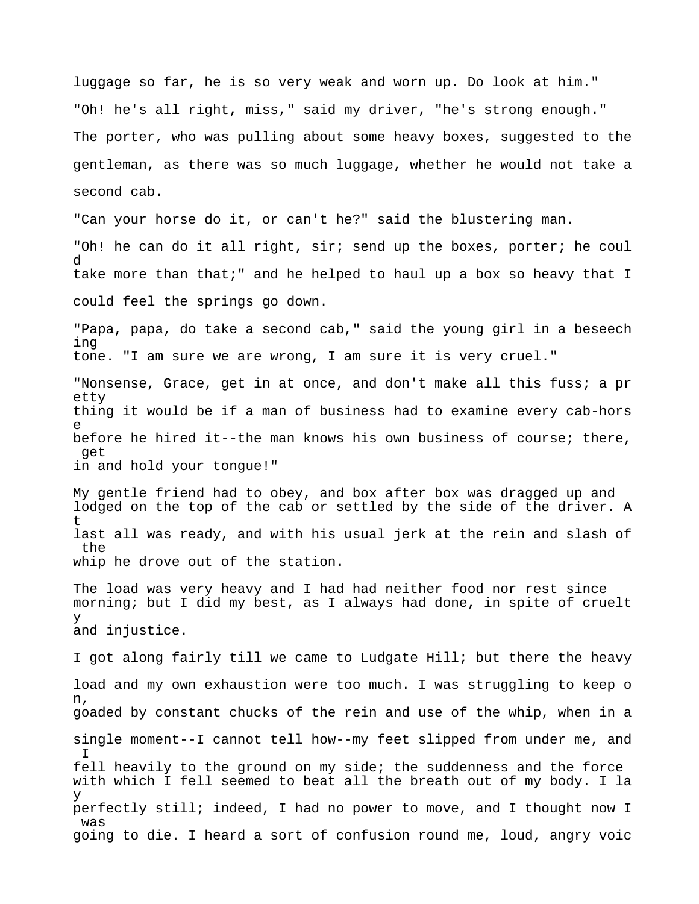luggage so far, he is so very weak and worn up. Do look at him."

"Oh! he's all right, miss," said my driver, "he's strong enough."

The porter, who was pulling about some heavy boxes, suggested to the gentleman, as there was so much luggage, whether he would not take a second cab.

"Can your horse do it, or can't he?" said the blustering man.

"Oh! he can do it all right, sir; send up the boxes, porter; he could take more than that;" and he helped to haul up a box so heavy that I could feel the springs go down.

"Papa, papa, do take a second cab," said the young girl in a beseeching tone. "I am sure we are wrong, I am sure it is very cruel."

"Nonsense, Grace, get in at once, and don't make all this fuss; a pretty thing it would be if a man of business had to examine every cab-horse before he hired it--the man knows his own business of course; there, get in and hold your tongue!"

My gentle friend had to obey, and box after box was dragged up and lodged on the top of the cab or settled by the side of the driver. At last all was ready, and with his usual jerk at the rein and slash of the whip he drove out of the station.

The load was very heavy and I had had neither food nor rest since morning; but I did my best, as I always had done, in spite of cruelty and injustice.

I got along fairly till we came to Ludgate Hill; but there the heavy load and my own exhaustion were too much. I was struggling to keep on, goaded by constant chucks of the rein and use of the whip, when in a single moment--I cannot tell how--my feet slipped from under me, and I fell heavily to the ground on my side; the suddenness and the force with which I fell seemed to beat all the breath out of my body. I lay perfectly still; indeed, I had no power to move, and I thought now I was going to die. I heard a sort of confusion round me, loud, angry voic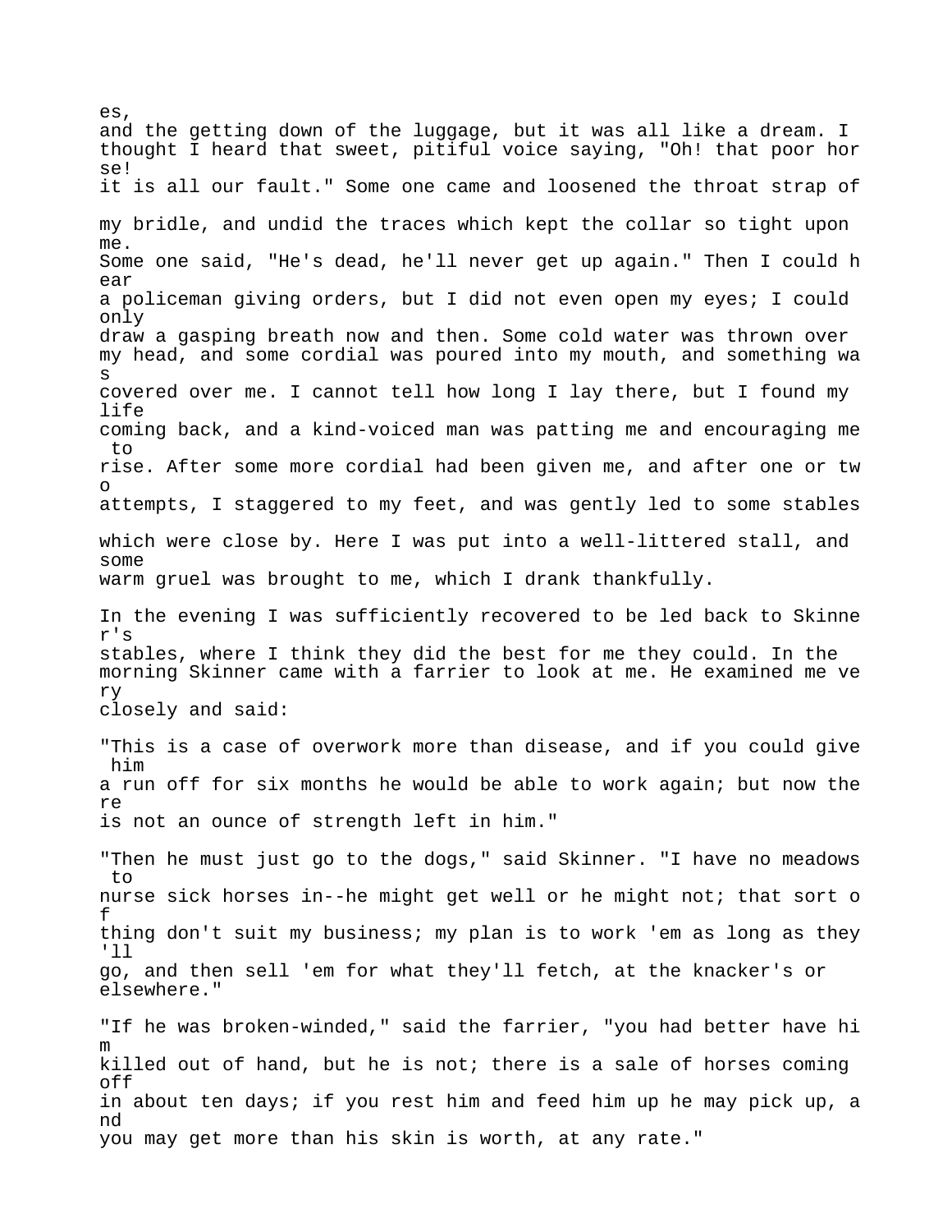es, and the getting down of the luggage, but it was all like a dream. I thought I heard that sweet, pitiful voice saying, "Oh! that poor horse! it is all our fault." Some one came and loosened the throat strap of my bridle, and undid the traces which kept the collar so tight upon me. Some one said, "He's dead, he'll never get up again." Then I could hear a policeman giving orders, but I did not even open my eyes; I could only draw a gasping breath now and then. Some cold water was thrown over my head, and some cordial was poured into my mouth, and something was covered over me. I cannot tell how long I lay there, but I found my life coming back, and a kind-voiced man was patting me and encouraging me to rise. After some more cordial had been given me, and after one or two attempts, I staggered to my feet, and was gently led to some stables which were close by. Here I was put into a well-littered stall, and some warm gruel was brought to me, which I drank thankfully.

In the evening I was sufficiently recovered to be led back to Skinner's stables, where I think they did the best for me they could. In the morning Skinner came with a farrier to look at me. He examined me very closely and said:

"This is a case of overwork more than disease, and if you could give him a run off for six months he would be able to work again; but now there is not an ounce of strength left in him."

"Then he must just go to the dogs," said Skinner. "I have no meadows to nurse sick horses in--he might get well or he might not; that sort of thing don't suit my business; my plan is to work 'em as long as they'll go, and then sell 'em for what they'll fetch, at the knacker's or elsewhere."

"If he was broken-winded," said the farrier, "you had better have him killed out of hand, but he is not; there is a sale of horses coming off in about ten days; if you rest him and feed him up he may pick up, and you may get more than his skin is worth, at any rate."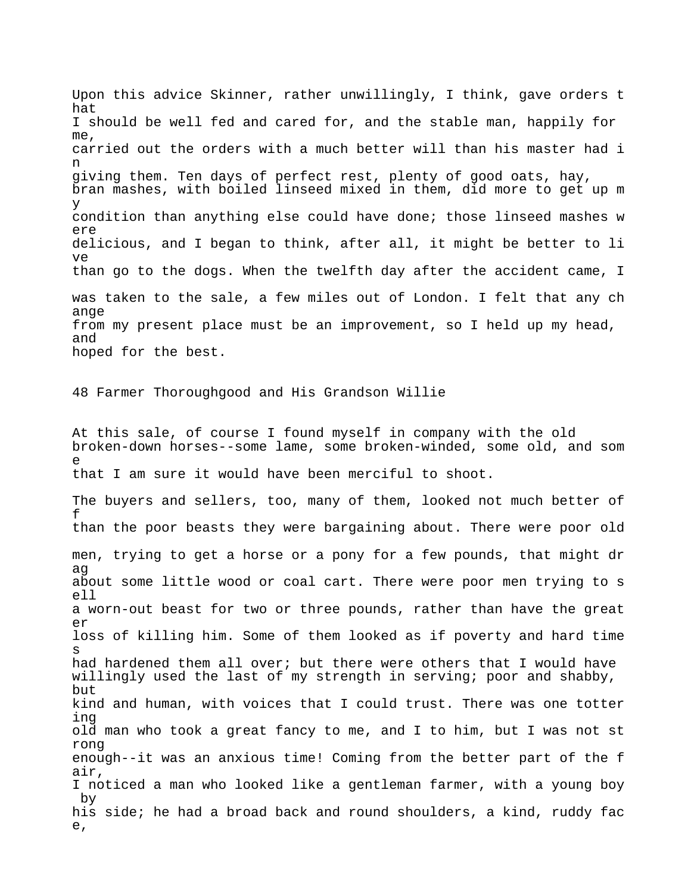Upon this advice Skinner, rather unwillingly, I think, gave orders that I should be well fed and cared for, and the stable man, happily for me, carried out the orders with a much better will than his master had in giving them. Ten days of perfect rest, plenty of good oats, hay, bran mashes, with boiled linseed mixed in them, did more to get up my condition than anything else could have done; those linseed mashes were delicious, and I began to think, after all, it might be better to live than go to the dogs. When the twelfth day after the accident came, I was taken to the sale, a few miles out of London. I felt that any change from my present place must be an improvement, so I held up my head, and hoped for the best.

## 48 Farmer Thoroughgood and His Grandson Willie

At this sale, of course I found myself in company with the old broken-down horses--some lame, some broken-winded, some old, and some that I am sure it would have been merciful to shoot.

The buyers and sellers, too, many of them, looked not much better off than the poor beasts they were bargaining about. There were poor old men, trying to get a horse or a pony for a few pounds, that might drag about some little wood or coal cart. There were poor men trying to sell a worn-out beast for two or three pounds, rather than have the greater loss of killing him. Some of them looked as if poverty and hard times had hardened them all over; but there were others that I would have willingly used the last of my strength in serving; poor and shabby, but kind and human, with voices that I could trust. There was one tottering old man who took a great fancy to me, and I to him, but I was not strong enough--it was an anxious time! Coming from the better part of the fair, I noticed a man who looked like a gentleman farmer, with a young boy by his side; he had a broad back and round shoulders, a kind, ruddy face,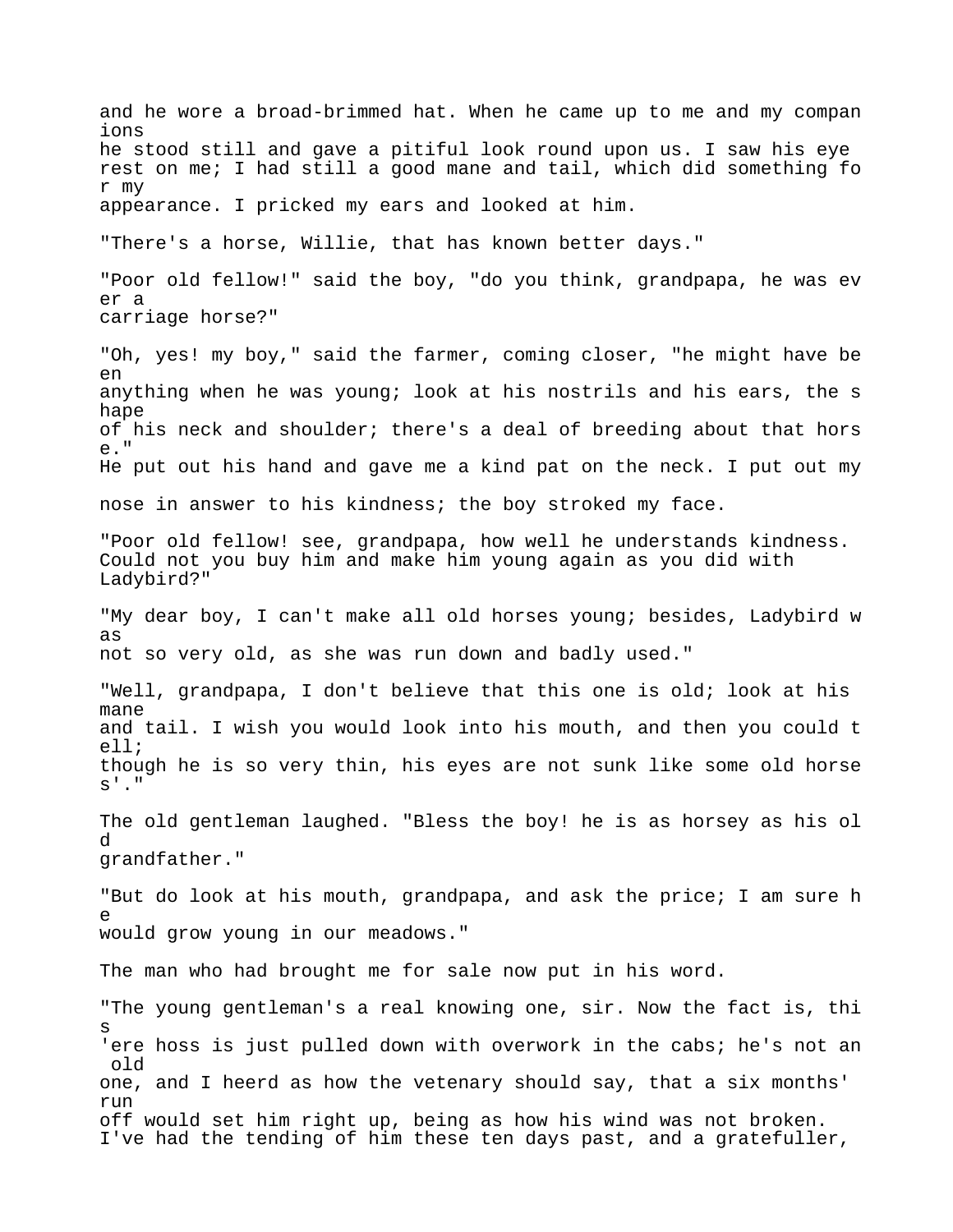and he wore a broad-brimmed hat. When he came up to me and my companions he stood still and gave a pitiful look round upon us. I saw his eye rest on me; I had still a good mane and tail, which did something for my appearance. I pricked my ears and looked at him.

"There's a horse, Willie, that has known better days."

"Poor old fellow!" said the boy, "do you think, grandpapa, he was ever a carriage horse?"

"Oh, yes! my boy," said the farmer, coming closer, "he might have been anything when he was young; look at his nostrils and his ears, the shape of his neck and shoulder; there's a deal of breeding about that horse." He put out his hand and gave me a kind pat on the neck. I put out my nose in answer to his kindness; the boy stroked my face.

"Poor old fellow! see, grandpapa, how well he understands kindness. Could not you buy him and make him young again as you did with Ladybird?"

"My dear boy, I can't make all old horses young; besides, Ladybird was not so very old, as she was run down and badly used."

"Well, grandpapa, I don't believe that this one is old; look at his mane and tail. I wish you would look into his mouth, and then you could tell; though he is so very thin, his eyes are not sunk like some old horses'."

The old gentleman laughed. "Bless the boy! he is as horsey as his old grandfather."

"But do look at his mouth, grandpapa, and ask the price; I am sure he would grow young in our meadows."

The man who had brought me for sale now put in his word.

"The young gentleman's a real knowing one, sir. Now the fact is, this 'ere hoss is just pulled down with overwork in the cabs; he's not an old one, and I heerd as how the vetenary should say, that a six months' run off would set him right up, being as how his wind was not broken. I've had the tending of him these ten days past, and a gratefuller,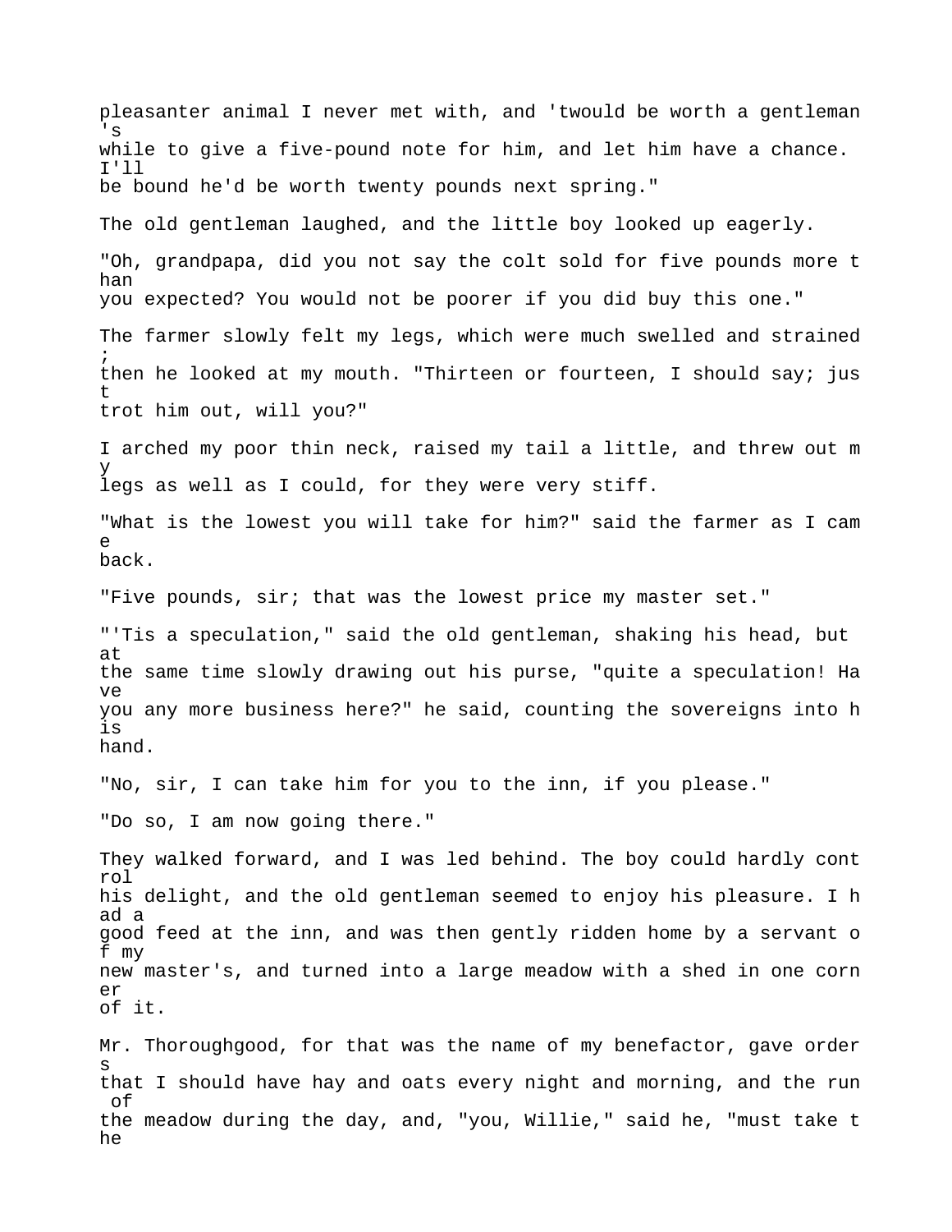pleasanter animal I never met with, and 'twould be worth a gentleman's while to give a five-pound note for him, and let him have a chance. I'll be bound he'd be worth twenty pounds next spring."

The old gentleman laughed, and the little boy looked up eagerly.

"Oh, grandpapa, did you not say the colt sold for five pounds more than you expected? You would not be poorer if you did buy this one."

The farmer slowly felt my legs, which were much swelled and strained; then he looked at my mouth. "Thirteen or fourteen, I should say; just trot him out, will you?"

I arched my poor thin neck, raised my tail a little, and threw out my legs as well as I could, for they were very stiff.

"What is the lowest you will take for him?" said the farmer as I came back.

"Five pounds, sir; that was the lowest price my master set."

"'Tis a speculation," said the old gentleman, shaking his head, but at the same time slowly drawing out his purse, "quite a speculation! Have you any more business here?" he said, counting the sovereigns into his hand.

"No, sir, I can take him for you to the inn, if you please."

"Do so, I am now going there."

They walked forward, and I was led behind. The boy could hardly control his delight, and the old gentleman seemed to enjoy his pleasure. I had a good feed at the inn, and was then gently ridden home by a servant of my new master's, and turned into a large meadow with a shed in one corner of it.

Mr. Thoroughgood, for that was the name of my benefactor, gave orders that I should have hay and oats every night and morning, and the run of the meadow during the day, and, "you, Willie," said he, "must take the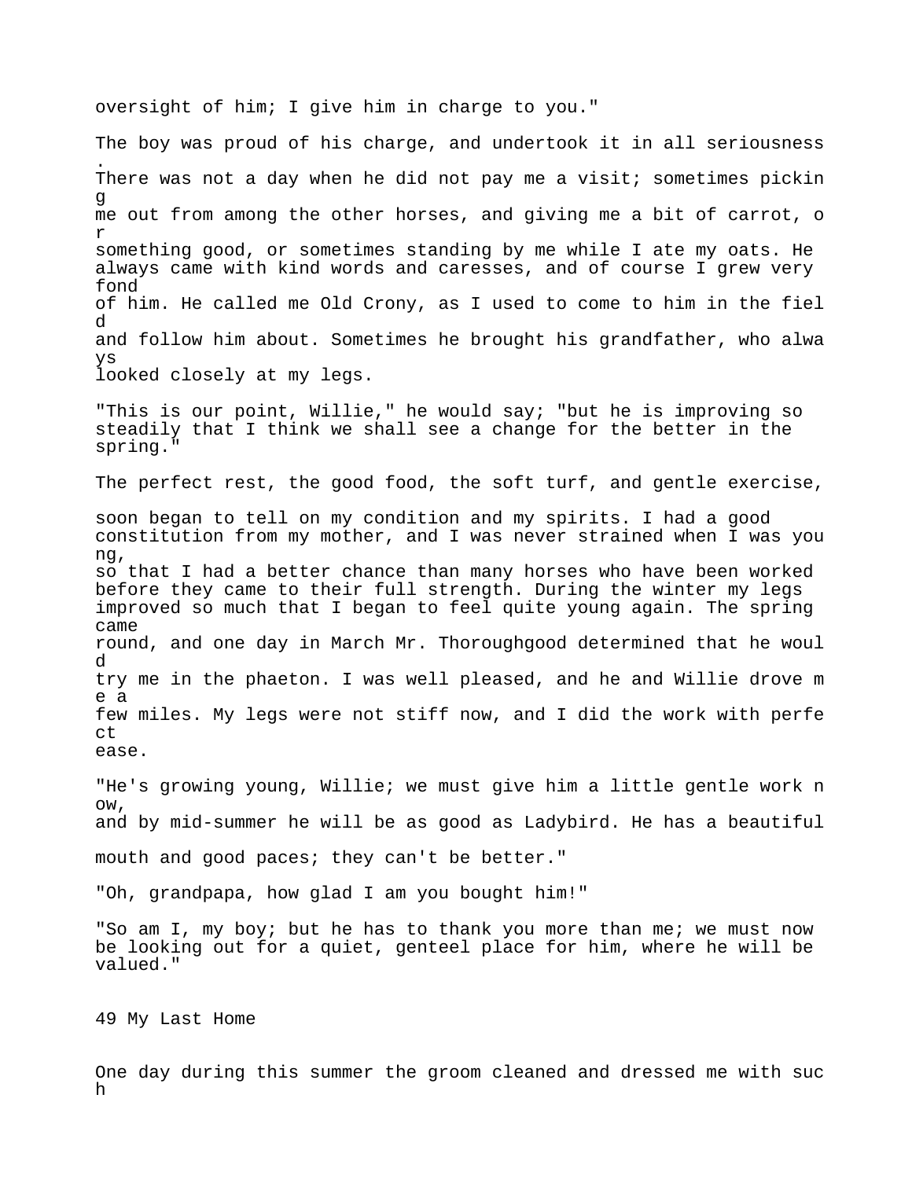oversight of him; I give him in charge to you."

The boy was proud of his charge, and undertook it in all seriousness. There was not a day when he did not pay me a visit; sometimes picking me out from among the other horses, and giving me a bit of carrot, or something good, or sometimes standing by me while I ate my oats. He always came with kind words and caresses, and of course I grew very fond of him. He called me Old Crony, as I used to come to him in the field and follow him about. Sometimes he brought his grandfather, who always looked closely at my legs.

"This is our point, Willie," he would say; "but he is improving so steadily that I think we shall see a change for the better in the spring."

The perfect rest, the good food, the soft turf, and gentle exercise, soon began to tell on my condition and my spirits. I had a good constitution from my mother, and I was never strained when I was young, so that I had a better chance than many horses who have been worked before they came to their full strength. During the winter my legs improved so much that I began to feel quite young again. The spring came round, and one day in March Mr. Thoroughgood determined that he would try me in the phaeton. I was well pleased, and he and Willie drove me a few miles. My legs were not stiff now, and I did the work with perfect ease.

"He's growing young, Willie; we must give him a little gentle work now, and by mid-summer he will be as good as Ladybird. He has a beautiful mouth and good paces; they can't be better."

"Oh, grandpapa, how glad I am you bought him!"

"So am I, my boy; but he has to thank you more than me; we must now be looking out for a quiet, genteel place for him, where he will be valued."

## 49 My Last Home

One day during this summer the groom cleaned and dressed me with such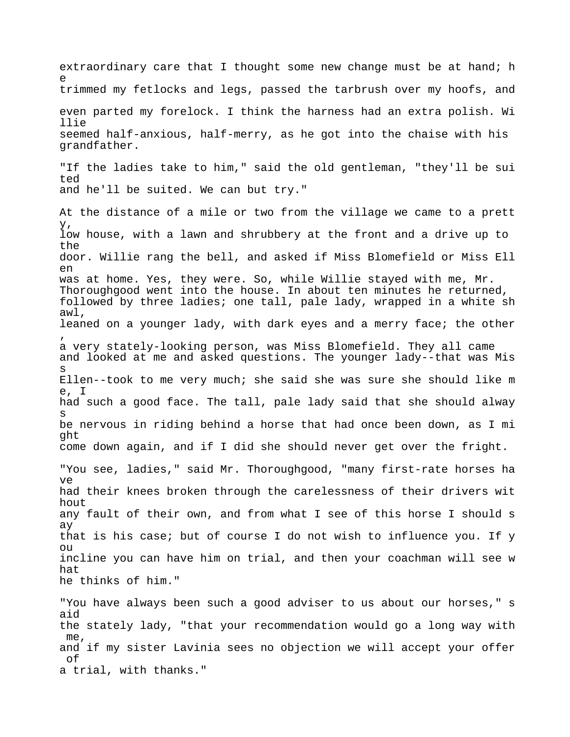extraordinary care that I thought some new change must be at hand; he trimmed my fetlocks and legs, passed the tarbrush over my hoofs, and even parted my forelock. I think the harness had an extra polish. Willie seemed half-anxious, half-merry, as he got into the chaise with his grandfather.

"If the ladies take to him," said the old gentleman, "they'll be suited and he'll be suited. We can but try."

At the distance of a mile or two from the village we came to a pretty, low house, with a lawn and shrubbery at the front and a drive up to the door. Willie rang the bell, and asked if Miss Blomefield or Miss Ellen was at home. Yes, they were. So, while Willie stayed with me, Mr. Thoroughgood went into the house. In about ten minutes he returned, followed by three ladies; one tall, pale lady, wrapped in a white shawl, leaned on a younger lady, with dark eyes and a merry face; the other, a very stately-looking person, was Miss Blomefield. They all came and looked at me and asked questions. The younger lady--that was Miss Ellen--took to me very much; she said she was sure she should like me, I had such a good face. The tall, pale lady said that she should always be nervous in riding behind a horse that had once been down, as I might come down again, and if I did she should never get over the fright.

"You see, ladies," said Mr. Thoroughgood, "many first-rate horses have had their knees broken through the carelessness of their drivers without any fault of their own, and from what I see of this horse I should say that is his case; but of course I do not wish to influence you. If you incline you can have him on trial, and then your coachman will see what he thinks of him."

"You have always been such a good adviser to us about our horses," said the stately lady, "that your recommendation would go a long way with me, and if my sister Lavinia sees no objection we will accept your offer of a trial, with thanks."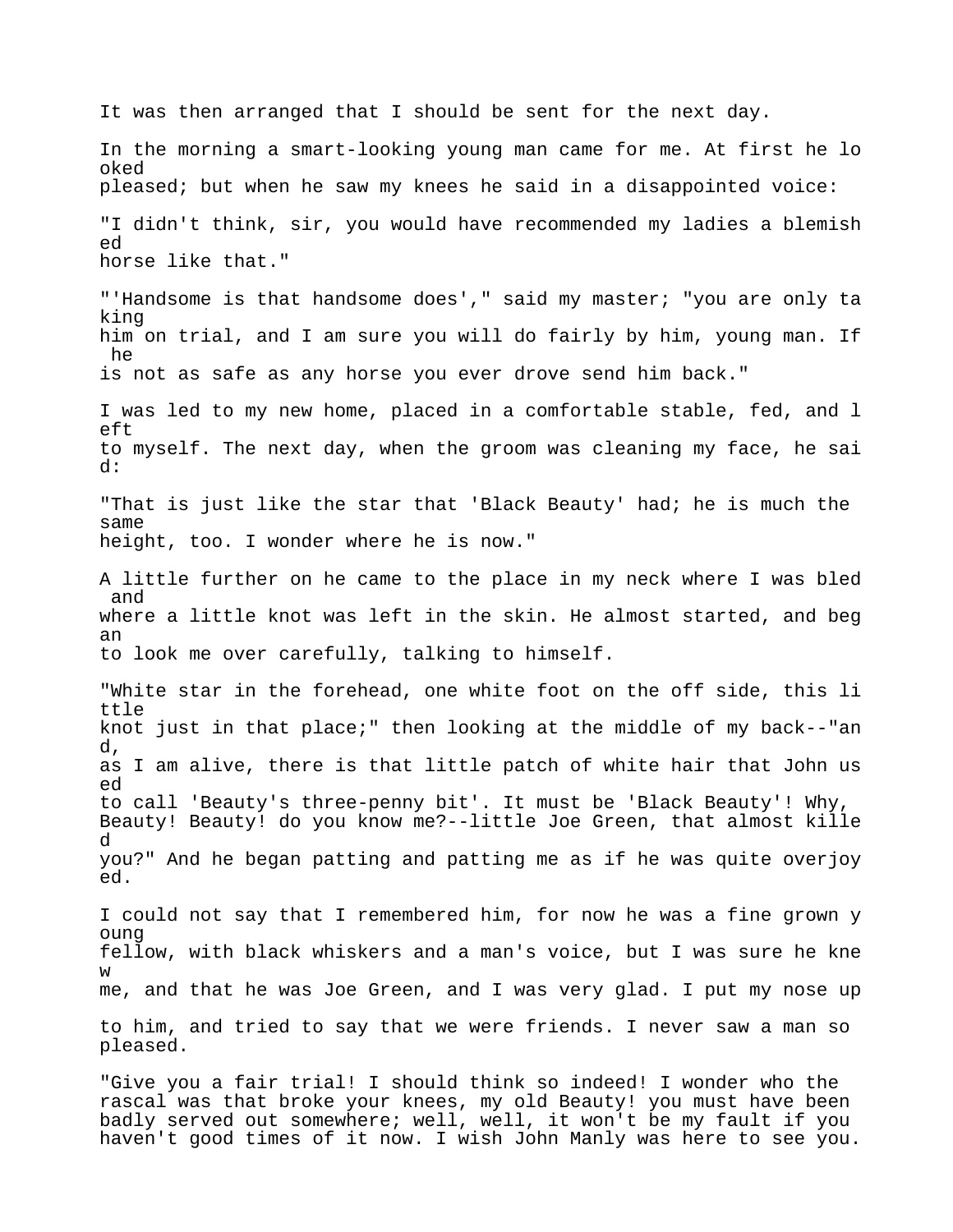It was then arranged that I should be sent for the next day.

In the morning a smart-looking young man came for me. At first he looked pleased; but when he saw my knees he said in a disappointed voice:

"I didn't think, sir, you would have recommended my ladies a blemished horse like that."

"'Handsome is that handsome does'," said my master; "you are only taking him on trial, and I am sure you will do fairly by him, young man. If he is not as safe as any horse you ever drove send him back."

I was led to my new home, placed in a comfortable stable, fed, and left to myself. The next day, when the groom was cleaning my face, he said:

"That is just like the star that 'Black Beauty' had; he is much the same height, too. I wonder where he is now."

A little further on he came to the place in my neck where I was bled and where a little knot was left in the skin. He almost started, and began to look me over carefully, talking to himself.

"White star in the forehead, one white foot on the off side, this little knot just in that place;" then looking at the middle of my back--"and, as I am alive, there is that little patch of white hair that John used to call 'Beauty's three-penny bit'. It must be 'Black Beauty'! Why, Beauty! Beauty! do you know me?--little Joe Green, that almost killed you?" And he began patting and patting me as if he was quite overjoyed.

I could not say that I remembered him, for now he was a fine grown young fellow, with black whiskers and a man's voice, but I was sure he knew me, and that he was Joe Green, and I was very glad. I put my nose up to him, and tried to say that we were friends. I never saw a man so pleased.

"Give you a fair trial! I should think so indeed! I wonder who the rascal was that broke your knees, my old Beauty! you must have been badly served out somewhere; well, well, it won't be my fault if you haven't good times of it now. I wish John Manly was here to see you.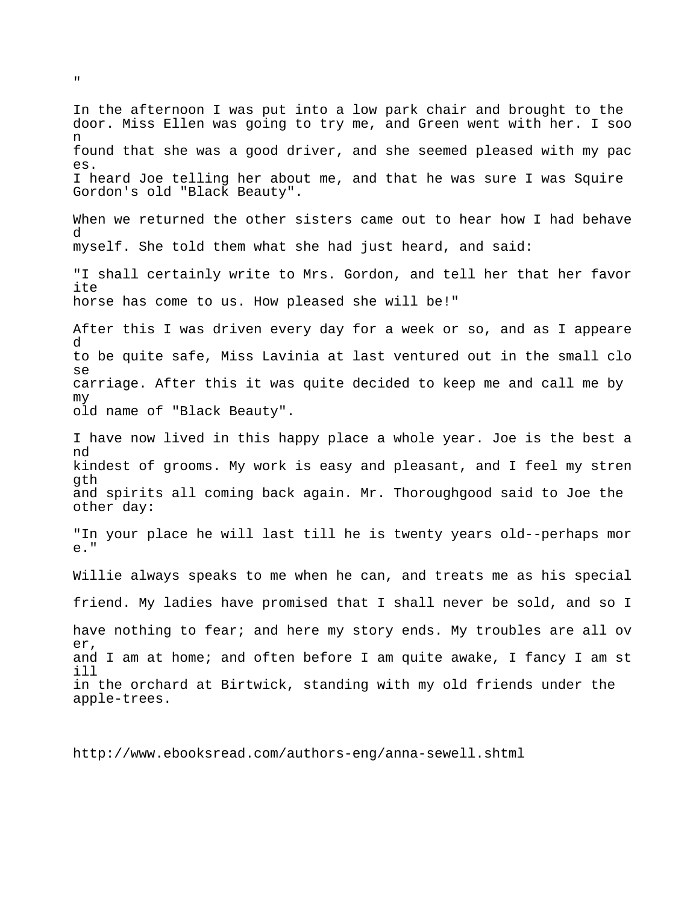"

In the afternoon I was put into a low park chair and brought to the door. Miss Ellen was going to try me, and Green went with her. I soon found that she was a good driver, and she seemed pleased with my paces. I heard Joe telling her about me, and that he was sure I was Squire Gordon's old "Black Beauty".

When we returned the other sisters came out to hear how I had behaved myself. She told them what she had just heard, and said:

"I shall certainly write to Mrs. Gordon, and tell her that her favorite horse has come to us. How pleased she will be!"

After this I was driven every day for a week or so, and as I appeared to be quite safe, Miss Lavinia at last ventured out in the small close carriage. After this it was quite decided to keep me and call me by my old name of "Black Beauty".

I have now lived in this happy place a whole year. Joe is the best and kindest of grooms. My work is easy and pleasant, and I feel my strength and spirits all coming back again. Mr. Thoroughgood said to Joe the other day:

"In your place he will last till he is twenty years old--perhaps more."

Willie always speaks to me when he can, and treats me as his special friend. My ladies have promised that I shall never be sold, and so I have nothing to fear; and here my story ends. My troubles are all over, and I am at home; and often before I am quite awake, I fancy I am still in the orchard at Birtwick, standing with my old friends under the apple-trees.

http://www.ebooksread.com/authors-eng/anna-sewell.shtml